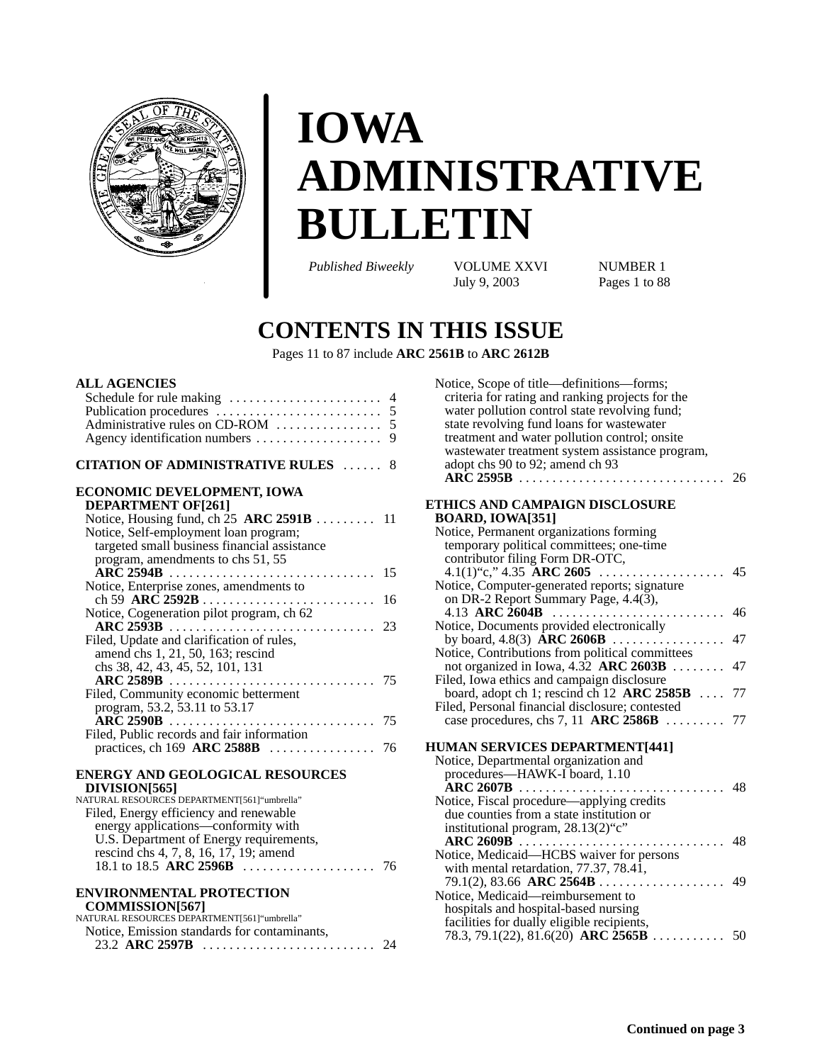# IOWA ADMINISTRATIVE BULLETIN

*Published Biweekly* VOLUME XXVI NUMBER 1
July 9, 2003 Pages 1 to 88

## CONTENTS IN THIS ISSUE

Pages 11 to 87 include **ARC 2561B** to **ARC 2612B**

**ALL AGENCIES**
- Schedule for rule making . . . . . . . . . . . . . . . . . . . . . . . 4
- Publication procedures . . . . . . . . . . . . . . . . . . . . . . . . . 5
- Administrative rules on CD-ROM . . . . . . . . . . . . . . . . 5
- Agency identification numbers . . . . . . . . . . . . . . . . . . . 9

**CITATION OF ADMINISTRATIVE RULES** . . . . . . 8

**ECONOMIC DEVELOPMENT, IOWA DEPARTMENT OF[261]**
- Notice, Housing fund, ch 25 **ARC 2591B** . . . . . . . . . 11
- Notice, Self-employment loan program; targeted small business financial assistance program, amendments to chs 51, 55 **ARC 2594B** . . . . . . . . . . . . . . . . . . . . . . . . . . . . . . . 15
- Notice, Enterprise zones, amendments to ch 59 **ARC 2592B** . . . . . . . . . . . . . . . . . . . . . . . . . . 16
- Notice, Cogeneration pilot program, ch 62 **ARC 2593B** . . . . . . . . . . . . . . . . . . . . . . . . . . . . . . . 23
- Filed, Update and clarification of rules, amend chs 1, 21, 50, 163; rescind chs 38, 42, 43, 45, 52, 101, 131 **ARC 2589B** . . . . . . . . . . . . . . . . . . . . . . . . . . . . . . . 75
- Filed, Community economic betterment program, 53.2, 53.11 to 53.17 **ARC 2590B** . . . . . . . . . . . . . . . . . . . . . . . . . . . . . . . 75
- Filed, Public records and fair information practices, ch 169 **ARC 2588B** . . . . . . . . . . . . . . . . 76

**ENERGY AND GEOLOGICAL RESOURCES DIVISION[565]**
NATURAL RESOURCES DEPARTMENT[561]"umbrella"
- Filed, Energy efficiency and renewable energy applications—conformity with U.S. Department of Energy requirements, rescind chs 4, 7, 8, 16, 17, 19; amend 18.1 to 18.5 **ARC 2596B** . . . . . . . . . . . . . . . . . . . . 76

**ENVIRONMENTAL PROTECTION COMMISSION[567]**
NATURAL RESOURCES DEPARTMENT[561]"umbrella"
- Notice, Emission standards for contaminants, 23.2 **ARC 2597B** . . . . . . . . . . . . . . . . . . . . . . . . . . 24
- Notice, Scope of title—definitions—forms; criteria for rating and ranking projects for the water pollution control state revolving fund; state revolving fund loans for wastewater treatment and water pollution control; onsite wastewater treatment system assistance program, adopt chs 90 to 92; amend ch 93 **ARC 2595B** . . . . . . . . . . . . . . . . . . . . . . . . . . . . . . . 26

**ETHICS AND CAMPAIGN DISCLOSURE BOARD, IOWA[351]**
- Notice, Permanent organizations forming temporary political committees; one-time contributor filing Form DR-OTC, 4.1(1)"c," 4.35 **ARC 2605** . . . . . . . . . . . . . . . . . . . 45
- Notice, Computer-generated reports; signature on DR-2 Report Summary Page, 4.4(3), 4.13 **ARC 2604B** . . . . . . . . . . . . . . . . . . . . . . . . . . 46
- Notice, Documents provided electronically by board, 4.8(3) **ARC 2606B** . . . . . . . . . . . . . . . . . 47
- Notice, Contributions from political committees not organized in Iowa, 4.32 **ARC 2603B** . . . . . . . . 47
- Filed, Iowa ethics and campaign disclosure board, adopt ch 1; rescind ch 12 **ARC 2585B** . . . . 77
- Filed, Personal financial disclosure; contested case procedures, chs 7, 11 **ARC 2586B** . . . . . . . . . 77

**HUMAN SERVICES DEPARTMENT[441]**
- Notice, Departmental organization and procedures—HAWK-I board, 1.10 **ARC 2607B** . . . . . . . . . . . . . . . . . . . . . . . . . . . . . . . 48
- Notice, Fiscal procedure—applying credits due counties from a state institution or institutional program, 28.13(2)"c" **ARC 2609B** . . . . . . . . . . . . . . . . . . . . . . . . . . . . . . . 48
- Notice, Medicaid—HCBS waiver for persons with mental retardation, 77.37, 78.41, 79.1(2), 83.66 **ARC 2564B** . . . . . . . . . . . . . . . . . . . 49
- Notice, Medicaid—reimbursement to hospitals and hospital-based nursing facilities for dually eligible recipients, 78.3, 79.1(22), 81.6(20) **ARC 2565B** . . . . . . . . . . . 50

**Continued on page 3**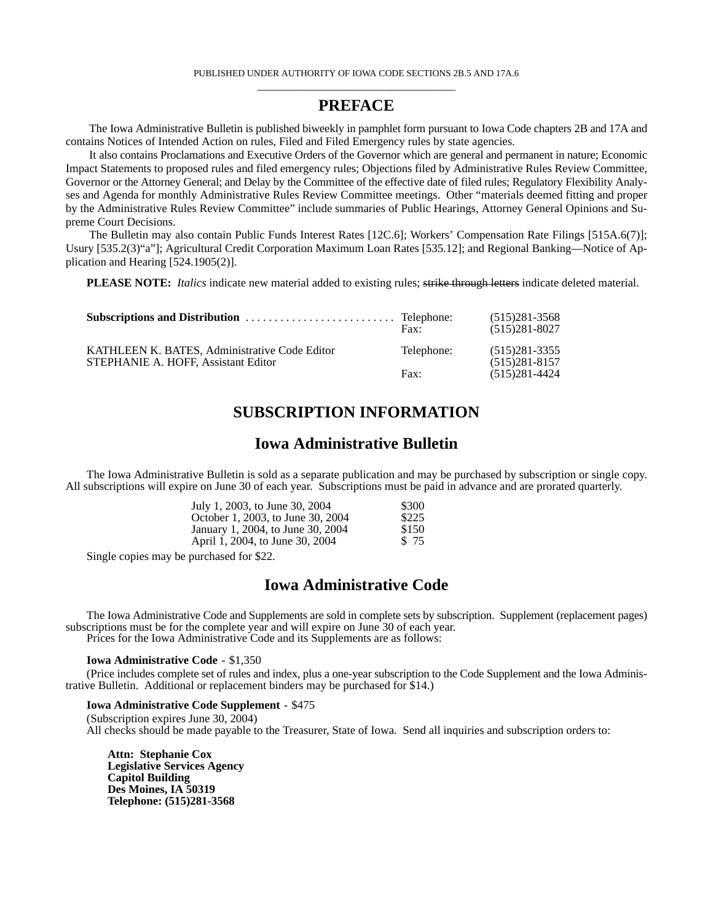PUBLISHED UNDER AUTHORITY OF IOWA CODE SECTIONS 2B.5 AND 17A.6

# PREFACE

The Iowa Administrative Bulletin is published biweekly in pamphlet form pursuant to Iowa Code chapters 2B and 17A and contains Notices of Intended Action on rules, Filed and Filed Emergency rules by state agencies.

It also contains Proclamations and Executive Orders of the Governor which are general and permanent in nature; Economic Impact Statements to proposed rules and filed emergency rules; Objections filed by Administrative Rules Review Committee, Governor or the Attorney General; and Delay by the Committee of the effective date of filed rules; Regulatory Flexibility Analyses and Agenda for monthly Administrative Rules Review Committee meetings. Other "materials deemed fitting and proper by the Administrative Rules Review Committee" include summaries of Public Hearings, Attorney General Opinions and Supreme Court Decisions.

The Bulletin may also contain Public Funds Interest Rates [12C.6]; Workers' Compensation Rate Filings [515A.6(7)]; Usury [535.2(3)"a"]; Agricultural Credit Corporation Maximum Loan Rates [535.12]; and Regional Banking—Notice of Application and Hearing [524.1905(2)].

**PLEASE NOTE:** *Italics* indicate new material added to existing rules; ~~strike through letters~~ indicate deleted material.

| | | |
|---|---|---|
| **Subscriptions and Distribution** | Telephone: | (515)281-3568 |
| | Fax: | (515)281-8027 |
| KATHLEEN K. BATES, Administrative Code Editor | Telephone: | (515)281-3355 |
| STEPHANIE A. HOFF, Assistant Editor | | (515)281-8157 |
| | Fax: | (515)281-4424 |

# SUBSCRIPTION INFORMATION

## Iowa Administrative Bulletin

The Iowa Administrative Bulletin is sold as a separate publication and may be purchased by subscription or single copy. All subscriptions will expire on June 30 of each year. Subscriptions must be paid in advance and are prorated quarterly.

| | |
|---|---|
| July 1, 2003, to June 30, 2004 | $300 |
| October 1, 2003, to June 30, 2004 | $225 |
| January 1, 2004, to June 30, 2004 | $150 |
| April 1, 2004, to June 30, 2004 | $ 75 |

Single copies may be purchased for $22.

## Iowa Administrative Code

The Iowa Administrative Code and Supplements are sold in complete sets by subscription. Supplement (replacement pages) subscriptions must be for the complete year and will expire on June 30 of each year.

Prices for the Iowa Administrative Code and its Supplements are as follows:

**Iowa Administrative Code** - $1,350

(Price includes complete set of rules and index, plus a one-year subscription to the Code Supplement and the Iowa Administrative Bulletin. Additional or replacement binders may be purchased for $14.)

**Iowa Administrative Code Supplement** - $475

(Subscription expires June 30, 2004)

All checks should be made payable to the Treasurer, State of Iowa. Send all inquiries and subscription orders to:

**Attn: Stephanie Cox**
**Legislative Services Agency**
**Capitol Building**
**Des Moines, IA 50319**
**Telephone: (515)281-3568**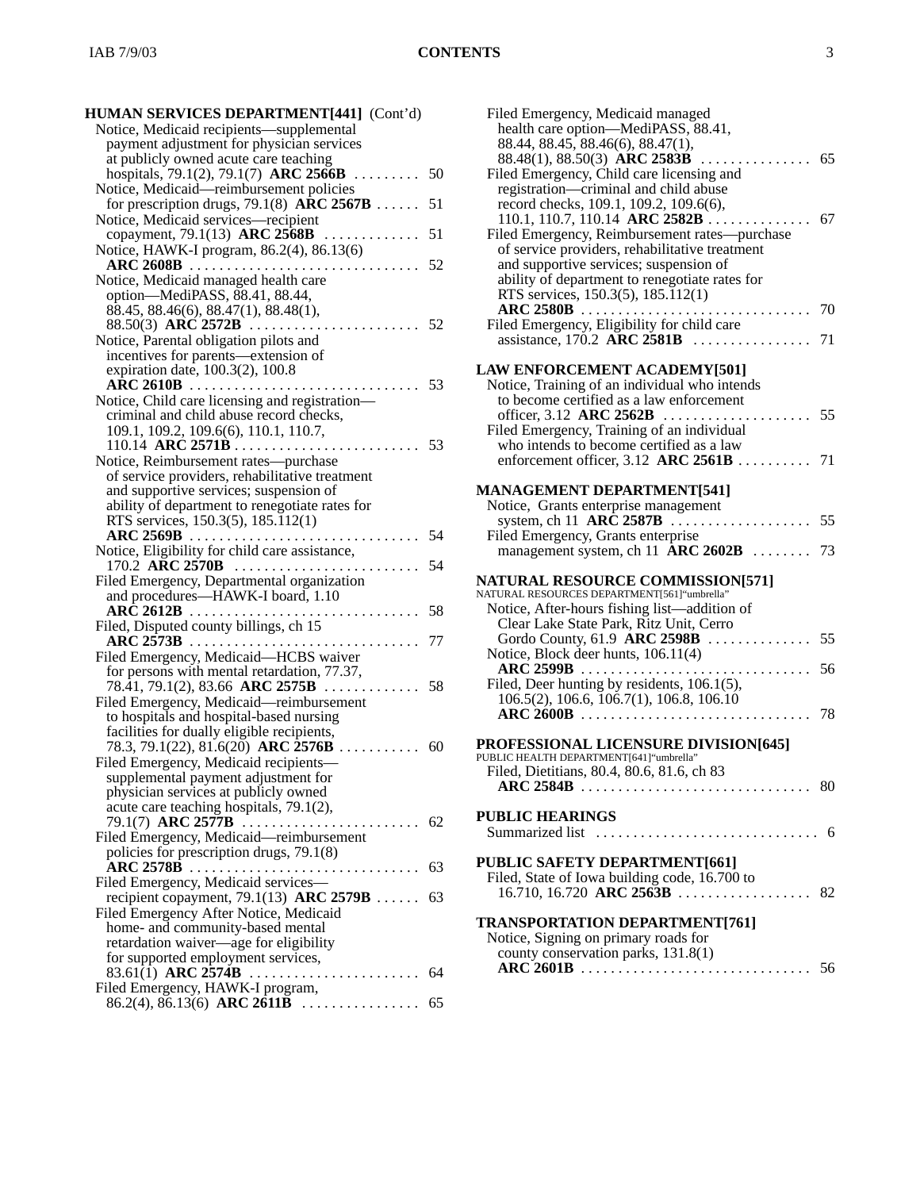**HUMAN SERVICES DEPARTMENT[441]** (Cont'd)

Notice, Medicaid recipients—supplemental payment adjustment for physician services at publicly owned acute care teaching hospitals, 79.1(2), 79.1(7) **ARC 2566B** . . . . . . . . . 50

Notice, Medicaid—reimbursement policies for prescription drugs, 79.1(8) **ARC 2567B** . . . . . . 51

Notice, Medicaid services—recipient copayment, 79.1(13) **ARC 2568B** . . . . . . . . . . . . . 51

Notice, HAWK-I program, 86.2(4), 86.13(6) **ARC 2608B** . . . . . . . . . . . . . . . . . . . . . . . . . . . . . . 52

Notice, Medicaid managed health care option—MediPASS, 88.41, 88.44, 88.45, 88.46(6), 88.47(1), 88.48(1), 88.50(3) **ARC 2572B** . . . . . . . . . . . . . . . . . . . . . . . 52

Notice, Parental obligation pilots and incentives for parents—extension of expiration date, 100.3(2), 100.8 **ARC 2610B** . . . . . . . . . . . . . . . . . . . . . . . . . . . . . . 53

Notice, Child care licensing and registration—criminal and child abuse record checks, 109.1, 109.2, 109.6(6), 110.1, 110.7, 110.14 **ARC 2571B** . . . . . . . . . . . . . . . . . . . . . . . . . 53

Notice, Reimbursement rates—purchase of service providers, rehabilitative treatment and supportive services; suspension of ability of department to renegotiate rates for RTS services, 150.3(5), 185.112(1) **ARC 2569B** . . . . . . . . . . . . . . . . . . . . . . . . . . . . . . 54

Notice, Eligibility for child care assistance, 170.2 **ARC 2570B** . . . . . . . . . . . . . . . . . . . . . . . . . 54

Filed Emergency, Departmental organization and procedures—HAWK-I board, 1.10 **ARC 2612B** . . . . . . . . . . . . . . . . . . . . . . . . . . . . . . 58

Filed, Disputed county billings, ch 15 **ARC 2573B** . . . . . . . . . . . . . . . . . . . . . . . . . . . . . . 77

Filed Emergency, Medicaid—HCBS waiver for persons with mental retardation, 77.37, 78.41, 79.1(2), 83.66 **ARC 2575B** . . . . . . . . . . . . . 58

Filed Emergency, Medicaid—reimbursement to hospitals and hospital-based nursing facilities for dually eligible recipients, 78.3, 79.1(22), 81.6(20) **ARC 2576B** . . . . . . . . . . . 60

Filed Emergency, Medicaid recipients—supplemental payment adjustment for physician services at publicly owned acute care teaching hospitals, 79.1(2), 79.1(7) **ARC 2577B** . . . . . . . . . . . . . . . . . . . . . . . 62

Filed Emergency, Medicaid—reimbursement policies for prescription drugs, 79.1(8) **ARC 2578B** . . . . . . . . . . . . . . . . . . . . . . . . . . . . . . 63

Filed Emergency, Medicaid services—recipient copayment, 79.1(13) **ARC 2579B** . . . . . . 63

Filed Emergency After Notice, Medicaid home- and community-based mental retardation waiver—age for eligibility for supported employment services, 83.61(1) **ARC 2574B** . . . . . . . . . . . . . . . . . . . . . . . 64

Filed Emergency, HAWK-I program, 86.2(4), 86.13(6) **ARC 2611B** . . . . . . . . . . . . . . . . 65

Filed Emergency, Medicaid managed health care option—MediPASS, 88.41, 88.44, 88.45, 88.46(6), 88.47(1), 88.48(1), 88.50(3) **ARC 2583B** . . . . . . . . . . . . . . . 65

Filed Emergency, Child care licensing and registration—criminal and child abuse record checks, 109.1, 109.2, 109.6(6), 110.1, 110.7, 110.14 **ARC 2582B** . . . . . . . . . . . . . . 67

Filed Emergency, Reimbursement rates—purchase of service providers, rehabilitative treatment and supportive services; suspension of ability of department to renegotiate rates for RTS services, 150.3(5), 185.112(1) **ARC 2580B** . . . . . . . . . . . . . . . . . . . . . . . . . . . . . . 70

Filed Emergency, Eligibility for child care assistance, 170.2 **ARC 2581B** . . . . . . . . . . . . . . . . 71

**LAW ENFORCEMENT ACADEMY[501]**

Notice, Training of an individual who intends to become certified as a law enforcement officer, 3.12 **ARC 2562B** . . . . . . . . . . . . . . . . . . . . 55

Filed Emergency, Training of an individual who intends to become certified as a law enforcement officer, 3.12 **ARC 2561B** . . . . . . . . . . 71

**MANAGEMENT DEPARTMENT[541]**

Notice, Grants enterprise management system, ch 11 **ARC 2587B** . . . . . . . . . . . . . . . . . . . 55

Filed Emergency, Grants enterprise management system, ch 11 **ARC 2602B** . . . . . . . . 73

**NATURAL RESOURCE COMMISSION[571]**

NATURAL RESOURCES DEPARTMENT[561]"umbrella"

Notice, After-hours fishing list—addition of Clear Lake State Park, Ritz Unit, Cerro Gordo County, 61.9 **ARC 2598B** . . . . . . . . . . . . . . 55

Notice, Block deer hunts, 106.11(4) **ARC 2599B** . . . . . . . . . . . . . . . . . . . . . . . . . . . . . . 56

Filed, Deer hunting by residents, 106.1(5), 106.5(2), 106.6, 106.7(1), 106.8, 106.10 **ARC 2600B** . . . . . . . . . . . . . . . . . . . . . . . . . . . . . . 78

**PROFESSIONAL LICENSURE DIVISION[645]**

PUBLIC HEALTH DEPARTMENT[641]"umbrella"

Filed, Dietitians, 80.4, 80.6, 81.6, ch 83 **ARC 2584B** . . . . . . . . . . . . . . . . . . . . . . . . . . . . . . 80

**PUBLIC HEARINGS**

Summarized list . . . . . . . . . . . . . . . . . . . . . . . . . . . . . . 6

**PUBLIC SAFETY DEPARTMENT[661]**

Filed, State of Iowa building code, 16.700 to 16.710, 16.720 **ARC 2563B** . . . . . . . . . . . . . . . . . . 82

**TRANSPORTATION DEPARTMENT[761]**

Notice, Signing on primary roads for county conservation parks, 131.8(1) **ARC 2601B** . . . . . . . . . . . . . . . . . . . . . . . . . . . . . . 56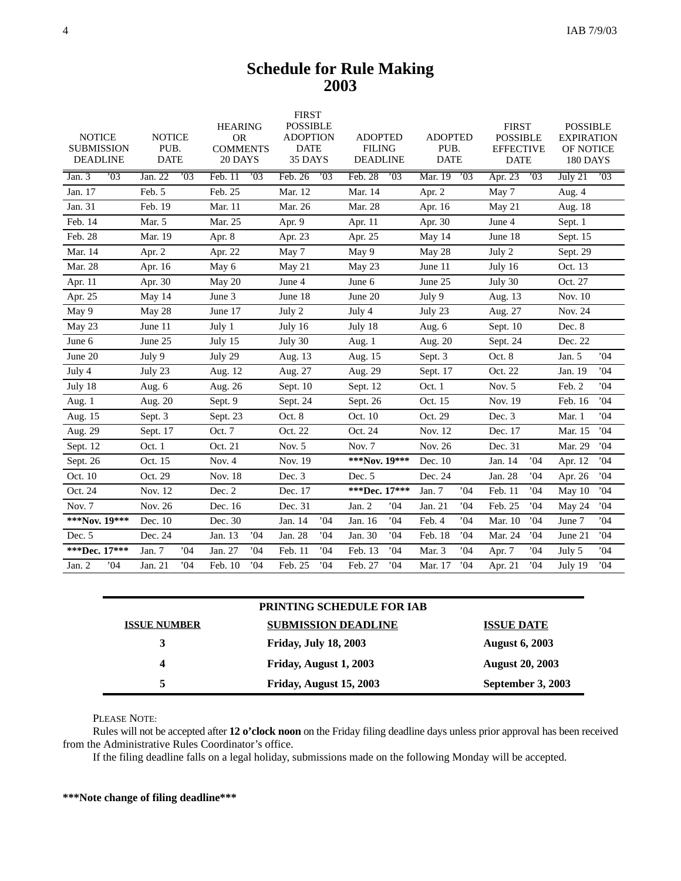# Schedule for Rule Making 2003

| NOTICE SUBMISSION DEADLINE | NOTICE PUB. DATE | HEARING OR COMMENTS 20 DAYS | FIRST POSSIBLE ADOPTION DATE 35 DAYS | ADOPTED FILING DEADLINE | ADOPTED PUB. DATE | FIRST POSSIBLE EFFECTIVE DATE | POSSIBLE EXPIRATION OF NOTICE 180 DAYS |
|---|---|---|---|---|---|---|---|
| Jan. 3 ’03 | Jan. 22 ’03 | Feb. 11 ’03 | Feb. 26 ’03 | Feb. 28 ’03 | Mar. 19 ’03 | Apr. 23 ’03 | July 21 ’03 |
| Jan. 17 | Feb. 5 | Feb. 25 | Mar. 12 | Mar. 14 | Apr. 2 | May 7 | Aug. 4 |
| Jan. 31 | Feb. 19 | Mar. 11 | Mar. 26 | Mar. 28 | Apr. 16 | May 21 | Aug. 18 |
| Feb. 14 | Mar. 5 | Mar. 25 | Apr. 9 | Apr. 11 | Apr. 30 | June 4 | Sept. 1 |
| Feb. 28 | Mar. 19 | Apr. 8 | Apr. 23 | Apr. 25 | May 14 | June 18 | Sept. 15 |
| Mar. 14 | Apr. 2 | Apr. 22 | May 7 | May 9 | May 28 | July 2 | Sept. 29 |
| Mar. 28 | Apr. 16 | May 6 | May 21 | May 23 | June 11 | July 16 | Oct. 13 |
| Apr. 11 | Apr. 30 | May 20 | June 4 | June 6 | June 25 | July 30 | Oct. 27 |
| Apr. 25 | May 14 | June 3 | June 18 | June 20 | July 9 | Aug. 13 | Nov. 10 |
| May 9 | May 28 | June 17 | July 2 | July 4 | July 23 | Aug. 27 | Nov. 24 |
| May 23 | June 11 | July 1 | July 16 | July 18 | Aug. 6 | Sept. 10 | Dec. 8 |
| June 6 | June 25 | July 15 | July 30 | Aug. 1 | Aug. 20 | Sept. 24 | Dec. 22 |
| June 20 | July 9 | July 29 | Aug. 13 | Aug. 15 | Sept. 3 | Oct. 8 | Jan. 5 ’04 |
| July 4 | July 23 | Aug. 12 | Aug. 27 | Aug. 29 | Sept. 17 | Oct. 22 | Jan. 19 ’04 |
| July 18 | Aug. 6 | Aug. 26 | Sept. 10 | Sept. 12 | Oct. 1 | Nov. 5 | Feb. 2 ’04 |
| Aug. 1 | Aug. 20 | Sept. 9 | Sept. 24 | Sept. 26 | Oct. 15 | Nov. 19 | Feb. 16 ’04 |
| Aug. 15 | Sept. 3 | Sept. 23 | Oct. 8 | Oct. 10 | Oct. 29 | Dec. 3 | Mar. 1 ’04 |
| Aug. 29 | Sept. 17 | Oct. 7 | Oct. 22 | Oct. 24 | Nov. 12 | Dec. 17 | Mar. 15 ’04 |
| Sept. 12 | Oct. 1 | Oct. 21 | Nov. 5 | Nov. 7 | Nov. 26 | Dec. 31 | Mar. 29 ’04 |
| Sept. 26 | Oct. 15 | Nov. 4 | Nov. 19 | **\*\*\*Nov. 19\*\*\*** | Dec. 10 | Jan. 14 ’04 | Apr. 12 ’04 |
| Oct. 10 | Oct. 29 | Nov. 18 | Dec. 3 | Dec. 5 | Dec. 24 | Jan. 28 ’04 | Apr. 26 ’04 |
| Oct. 24 | Nov. 12 | Dec. 2 | Dec. 17 | **\*\*\*Dec. 17\*\*\*** | Jan. 7 ’04 | Feb. 11 ’04 | May 10 ’04 |
| Nov. 7 | Nov. 26 | Dec. 16 | Dec. 31 | Jan. 2 ’04 | Jan. 21 ’04 | Feb. 25 ’04 | May 24 ’04 |
| **\*\*\*Nov. 19\*\*\*** | Dec. 10 | Dec. 30 | Jan. 14 ’04 | Jan. 16 ’04 | Feb. 4 ’04 | Mar. 10 ’04 | June 7 ’04 |
| Dec. 5 | Dec. 24 | Jan. 13 ’04 | Jan. 28 ’04 | Jan. 30 ’04 | Feb. 18 ’04 | Mar. 24 ’04 | June 21 ’04 |
| **\*\*\*Dec. 17\*\*\*** | Jan. 7 ’04 | Jan. 27 ’04 | Feb. 11 ’04 | Feb. 13 ’04 | Mar. 3 ’04 | Apr. 7 ’04 | July 5 ’04 |
| Jan. 2 ’04 | Jan. 21 ’04 | Feb. 10 ’04 | Feb. 25 ’04 | Feb. 27 ’04 | Mar. 17 ’04 | Apr. 21 ’04 | July 19 ’04 |

**PRINTING SCHEDULE FOR IAB**

| ISSUE NUMBER | SUBMISSION DEADLINE | ISSUE DATE |
|---|---|---|
| **3** | **Friday, July 18, 2003** | **August 6, 2003** |
| **4** | **Friday, August 1, 2003** | **August 20, 2003** |
| **5** | **Friday, August 15, 2003** | **September 3, 2003** |

PLEASE NOTE:

Rules will not be accepted after **12 o’clock noon** on the Friday filing deadline days unless prior approval has been received from the Administrative Rules Coordinator’s office.

If the filing deadline falls on a legal holiday, submissions made on the following Monday will be accepted.

**\*\*\*Note change of filing deadline\*\*\***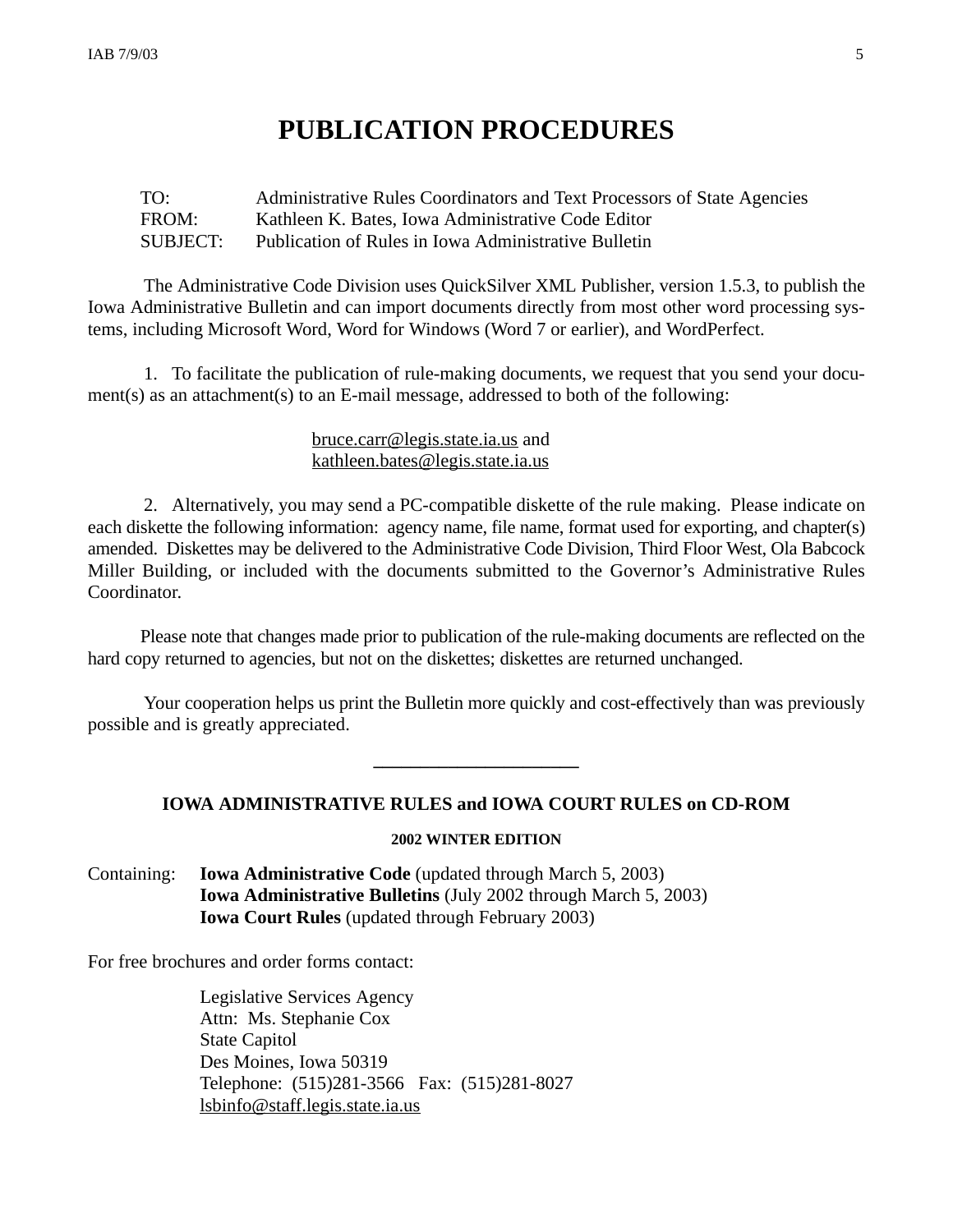# PUBLICATION PROCEDURES

| | |
|---|---|
| TO: | Administrative Rules Coordinators and Text Processors of State Agencies |
| FROM: | Kathleen K. Bates, Iowa Administrative Code Editor |
| SUBJECT: | Publication of Rules in Iowa Administrative Bulletin |

The Administrative Code Division uses QuickSilver XML Publisher, version 1.5.3, to publish the Iowa Administrative Bulletin and can import documents directly from most other word processing systems, including Microsoft Word, Word for Windows (Word 7 or earlier), and WordPerfect.

1. To facilitate the publication of rule-making documents, we request that you send your document(s) as an attachment(s) to an E-mail message, addressed to both of the following:

bruce.carr@legis.state.ia.us and
kathleen.bates@legis.state.ia.us

2. Alternatively, you may send a PC-compatible diskette of the rule making. Please indicate on each diskette the following information: agency name, file name, format used for exporting, and chapter(s) amended. Diskettes may be delivered to the Administrative Code Division, Third Floor West, Ola Babcock Miller Building, or included with the documents submitted to the Governor's Administrative Rules Coordinator.

Please note that changes made prior to publication of the rule-making documents are reflected on the hard copy returned to agencies, but not on the diskettes; diskettes are returned unchanged.

Your cooperation helps us print the Bulletin more quickly and cost-effectively than was previously possible and is greatly appreciated.

---

### IOWA ADMINISTRATIVE RULES and IOWA COURT RULES on CD-ROM

**2002 WINTER EDITION**

Containing:
**Iowa Administrative Code** (updated through March 5, 2003)
**Iowa Administrative Bulletins** (July 2002 through March 5, 2003)
**Iowa Court Rules** (updated through February 2003)

For free brochures and order forms contact:

Legislative Services Agency
Attn: Ms. Stephanie Cox
State Capitol
Des Moines, Iowa 50319
Telephone: (515)281-3566 Fax: (515)281-8027
lsbinfo@staff.legis.state.ia.us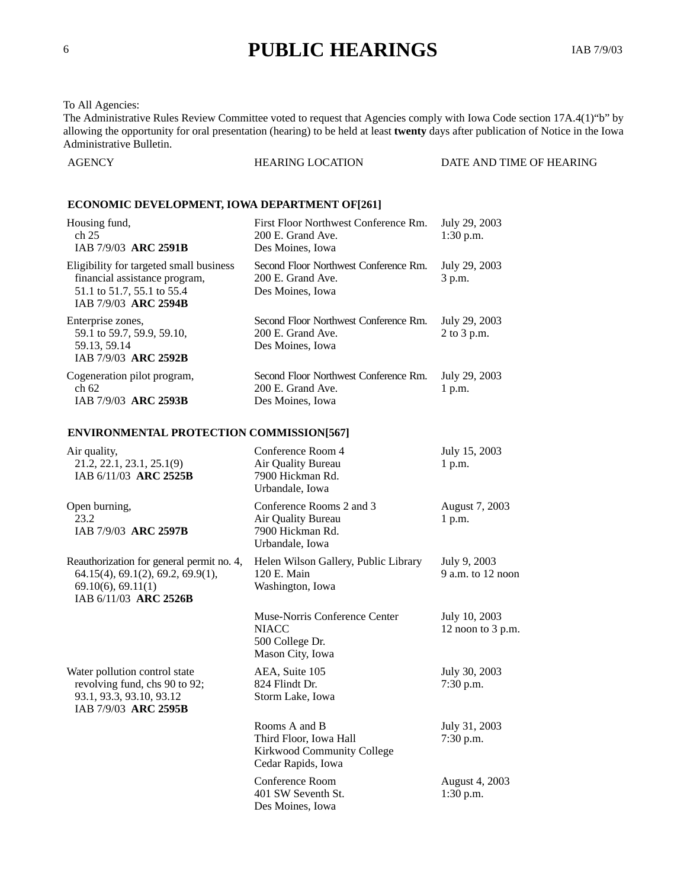# PUBLIC HEARINGS

To All Agencies:
The Administrative Rules Review Committee voted to request that Agencies comply with Iowa Code section 17A.4(1)"b" by allowing the opportunity for oral presentation (hearing) to be held at least **twenty** days after publication of Notice in the Iowa Administrative Bulletin.

| AGENCY | HEARING LOCATION | DATE AND TIME OF HEARING |
|---|---|---|
| **ECONOMIC DEVELOPMENT, IOWA DEPARTMENT OF[261]** | | |
| Housing fund, ch 25 IAB 7/9/03 **ARC 2591B** | First Floor Northwest Conference Rm. 200 E. Grand Ave. Des Moines, Iowa | July 29, 2003 1:30 p.m. |
| Eligibility for targeted small business financial assistance program, 51.1 to 51.7, 55.1 to 55.4 IAB 7/9/03 **ARC 2594B** | Second Floor Northwest Conference Rm. 200 E. Grand Ave. Des Moines, Iowa | July 29, 2003 3 p.m. |
| Enterprise zones, 59.1 to 59.7, 59.9, 59.10, 59.13, 59.14 IAB 7/9/03 **ARC 2592B** | Second Floor Northwest Conference Rm. 200 E. Grand Ave. Des Moines, Iowa | July 29, 2003 2 to 3 p.m. |
| Cogeneration pilot program, ch 62 IAB 7/9/03 **ARC 2593B** | Second Floor Northwest Conference Rm. 200 E. Grand Ave. Des Moines, Iowa | July 29, 2003 1 p.m. |
| **ENVIRONMENTAL PROTECTION COMMISSION[567]** | | |
| Air quality, 21.2, 22.1, 23.1, 25.1(9) IAB 6/11/03 **ARC 2525B** | Conference Room 4 Air Quality Bureau 7900 Hickman Rd. Urbandale, Iowa | July 15, 2003 1 p.m. |
| Open burning, 23.2 IAB 7/9/03 **ARC 2597B** | Conference Rooms 2 and 3 Air Quality Bureau 7900 Hickman Rd. Urbandale, Iowa | August 7, 2003 1 p.m. |
| Reauthorization for general permit no. 4, 64.15(4), 69.1(2), 69.2, 69.9(1), 69.10(6), 69.11(1) IAB 6/11/03 **ARC 2526B** | Helen Wilson Gallery, Public Library 120 E. Main Washington, Iowa | July 9, 2003 9 a.m. to 12 noon |
| | Muse-Norris Conference Center NIACC 500 College Dr. Mason City, Iowa | July 10, 2003 12 noon to 3 p.m. |
| Water pollution control state revolving fund, chs 90 to 92; 93.1, 93.3, 93.10, 93.12 IAB 7/9/03 **ARC 2595B** | AEA, Suite 105 824 Flindt Dr. Storm Lake, Iowa | July 30, 2003 7:30 p.m. |
| | Rooms A and B Third Floor, Iowa Hall Kirkwood Community College Cedar Rapids, Iowa | July 31, 2003 7:30 p.m. |
| | Conference Room 401 SW Seventh St. Des Moines, Iowa | August 4, 2003 1:30 p.m. |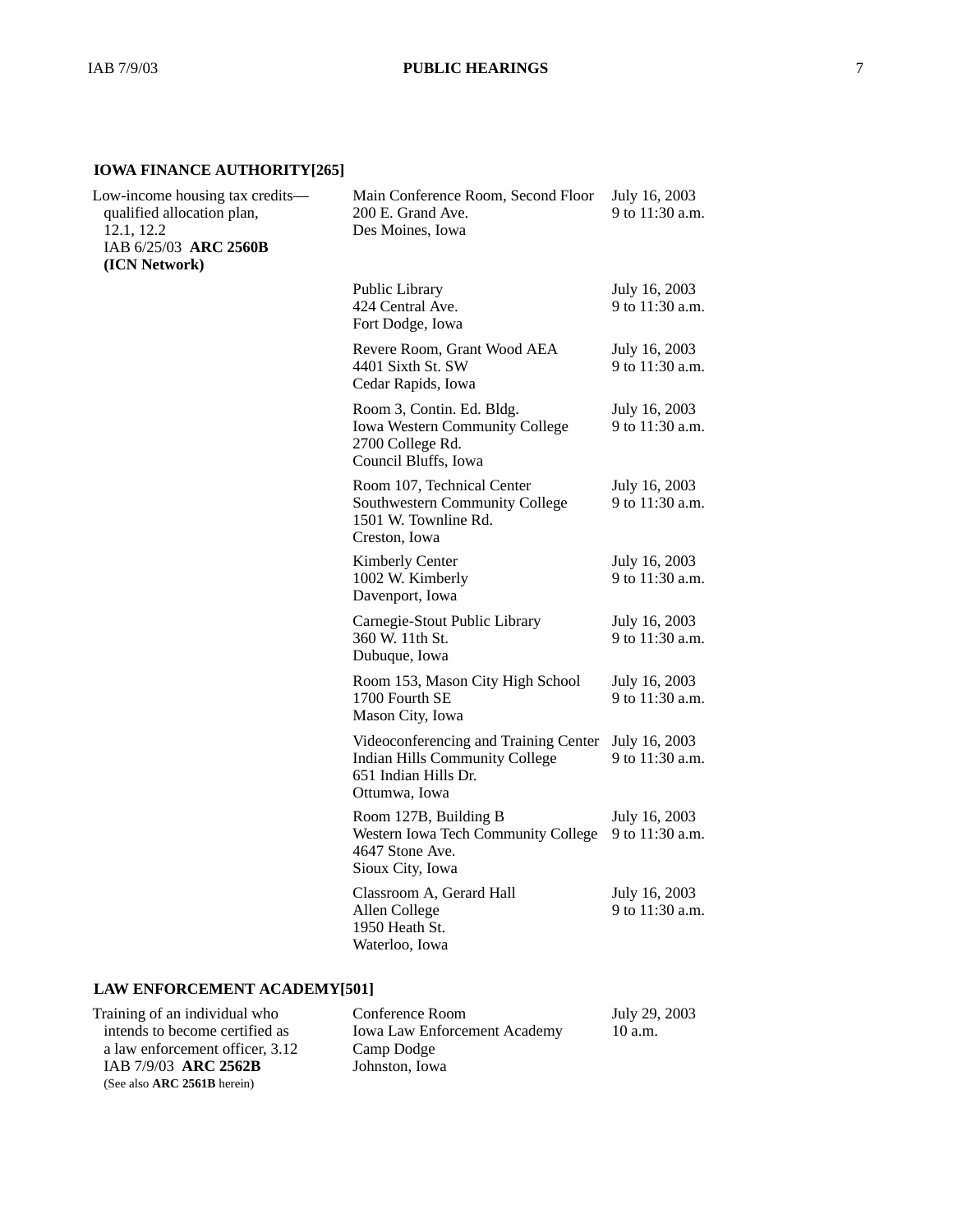## IOWA FINANCE AUTHORITY[265]

| | | |
|---|---|---|
| Low-income housing tax credits—qualified allocation plan, 12.1, 12.2<br>IAB 6/25/03 **ARC 2560B**<br>**(ICN Network)** | Main Conference Room, Second Floor<br>200 E. Grand Ave.<br>Des Moines, Iowa | July 16, 2003<br>9 to 11:30 a.m. |
| | Public Library<br>424 Central Ave.<br>Fort Dodge, Iowa | July 16, 2003<br>9 to 11:30 a.m. |
| | Revere Room, Grant Wood AEA<br>4401 Sixth St. SW<br>Cedar Rapids, Iowa | July 16, 2003<br>9 to 11:30 a.m. |
| | Room 3, Contin. Ed. Bldg.<br>Iowa Western Community College<br>2700 College Rd.<br>Council Bluffs, Iowa | July 16, 2003<br>9 to 11:30 a.m. |
| | Room 107, Technical Center<br>Southwestern Community College<br>1501 W. Townline Rd.<br>Creston, Iowa | July 16, 2003<br>9 to 11:30 a.m. |
| | Kimberly Center<br>1002 W. Kimberly<br>Davenport, Iowa | July 16, 2003<br>9 to 11:30 a.m. |
| | Carnegie-Stout Public Library<br>360 W. 11th St.<br>Dubuque, Iowa | July 16, 2003<br>9 to 11:30 a.m. |
| | Room 153, Mason City High School<br>1700 Fourth SE<br>Mason City, Iowa | July 16, 2003<br>9 to 11:30 a.m. |
| | Videoconferencing and Training Center<br>Indian Hills Community College<br>651 Indian Hills Dr.<br>Ottumwa, Iowa | July 16, 2003<br>9 to 11:30 a.m. |
| | Room 127B, Building B<br>Western Iowa Tech Community College<br>4647 Stone Ave.<br>Sioux City, Iowa | July 16, 2003<br>9 to 11:30 a.m. |
| | Classroom A, Gerard Hall<br>Allen College<br>1950 Heath St.<br>Waterloo, Iowa | July 16, 2003<br>9 to 11:30 a.m. |

## LAW ENFORCEMENT ACADEMY[501]

| | | |
|---|---|---|
| Training of an individual who intends to become certified as a law enforcement officer, 3.12<br>IAB 7/9/03 **ARC 2562B**<br>(See also **ARC 2561B** herein) | Conference Room<br>Iowa Law Enforcement Academy<br>Camp Dodge<br>Johnston, Iowa | July 29, 2003<br>10 a.m. |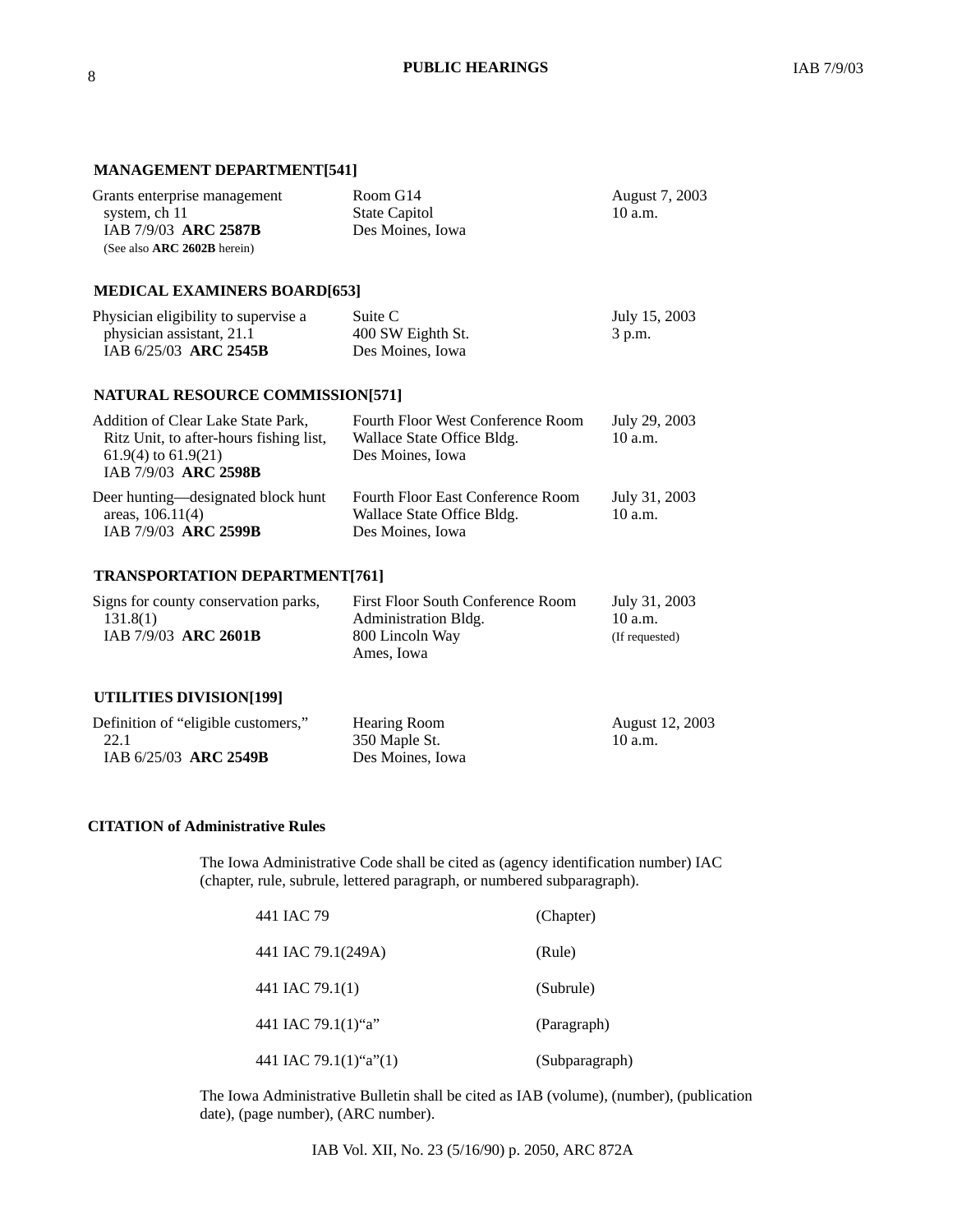### MANAGEMENT DEPARTMENT[541]

| | | |
|---|---|---|
| Grants enterprise management system, ch 11<br>IAB 7/9/03 **ARC 2587B**<br>(See also **ARC 2602B** herein) | Room G14<br>State Capitol<br>Des Moines, Iowa | August 7, 2003<br>10 a.m. |

### MEDICAL EXAMINERS BOARD[653]

| | | |
|---|---|---|
| Physician eligibility to supervise a physician assistant, 21.1<br>IAB 6/25/03 **ARC 2545B** | Suite C<br>400 SW Eighth St.<br>Des Moines, Iowa | July 15, 2003<br>3 p.m. |

### NATURAL RESOURCE COMMISSION[571]

| | | |
|---|---|---|
| Addition of Clear Lake State Park, Ritz Unit, to after-hours fishing list, 61.9(4) to 61.9(21)<br>IAB 7/9/03 **ARC 2598B** | Fourth Floor West Conference Room<br>Wallace State Office Bldg.<br>Des Moines, Iowa | July 29, 2003<br>10 a.m. |
| Deer hunting—designated block hunt areas, 106.11(4)<br>IAB 7/9/03 **ARC 2599B** | Fourth Floor East Conference Room<br>Wallace State Office Bldg.<br>Des Moines, Iowa | July 31, 2003<br>10 a.m. |

### TRANSPORTATION DEPARTMENT[761]

| | | |
|---|---|---|
| Signs for county conservation parks, 131.8(1)<br>IAB 7/9/03 **ARC 2601B** | First Floor South Conference Room<br>Administration Bldg.<br>800 Lincoln Way<br>Ames, Iowa | July 31, 2003<br>10 a.m.<br>(If requested) |

### UTILITIES DIVISION[199]

| | | |
|---|---|---|
| Definition of "eligible customers," 22.1<br>IAB 6/25/03 **ARC 2549B** | Hearing Room<br>350 Maple St.<br>Des Moines, Iowa | August 12, 2003<br>10 a.m. |

### CITATION of Administrative Rules

The Iowa Administrative Code shall be cited as (agency identification number) IAC (chapter, rule, subrule, lettered paragraph, or numbered subparagraph).

| | |
|---|---|
| 441 IAC 79 | (Chapter) |
| 441 IAC 79.1(249A) | (Rule) |
| 441 IAC 79.1(1) | (Subrule) |
| 441 IAC 79.1(1)"a" | (Paragraph) |
| 441 IAC 79.1(1)"a"(1) | (Subparagraph) |

The Iowa Administrative Bulletin shall be cited as IAB (volume), (number), (publication date), (page number), (ARC number).

IAB Vol. XII, No. 23 (5/16/90) p. 2050, ARC 872A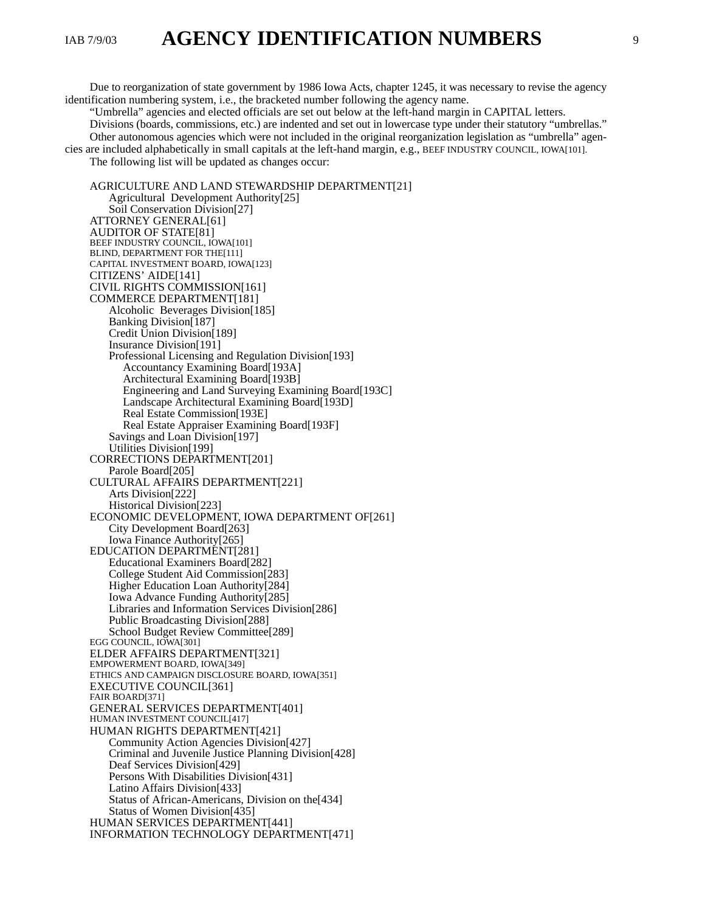# AGENCY IDENTIFICATION NUMBERS

Due to reorganization of state government by 1986 Iowa Acts, chapter 1245, it was necessary to revise the agency identification numbering system, i.e., the bracketed number following the agency name.

"Umbrella" agencies and elected officials are set out below at the left-hand margin in CAPITAL letters.

Divisions (boards, commissions, etc.) are indented and set out in lowercase type under their statutory "umbrellas."

Other autonomous agencies which were not included in the original reorganization legislation as "umbrella" agencies are included alphabetically in small capitals at the left-hand margin, e.g., BEEF INDUSTRY COUNCIL, IOWA[101].

The following list will be updated as changes occur:

AGRICULTURE AND LAND STEWARDSHIP DEPARTMENT[21]
- Agricultural Development Authority[25]
- Soil Conservation Division[27]

ATTORNEY GENERAL[61]

AUDITOR OF STATE[81]

BEEF INDUSTRY COUNCIL, IOWA[101]

BLIND, DEPARTMENT FOR THE[111]

CAPITAL INVESTMENT BOARD, IOWA[123]

CITIZENS' AIDE[141]

CIVIL RIGHTS COMMISSION[161]

COMMERCE DEPARTMENT[181]
- Alcoholic Beverages Division[185]
- Banking Division[187]
- Credit Union Division[189]
- Insurance Division[191]
- Professional Licensing and Regulation Division[193]
  - Accountancy Examining Board[193A]
  - Architectural Examining Board[193B]
  - Engineering and Land Surveying Examining Board[193C]
  - Landscape Architectural Examining Board[193D]
  - Real Estate Commission[193E]
  - Real Estate Appraiser Examining Board[193F]
- Savings and Loan Division[197]
- Utilities Division[199]

CORRECTIONS DEPARTMENT[201]
- Parole Board[205]

CULTURAL AFFAIRS DEPARTMENT[221]
- Arts Division[222]
- Historical Division[223]

ECONOMIC DEVELOPMENT, IOWA DEPARTMENT OF[261]
- City Development Board[263]
- Iowa Finance Authority[265]

EDUCATION DEPARTMENT[281]
- Educational Examiners Board[282]
- College Student Aid Commission[283]
- Higher Education Loan Authority[284]
- Iowa Advance Funding Authority[285]
- Libraries and Information Services Division[286]
- Public Broadcasting Division[288]
- School Budget Review Committee[289]

EGG COUNCIL, IOWA[301]

ELDER AFFAIRS DEPARTMENT[321]

EMPOWERMENT BOARD, IOWA[349]

ETHICS AND CAMPAIGN DISCLOSURE BOARD, IOWA[351]

EXECUTIVE COUNCIL[361]

FAIR BOARD[371]

GENERAL SERVICES DEPARTMENT[401]

HUMAN INVESTMENT COUNCIL[417]

HUMAN RIGHTS DEPARTMENT[421]
- Community Action Agencies Division[427]
- Criminal and Juvenile Justice Planning Division[428]
- Deaf Services Division[429]
- Persons With Disabilities Division[431]
- Latino Affairs Division[433]
- Status of African-Americans, Division on the[434]
- Status of Women Division[435]

HUMAN SERVICES DEPARTMENT[441]

INFORMATION TECHNOLOGY DEPARTMENT[471]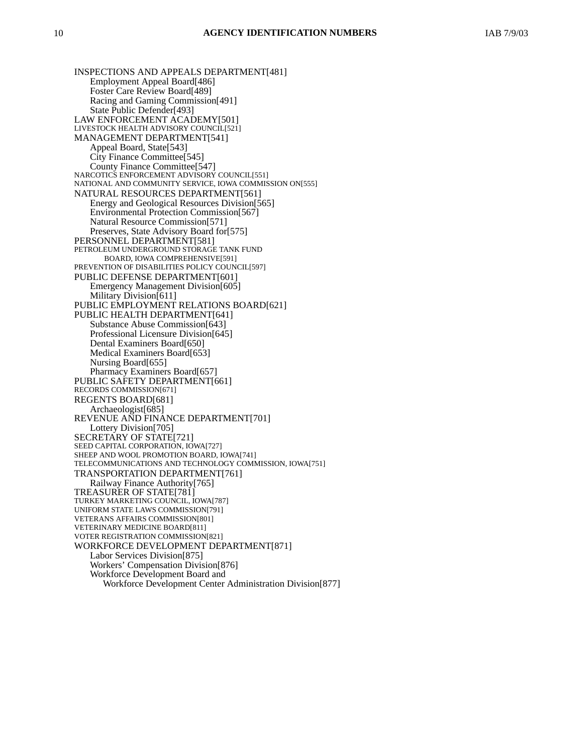INSPECTIONS AND APPEALS DEPARTMENT[481]
- Employment Appeal Board[486]
- Foster Care Review Board[489]
- Racing and Gaming Commission[491]
- State Public Defender[493]

LAW ENFORCEMENT ACADEMY[501]

LIVESTOCK HEALTH ADVISORY COUNCIL[521]

MANAGEMENT DEPARTMENT[541]
- Appeal Board, State[543]
- City Finance Committee[545]
- County Finance Committee[547]

NARCOTICS ENFORCEMENT ADVISORY COUNCIL[551]

NATIONAL AND COMMUNITY SERVICE, IOWA COMMISSION ON[555]

NATURAL RESOURCES DEPARTMENT[561]
- Energy and Geological Resources Division[565]
- Environmental Protection Commission[567]
- Natural Resource Commission[571]
- Preserves, State Advisory Board for[575]

PERSONNEL DEPARTMENT[581]

PETROLEUM UNDERGROUND STORAGE TANK FUND BOARD, IOWA COMPREHENSIVE[591]

PREVENTION OF DISABILITIES POLICY COUNCIL[597]

PUBLIC DEFENSE DEPARTMENT[601]
- Emergency Management Division[605]
- Military Division[611]

PUBLIC EMPLOYMENT RELATIONS BOARD[621]

PUBLIC HEALTH DEPARTMENT[641]
- Substance Abuse Commission[643]
- Professional Licensure Division[645]
- Dental Examiners Board[650]
- Medical Examiners Board[653]
- Nursing Board[655]
- Pharmacy Examiners Board[657]

PUBLIC SAFETY DEPARTMENT[661]

RECORDS COMMISSION[671]

REGENTS BOARD[681]
- Archaeologist[685]

REVENUE AND FINANCE DEPARTMENT[701]
- Lottery Division[705]

SECRETARY OF STATE[721]

SEED CAPITAL CORPORATION, IOWA[727]

SHEEP AND WOOL PROMOTION BOARD, IOWA[741]

TELECOMMUNICATIONS AND TECHNOLOGY COMMISSION, IOWA[751]

TRANSPORTATION DEPARTMENT[761]
- Railway Finance Authority[765]

TREASURER OF STATE[781]

TURKEY MARKETING COUNCIL, IOWA[787]

UNIFORM STATE LAWS COMMISSION[791]

VETERANS AFFAIRS COMMISSION[801]

VETERINARY MEDICINE BOARD[811]

VOTER REGISTRATION COMMISSION[821]

WORKFORCE DEVELOPMENT DEPARTMENT[871]
- Labor Services Division[875]
- Workers' Compensation Division[876]
- Workforce Development Board and Workforce Development Center Administration Division[877]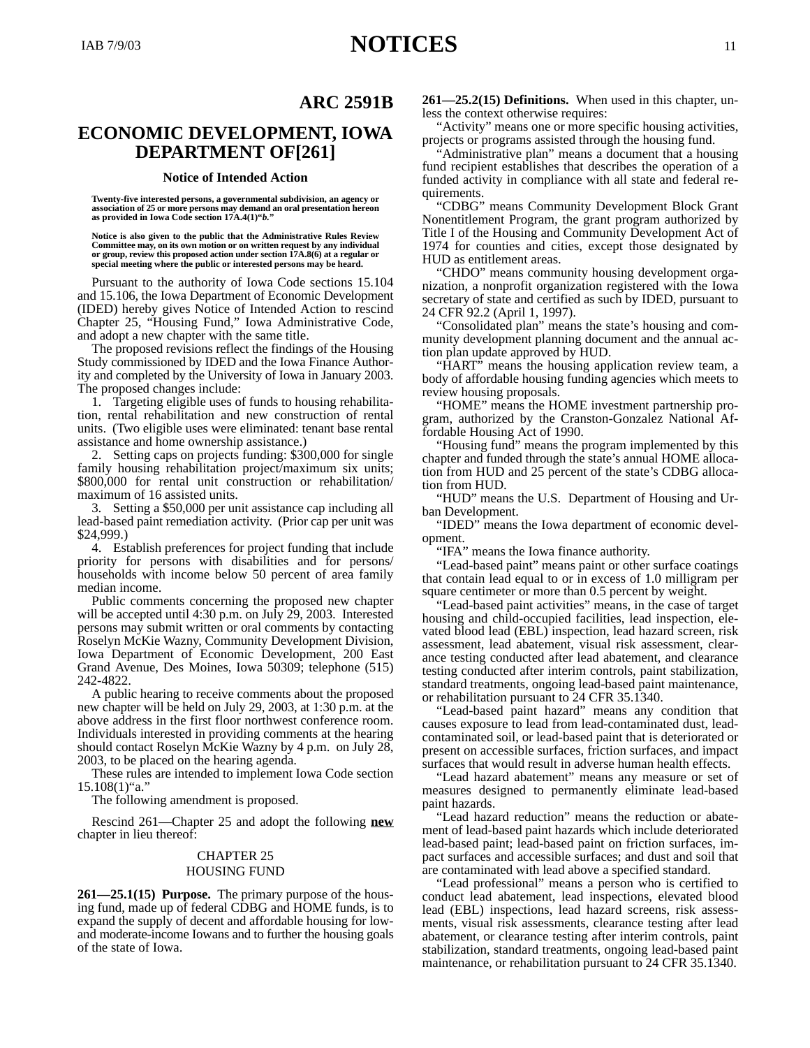## ARC 2591B

## ECONOMIC DEVELOPMENT, IOWA DEPARTMENT OF[261]

### Notice of Intended Action

**Twenty-five interested persons, a governmental subdivision, an agency or association of 25 or more persons may demand an oral presentation hereon as provided in Iowa Code section 17A.4(1)"*b*."**

**Notice is also given to the public that the Administrative Rules Review Committee may, on its own motion or on written request by any individual or group, review this proposed action under section 17A.8(6) at a regular or special meeting where the public or interested persons may be heard.**

Pursuant to the authority of Iowa Code sections 15.104 and 15.106, the Iowa Department of Economic Development (IDED) hereby gives Notice of Intended Action to rescind Chapter 25, "Housing Fund," Iowa Administrative Code, and adopt a new chapter with the same title.

The proposed revisions reflect the findings of the Housing Study commissioned by IDED and the Iowa Finance Authority and completed by the University of Iowa in January 2003. The proposed changes include:

1. Targeting eligible uses of funds to housing rehabilitation, rental rehabilitation and new construction of rental units. (Two eligible uses were eliminated: tenant base rental assistance and home ownership assistance.)
2. Setting caps on projects funding: $300,000 for single family housing rehabilitation project/maximum six units; $800,000 for rental unit construction or rehabilitation/maximum of 16 assisted units.
3. Setting a $50,000 per unit assistance cap including all lead-based paint remediation activity. (Prior cap per unit was $24,999.)
4. Establish preferences for project funding that include priority for persons with disabilities and for persons/households with income below 50 percent of area family median income.

Public comments concerning the proposed new chapter will be accepted until 4:30 p.m. on July 29, 2003. Interested persons may submit written or oral comments by contacting Roselyn McKie Wazny, Community Development Division, Iowa Department of Economic Development, 200 East Grand Avenue, Des Moines, Iowa 50309; telephone (515) 242-4822.

A public hearing to receive comments about the proposed new chapter will be held on July 29, 2003, at 1:30 p.m. at the above address in the first floor northwest conference room. Individuals interested in providing comments at the hearing should contact Roselyn McKie Wazny by 4 p.m. on July 28, 2003, to be placed on the hearing agenda.

These rules are intended to implement Iowa Code section 15.108(1)"a."

The following amendment is proposed.

Rescind 261—Chapter 25 and adopt the following **new** chapter in lieu thereof:

CHAPTER 25
HOUSING FUND

**261—25.1(15) Purpose.** The primary purpose of the housing fund, made up of federal CDBG and HOME funds, is to expand the supply of decent and affordable housing for low- and moderate-income Iowans and to further the housing goals of the state of Iowa.

**261—25.2(15) Definitions.** When used in this chapter, unless the context otherwise requires:

"Activity" means one or more specific housing activities, projects or programs assisted through the housing fund.

"Administrative plan" means a document that a housing fund recipient establishes that describes the operation of a funded activity in compliance with all state and federal requirements.

"CDBG" means Community Development Block Grant Nonentitlement Program, the grant program authorized by Title I of the Housing and Community Development Act of 1974 for counties and cities, except those designated by HUD as entitlement areas.

"CHDO" means community housing development organization, a nonprofit organization registered with the Iowa secretary of state and certified as such by IDED, pursuant to 24 CFR 92.2 (April 1, 1997).

"Consolidated plan" means the state's housing and community development planning document and the annual action plan update approved by HUD.

"HART" means the housing application review team, a body of affordable housing funding agencies which meets to review housing proposals.

"HOME" means the HOME investment partnership program, authorized by the Cranston-Gonzalez National Affordable Housing Act of 1990.

"Housing fund" means the program implemented by this chapter and funded through the state's annual HOME allocation from HUD and 25 percent of the state's CDBG allocation from HUD.

"HUD" means the U.S. Department of Housing and Urban Development.

"IDED" means the Iowa department of economic development.

"IFA" means the Iowa finance authority.

"Lead-based paint" means paint or other surface coatings that contain lead equal to or in excess of 1.0 milligram per square centimeter or more than 0.5 percent by weight.

"Lead-based paint activities" means, in the case of target housing and child-occupied facilities, lead inspection, elevated blood lead (EBL) inspection, lead hazard screen, risk assessment, lead abatement, visual risk assessment, clearance testing conducted after lead abatement, and clearance testing conducted after interim controls, paint stabilization, standard treatments, ongoing lead-based paint maintenance, or rehabilitation pursuant to 24 CFR 35.1340.

"Lead-based paint hazard" means any condition that causes exposure to lead from lead-contaminated dust, lead-contaminated soil, or lead-based paint that is deteriorated or present on accessible surfaces, friction surfaces, and impact surfaces that would result in adverse human health effects.

"Lead hazard abatement" means any measure or set of measures designed to permanently eliminate lead-based paint hazards.

"Lead hazard reduction" means the reduction or abatement of lead-based paint hazards which include deteriorated lead-based paint; lead-based paint on friction surfaces, impact surfaces and accessible surfaces; and dust and soil that are contaminated with lead above a specified standard.

"Lead professional" means a person who is certified to conduct lead abatement, lead inspections, elevated blood lead (EBL) inspections, lead hazard screens, risk assessments, visual risk assessments, clearance testing after lead abatement, or clearance testing after interim controls, paint stabilization, standard treatments, ongoing lead-based paint maintenance, or rehabilitation pursuant to 24 CFR 35.1340.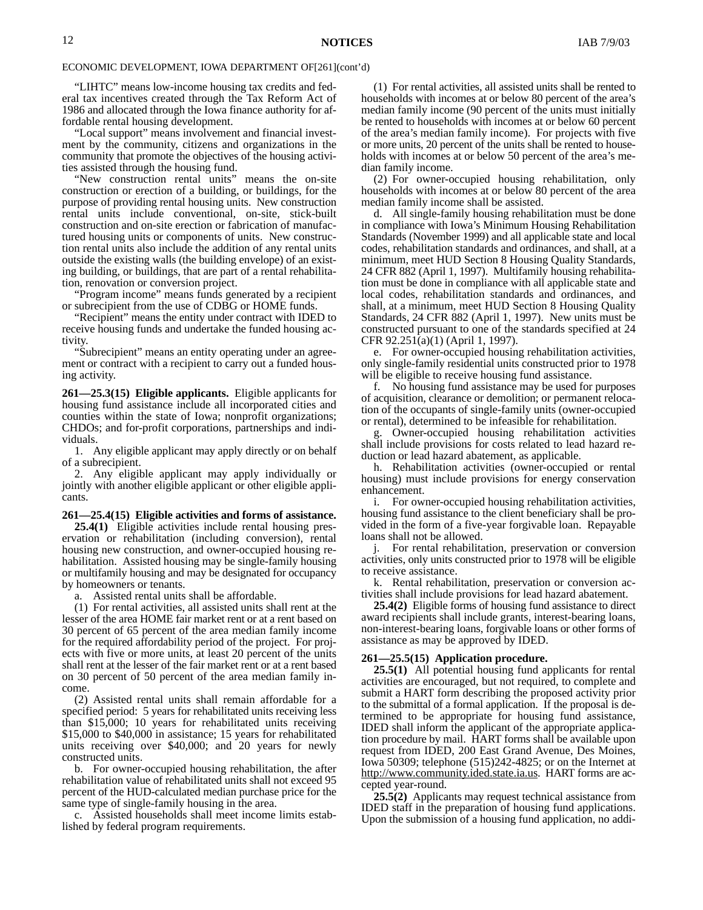ECONOMIC DEVELOPMENT, IOWA DEPARTMENT OF[261](cont'd)

"LIHTC" means low-income housing tax credits and federal tax incentives created through the Tax Reform Act of 1986 and allocated through the Iowa finance authority for affordable rental housing development.

"Local support" means involvement and financial investment by the community, citizens and organizations in the community that promote the objectives of the housing activities assisted through the housing fund.

"New construction rental units" means the on-site construction or erection of a building, or buildings, for the purpose of providing rental housing units. New construction rental units include conventional, on-site, stick-built construction and on-site erection or fabrication of manufactured housing units or components of units. New construction rental units also include the addition of any rental units outside the existing walls (the building envelope) of an existing building, or buildings, that are part of a rental rehabilitation, renovation or conversion project.

"Program income" means funds generated by a recipient or subrecipient from the use of CDBG or HOME funds.

"Recipient" means the entity under contract with IDED to receive housing funds and undertake the funded housing activity.

"Subrecipient" means an entity operating under an agreement or contract with a recipient to carry out a funded housing activity.

**261—25.3(15) Eligible applicants.** Eligible applicants for housing fund assistance include all incorporated cities and counties within the state of Iowa; nonprofit organizations; CHDOs; and for-profit corporations, partnerships and individuals.

1. Any eligible applicant may apply directly or on behalf of a subrecipient.
2. Any eligible applicant may apply individually or jointly with another eligible applicant or other eligible applicants.

**261—25.4(15) Eligible activities and forms of assistance.**

**25.4(1)** Eligible activities include rental housing preservation or rehabilitation (including conversion), rental housing new construction, and owner-occupied housing rehabilitation. Assisted housing may be single-family housing or multifamily housing and may be designated for occupancy by homeowners or tenants.

a. Assisted rental units shall be affordable.

(1) For rental activities, all assisted units shall rent at the lesser of the area HOME fair market rent or at a rent based on 30 percent of 65 percent of the area median family income for the required affordability period of the project. For projects with five or more units, at least 20 percent of the units shall rent at the lesser of the fair market rent or at a rent based on 30 percent of 50 percent of the area median family income.

(2) Assisted rental units shall remain affordable for a specified period: 5 years for rehabilitated units receiving less than $15,000; 10 years for rehabilitated units receiving $15,000 to $40,000 in assistance; 15 years for rehabilitated units receiving over $40,000; and 20 years for newly constructed units.

b. For owner-occupied housing rehabilitation, the after rehabilitation value of rehabilitated units shall not exceed 95 percent of the HUD-calculated median purchase price for the same type of single-family housing in the area.

c. Assisted households shall meet income limits established by federal program requirements.

(1) For rental activities, all assisted units shall be rented to households with incomes at or below 80 percent of the area's median family income (90 percent of the units must initially be rented to households with incomes at or below 60 percent of the area's median family income). For projects with five or more units, 20 percent of the units shall be rented to households with incomes at or below 50 percent of the area's median family income.

(2) For owner-occupied housing rehabilitation, only households with incomes at or below 80 percent of the area median family income shall be assisted.

d. All single-family housing rehabilitation must be done in compliance with Iowa's Minimum Housing Rehabilitation Standards (November 1999) and all applicable state and local codes, rehabilitation standards and ordinances, and shall, at a minimum, meet HUD Section 8 Housing Quality Standards, 24 CFR 882 (April 1, 1997). Multifamily housing rehabilitation must be done in compliance with all applicable state and local codes, rehabilitation standards and ordinances, and shall, at a minimum, meet HUD Section 8 Housing Quality Standards, 24 CFR 882 (April 1, 1997). New units must be constructed pursuant to one of the standards specified at 24 CFR 92.251(a)(1) (April 1, 1997).

e. For owner-occupied housing rehabilitation activities, only single-family residential units constructed prior to 1978 will be eligible to receive housing fund assistance.

f. No housing fund assistance may be used for purposes of acquisition, clearance or demolition; or permanent relocation of the occupants of single-family units (owner-occupied or rental), determined to be infeasible for rehabilitation.

g. Owner-occupied housing rehabilitation activities shall include provisions for costs related to lead hazard reduction or lead hazard abatement, as applicable.

h. Rehabilitation activities (owner-occupied or rental housing) must include provisions for energy conservation enhancement.

i. For owner-occupied housing rehabilitation activities, housing fund assistance to the client beneficiary shall be provided in the form of a five-year forgivable loan. Repayable loans shall not be allowed.

j. For rental rehabilitation, preservation or conversion activities, only units constructed prior to 1978 will be eligible to receive assistance.

k. Rental rehabilitation, preservation or conversion activities shall include provisions for lead hazard abatement.

**25.4(2)** Eligible forms of housing fund assistance to direct award recipients shall include grants, interest-bearing loans, non-interest-bearing loans, forgivable loans or other forms of assistance as may be approved by IDED.

**261—25.5(15) Application procedure.**

**25.5(1)** All potential housing fund applicants for rental activities are encouraged, but not required, to complete and submit a HART form describing the proposed activity prior to the submittal of a formal application. If the proposal is determined to be appropriate for housing fund assistance, IDED shall inform the applicant of the appropriate application procedure by mail. HART forms shall be available upon request from IDED, 200 East Grand Avenue, Des Moines, Iowa 50309; telephone (515)242-4825; or on the Internet at http://www.community.ided.state.ia.us. HART forms are accepted year-round.

**25.5(2)** Applicants may request technical assistance from IDED staff in the preparation of housing fund applications. Upon the submission of a housing fund application, no addi-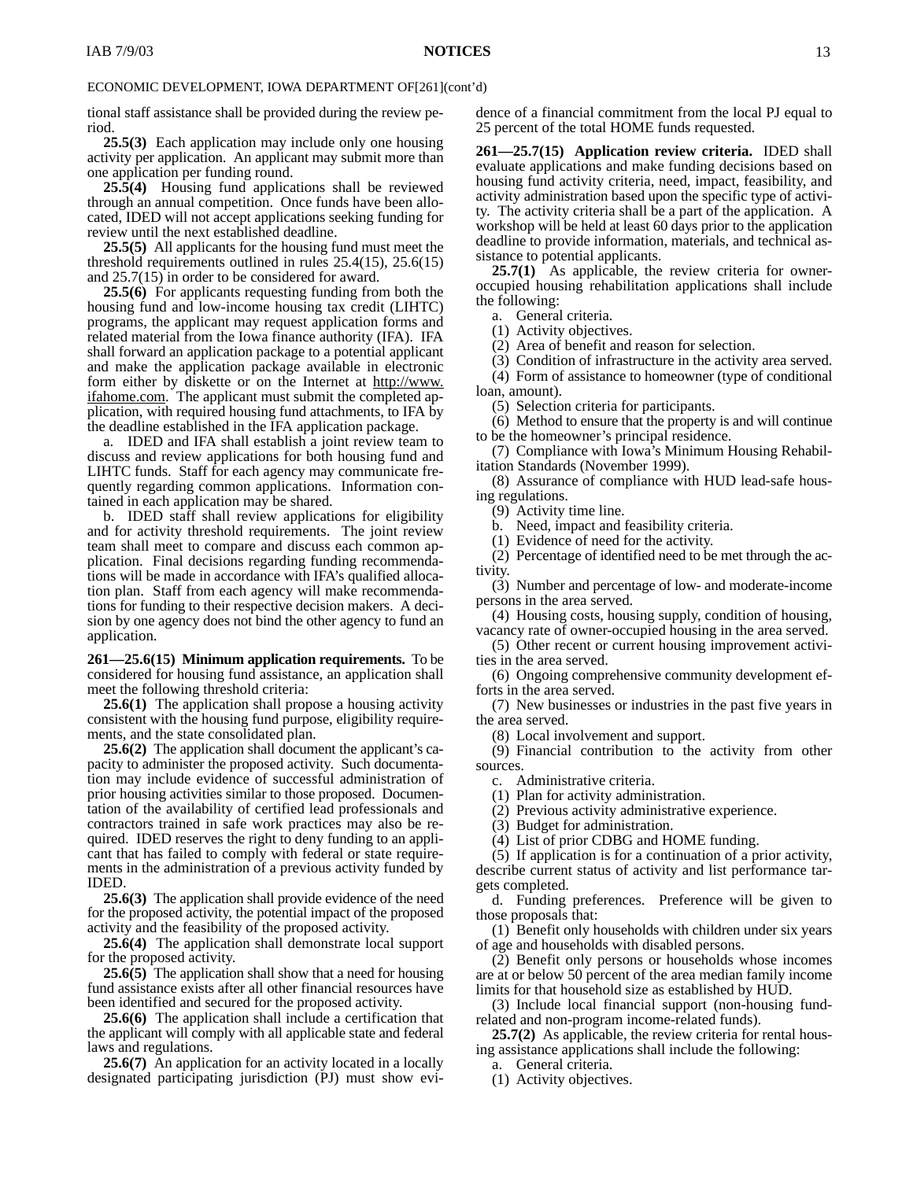ECONOMIC DEVELOPMENT, IOWA DEPARTMENT OF[261](cont'd)

tional staff assistance shall be provided during the review period.

**25.5(3)** Each application may include only one housing activity per application. An applicant may submit more than one application per funding round.

**25.5(4)** Housing fund applications shall be reviewed through an annual competition. Once funds have been allocated, IDED will not accept applications seeking funding for review until the next established deadline.

**25.5(5)** All applicants for the housing fund must meet the threshold requirements outlined in rules 25.4(15), 25.6(15) and 25.7(15) in order to be considered for award.

**25.5(6)** For applicants requesting funding from both the housing fund and low-income housing tax credit (LIHTC) programs, the applicant may request application forms and related material from the Iowa finance authority (IFA). IFA shall forward an application package to a potential applicant and make the application package available in electronic form either by diskette or on the Internet at http://www.ifahome.com. The applicant must submit the completed application, with required housing fund attachments, to IFA by the deadline established in the IFA application package.

a. IDED and IFA shall establish a joint review team to discuss and review applications for both housing fund and LIHTC funds. Staff for each agency may communicate frequently regarding common applications. Information contained in each application may be shared.

b. IDED staff shall review applications for eligibility and for activity threshold requirements. The joint review team shall meet to compare and discuss each common application. Final decisions regarding funding recommendations will be made in accordance with IFA's qualified allocation plan. Staff from each agency will make recommendations for funding to their respective decision makers. A decision by one agency does not bind the other agency to fund an application.

**261—25.6(15) Minimum application requirements.** To be considered for housing fund assistance, an application shall meet the following threshold criteria:

**25.6(1)** The application shall propose a housing activity consistent with the housing fund purpose, eligibility requirements, and the state consolidated plan.

**25.6(2)** The application shall document the applicant's capacity to administer the proposed activity. Such documentation may include evidence of successful administration of prior housing activities similar to those proposed. Documentation of the availability of certified lead professionals and contractors trained in safe work practices may also be required. IDED reserves the right to deny funding to an applicant that has failed to comply with federal or state requirements in the administration of a previous activity funded by IDED.

**25.6(3)** The application shall provide evidence of the need for the proposed activity, the potential impact of the proposed activity and the feasibility of the proposed activity.

**25.6(4)** The application shall demonstrate local support for the proposed activity.

**25.6(5)** The application shall show that a need for housing fund assistance exists after all other financial resources have been identified and secured for the proposed activity.

**25.6(6)** The application shall include a certification that the applicant will comply with all applicable state and federal laws and regulations.

**25.6(7)** An application for an activity located in a locally designated participating jurisdiction (PJ) must show evidence of a financial commitment from the local PJ equal to 25 percent of the total HOME funds requested.

**261—25.7(15) Application review criteria.** IDED shall evaluate applications and make funding decisions based on housing fund activity criteria, need, impact, feasibility, and activity administration based upon the specific type of activity. The activity criteria shall be a part of the application. A workshop will be held at least 60 days prior to the application deadline to provide information, materials, and technical assistance to potential applicants.

**25.7(1)** As applicable, the review criteria for owner-occupied housing rehabilitation applications shall include the following:

a. General criteria.

(1) Activity objectives.

(2) Area of benefit and reason for selection.

(3) Condition of infrastructure in the activity area served.

(4) Form of assistance to homeowner (type of conditional loan, amount).

(5) Selection criteria for participants.

(6) Method to ensure that the property is and will continue to be the homeowner's principal residence.

(7) Compliance with Iowa's Minimum Housing Rehabilitation Standards (November 1999).

(8) Assurance of compliance with HUD lead-safe housing regulations.

(9) Activity time line.

b. Need, impact and feasibility criteria.

(1) Evidence of need for the activity.

(2) Percentage of identified need to be met through the activity.

(3) Number and percentage of low- and moderate-income persons in the area served.

(4) Housing costs, housing supply, condition of housing, vacancy rate of owner-occupied housing in the area served.

(5) Other recent or current housing improvement activities in the area served.

(6) Ongoing comprehensive community development efforts in the area served.

(7) New businesses or industries in the past five years in the area served.

(8) Local involvement and support.

(9) Financial contribution to the activity from other sources.

c. Administrative criteria.

(1) Plan for activity administration.

(2) Previous activity administrative experience.

(3) Budget for administration.

(4) List of prior CDBG and HOME funding.

(5) If application is for a continuation of a prior activity, describe current status of activity and list performance targets completed.

d. Funding preferences. Preference will be given to those proposals that:

(1) Benefit only households with children under six years of age and households with disabled persons.

(2) Benefit only persons or households whose incomes are at or below 50 percent of the area median family income limits for that household size as established by HUD.

(3) Include local financial support (non-housing fund-related and non-program income-related funds).

**25.7(2)** As applicable, the review criteria for rental housing assistance applications shall include the following:

a. General criteria.

(1) Activity objectives.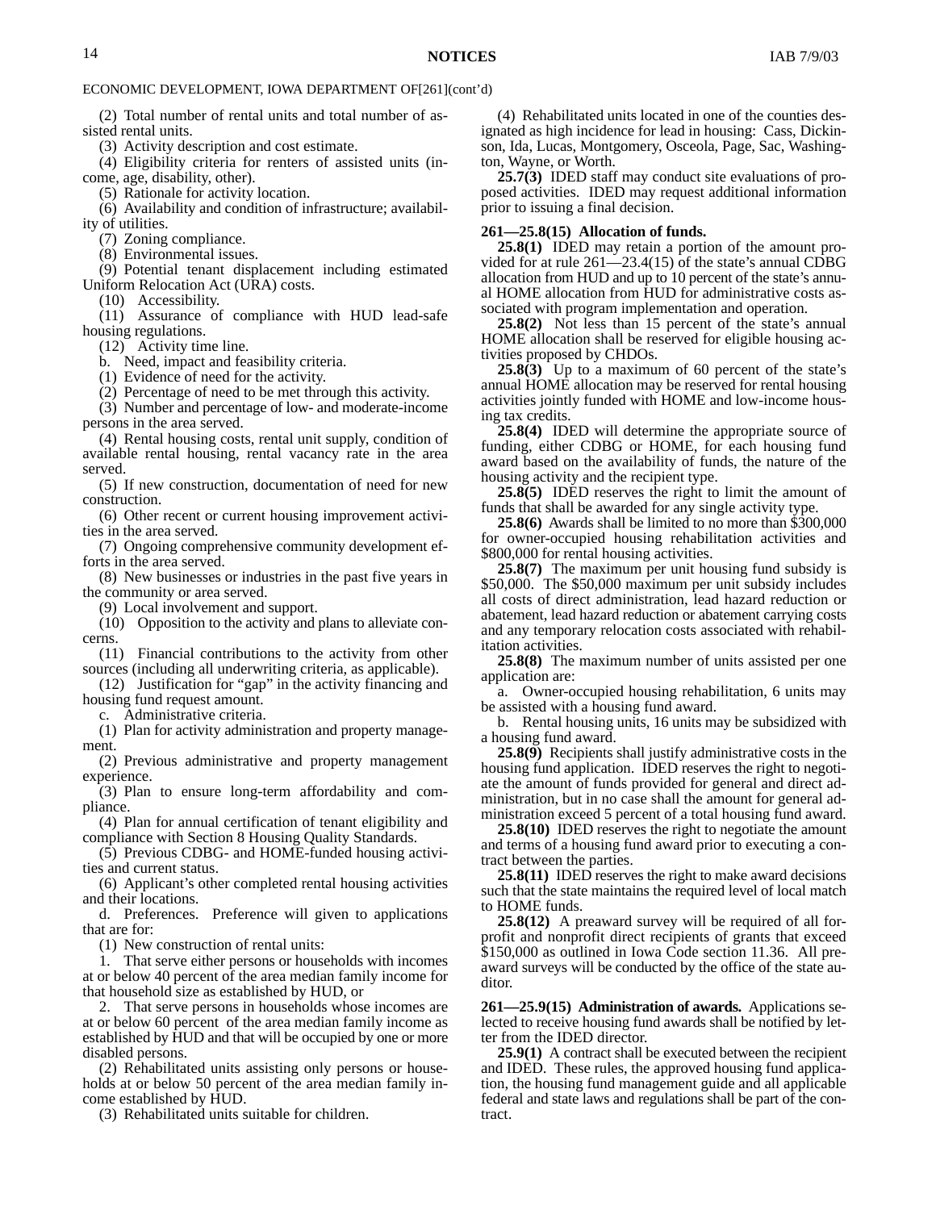ECONOMIC DEVELOPMENT, IOWA DEPARTMENT OF[261](cont'd)

(2) Total number of rental units and total number of assisted rental units.

(3) Activity description and cost estimate.

(4) Eligibility criteria for renters of assisted units (income, age, disability, other).

(5) Rationale for activity location.

(6) Availability and condition of infrastructure; availability of utilities.

(7) Zoning compliance.

(8) Environmental issues.

(9) Potential tenant displacement including estimated Uniform Relocation Act (URA) costs.

(10) Accessibility.

(11) Assurance of compliance with HUD lead-safe housing regulations.

(12) Activity time line.

b. Need, impact and feasibility criteria.

(1) Evidence of need for the activity.

(2) Percentage of need to be met through this activity.

(3) Number and percentage of low- and moderate-income persons in the area served.

(4) Rental housing costs, rental unit supply, condition of available rental housing, rental vacancy rate in the area served.

(5) If new construction, documentation of need for new construction.

(6) Other recent or current housing improvement activities in the area served.

(7) Ongoing comprehensive community development efforts in the area served.

(8) New businesses or industries in the past five years in the community or area served.

(9) Local involvement and support.

(10) Opposition to the activity and plans to alleviate concerns.

(11) Financial contributions to the activity from other sources (including all underwriting criteria, as applicable).

(12) Justification for "gap" in the activity financing and housing fund request amount.

c. Administrative criteria.

(1) Plan for activity administration and property management.

(2) Previous administrative and property management experience.

(3) Plan to ensure long-term affordability and compliance.

(4) Plan for annual certification of tenant eligibility and compliance with Section 8 Housing Quality Standards.

(5) Previous CDBG- and HOME-funded housing activities and current status.

(6) Applicant's other completed rental housing activities and their locations.

d. Preferences. Preference will given to applications that are for:

(1) New construction of rental units:

1. That serve either persons or households with incomes at or below 40 percent of the area median family income for that household size as established by HUD, or

2. That serve persons in households whose incomes are at or below 60 percent of the area median family income as established by HUD and that will be occupied by one or more disabled persons.

(2) Rehabilitated units assisting only persons or households at or below 50 percent of the area median family income established by HUD.

(3) Rehabilitated units suitable for children.

(4) Rehabilitated units located in one of the counties designated as high incidence for lead in housing: Cass, Dickinson, Ida, Lucas, Montgomery, Osceola, Page, Sac, Washington, Wayne, or Worth.

**25.7(3)** IDED staff may conduct site evaluations of proposed activities. IDED may request additional information prior to issuing a final decision.

**261—25.8(15) Allocation of funds.**

**25.8(1)** IDED may retain a portion of the amount provided for at rule 261—23.4(15) of the state's annual CDBG allocation from HUD and up to 10 percent of the state's annual HOME allocation from HUD for administrative costs associated with program implementation and operation.

**25.8(2)** Not less than 15 percent of the state's annual HOME allocation shall be reserved for eligible housing activities proposed by CHDOs.

**25.8(3)** Up to a maximum of 60 percent of the state's annual HOME allocation may be reserved for rental housing activities jointly funded with HOME and low-income housing tax credits.

**25.8(4)** IDED will determine the appropriate source of funding, either CDBG or HOME, for each housing fund award based on the availability of funds, the nature of the housing activity and the recipient type.

**25.8(5)** IDED reserves the right to limit the amount of funds that shall be awarded for any single activity type.

**25.8(6)** Awards shall be limited to no more than $300,000 for owner-occupied housing rehabilitation activities and $800,000 for rental housing activities.

**25.8(7)** The maximum per unit housing fund subsidy is $50,000. The $50,000 maximum per unit subsidy includes all costs of direct administration, lead hazard reduction or abatement, lead hazard reduction or abatement carrying costs and any temporary relocation costs associated with rehabilitation activities.

**25.8(8)** The maximum number of units assisted per one application are:

a. Owner-occupied housing rehabilitation, 6 units may be assisted with a housing fund award.

b. Rental housing units, 16 units may be subsidized with a housing fund award.

**25.8(9)** Recipients shall justify administrative costs in the housing fund application. IDED reserves the right to negotiate the amount of funds provided for general and direct administration, but in no case shall the amount for general administration exceed 5 percent of a total housing fund award.

**25.8(10)** IDED reserves the right to negotiate the amount and terms of a housing fund award prior to executing a contract between the parties.

**25.8(11)** IDED reserves the right to make award decisions such that the state maintains the required level of local match to HOME funds.

**25.8(12)** A preaward survey will be required of all for-profit and nonprofit direct recipients of grants that exceed $150,000 as outlined in Iowa Code section 11.36. All preaward surveys will be conducted by the office of the state auditor.

**261—25.9(15) Administration of awards.** Applications selected to receive housing fund awards shall be notified by letter from the IDED director.

**25.9(1)** A contract shall be executed between the recipient and IDED. These rules, the approved housing fund application, the housing fund management guide and all applicable federal and state laws and regulations shall be part of the contract.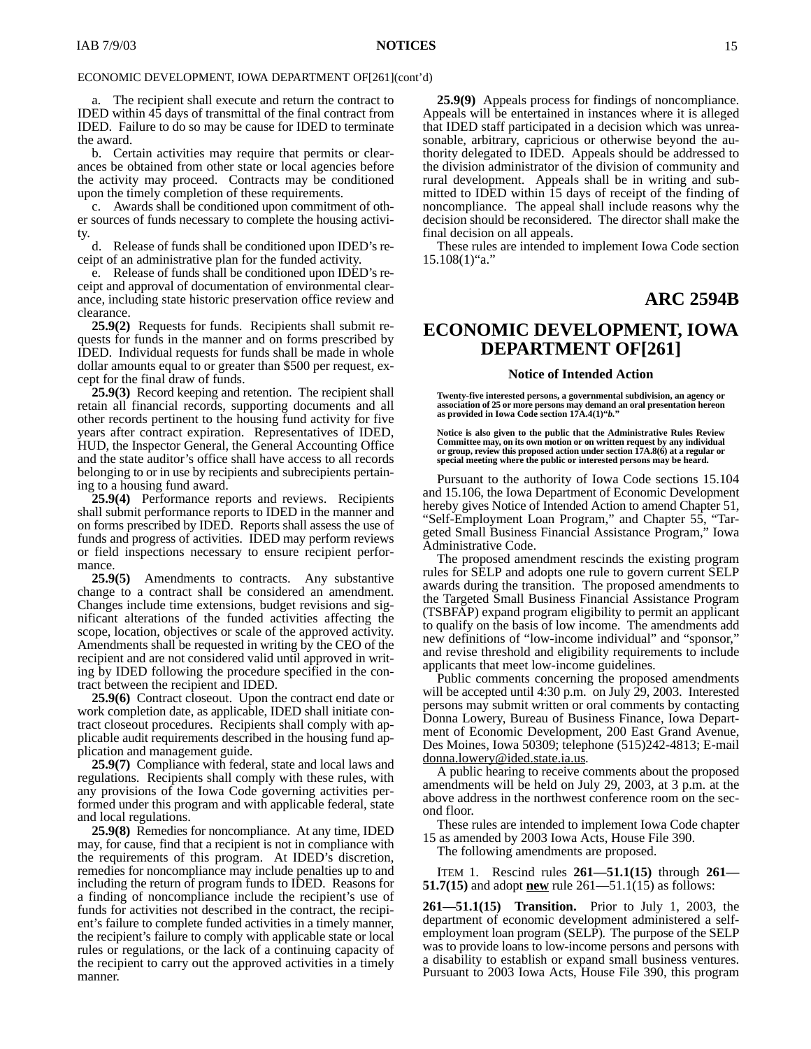ECONOMIC DEVELOPMENT, IOWA DEPARTMENT OF[261](cont'd)

a. The recipient shall execute and return the contract to IDED within 45 days of transmittal of the final contract from IDED. Failure to do so may be cause for IDED to terminate the award.

b. Certain activities may require that permits or clearances be obtained from other state or local agencies before the activity may proceed. Contracts may be conditioned upon the timely completion of these requirements.

c. Awards shall be conditioned upon commitment of other sources of funds necessary to complete the housing activity.

d. Release of funds shall be conditioned upon IDED's receipt of an administrative plan for the funded activity.

e. Release of funds shall be conditioned upon IDED's receipt and approval of documentation of environmental clearance, including state historic preservation office review and clearance.

**25.9(2)** Requests for funds. Recipients shall submit requests for funds in the manner and on forms prescribed by IDED. Individual requests for funds shall be made in whole dollar amounts equal to or greater than $500 per request, except for the final draw of funds.

**25.9(3)** Record keeping and retention. The recipient shall retain all financial records, supporting documents and all other records pertinent to the housing fund activity for five years after contract expiration. Representatives of IDED, HUD, the Inspector General, the General Accounting Office and the state auditor's office shall have access to all records belonging to or in use by recipients and subrecipients pertaining to a housing fund award.

**25.9(4)** Performance reports and reviews. Recipients shall submit performance reports to IDED in the manner and on forms prescribed by IDED. Reports shall assess the use of funds and progress of activities. IDED may perform reviews or field inspections necessary to ensure recipient performance.

**25.9(5)** Amendments to contracts. Any substantive change to a contract shall be considered an amendment. Changes include time extensions, budget revisions and significant alterations of the funded activities affecting the scope, location, objectives or scale of the approved activity. Amendments shall be requested in writing by the CEO of the recipient and are not considered valid until approved in writing by IDED following the procedure specified in the contract between the recipient and IDED.

**25.9(6)** Contract closeout. Upon the contract end date or work completion date, as applicable, IDED shall initiate contract closeout procedures. Recipients shall comply with applicable audit requirements described in the housing fund application and management guide.

**25.9(7)** Compliance with federal, state and local laws and regulations. Recipients shall comply with these rules, with any provisions of the Iowa Code governing activities performed under this program and with applicable federal, state and local regulations.

**25.9(8)** Remedies for noncompliance. At any time, IDED may, for cause, find that a recipient is not in compliance with the requirements of this program. At IDED's discretion, remedies for noncompliance may include penalties up to and including the return of program funds to IDED. Reasons for a finding of noncompliance include the recipient's use of funds for activities not described in the contract, the recipient's failure to complete funded activities in a timely manner, the recipient's failure to comply with applicable state or local rules or regulations, or the lack of a continuing capacity of the recipient to carry out the approved activities in a timely manner.

**25.9(9)** Appeals process for findings of noncompliance. Appeals will be entertained in instances where it is alleged that IDED staff participated in a decision which was unreasonable, arbitrary, capricious or otherwise beyond the authority delegated to IDED. Appeals should be addressed to the division administrator of the division of community and rural development. Appeals shall be in writing and submitted to IDED within 15 days of receipt of the finding of noncompliance. The appeal shall include reasons why the decision should be reconsidered. The director shall make the final decision on all appeals.

These rules are intended to implement Iowa Code section 15.108(1)"a."

## ARC 2594B

# ECONOMIC DEVELOPMENT, IOWA DEPARTMENT OF[261]

### Notice of Intended Action

**Twenty-five interested persons, a governmental subdivision, an agency or association of 25 or more persons may demand an oral presentation hereon as provided in Iowa Code section 17A.4(1)"*b.*"**

**Notice is also given to the public that the Administrative Rules Review Committee may, on its own motion or on written request by any individual or group, review this proposed action under section 17A.8(6) at a regular or special meeting where the public or interested persons may be heard.**

Pursuant to the authority of Iowa Code sections 15.104 and 15.106, the Iowa Department of Economic Development hereby gives Notice of Intended Action to amend Chapter 51, "Self-Employment Loan Program," and Chapter 55, "Targeted Small Business Financial Assistance Program," Iowa Administrative Code.

The proposed amendment rescinds the existing program rules for SELP and adopts one rule to govern current SELP awards during the transition. The proposed amendments to the Targeted Small Business Financial Assistance Program (TSBFAP) expand program eligibility to permit an applicant to qualify on the basis of low income. The amendments add new definitions of "low-income individual" and "sponsor," and revise threshold and eligibility requirements to include applicants that meet low-income guidelines.

Public comments concerning the proposed amendments will be accepted until 4:30 p.m. on July 29, 2003. Interested persons may submit written or oral comments by contacting Donna Lowery, Bureau of Business Finance, Iowa Department of Economic Development, 200 East Grand Avenue, Des Moines, Iowa 50309; telephone (515)242-4813; E-mail donna.lowery@ided.state.ia.us.

A public hearing to receive comments about the proposed amendments will be held on July 29, 2003, at 3 p.m. at the above address in the northwest conference room on the second floor.

These rules are intended to implement Iowa Code chapter 15 as amended by 2003 Iowa Acts, House File 390.

The following amendments are proposed.

ITEM 1. Rescind rules **261—51.1(15)** through **261—51.7(15)** and adopt **new** rule 261—51.1(15) as follows:

**261—51.1(15) Transition.** Prior to July 1, 2003, the department of economic development administered a self-employment loan program (SELP). The purpose of the SELP was to provide loans to low-income persons and persons with a disability to establish or expand small business ventures. Pursuant to 2003 Iowa Acts, House File 390, this program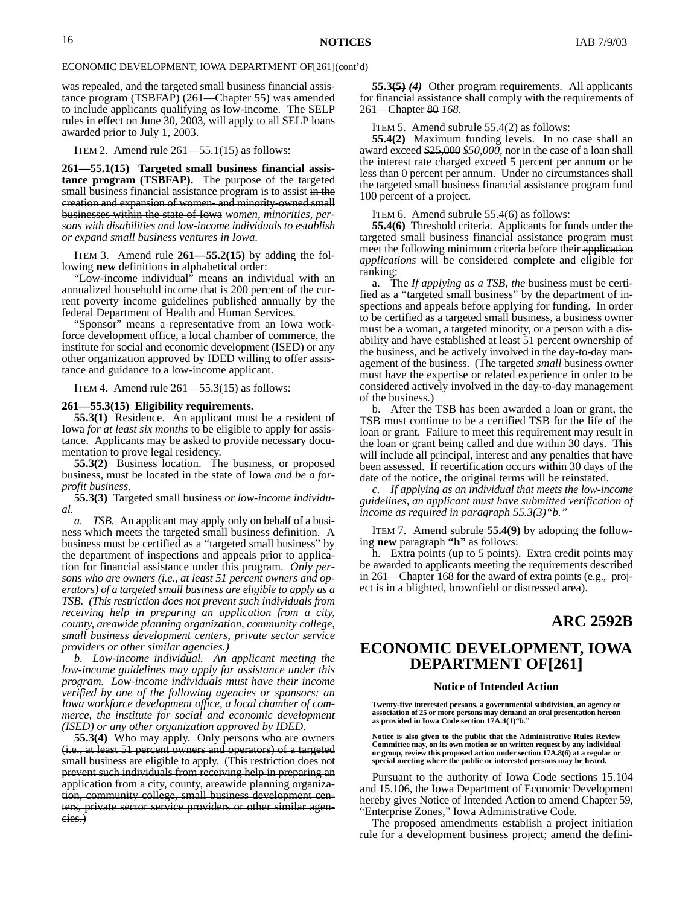ECONOMIC DEVELOPMENT, IOWA DEPARTMENT OF[261](cont'd)

was repealed, and the targeted small business financial assistance program (TSBFAP) (261—Chapter 55) was amended to include applicants qualifying as low-income. The SELP rules in effect on June 30, 2003, will apply to all SELP loans awarded prior to July 1, 2003.

ITEM 2. Amend rule 261—55.1(15) as follows:

**261—55.1(15) Targeted small business financial assistance program (TSBFAP).** The purpose of the targeted small business financial assistance program is to assist ~~in the creation and expansion of women- and minority-owned small businesses within the state of Iowa~~ *women, minorities, persons with disabilities and low-income individuals to establish or expand small business ventures in Iowa.*

ITEM 3. Amend rule **261—55.2(15)** by adding the following **new** definitions in alphabetical order:

"Low-income individual" means an individual with an annualized household income that is 200 percent of the current poverty income guidelines published annually by the federal Department of Health and Human Services.

"Sponsor" means a representative from an Iowa workforce development office, a local chamber of commerce, the institute for social and economic development (ISED) or any other organization approved by IDED willing to offer assistance and guidance to a low-income applicant.

ITEM 4. Amend rule 261—55.3(15) as follows:

**261—55.3(15) Eligibility requirements.**

**55.3(1)** Residence. An applicant must be a resident of Iowa *for at least six months* to be eligible to apply for assistance. Applicants may be asked to provide necessary documentation to prove legal residency.

**55.3(2)** Business location. The business, or proposed business, must be located in the state of Iowa *and be a for-profit business.*

**55.3(3)** Targeted small business *or low-income individual.*

*a. TSB.* An applicant may apply ~~only~~ on behalf of a business which meets the targeted small business definition. A business must be certified as a "targeted small business" by the department of inspections and appeals prior to application for financial assistance under this program. *Only persons who are owners (i.e., at least 51 percent owners and operators) of a targeted small business are eligible to apply as a TSB. (This restriction does not prevent such individuals from receiving help in preparing an application from a city, county, areawide planning organization, community college, small business development centers, private sector service providers or other similar agencies.)*

*b. Low-income individual. An applicant meeting the low-income guidelines may apply for assistance under this program. Low-income individuals must have their income verified by one of the following agencies or sponsors: an Iowa workforce development office, a local chamber of commerce, the institute for social and economic development (ISED) or any other organization approved by IDED.*

~~**55.3(4)** Who may apply. Only persons who are owners (i.e., at least 51 percent owners and operators) of a targeted small business are eligible to apply. (This restriction does not prevent such individuals from receiving help in preparing an application from a city, county, areawide planning organization, community college, small business development centers, private sector service providers or other similar agencies.)~~

**55.3~~(5)~~** *(4)* Other program requirements. All applicants for financial assistance shall comply with the requirements of 261—Chapter ~~80~~ *168.*

ITEM 5. Amend subrule 55.4(2) as follows:

**55.4(2)** Maximum funding levels. In no case shall an award exceed ~~$25,000~~ *$50,000*, nor in the case of a loan shall the interest rate charged exceed 5 percent per annum or be less than 0 percent per annum. Under no circumstances shall the targeted small business financial assistance program fund 100 percent of a project.

ITEM 6. Amend subrule 55.4(6) as follows:

**55.4(6)** Threshold criteria. Applicants for funds under the targeted small business financial assistance program must meet the following minimum criteria before their ~~application~~ *applications* will be considered complete and eligible for ranking:

a. ~~The~~ *If applying as a TSB, the* business must be certified as a "targeted small business" by the department of inspections and appeals before applying for funding. In order to be certified as a targeted small business, a business owner must be a woman, a targeted minority, or a person with a disability and have established at least 51 percent ownership of the business, and be actively involved in the day-to-day management of the business. (The targeted *small* business owner must have the expertise or related experience in order to be considered actively involved in the day-to-day management of the business.)

b. After the TSB has been awarded a loan or grant, the TSB must continue to be a certified TSB for the life of the loan or grant. Failure to meet this requirement may result in the loan or grant being called and due within 30 days. This will include all principal, interest and any penalties that have been assessed. If recertification occurs within 30 days of the date of the notice, the original terms will be reinstated.

*c. If applying as an individual that meets the low-income guidelines, an applicant must have submitted verification of income as required in paragraph 55.3(3)"b."*

ITEM 7. Amend subrule **55.4(9)** by adopting the following **new** paragraph **"h"** as follows:

h. Extra points (up to 5 points). Extra credit points may be awarded to applicants meeting the requirements described in 261—Chapter 168 for the award of extra points (e.g., project is in a blighted, brownfield or distressed area).

## ARC 2592B

# ECONOMIC DEVELOPMENT, IOWA DEPARTMENT OF[261]

### Notice of Intended Action

**Twenty-five interested persons, a governmental subdivision, an agency or association of 25 or more persons may demand an oral presentation hereon as provided in Iowa Code section 17A.4(1)"b."**

**Notice is also given to the public that the Administrative Rules Review Committee may, on its own motion or on written request by any individual or group, review this proposed action under section 17A.8(6) at a regular or special meeting where the public or interested persons may be heard.**

Pursuant to the authority of Iowa Code sections 15.104 and 15.106, the Iowa Department of Economic Development hereby gives Notice of Intended Action to amend Chapter 59, "Enterprise Zones," Iowa Administrative Code.

The proposed amendments establish a project initiation rule for a development business project; amend the defini-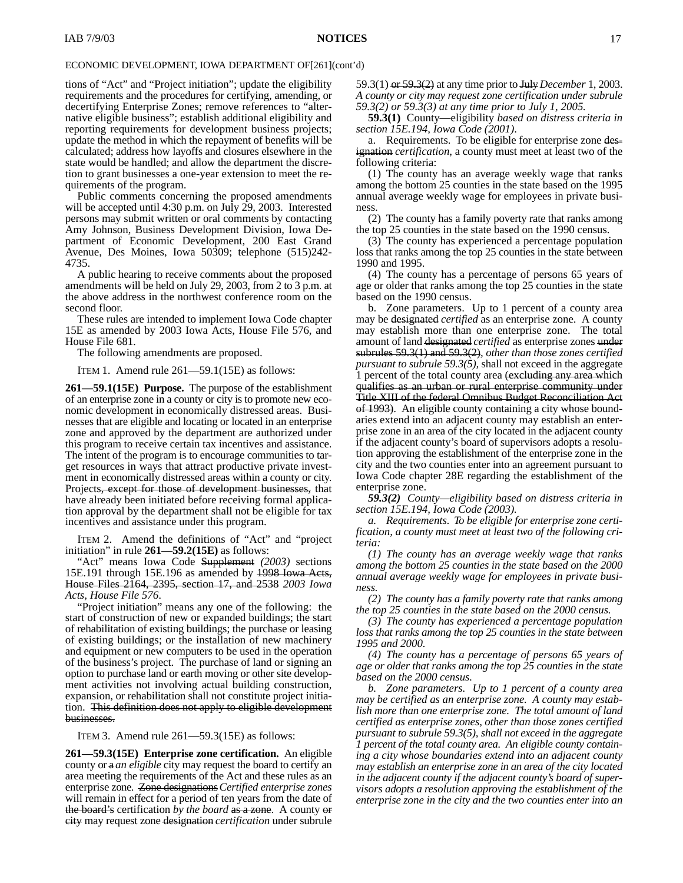ECONOMIC DEVELOPMENT, IOWA DEPARTMENT OF[261](cont'd)

tions of "Act" and "Project initiation"; update the eligibility requirements and the procedures for certifying, amending, or decertifying Enterprise Zones; remove references to "alternative eligible business"; establish additional eligibility and reporting requirements for development business projects; update the method in which the repayment of benefits will be calculated; address how layoffs and closures elsewhere in the state would be handled; and allow the department the discretion to grant businesses a one-year extension to meet the requirements of the program.

Public comments concerning the proposed amendments will be accepted until 4:30 p.m. on July 29, 2003. Interested persons may submit written or oral comments by contacting Amy Johnson, Business Development Division, Iowa Department of Economic Development, 200 East Grand Avenue, Des Moines, Iowa 50309; telephone (515)242-4735.

A public hearing to receive comments about the proposed amendments will be held on July 29, 2003, from 2 to 3 p.m. at the above address in the northwest conference room on the second floor.

These rules are intended to implement Iowa Code chapter 15E as amended by 2003 Iowa Acts, House File 576, and House File 681.

The following amendments are proposed.

ITEM 1. Amend rule 261—59.1(15E) as follows:

**261—59.1(15E) Purpose.** The purpose of the establishment of an enterprise zone in a county or city is to promote new economic development in economically distressed areas. Businesses that are eligible and locating or located in an enterprise zone and approved by the department are authorized under this program to receive certain tax incentives and assistance. The intent of the program is to encourage communities to target resources in ways that attract productive private investment in economically distressed areas within a county or city. Projects~~, except for those of development businesses,~~ that have already been initiated before receiving formal application approval by the department shall not be eligible for tax incentives and assistance under this program.

ITEM 2. Amend the definitions of "Act" and "project initiation" in rule **261—59.2(15E)** as follows:

"Act" means Iowa Code ~~Supplement~~ *(2003)* sections 15E.191 through 15E.196 as amended by ~~1998 Iowa Acts, House Files 2164, 2395, section 17, and 2538~~ *2003 Iowa Acts, House File 576*.

"Project initiation" means any one of the following: the start of construction of new or expanded buildings; the start of rehabilitation of existing buildings; the purchase or leasing of existing buildings; or the installation of new machinery and equipment or new computers to be used in the operation of the business's project. The purchase of land or signing an option to purchase land or earth moving or other site development activities not involving actual building construction, expansion, or rehabilitation shall not constitute project initiation. ~~This definition does not apply to eligible development businesses.~~

ITEM 3. Amend rule 261—59.3(15E) as follows:

**261—59.3(15E) Enterprise zone certification.** An eligible county or ~~a~~ *an eligible* city may request the board to certify an area meeting the requirements of the Act and these rules as an enterprise zone. ~~Zone designations~~ *Certified enterprise zones* will remain in effect for a period of ten years from the date of ~~the board's~~ certification *by the board* ~~as a zone~~. A county ~~or city~~ may request zone ~~designation~~ *certification* under subrule 59.3(1) ~~or 59.3(2)~~ at any time prior to ~~July~~ *December* 1, 2003. *A county or city may request zone certification under subrule 59.3(2) or 59.3(3) at any time prior to July 1, 2005.*

**59.3(1)** County—eligibility *based on distress criteria in section 15E.194, Iowa Code (2001)*.

a. Requirements. To be eligible for enterprise zone ~~designation~~ *certification*, a county must meet at least two of the following criteria:

(1) The county has an average weekly wage that ranks among the bottom 25 counties in the state based on the 1995 annual average weekly wage for employees in private business.

(2) The county has a family poverty rate that ranks among the top 25 counties in the state based on the 1990 census.

(3) The county has experienced a percentage population loss that ranks among the top 25 counties in the state between 1990 and 1995.

(4) The county has a percentage of persons 65 years of age or older that ranks among the top 25 counties in the state based on the 1990 census.

b. Zone parameters. Up to 1 percent of a county area may be ~~designated~~ *certified* as an enterprise zone. A county may establish more than one enterprise zone. The total amount of land ~~designated~~ *certified* as enterprise zones ~~under subrules 59.3(1) and 59.3(2)~~, *other than those zones certified pursuant to subrule 59.3(5)*, shall not exceed in the aggregate 1 percent of the total county area ~~(excluding any area which qualifies as an urban or rural enterprise community under Title XIII of the federal Omnibus Budget Reconciliation Act of 1993)~~. An eligible county containing a city whose boundaries extend into an adjacent county may establish an enterprise zone in an area of the city located in the adjacent county if the adjacent county's board of supervisors adopts a resolution approving the establishment of the enterprise zone in the city and the two counties enter into an agreement pursuant to Iowa Code chapter 28E regarding the establishment of the enterprise zone.

***59.3(2)*** *County—eligibility based on distress criteria in section 15E.194, Iowa Code (2003).*

*a. Requirements. To be eligible for enterprise zone certification, a county must meet at least two of the following criteria:*

*(1) The county has an average weekly wage that ranks among the bottom 25 counties in the state based on the 2000 annual average weekly wage for employees in private business.*

*(2) The county has a family poverty rate that ranks among the top 25 counties in the state based on the 2000 census.*

*(3) The county has experienced a percentage population loss that ranks among the top 25 counties in the state between 1995 and 2000.*

*(4) The county has a percentage of persons 65 years of age or older that ranks among the top 25 counties in the state based on the 2000 census.*

*b. Zone parameters. Up to 1 percent of a county area may be certified as an enterprise zone. A county may establish more than one enterprise zone. The total amount of land certified as enterprise zones, other than those zones certified pursuant to subrule 59.3(5), shall not exceed in the aggregate 1 percent of the total county area. An eligible county containing a city whose boundaries extend into an adjacent county may establish an enterprise zone in an area of the city located in the adjacent county if the adjacent county's board of supervisors adopts a resolution approving the establishment of the enterprise zone in the city and the two counties enter into an*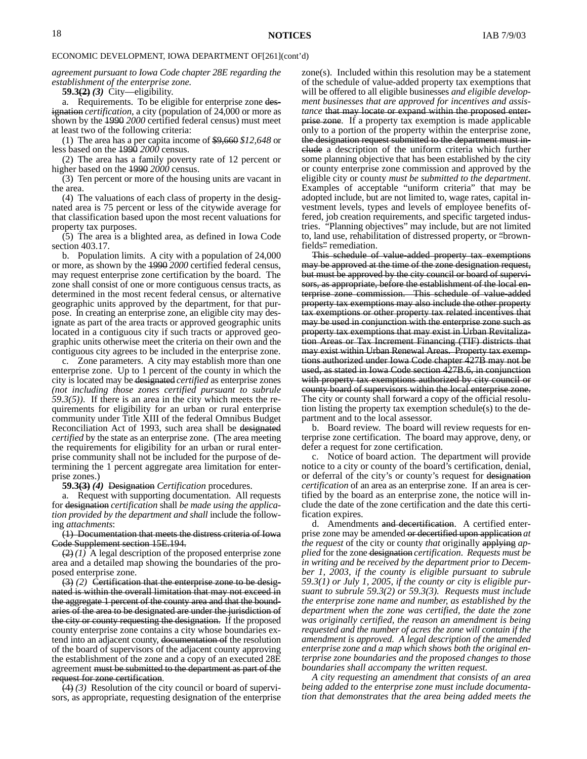*agreement pursuant to Iowa Code chapter 28E regarding the establishment of the enterprise zone.*

**59.3~~(2)~~** ***(3)*** City—eligibility.

a. Requirements. To be eligible for enterprise zone ~~designation~~ *certification*, a city (population of 24,000 or more as shown by the ~~1990~~ *2000* certified federal census) must meet at least two of the following criteria:

(1) The area has a per capita income of ~~$9,660~~ *$12,648* or less based on the ~~1990~~ *2000* census.

(2) The area has a family poverty rate of 12 percent or higher based on the ~~1990~~ *2000* census.

(3) Ten percent or more of the housing units are vacant in the area.

(4) The valuations of each class of property in the designated area is 75 percent or less of the citywide average for that classification based upon the most recent valuations for property tax purposes.

(5) The area is a blighted area, as defined in Iowa Code section 403.17.

b. Population limits. A city with a population of 24,000 or more, as shown by the ~~1990~~ *2000* certified federal census, may request enterprise zone certification by the board. The zone shall consist of one or more contiguous census tracts, as determined in the most recent federal census, or alternative geographic units approved by the department, for that purpose. In creating an enterprise zone, an eligible city may designate as part of the area tracts or approved geographic units located in a contiguous city if such tracts or approved geographic units otherwise meet the criteria on their own and the contiguous city agrees to be included in the enterprise zone.

c. Zone parameters. A city may establish more than one enterprise zone. Up to 1 percent of the county in which the city is located may be ~~designated~~ *certified* as enterprise zones *(not including those zones certified pursuant to subrule 59.3(5))*. If there is an area in the city which meets the requirements for eligibility for an urban or rural enterprise community under Title XIII of the federal Omnibus Budget Reconciliation Act of 1993, such area shall be ~~designated~~ *certified* by the state as an enterprise zone. (The area meeting the requirements for eligibility for an urban or rural enterprise community shall not be included for the purpose of determining the 1 percent aggregate area limitation for enterprise zones.)

**59.3~~(3)~~** ***(4)*** ~~Designation~~ *Certification* procedures.

a. Request with supporting documentation. All requests for ~~designation~~ *certification* shall *be made using the application provided by the department and shall* include the following *attachments*:

~~(1) Documentation that meets the distress criteria of Iowa Code Supplement section 15E.194.~~

~~(2)~~ *(1)* A legal description of the proposed enterprise zone area and a detailed map showing the boundaries of the proposed enterprise zone.

~~(3)~~ *(2)* ~~Certification that the enterprise zone to be designated is within the overall limitation that may not exceed in the aggregate 1 percent of the county area and that the boundaries of the area to be designated are under the jurisdiction of the city or county requesting the designation.~~ If the proposed county enterprise zone contains a city whose boundaries extend into an adjacent county, ~~documentation of~~ the resolution of the board of supervisors of the adjacent county approving the establishment of the zone and a copy of an executed 28E agreement ~~must be submitted to the department as part of the request for zone certification~~.

~~(4)~~ *(3)* Resolution of the city council or board of supervisors, as appropriate, requesting designation of the enterprise zone(s). Included within this resolution may be a statement of the schedule of value-added property tax exemptions that will be offered to all eligible businesses *and eligible development businesses that are approved for incentives and assistance* ~~that may locate or expand within the proposed enterprise zone~~. If a property tax exemption is made applicable only to a portion of the property within the enterprise zone, ~~the designation request submitted to the department must include~~ a description of the uniform criteria which further some planning objective that has been established by the city or county enterprise zone commission and approved by the eligible city or county *must be submitted to the department*. Examples of acceptable "uniform criteria" that may be adopted include, but are not limited to, wage rates, capital investment levels, types and levels of employee benefits offered, job creation requirements, and specific targeted industries. "Planning objectives" may include, but are not limited to, land use, rehabilitation of distressed property, or ~~"~~brownfields~~"~~ remediation.

~~This schedule of value-added property tax exemptions may be approved at the time of the zone designation request, but must be approved by the city council or board of supervisors, as appropriate, before the establishment of the local enterprise zone commission. This schedule of value-added property tax exemptions may also include the other property tax exemptions or other property tax related incentives that may be used in conjunction with the enterprise zone such as property tax exemptions that may exist in Urban Revitalization Areas or Tax Increment Financing (TIF) districts that may exist within Urban Renewal Areas. Property tax exemptions authorized under Iowa Code chapter 427B may not be used, as stated in Iowa Code section 427B.6, in conjunction with property tax exemptions authorized by city council or county board of supervisors within the local enterprise zone.~~ The city or county shall forward a copy of the official resolution listing the property tax exemption schedule(s) to the department and to the local assessor.

b. Board review. The board will review requests for enterprise zone certification. The board may approve, deny, or defer a request for zone certification.

c. Notice of board action. The department will provide notice to a city or county of the board's certification, denial, or deferral of the city's or county's request for ~~designation~~ *certification* of an area as an enterprise zone. If an area is certified by the board as an enterprise zone, the notice will include the date of the zone certification and the date this certification expires.

d. Amendments ~~and decertification~~. A certified enterprise zone may be amended ~~or decertified upon application~~ *at the request* of the city or county *that* originally ~~applying~~ *applied* for the zone ~~designation~~ *certification*. *Requests must be in writing and be received by the department prior to December 1, 2003, if the county is eligible pursuant to subrule 59.3(1) or July 1, 2005, if the county or city is eligible pursuant to subrule 59.3(2) or 59.3(3). Requests must include the enterprise zone name and number, as established by the department when the zone was certified, the date the zone was originally certified, the reason an amendment is being requested and the number of acres the zone will contain if the amendment is approved. A legal description of the amended enterprise zone and a map which shows both the original enterprise zone boundaries and the proposed changes to those boundaries shall accompany the written request.*

*A city requesting an amendment that consists of an area being added to the enterprise zone must include documentation that demonstrates that the area being added meets the*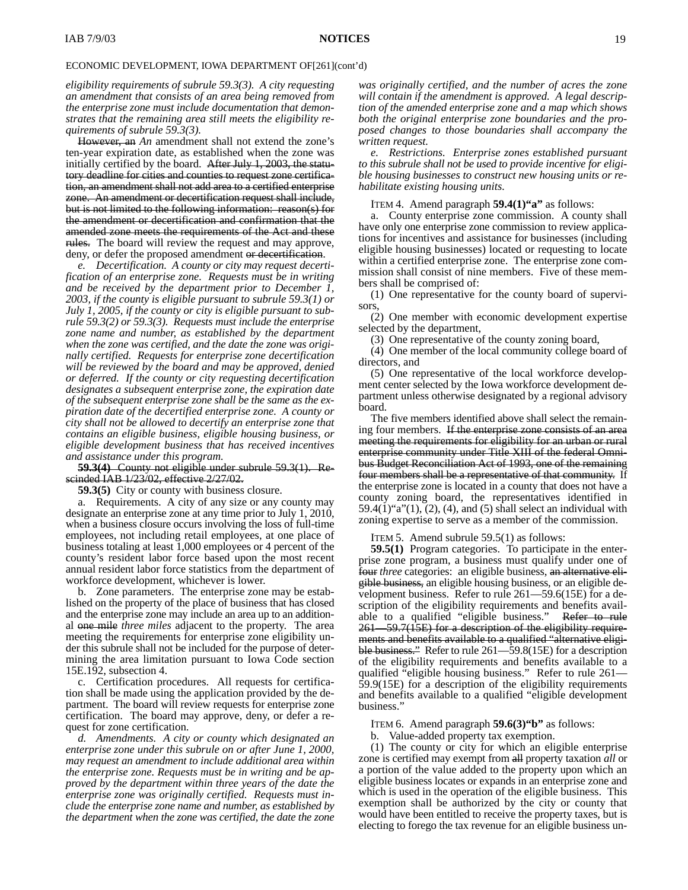ECONOMIC DEVELOPMENT, IOWA DEPARTMENT OF[261](cont'd)

*eligibility requirements of subrule 59.3(3). A city requesting an amendment that consists of an area being removed from the enterprise zone must include documentation that demonstrates that the remaining area still meets the eligibility requirements of subrule 59.3(3).*

~~However, an~~ *An* amendment shall not extend the zone's ten-year expiration date, as established when the zone was initially certified by the board. ~~After July 1, 2003, the statutory deadline for cities and counties to request zone certification, an amendment shall not add area to a certified enterprise zone. An amendment or decertification request shall include, but is not limited to the following information: reason(s) for the amendment or decertification and confirmation that the amended zone meets the requirements of the Act and these rules.~~ The board will review the request and may approve, deny, or defer the proposed amendment ~~or decertification~~.

*e. Decertification. A county or city may request decertification of an enterprise zone. Requests must be in writing and be received by the department prior to December 1, 2003, if the county is eligible pursuant to subrule 59.3(1) or July 1, 2005, if the county or city is eligible pursuant to subrule 59.3(2) or 59.3(3). Requests must include the enterprise zone name and number, as established by the department when the zone was certified, and the date the zone was originally certified. Requests for enterprise zone decertification will be reviewed by the board and may be approved, denied or deferred. If the county or city requesting decertification designates a subsequent enterprise zone, the expiration date of the subsequent enterprise zone shall be the same as the expiration date of the decertified enterprise zone. A county or city shall not be allowed to decertify an enterprise zone that contains an eligible business, eligible housing business, or eligible development business that has received incentives and assistance under this program.*

~~**59.3(4)** County not eligible under subrule 59.3(1). Rescinded IAB 1/23/02, effective 2/27/02.~~

**59.3(5)** City or county with business closure.

a. Requirements. A city of any size or any county may designate an enterprise zone at any time prior to July 1, 2010, when a business closure occurs involving the loss of full-time employees, not including retail employees, at one place of business totaling at least 1,000 employees or 4 percent of the county's resident labor force based upon the most recent annual resident labor force statistics from the department of workforce development, whichever is lower.

b. Zone parameters. The enterprise zone may be established on the property of the place of business that has closed and the enterprise zone may include an area up to an additional ~~one mile~~ *three miles* adjacent to the property. The area meeting the requirements for enterprise zone eligibility under this subrule shall not be included for the purpose of determining the area limitation pursuant to Iowa Code section 15E.192, subsection 4.

c. Certification procedures. All requests for certification shall be made using the application provided by the department. The board will review requests for enterprise zone certification. The board may approve, deny, or defer a request for zone certification.

*d. Amendments. A city or county which designated an enterprise zone under this subrule on or after June 1, 2000, may request an amendment to include additional area within the enterprise zone. Requests must be in writing and be approved by the department within three years of the date the enterprise zone was originally certified. Requests must include the enterprise zone name and number, as established by the department when the zone was certified, the date the zone was originally certified, and the number of acres the zone will contain if the amendment is approved. A legal description of the amended enterprise zone and a map which shows both the original enterprise zone boundaries and the proposed changes to those boundaries shall accompany the written request.*

*e. Restrictions. Enterprise zones established pursuant to this subrule shall not be used to provide incentive for eligible housing businesses to construct new housing units or rehabilitate existing housing units.*

ITEM 4. Amend paragraph **59.4(1)"a"** as follows:

a. County enterprise zone commission. A county shall have only one enterprise zone commission to review applications for incentives and assistance for businesses (including eligible housing businesses) located or requesting to locate within a certified enterprise zone. The enterprise zone commission shall consist of nine members. Five of these members shall be comprised of:

(1) One representative for the county board of supervisors,

(2) One member with economic development expertise selected by the department,

(3) One representative of the county zoning board,

(4) One member of the local community college board of directors, and

(5) One representative of the local workforce development center selected by the Iowa workforce development department unless otherwise designated by a regional advisory board.

The five members identified above shall select the remaining four members. ~~If the enterprise zone consists of an area meeting the requirements for eligibility for an urban or rural enterprise community under Title XIII of the federal Omnibus Budget Reconciliation Act of 1993, one of the remaining four members shall be a representative of that community.~~ If the enterprise zone is located in a county that does not have a county zoning board, the representatives identified in 59.4(1)"a"(1), (2), (4), and (5) shall select an individual with zoning expertise to serve as a member of the commission.

ITEM 5. Amend subrule 59.5(1) as follows:

**59.5(1)** Program categories. To participate in the enterprise zone program, a business must qualify under one of ~~four~~ *three* categories: an eligible business, ~~an alternative eligible business,~~ an eligible housing business, or an eligible development business. Refer to rule 261—59.6(15E) for a description of the eligibility requirements and benefits available to a qualified "eligible business." ~~Refer to rule 261—59.7(15E) for a description of the eligibility requirements and benefits available to a qualified "alternative eligible business."~~ Refer to rule 261—59.8(15E) for a description of the eligibility requirements and benefits available to a qualified "eligible housing business." Refer to rule 261—59.9(15E) for a description of the eligibility requirements and benefits available to a qualified "eligible development business."

ITEM 6. Amend paragraph **59.6(3)"b"** as follows:

b. Value-added property tax exemption.

(1) The county or city for which an eligible enterprise zone is certified may exempt from ~~all~~ property taxation *all* or a portion of the value added to the property upon which an eligible business locates or expands in an enterprise zone and which is used in the operation of the eligible business. This exemption shall be authorized by the city or county that would have been entitled to receive the property taxes, but is electing to forego the tax revenue for an eligible business un-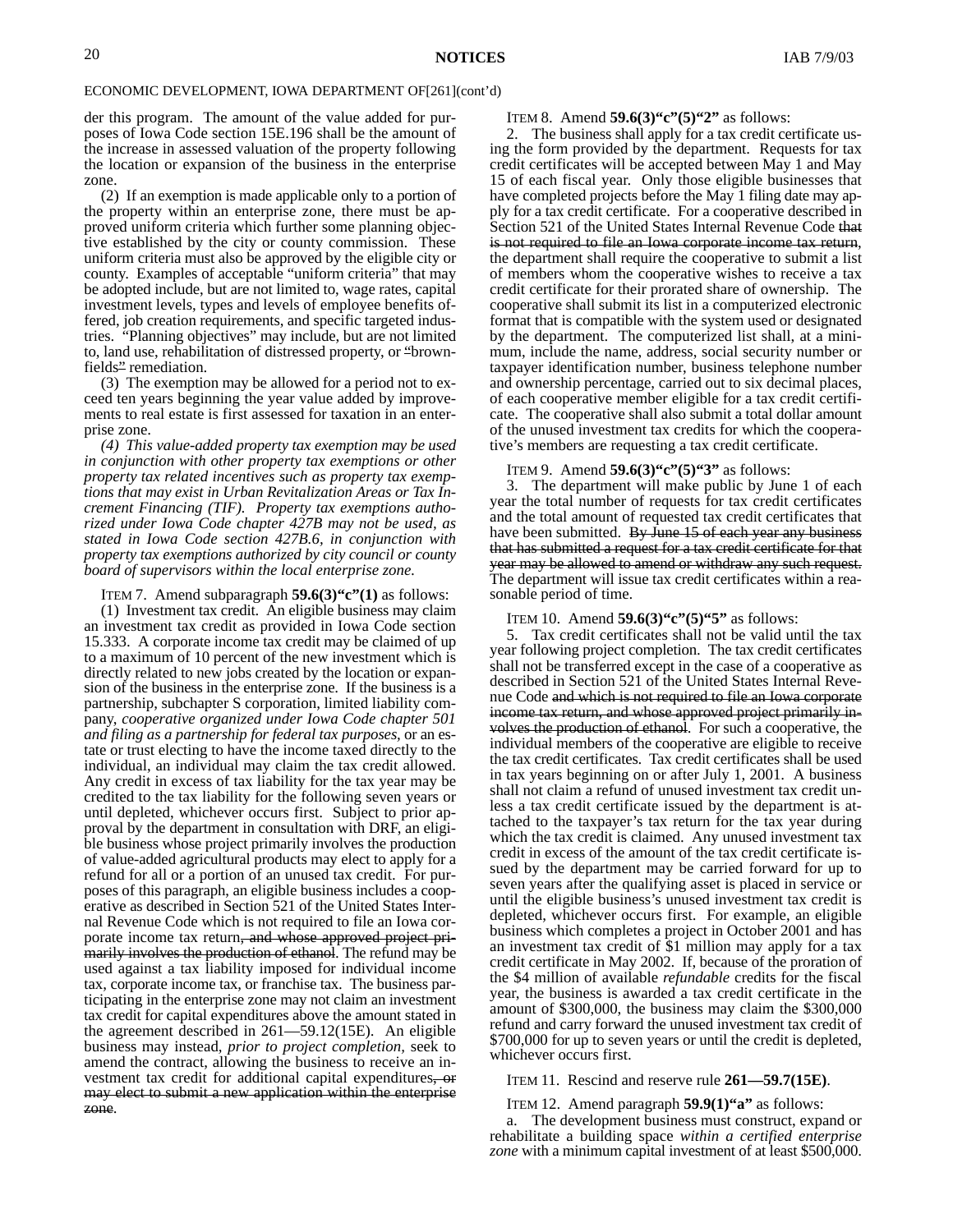ECONOMIC DEVELOPMENT, IOWA DEPARTMENT OF[261](cont'd)

der this program. The amount of the value added for purposes of Iowa Code section 15E.196 shall be the amount of the increase in assessed valuation of the property following the location or expansion of the business in the enterprise zone.

(2) If an exemption is made applicable only to a portion of the property within an enterprise zone, there must be approved uniform criteria which further some planning objective established by the city or county commission. These uniform criteria must also be approved by the eligible city or county. Examples of acceptable "uniform criteria" that may be adopted include, but are not limited to, wage rates, capital investment levels, types and levels of employee benefits offered, job creation requirements, and specific targeted industries. "Planning objectives" may include, but are not limited to, land use, rehabilitation of distressed property, or ~~"~~brownfields~~"~~ remediation.

(3) The exemption may be allowed for a period not to exceed ten years beginning the year value added by improvements to real estate is first assessed for taxation in an enterprise zone.

*(4) This value-added property tax exemption may be used in conjunction with other property tax exemptions or other property tax related incentives such as property tax exemptions that may exist in Urban Revitalization Areas or Tax Increment Financing (TIF). Property tax exemptions authorized under Iowa Code chapter 427B may not be used, as stated in Iowa Code section 427B.6, in conjunction with property tax exemptions authorized by city council or county board of supervisors within the local enterprise zone.*

ITEM 7. Amend subparagraph **59.6(3)"c"(1)** as follows:

(1) Investment tax credit. An eligible business may claim an investment tax credit as provided in Iowa Code section 15.333. A corporate income tax credit may be claimed of up to a maximum of 10 percent of the new investment which is directly related to new jobs created by the location or expansion of the business in the enterprise zone. If the business is a partnership, subchapter S corporation, limited liability company, *cooperative organized under Iowa Code chapter 501 and filing as a partnership for federal tax purposes,* or an estate or trust electing to have the income taxed directly to the individual, an individual may claim the tax credit allowed. Any credit in excess of tax liability for the tax year may be credited to the tax liability for the following seven years or until depleted, whichever occurs first. Subject to prior approval by the department in consultation with DRF, an eligible business whose project primarily involves the production of value-added agricultural products may elect to apply for a refund for all or a portion of an unused tax credit. For purposes of this paragraph, an eligible business includes a cooperative as described in Section 521 of the United States Internal Revenue Code which is not required to file an Iowa corporate income tax return~~, and whose approved project primarily involves the production of ethanol~~. The refund may be used against a tax liability imposed for individual income tax, corporate income tax, or franchise tax. The business participating in the enterprise zone may not claim an investment tax credit for capital expenditures above the amount stated in the agreement described in 261—59.12(15E). An eligible business may instead, *prior to project completion,* seek to amend the contract, allowing the business to receive an investment tax credit for additional capital expenditures~~, or may elect to submit a new application within the enterprise zone~~.

ITEM 8. Amend **59.6(3)"c"(5)"2"** as follows:

2. The business shall apply for a tax credit certificate using the form provided by the department. Requests for tax credit certificates will be accepted between May 1 and May 15 of each fiscal year. Only those eligible businesses that have completed projects before the May 1 filing date may apply for a tax credit certificate. For a cooperative described in Section 521 of the United States Internal Revenue Code ~~that is not required to file an Iowa corporate income tax return~~, the department shall require the cooperative to submit a list of members whom the cooperative wishes to receive a tax credit certificate for their prorated share of ownership. The cooperative shall submit its list in a computerized electronic format that is compatible with the system used or designated by the department. The computerized list shall, at a minimum, include the name, address, social security number or taxpayer identification number, business telephone number and ownership percentage, carried out to six decimal places, of each cooperative member eligible for a tax credit certificate. The cooperative shall also submit a total dollar amount of the unused investment tax credits for which the cooperative's members are requesting a tax credit certificate.

ITEM 9. Amend **59.6(3)"c"(5)"3"** as follows:

3. The department will make public by June 1 of each year the total number of requests for tax credit certificates and the total amount of requested tax credit certificates that have been submitted. ~~By June 15 of each year any business that has submitted a request for a tax credit certificate for that year may be allowed to amend or withdraw any such request.~~ The department will issue tax credit certificates within a reasonable period of time.

ITEM 10. Amend **59.6(3)"c"(5)"5"** as follows:

5. Tax credit certificates shall not be valid until the tax year following project completion. The tax credit certificates shall not be transferred except in the case of a cooperative as described in Section 521 of the United States Internal Revenue Code ~~and which is not required to file an Iowa corporate income tax return, and whose approved project primarily involves the production of ethanol~~. For such a cooperative, the individual members of the cooperative are eligible to receive the tax credit certificates. Tax credit certificates shall be used in tax years beginning on or after July 1, 2001. A business shall not claim a refund of unused investment tax credit unless a tax credit certificate issued by the department is attached to the taxpayer's tax return for the tax year during which the tax credit is claimed. Any unused investment tax credit in excess of the amount of the tax credit certificate issued by the department may be carried forward for up to seven years after the qualifying asset is placed in service or until the eligible business's unused investment tax credit is depleted, whichever occurs first. For example, an eligible business which completes a project in October 2001 and has an investment tax credit of $1 million may apply for a tax credit certificate in May 2002. If, because of the proration of the $4 million of available *refundable* credits for the fiscal year, the business is awarded a tax credit certificate in the amount of $300,000, the business may claim the $300,000 refund and carry forward the unused investment tax credit of $700,000 for up to seven years or until the credit is depleted, whichever occurs first.

ITEM 11. Rescind and reserve rule **261—59.7(15E)**.

ITEM 12. Amend paragraph **59.9(1)"a"** as follows:

a. The development business must construct, expand or rehabilitate a building space *within a certified enterprise zone* with a minimum capital investment of at least $500,000.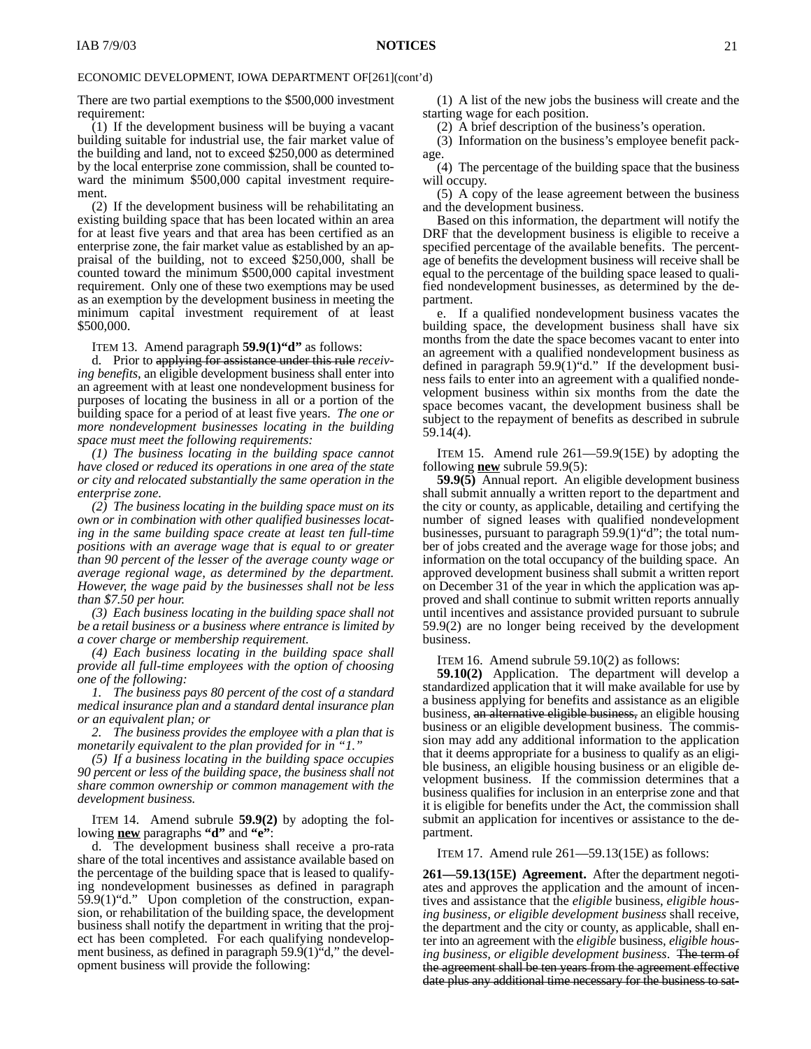ECONOMIC DEVELOPMENT, IOWA DEPARTMENT OF[261](cont'd)

There are two partial exemptions to the $500,000 investment requirement:

(1) If the development business will be buying a vacant building suitable for industrial use, the fair market value of the building and land, not to exceed $250,000 as determined by the local enterprise zone commission, shall be counted toward the minimum $500,000 capital investment requirement.

(2) If the development business will be rehabilitating an existing building space that has been located within an area for at least five years and that area has been certified as an enterprise zone, the fair market value as established by an appraisal of the building, not to exceed $250,000, shall be counted toward the minimum $500,000 capital investment requirement. Only one of these two exemptions may be used as an exemption by the development business in meeting the minimum capital investment requirement of at least $500,000.

ITEM 13. Amend paragraph **59.9(1)"d"** as follows:

d. Prior to ~~applying for assistance under this rule~~ *receiving benefits*, an eligible development business shall enter into an agreement with at least one nondevelopment business for purposes of locating the business in all or a portion of the building space for a period of at least five years. *The one or more nondevelopment businesses locating in the building space must meet the following requirements:*

*(1) The business locating in the building space cannot have closed or reduced its operations in one area of the state or city and relocated substantially the same operation in the enterprise zone.*

*(2) The business locating in the building space must on its own or in combination with other qualified businesses locating in the same building space create at least ten full-time positions with an average wage that is equal to or greater than 90 percent of the lesser of the average county wage or average regional wage, as determined by the department. However, the wage paid by the businesses shall not be less than $7.50 per hour.*

*(3) Each business locating in the building space shall not be a retail business or a business where entrance is limited by a cover charge or membership requirement.*

*(4) Each business locating in the building space shall provide all full-time employees with the option of choosing one of the following:*

*1. The business pays 80 percent of the cost of a standard medical insurance plan and a standard dental insurance plan or an equivalent plan; or*

*2. The business provides the employee with a plan that is monetarily equivalent to the plan provided for in "1."*

*(5) If a business locating in the building space occupies 90 percent or less of the building space, the business shall not share common ownership or common management with the development business.*

ITEM 14. Amend subrule **59.9(2)** by adopting the following **new** paragraphs **"d"** and **"e"**:

d. The development business shall receive a pro-rata share of the total incentives and assistance available based on the percentage of the building space that is leased to qualifying nondevelopment businesses as defined in paragraph 59.9(1)"d." Upon completion of the construction, expansion, or rehabilitation of the building space, the development business shall notify the department in writing that the project has been completed. For each qualifying nondevelopment business, as defined in paragraph 59.9(1)"d," the development business will provide the following:

(1) A list of the new jobs the business will create and the starting wage for each position.

(2) A brief description of the business's operation.

(3) Information on the business's employee benefit package.

(4) The percentage of the building space that the business will occupy.

(5) A copy of the lease agreement between the business and the development business.

Based on this information, the department will notify the DRF that the development business is eligible to receive a specified percentage of the available benefits. The percentage of benefits the development business will receive shall be equal to the percentage of the building space leased to qualified nondevelopment businesses, as determined by the department.

e. If a qualified nondevelopment business vacates the building space, the development business shall have six months from the date the space becomes vacant to enter into an agreement with a qualified nondevelopment business as defined in paragraph 59.9(1)"d." If the development business fails to enter into an agreement with a qualified nondevelopment business within six months from the date the space becomes vacant, the development business shall be subject to the repayment of benefits as described in subrule 59.14(4).

ITEM 15. Amend rule 261—59.9(15E) by adopting the following **new** subrule 59.9(5):

**59.9(5)** Annual report. An eligible development business shall submit annually a written report to the department and the city or county, as applicable, detailing and certifying the number of signed leases with qualified nondevelopment businesses, pursuant to paragraph 59.9(1)"d"; the total number of jobs created and the average wage for those jobs; and information on the total occupancy of the building space. An approved development business shall submit a written report on December 31 of the year in which the application was approved and shall continue to submit written reports annually until incentives and assistance provided pursuant to subrule 59.9(2) are no longer being received by the development business.

ITEM 16. Amend subrule 59.10(2) as follows:

**59.10(2)** Application. The department will develop a standardized application that it will make available for use by a business applying for benefits and assistance as an eligible business, ~~an alternative eligible business,~~ an eligible housing business or an eligible development business. The commission may add any additional information to the application that it deems appropriate for a business to qualify as an eligible business, an eligible housing business or an eligible development business. If the commission determines that a business qualifies for inclusion in an enterprise zone and that it is eligible for benefits under the Act, the commission shall submit an application for incentives or assistance to the department.

ITEM 17. Amend rule 261—59.13(15E) as follows:

**261—59.13(15E) Agreement.** After the department negotiates and approves the application and the amount of incentives and assistance that the *eligible* business*, eligible housing business, or eligible development business* shall receive, the department and the city or county, as applicable, shall enter into an agreement with the *eligible* business*, eligible housing business, or eligible development business*. ~~The term of the agreement shall be ten years from the agreement effective date plus any additional time necessary for the business to sat-~~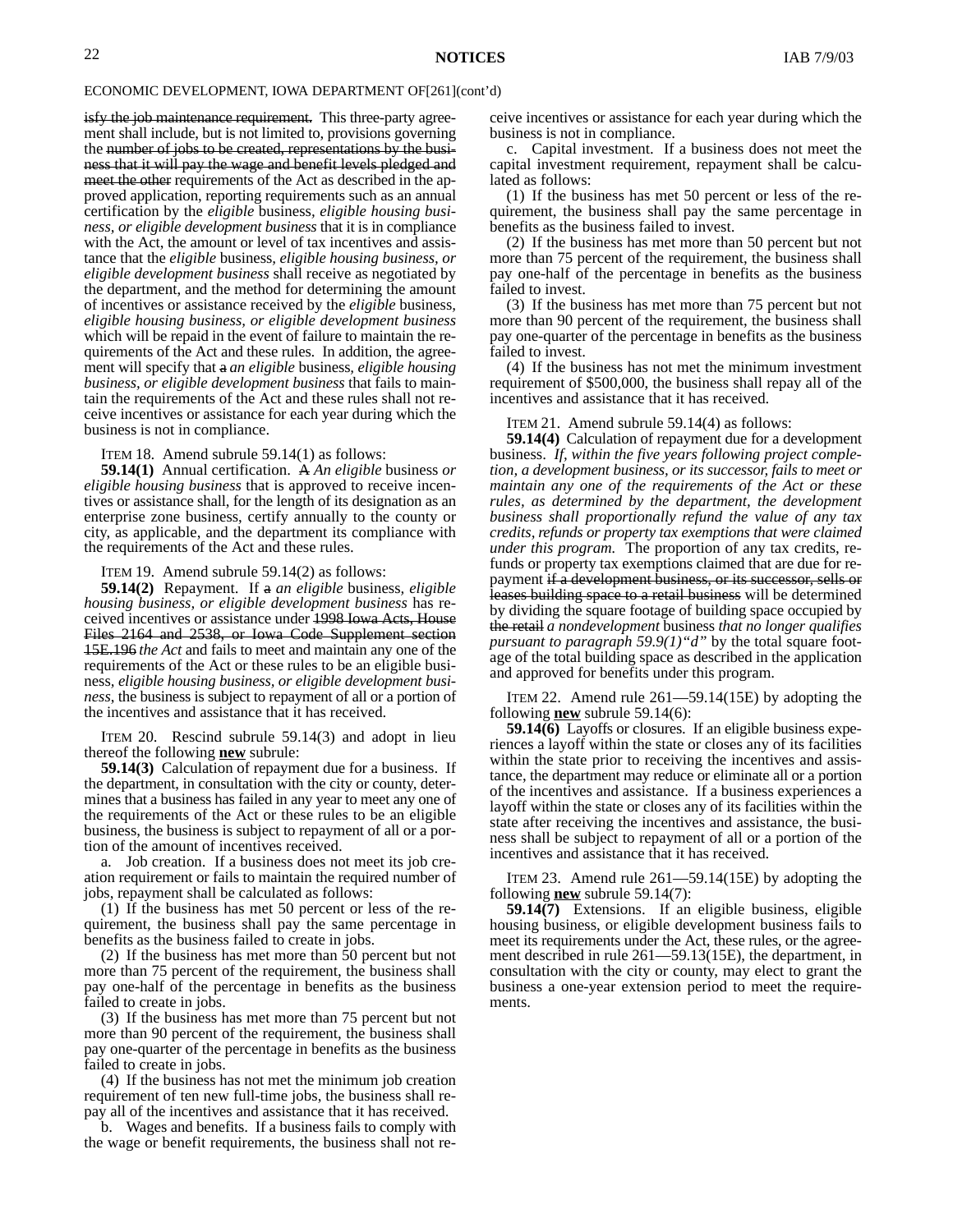ECONOMIC DEVELOPMENT, IOWA DEPARTMENT OF[261](cont'd)

~~isfy the job maintenance requirement.~~ This three-party agreement shall include, but is not limited to, provisions governing the ~~number of jobs to be created, representations by the business that it will pay the wage and benefit levels pledged and meet the other~~ requirements of the Act as described in the approved application, reporting requirements such as an annual certification by the *eligible* business, *eligible housing business, or eligible development business* that it is in compliance with the Act, the amount or level of tax incentives and assistance that the *eligible* business, *eligible housing business, or eligible development business* shall receive as negotiated by the department, and the method for determining the amount of incentives or assistance received by the *eligible* business, *eligible housing business, or eligible development business* which will be repaid in the event of failure to maintain the requirements of the Act and these rules. In addition, the agreement will specify that ~~a~~ *an eligible* business, *eligible housing business, or eligible development business* that fails to maintain the requirements of the Act and these rules shall not receive incentives or assistance for each year during which the business is not in compliance.

ITEM 18. Amend subrule 59.14(1) as follows:

**59.14(1)** Annual certification. ~~A~~ *An eligible* business *or eligible housing business* that is approved to receive incentives or assistance shall, for the length of its designation as an enterprise zone business, certify annually to the county or city, as applicable, and the department its compliance with the requirements of the Act and these rules.

ITEM 19. Amend subrule 59.14(2) as follows:

**59.14(2)** Repayment. If ~~a~~ *an eligible* business, *eligible housing business, or eligible development business* has received incentives or assistance under ~~1998 Iowa Acts, House Files 2164 and 2538, or Iowa Code Supplement section 15E.196~~ *the Act* and fails to meet and maintain any one of the requirements of the Act or these rules to be an eligible business, *eligible housing business, or eligible development business*, the business is subject to repayment of all or a portion of the incentives and assistance that it has received.

ITEM 20. Rescind subrule 59.14(3) and adopt in lieu thereof the following **new** subrule:

**59.14(3)** Calculation of repayment due for a business. If the department, in consultation with the city or county, determines that a business has failed in any year to meet any one of the requirements of the Act or these rules to be an eligible business, the business is subject to repayment of all or a portion of the amount of incentives received.

a. Job creation. If a business does not meet its job creation requirement or fails to maintain the required number of jobs, repayment shall be calculated as follows:

(1) If the business has met 50 percent or less of the requirement, the business shall pay the same percentage in benefits as the business failed to create in jobs.

(2) If the business has met more than 50 percent but not more than 75 percent of the requirement, the business shall pay one-half of the percentage in benefits as the business failed to create in jobs.

(3) If the business has met more than 75 percent but not more than 90 percent of the requirement, the business shall pay one-quarter of the percentage in benefits as the business failed to create in jobs.

(4) If the business has not met the minimum job creation requirement of ten new full-time jobs, the business shall repay all of the incentives and assistance that it has received.

b. Wages and benefits. If a business fails to comply with the wage or benefit requirements, the business shall not receive incentives or assistance for each year during which the business is not in compliance.

c. Capital investment. If a business does not meet the capital investment requirement, repayment shall be calculated as follows:

(1) If the business has met 50 percent or less of the requirement, the business shall pay the same percentage in benefits as the business failed to invest.

(2) If the business has met more than 50 percent but not more than 75 percent of the requirement, the business shall pay one-half of the percentage in benefits as the business failed to invest.

(3) If the business has met more than 75 percent but not more than 90 percent of the requirement, the business shall pay one-quarter of the percentage in benefits as the business failed to invest.

(4) If the business has not met the minimum investment requirement of $500,000, the business shall repay all of the incentives and assistance that it has received.

ITEM 21. Amend subrule 59.14(4) as follows:

**59.14(4)** Calculation of repayment due for a development business. *If, within the five years following project completion, a development business, or its successor, fails to meet or maintain any one of the requirements of the Act or these rules, as determined by the department, the development business shall proportionally refund the value of any tax credits, refunds or property tax exemptions that were claimed under this program.* The proportion of any tax credits, refunds or property tax exemptions claimed that are due for repayment ~~if a development business, or its successor, sells or leases building space to a retail business~~ will be determined by dividing the square footage of building space occupied by ~~the retail~~ *a nondevelopment* business *that no longer qualifies pursuant to paragraph 59.9(1)"d"* by the total square footage of the total building space as described in the application and approved for benefits under this program.

ITEM 22. Amend rule 261—59.14(15E) by adopting the following **new** subrule 59.14(6):

**59.14(6)** Layoffs or closures. If an eligible business experiences a layoff within the state or closes any of its facilities within the state prior to receiving the incentives and assistance, the department may reduce or eliminate all or a portion of the incentives and assistance. If a business experiences a layoff within the state or closes any of its facilities within the state after receiving the incentives and assistance, the business shall be subject to repayment of all or a portion of the incentives and assistance that it has received.

ITEM 23. Amend rule 261—59.14(15E) by adopting the following **new** subrule 59.14(7):

**59.14(7)** Extensions. If an eligible business, eligible housing business, or eligible development business fails to meet its requirements under the Act, these rules, or the agreement described in rule 261—59.13(15E), the department, in consultation with the city or county, may elect to grant the business a one-year extension period to meet the requirements.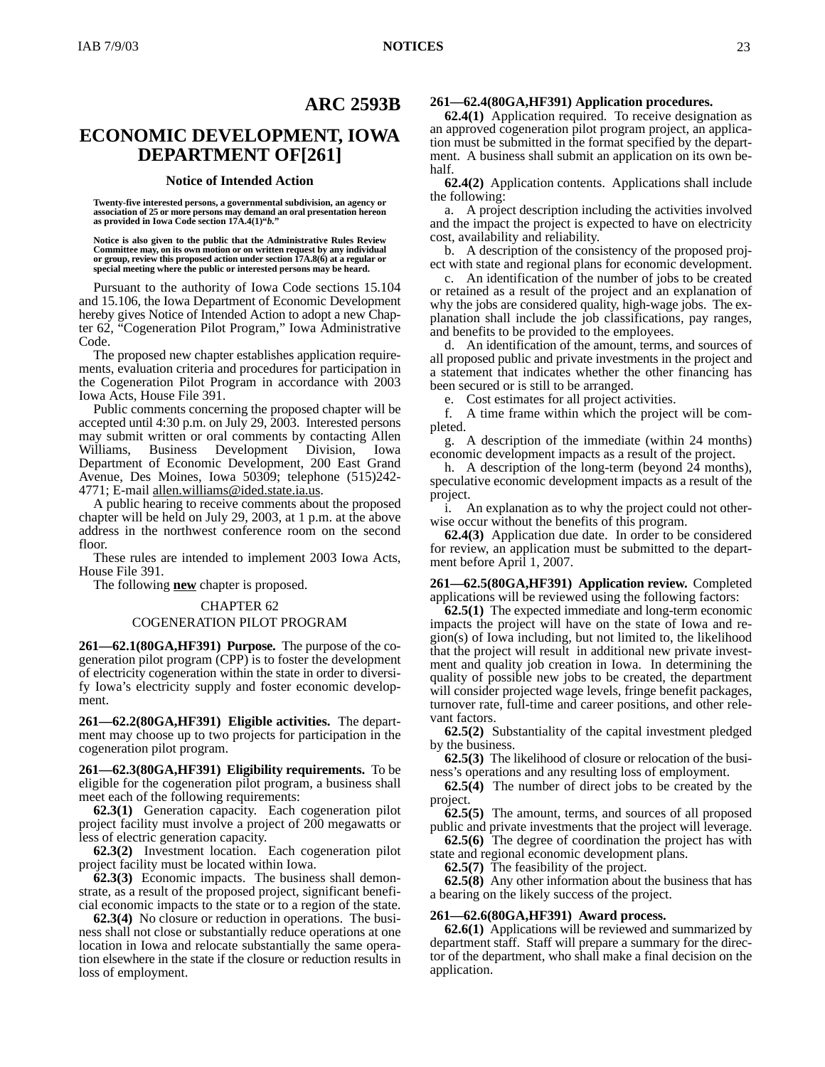# ARC 2593B

# ECONOMIC DEVELOPMENT, IOWA DEPARTMENT OF[261]

### Notice of Intended Action

**Twenty-five interested persons, a governmental subdivision, an agency or association of 25 or more persons may demand an oral presentation hereon as provided in Iowa Code section 17A.4(1)"*b*."**

**Notice is also given to the public that the Administrative Rules Review Committee may, on its own motion or on written request by any individual or group, review this proposed action under section 17A.8(6) at a regular or special meeting where the public or interested persons may be heard.**

Pursuant to the authority of Iowa Code sections 15.104 and 15.106, the Iowa Department of Economic Development hereby gives Notice of Intended Action to adopt a new Chapter 62, "Cogeneration Pilot Program," Iowa Administrative Code.

The proposed new chapter establishes application requirements, evaluation criteria and procedures for participation in the Cogeneration Pilot Program in accordance with 2003 Iowa Acts, House File 391.

Public comments concerning the proposed chapter will be accepted until 4:30 p.m. on July 29, 2003. Interested persons may submit written or oral comments by contacting Allen Williams, Business Development Division, Iowa Department of Economic Development, 200 East Grand Avenue, Des Moines, Iowa 50309; telephone (515)242-4771; E-mail allen.williams@ided.state.ia.us.

A public hearing to receive comments about the proposed chapter will be held on July 29, 2003, at 1 p.m. at the above address in the northwest conference room on the second floor.

These rules are intended to implement 2003 Iowa Acts, House File 391.

The following **new** chapter is proposed.

CHAPTER 62
COGENERATION PILOT PROGRAM

**261—62.1(80GA,HF391) Purpose.** The purpose of the cogeneration pilot program (CPP) is to foster the development of electricity cogeneration within the state in order to diversify Iowa's electricity supply and foster economic development.

**261—62.2(80GA,HF391) Eligible activities.** The department may choose up to two projects for participation in the cogeneration pilot program.

**261—62.3(80GA,HF391) Eligibility requirements.** To be eligible for the cogeneration pilot program, a business shall meet each of the following requirements:

**62.3(1)** Generation capacity. Each cogeneration pilot project facility must involve a project of 200 megawatts or less of electric generation capacity.

**62.3(2)** Investment location. Each cogeneration pilot project facility must be located within Iowa.

**62.3(3)** Economic impacts. The business shall demonstrate, as a result of the proposed project, significant beneficial economic impacts to the state or to a region of the state.

**62.3(4)** No closure or reduction in operations. The business shall not close or substantially reduce operations at one location in Iowa and relocate substantially the same operation elsewhere in the state if the closure or reduction results in loss of employment.

**261—62.4(80GA,HF391) Application procedures.**

**62.4(1)** Application required. To receive designation as an approved cogeneration pilot program project, an application must be submitted in the format specified by the department. A business shall submit an application on its own behalf.

**62.4(2)** Application contents. Applications shall include the following:

a. A project description including the activities involved and the impact the project is expected to have on electricity cost, availability and reliability.

b. A description of the consistency of the proposed project with state and regional plans for economic development.

c. An identification of the number of jobs to be created or retained as a result of the project and an explanation of why the jobs are considered quality, high-wage jobs. The explanation shall include the job classifications, pay ranges, and benefits to be provided to the employees.

d. An identification of the amount, terms, and sources of all proposed public and private investments in the project and a statement that indicates whether the other financing has been secured or is still to be arranged.

e. Cost estimates for all project activities.

f. A time frame within which the project will be completed.

g. A description of the immediate (within 24 months) economic development impacts as a result of the project.

h. A description of the long-term (beyond 24 months), speculative economic development impacts as a result of the project.

i. An explanation as to why the project could not otherwise occur without the benefits of this program.

**62.4(3)** Application due date. In order to be considered for review, an application must be submitted to the department before April 1, 2007.

**261—62.5(80GA,HF391) Application review.** Completed applications will be reviewed using the following factors:

**62.5(1)** The expected immediate and long-term economic impacts the project will have on the state of Iowa and region(s) of Iowa including, but not limited to, the likelihood that the project will result in additional new private investment and quality job creation in Iowa. In determining the quality of possible new jobs to be created, the department will consider projected wage levels, fringe benefit packages, turnover rate, full-time and career positions, and other relevant factors.

**62.5(2)** Substantiality of the capital investment pledged by the business.

**62.5(3)** The likelihood of closure or relocation of the business's operations and any resulting loss of employment.

**62.5(4)** The number of direct jobs to be created by the project.

**62.5(5)** The amount, terms, and sources of all proposed public and private investments that the project will leverage.

**62.5(6)** The degree of coordination the project has with state and regional economic development plans.

**62.5(7)** The feasibility of the project.

**62.5(8)** Any other information about the business that has a bearing on the likely success of the project.

**261—62.6(80GA,HF391) Award process.**

**62.6(1)** Applications will be reviewed and summarized by department staff. Staff will prepare a summary for the director of the department, who shall make a final decision on the application.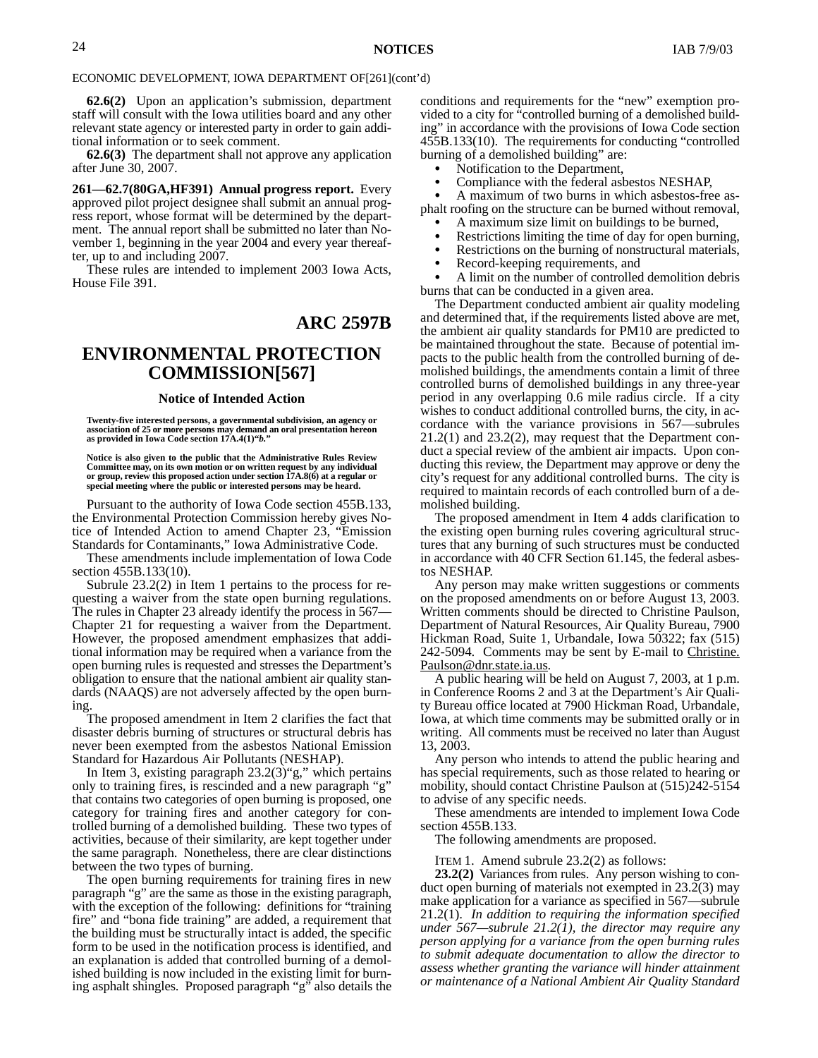ECONOMIC DEVELOPMENT, IOWA DEPARTMENT OF[261](cont'd)

**62.6(2)** Upon an application's submission, department staff will consult with the Iowa utilities board and any other relevant state agency or interested party in order to gain additional information or to seek comment.

**62.6(3)** The department shall not approve any application after June 30, 2007.

**261—62.7(80GA,HF391) Annual progress report.** Every approved pilot project designee shall submit an annual progress report, whose format will be determined by the department. The annual report shall be submitted no later than November 1, beginning in the year 2004 and every year thereafter, up to and including 2007.

These rules are intended to implement 2003 Iowa Acts, House File 391.

## ARC 2597B

# ENVIRONMENTAL PROTECTION COMMISSION[567]

### Notice of Intended Action

**Twenty-five interested persons, a governmental subdivision, an agency or association of 25 or more persons may demand an oral presentation hereon as provided in Iowa Code section 17A.4(1)*"b."***

**Notice is also given to the public that the Administrative Rules Review Committee may, on its own motion or on written request by any individual or group, review this proposed action under section 17A.8(6) at a regular or special meeting where the public or interested persons may be heard.**

Pursuant to the authority of Iowa Code section 455B.133, the Environmental Protection Commission hereby gives Notice of Intended Action to amend Chapter 23, "Emission Standards for Contaminants," Iowa Administrative Code.

These amendments include implementation of Iowa Code section 455B.133(10).

Subrule 23.2(2) in Item 1 pertains to the process for requesting a waiver from the state open burning regulations. The rules in Chapter 23 already identify the process in 567—Chapter 21 for requesting a waiver from the Department. However, the proposed amendment emphasizes that additional information may be required when a variance from the open burning rules is requested and stresses the Department's obligation to ensure that the national ambient air quality standards (NAAQS) are not adversely affected by the open burning.

The proposed amendment in Item 2 clarifies the fact that disaster debris burning of structures or structural debris has never been exempted from the asbestos National Emission Standard for Hazardous Air Pollutants (NESHAP).

In Item 3, existing paragraph 23.2(3)"g," which pertains only to training fires, is rescinded and a new paragraph "g" that contains two categories of open burning is proposed, one category for training fires and another category for controlled burning of a demolished building. These two types of activities, because of their similarity, are kept together under the same paragraph. Nonetheless, there are clear distinctions between the two types of burning.

The open burning requirements for training fires in new paragraph "g" are the same as those in the existing paragraph, with the exception of the following: definitions for "training fire" and "bona fide training" are added, a requirement that the building must be structurally intact is added, the specific form to be used in the notification process is identified, and an explanation is added that controlled burning of a demolished building is now included in the existing limit for burning asphalt shingles. Proposed paragraph "g" also details the conditions and requirements for the "new" exemption provided to a city for "controlled burning of a demolished building" in accordance with the provisions of Iowa Code section 455B.133(10). The requirements for conducting "controlled burning of a demolished building" are:

- Notification to the Department,
- Compliance with the federal asbestos NESHAP,
- A maximum of two burns in which asbestos-free asphalt roofing on the structure can be burned without removal,
- A maximum size limit on buildings to be burned,
- Restrictions limiting the time of day for open burning,
- Restrictions on the burning of nonstructural materials,
- Record-keeping requirements, and
- A limit on the number of controlled demolition debris burns that can be conducted in a given area.

The Department conducted ambient air quality modeling and determined that, if the requirements listed above are met, the ambient air quality standards for PM10 are predicted to be maintained throughout the state. Because of potential impacts to the public health from the controlled burning of demolished buildings, the amendments contain a limit of three controlled burns of demolished buildings in any three-year period in any overlapping 0.6 mile radius circle. If a city wishes to conduct additional controlled burns, the city, in accordance with the variance provisions in 567—subrules 21.2(1) and 23.2(2), may request that the Department conduct a special review of the ambient air impacts. Upon conducting this review, the Department may approve or deny the city's request for any additional controlled burns. The city is required to maintain records of each controlled burn of a demolished building.

The proposed amendment in Item 4 adds clarification to the existing open burning rules covering agricultural structures that any burning of such structures must be conducted in accordance with 40 CFR Section 61.145, the federal asbestos NESHAP.

Any person may make written suggestions or comments on the proposed amendments on or before August 13, 2003. Written comments should be directed to Christine Paulson, Department of Natural Resources, Air Quality Bureau, 7900 Hickman Road, Suite 1, Urbandale, Iowa 50322; fax (515) 242-5094. Comments may be sent by E-mail to Christine.Paulson@dnr.state.ia.us.

A public hearing will be held on August 7, 2003, at 1 p.m. in Conference Rooms 2 and 3 at the Department's Air Quality Bureau office located at 7900 Hickman Road, Urbandale, Iowa, at which time comments may be submitted orally or in writing. All comments must be received no later than August 13, 2003.

Any person who intends to attend the public hearing and has special requirements, such as those related to hearing or mobility, should contact Christine Paulson at (515)242-5154 to advise of any specific needs.

These amendments are intended to implement Iowa Code section 455B.133.

The following amendments are proposed.

ITEM 1. Amend subrule 23.2(2) as follows:

**23.2(2)** Variances from rules. Any person wishing to conduct open burning of materials not exempted in 23.2(3) may make application for a variance as specified in 567—subrule 21.2(1). *In addition to requiring the information specified under 567—subrule 21.2(1), the director may require any person applying for a variance from the open burning rules to submit adequate documentation to allow the director to assess whether granting the variance will hinder attainment or maintenance of a National Ambient Air Quality Standard*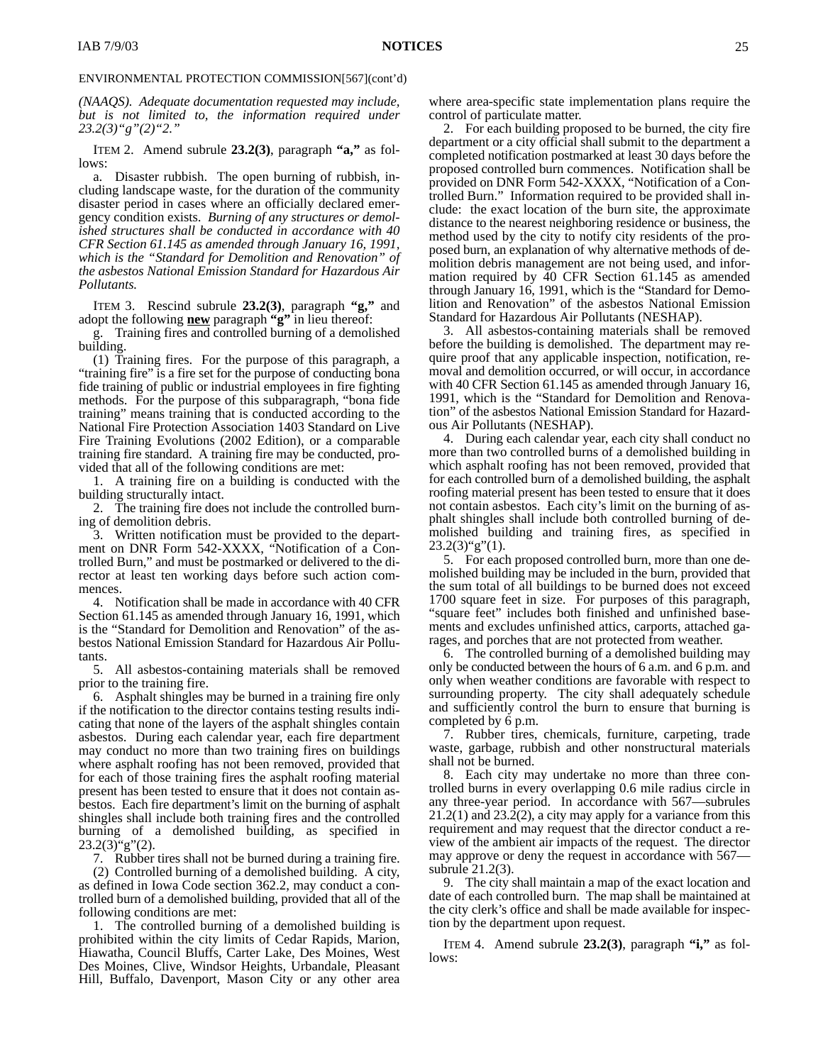ENVIRONMENTAL PROTECTION COMMISSION[567](cont'd)

*(NAAQS). Adequate documentation requested may include, but is not limited to, the information required under 23.2(3)"g"(2)"2."*

ITEM 2. Amend subrule **23.2(3)**, paragraph **"a,"** as follows:

a. Disaster rubbish. The open burning of rubbish, including landscape waste, for the duration of the community disaster period in cases where an officially declared emergency condition exists. *Burning of any structures or demolished structures shall be conducted in accordance with 40 CFR Section 61.145 as amended through January 16, 1991, which is the "Standard for Demolition and Renovation" of the asbestos National Emission Standard for Hazardous Air Pollutants.*

ITEM 3. Rescind subrule **23.2(3)**, paragraph **"g,"** and adopt the following **new** paragraph **"g"** in lieu thereof:

g. Training fires and controlled burning of a demolished building.

(1) Training fires. For the purpose of this paragraph, a "training fire" is a fire set for the purpose of conducting bona fide training of public or industrial employees in fire fighting methods. For the purpose of this subparagraph, "bona fide training" means training that is conducted according to the National Fire Protection Association 1403 Standard on Live Fire Training Evolutions (2002 Edition), or a comparable training fire standard. A training fire may be conducted, provided that all of the following conditions are met:

1. A training fire on a building is conducted with the building structurally intact.

2. The training fire does not include the controlled burning of demolition debris.

3. Written notification must be provided to the department on DNR Form 542-XXXX, "Notification of a Controlled Burn," and must be postmarked or delivered to the director at least ten working days before such action commences.

4. Notification shall be made in accordance with 40 CFR Section 61.145 as amended through January 16, 1991, which is the "Standard for Demolition and Renovation" of the asbestos National Emission Standard for Hazardous Air Pollutants.

5. All asbestos-containing materials shall be removed prior to the training fire.

6. Asphalt shingles may be burned in a training fire only if the notification to the director contains testing results indicating that none of the layers of the asphalt shingles contain asbestos. During each calendar year, each fire department may conduct no more than two training fires on buildings where asphalt roofing has not been removed, provided that for each of those training fires the asphalt roofing material present has been tested to ensure that it does not contain asbestos. Each fire department's limit on the burning of asphalt shingles shall include both training fires and the controlled burning of a demolished building, as specified in 23.2(3)"g"(2).

7. Rubber tires shall not be burned during a training fire.

(2) Controlled burning of a demolished building. A city, as defined in Iowa Code section 362.2, may conduct a controlled burn of a demolished building, provided that all of the following conditions are met:

1. The controlled burning of a demolished building is prohibited within the city limits of Cedar Rapids, Marion, Hiawatha, Council Bluffs, Carter Lake, Des Moines, West Des Moines, Clive, Windsor Heights, Urbandale, Pleasant Hill, Buffalo, Davenport, Mason City or any other area where area-specific state implementation plans require the control of particulate matter.

2. For each building proposed to be burned, the city fire department or a city official shall submit to the department a completed notification postmarked at least 30 days before the proposed controlled burn commences. Notification shall be provided on DNR Form 542-XXXX, "Notification of a Controlled Burn." Information required to be provided shall include: the exact location of the burn site, the approximate distance to the nearest neighboring residence or business, the method used by the city to notify city residents of the proposed burn, an explanation of why alternative methods of demolition debris management are not being used, and information required by 40 CFR Section 61.145 as amended through January 16, 1991, which is the "Standard for Demolition and Renovation" of the asbestos National Emission Standard for Hazardous Air Pollutants (NESHAP).

3. All asbestos-containing materials shall be removed before the building is demolished. The department may require proof that any applicable inspection, notification, removal and demolition occurred, or will occur, in accordance with 40 CFR Section 61.145 as amended through January 16, 1991, which is the "Standard for Demolition and Renovation" of the asbestos National Emission Standard for Hazardous Air Pollutants (NESHAP).

4. During each calendar year, each city shall conduct no more than two controlled burns of a demolished building in which asphalt roofing has not been removed, provided that for each controlled burn of a demolished building, the asphalt roofing material present has been tested to ensure that it does not contain asbestos. Each city's limit on the burning of asphalt shingles shall include both controlled burning of demolished building and training fires, as specified in 23.2(3)"g"(1).

5. For each proposed controlled burn, more than one demolished building may be included in the burn, provided that the sum total of all buildings to be burned does not exceed 1700 square feet in size. For purposes of this paragraph, "square feet" includes both finished and unfinished basements and excludes unfinished attics, carports, attached garages, and porches that are not protected from weather.

6. The controlled burning of a demolished building may only be conducted between the hours of 6 a.m. and 6 p.m. and only when weather conditions are favorable with respect to surrounding property. The city shall adequately schedule and sufficiently control the burn to ensure that burning is completed by 6 p.m.

7. Rubber tires, chemicals, furniture, carpeting, trade waste, garbage, rubbish and other nonstructural materials shall not be burned.

8. Each city may undertake no more than three controlled burns in every overlapping 0.6 mile radius circle in any three-year period. In accordance with 567—subrules 21.2(1) and 23.2(2), a city may apply for a variance from this requirement and may request that the director conduct a review of the ambient air impacts of the request. The director may approve or deny the request in accordance with 567—subrule 21.2(3).

9. The city shall maintain a map of the exact location and date of each controlled burn. The map shall be maintained at the city clerk's office and shall be made available for inspection by the department upon request.

ITEM 4. Amend subrule **23.2(3)**, paragraph **"i,"** as follows: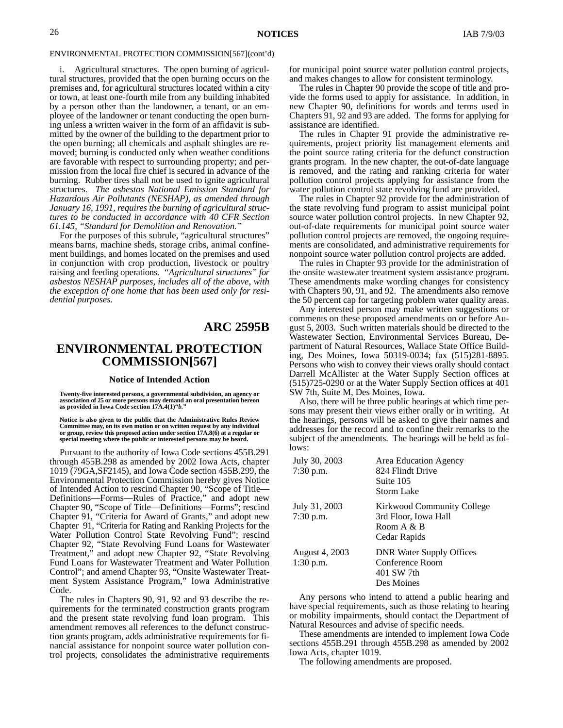ENVIRONMENTAL PROTECTION COMMISSION[567](cont'd)

i. Agricultural structures. The open burning of agricultural structures, provided that the open burning occurs on the premises and, for agricultural structures located within a city or town, at least one-fourth mile from any building inhabited by a person other than the landowner, a tenant, or an employee of the landowner or tenant conducting the open burning unless a written waiver in the form of an affidavit is submitted by the owner of the building to the department prior to the open burning; all chemicals and asphalt shingles are removed; burning is conducted only when weather conditions are favorable with respect to surrounding property; and permission from the local fire chief is secured in advance of the burning. Rubber tires shall not be used to ignite agricultural structures. *The asbestos National Emission Standard for Hazardous Air Pollutants (NESHAP), as amended through January 16, 1991, requires the burning of agricultural structures to be conducted in accordance with 40 CFR Section 61.145, "Standard for Demolition and Renovation."*

For the purposes of this subrule, "agricultural structures" means barns, machine sheds, storage cribs, animal confinement buildings, and homes located on the premises and used in conjunction with crop production, livestock or poultry raising and feeding operations. *"Agricultural structures" for asbestos NESHAP purposes, includes all of the above, with the exception of one home that has been used only for residential purposes.*

# ARC 2595B

# ENVIRONMENTAL PROTECTION COMMISSION[567]

### Notice of Intended Action

**Twenty-five interested persons, a governmental subdivision, an agency or association of 25 or more persons may demand an oral presentation hereon as provided in Iowa Code section 17A.4(1)"b."**

**Notice is also given to the public that the Administrative Rules Review Committee may, on its own motion or on written request by any individual or group, review this proposed action under section 17A.8(6) at a regular or special meeting where the public or interested persons may be heard.**

Pursuant to the authority of Iowa Code sections 455B.291 through 455B.298 as amended by 2002 Iowa Acts, chapter 1019 (79GA,SF2145), and Iowa Code section 455B.299, the Environmental Protection Commission hereby gives Notice of Intended Action to rescind Chapter 90, "Scope of Title—Definitions—Forms—Rules of Practice," and adopt new Chapter 90, "Scope of Title—Definitions—Forms"; rescind Chapter 91, "Criteria for Award of Grants," and adopt new Chapter 91, "Criteria for Rating and Ranking Projects for the Water Pollution Control State Revolving Fund"; rescind Chapter 92, "State Revolving Fund Loans for Wastewater Treatment," and adopt new Chapter 92, "State Revolving Fund Loans for Wastewater Treatment and Water Pollution Control"; and amend Chapter 93, "Onsite Wastewater Treatment System Assistance Program," Iowa Administrative Code.

The rules in Chapters 90, 91, 92 and 93 describe the requirements for the terminated construction grants program and the present state revolving fund loan program. This amendment removes all references to the defunct construction grants program, adds administrative requirements for financial assistance for nonpoint source water pollution control projects, consolidates the administrative requirements for municipal point source water pollution control projects, and makes changes to allow for consistent terminology.

The rules in Chapter 90 provide the scope of title and provide the forms used to apply for assistance. In addition, in new Chapter 90, definitions for words and terms used in Chapters 91, 92 and 93 are added. The forms for applying for assistance are identified.

The rules in Chapter 91 provide the administrative requirements, project priority list management elements and the point source rating criteria for the defunct construction grants program. In the new chapter, the out-of-date language is removed, and the rating and ranking criteria for water pollution control projects applying for assistance from the water pollution control state revolving fund are provided.

The rules in Chapter 92 provide for the administration of the state revolving fund program to assist municipal point source water pollution control projects. In new Chapter 92, out-of-date requirements for municipal point source water pollution control projects are removed, the ongoing requirements are consolidated, and administrative requirements for nonpoint source water pollution control projects are added.

The rules in Chapter 93 provide for the administration of the onsite wastewater treatment system assistance program. These amendments make wording changes for consistency with Chapters 90, 91, and 92. The amendments also remove the 50 percent cap for targeting problem water quality areas.

Any interested person may make written suggestions or comments on these proposed amendments on or before August 5, 2003. Such written materials should be directed to the Wastewater Section, Environmental Services Bureau, Department of Natural Resources, Wallace State Office Building, Des Moines, Iowa 50319-0034; fax (515)281-8895. Persons who wish to convey their views orally should contact Darrell McAllister at the Water Supply Section offices at (515)725-0290 or at the Water Supply Section offices at 401 SW 7th, Suite M, Des Moines, Iowa.

Also, there will be three public hearings at which time persons may present their views either orally or in writing. At the hearings, persons will be asked to give their names and addresses for the record and to confine their remarks to the subject of the amendments. The hearings will be held as follows:

| | |
|---|---|
| July 30, 2003<br>7:30 p.m. | Area Education Agency<br>824 Flindt Drive<br>Suite 105<br>Storm Lake |
| July 31, 2003<br>7:30 p.m. | Kirkwood Community College<br>3rd Floor, Iowa Hall<br>Room A & B<br>Cedar Rapids |
| August 4, 2003<br>1:30 p.m. | DNR Water Supply Offices<br>Conference Room<br>401 SW 7th<br>Des Moines |

Any persons who intend to attend a public hearing and have special requirements, such as those relating to hearing or mobility impairments, should contact the Department of Natural Resources and advise of specific needs.

These amendments are intended to implement Iowa Code sections 455B.291 through 455B.298 as amended by 2002 Iowa Acts, chapter 1019.

The following amendments are proposed.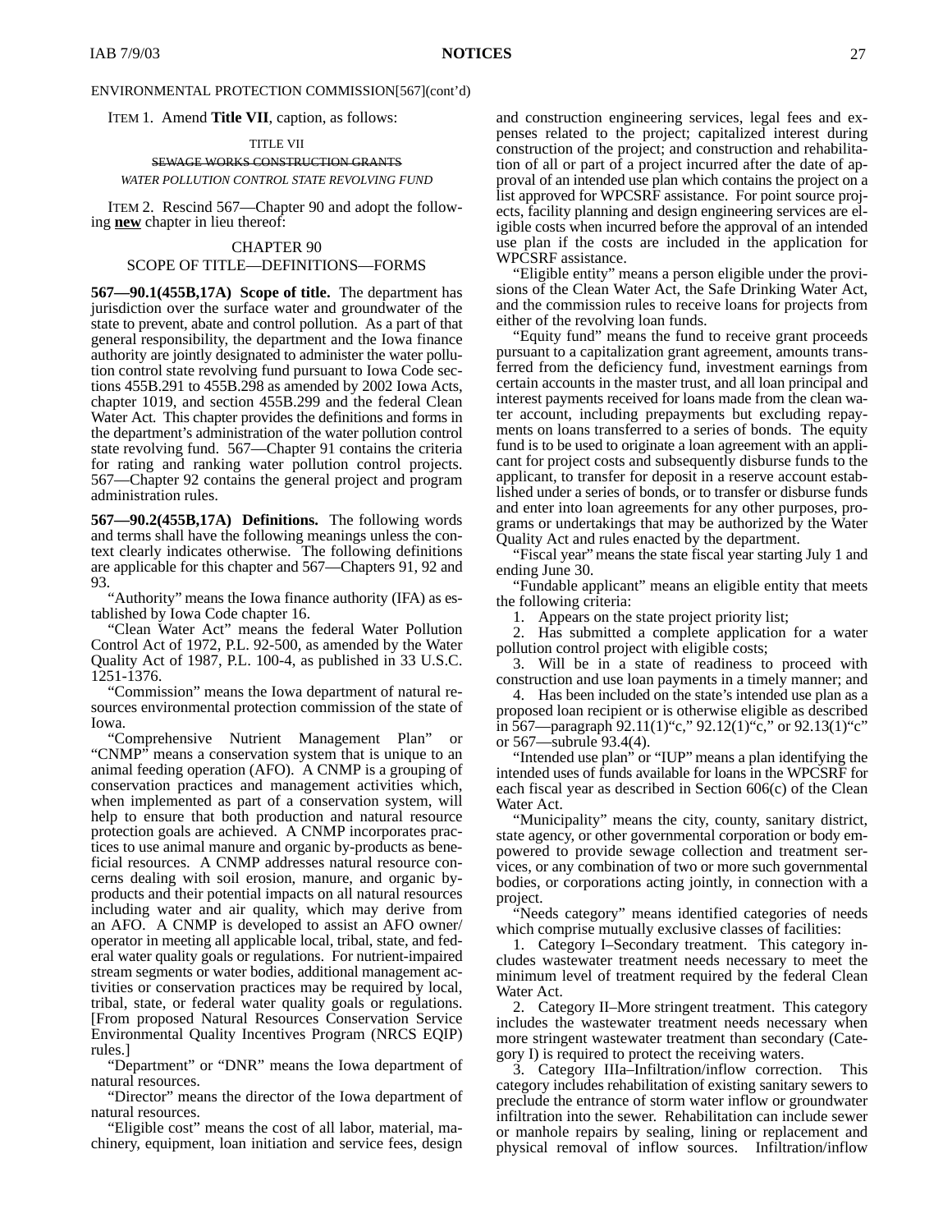ENVIRONMENTAL PROTECTION COMMISSION[567](cont'd)

ITEM 1. Amend **Title VII**, caption, as follows:

TITLE VII

~~SEWAGE WORKS CONSTRUCTION GRANTS~~

*WATER POLLUTION CONTROL STATE REVOLVING FUND*

ITEM 2. Rescind 567—Chapter 90 and adopt the following **new** chapter in lieu thereof:

## CHAPTER 90
## SCOPE OF TITLE—DEFINITIONS—FORMS

**567—90.1(455B,17A) Scope of title.** The department has jurisdiction over the surface water and groundwater of the state to prevent, abate and control pollution. As a part of that general responsibility, the department and the Iowa finance authority are jointly designated to administer the water pollution control state revolving fund pursuant to Iowa Code sections 455B.291 to 455B.298 as amended by 2002 Iowa Acts, chapter 1019, and section 455B.299 and the federal Clean Water Act. This chapter provides the definitions and forms in the department's administration of the water pollution control state revolving fund. 567—Chapter 91 contains the criteria for rating and ranking water pollution control projects. 567—Chapter 92 contains the general project and program administration rules.

**567—90.2(455B,17A) Definitions.** The following words and terms shall have the following meanings unless the context clearly indicates otherwise. The following definitions are applicable for this chapter and 567—Chapters 91, 92 and 93.

"Authority" means the Iowa finance authority (IFA) as established by Iowa Code chapter 16.

"Clean Water Act" means the federal Water Pollution Control Act of 1972, P.L. 92-500, as amended by the Water Quality Act of 1987, P.L. 100-4, as published in 33 U.S.C. 1251-1376.

"Commission" means the Iowa department of natural resources environmental protection commission of the state of Iowa.

"Comprehensive Nutrient Management Plan" or "CNMP" means a conservation system that is unique to an animal feeding operation (AFO). A CNMP is a grouping of conservation practices and management activities which, when implemented as part of a conservation system, will help to ensure that both production and natural resource protection goals are achieved. A CNMP incorporates practices to use animal manure and organic by-products as beneficial resources. A CNMP addresses natural resource concerns dealing with soil erosion, manure, and organic by-products and their potential impacts on all natural resources including water and air quality, which may derive from an AFO. A CNMP is developed to assist an AFO owner/operator in meeting all applicable local, tribal, state, and federal water quality goals or regulations. For nutrient-impaired stream segments or water bodies, additional management activities or conservation practices may be required by local, tribal, state, or federal water quality goals or regulations. [From proposed Natural Resources Conservation Service Environmental Quality Incentives Program (NRCS EQIP) rules.]

"Department" or "DNR" means the Iowa department of natural resources.

"Director" means the director of the Iowa department of natural resources.

"Eligible cost" means the cost of all labor, material, machinery, equipment, loan initiation and service fees, design and construction engineering services, legal fees and expenses related to the project; capitalized interest during construction of the project; and construction and rehabilitation of all or part of a project incurred after the date of approval of an intended use plan which contains the project on a list approved for WPCSRF assistance. For point source projects, facility planning and design engineering services are eligible costs when incurred before the approval of an intended use plan if the costs are included in the application for WPCSRF assistance.

"Eligible entity" means a person eligible under the provisions of the Clean Water Act, the Safe Drinking Water Act, and the commission rules to receive loans for projects from either of the revolving loan funds.

"Equity fund" means the fund to receive grant proceeds pursuant to a capitalization grant agreement, amounts transferred from the deficiency fund, investment earnings from certain accounts in the master trust, and all loan principal and interest payments received for loans made from the clean water account, including prepayments but excluding repayments on loans transferred to a series of bonds. The equity fund is to be used to originate a loan agreement with an applicant for project costs and subsequently disburse funds to the applicant, to transfer for deposit in a reserve account established under a series of bonds, or to transfer or disburse funds and enter into loan agreements for any other purposes, programs or undertakings that may be authorized by the Water Quality Act and rules enacted by the department.

"Fiscal year" means the state fiscal year starting July 1 and ending June 30.

"Fundable applicant" means an eligible entity that meets the following criteria:

1. Appears on the state project priority list;
2. Has submitted a complete application for a water pollution control project with eligible costs;
3. Will be in a state of readiness to proceed with construction and use loan payments in a timely manner; and
4. Has been included on the state's intended use plan as a proposed loan recipient or is otherwise eligible as described in 567—paragraph 92.11(1)"c," 92.12(1)"c," or 92.13(1)"c" or 567—subrule 93.4(4).

"Intended use plan" or "IUP" means a plan identifying the intended uses of funds available for loans in the WPCSRF for each fiscal year as described in Section 606(c) of the Clean Water Act.

"Municipality" means the city, county, sanitary district, state agency, or other governmental corporation or body empowered to provide sewage collection and treatment services, or any combination of two or more such governmental bodies, or corporations acting jointly, in connection with a project.

"Needs category" means identified categories of needs which comprise mutually exclusive classes of facilities:

1. Category I–Secondary treatment. This category includes wastewater treatment needs necessary to meet the minimum level of treatment required by the federal Clean Water Act.
2. Category II–More stringent treatment. This category includes the wastewater treatment needs necessary when more stringent wastewater treatment than secondary (Category I) is required to protect the receiving waters.
3. Category IIIa–Infiltration/inflow correction. This category includes rehabilitation of existing sanitary sewers to preclude the entrance of storm water inflow or groundwater infiltration into the sewer. Rehabilitation can include sewer or manhole repairs by sealing, lining or replacement and physical removal of inflow sources. Infiltration/inflow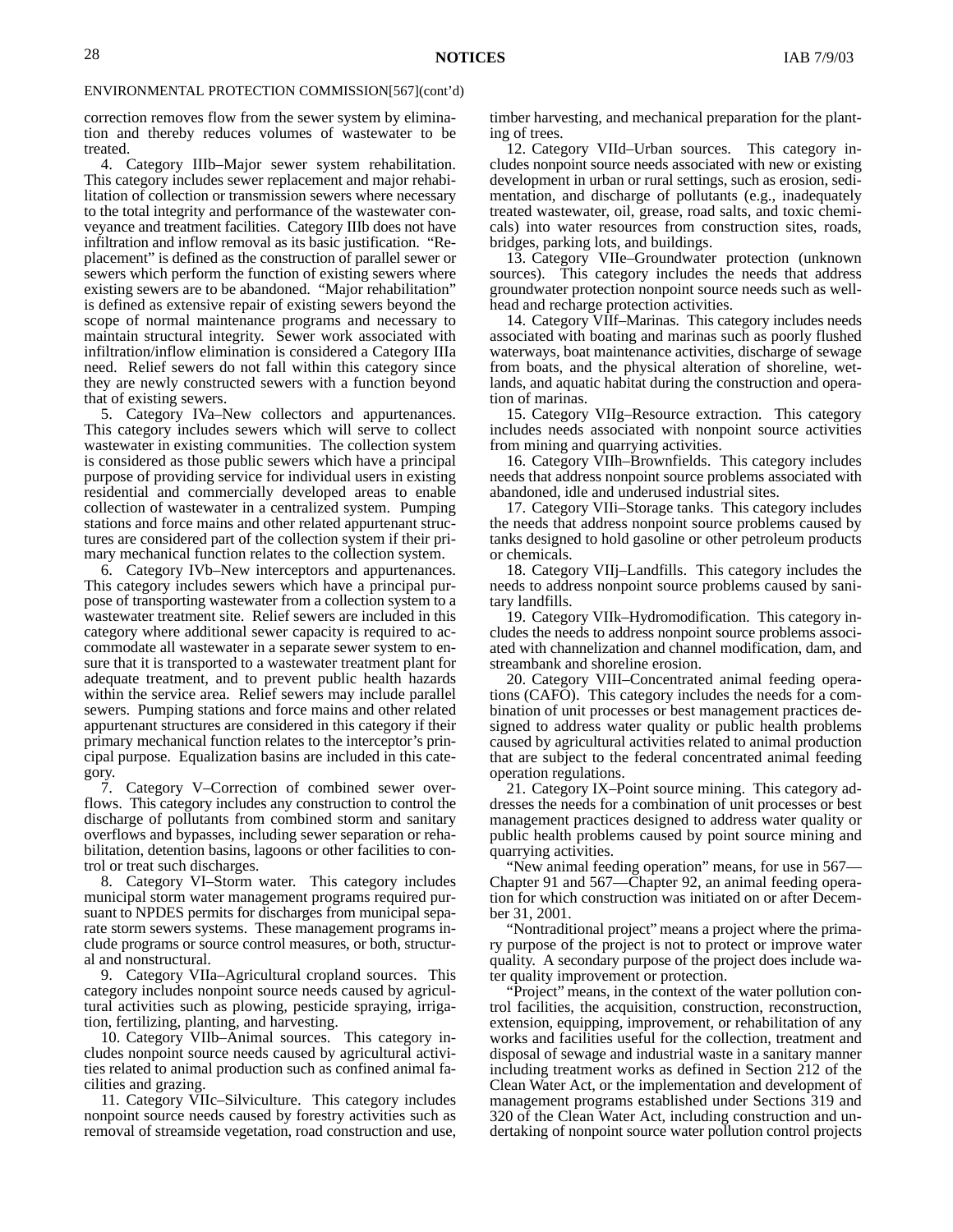ENVIRONMENTAL PROTECTION COMMISSION[567](cont'd)

correction removes flow from the sewer system by elimination and thereby reduces volumes of wastewater to be treated.

4. Category IIIb–Major sewer system rehabilitation. This category includes sewer replacement and major rehabilitation of collection or transmission sewers where necessary to the total integrity and performance of the wastewater conveyance and treatment facilities. Category IIIb does not have infiltration and inflow removal as its basic justification. "Replacement" is defined as the construction of parallel sewer or sewers which perform the function of existing sewers where existing sewers are to be abandoned. "Major rehabilitation" is defined as extensive repair of existing sewers beyond the scope of normal maintenance programs and necessary to maintain structural integrity. Sewer work associated with infiltration/inflow elimination is considered a Category IIIa need. Relief sewers do not fall within this category since they are newly constructed sewers with a function beyond that of existing sewers.

5. Category IVa–New collectors and appurtenances. This category includes sewers which will serve to collect wastewater in existing communities. The collection system is considered as those public sewers which have a principal purpose of providing service for individual users in existing residential and commercially developed areas to enable collection of wastewater in a centralized system. Pumping stations and force mains and other related appurtenant structures are considered part of the collection system if their primary mechanical function relates to the collection system.

6. Category IVb–New interceptors and appurtenances. This category includes sewers which have a principal purpose of transporting wastewater from a collection system to a wastewater treatment site. Relief sewers are included in this category where additional sewer capacity is required to accommodate all wastewater in a separate sewer system to ensure that it is transported to a wastewater treatment plant for adequate treatment, and to prevent public health hazards within the service area. Relief sewers may include parallel sewers. Pumping stations and force mains and other related appurtenant structures are considered in this category if their primary mechanical function relates to the interceptor's principal purpose. Equalization basins are included in this category.

7. Category V–Correction of combined sewer overflows. This category includes any construction to control the discharge of pollutants from combined storm and sanitary overflows and bypasses, including sewer separation or rehabilitation, detention basins, lagoons or other facilities to control or treat such discharges.

8. Category VI–Storm water. This category includes municipal storm water management programs required pursuant to NPDES permits for discharges from municipal separate storm sewers systems. These management programs include programs or source control measures, or both, structural and nonstructural.

9. Category VIIa–Agricultural cropland sources. This category includes nonpoint source needs caused by agricultural activities such as plowing, pesticide spraying, irrigation, fertilizing, planting, and harvesting.

10. Category VIIb–Animal sources. This category includes nonpoint source needs caused by agricultural activities related to animal production such as confined animal facilities and grazing.

11. Category VIIc–Silviculture. This category includes nonpoint source needs caused by forestry activities such as removal of streamside vegetation, road construction and use, timber harvesting, and mechanical preparation for the planting of trees.

12. Category VIId–Urban sources. This category includes nonpoint source needs associated with new or existing development in urban or rural settings, such as erosion, sedimentation, and discharge of pollutants (e.g., inadequately treated wastewater, oil, grease, road salts, and toxic chemicals) into water resources from construction sites, roads, bridges, parking lots, and buildings.

13. Category VIIe–Groundwater protection (unknown sources). This category includes the needs that address groundwater protection nonpoint source needs such as wellhead and recharge protection activities.

14. Category VIIf–Marinas. This category includes needs associated with boating and marinas such as poorly flushed waterways, boat maintenance activities, discharge of sewage from boats, and the physical alteration of shoreline, wetlands, and aquatic habitat during the construction and operation of marinas.

15. Category VIIg–Resource extraction. This category includes needs associated with nonpoint source activities from mining and quarrying activities.

16. Category VIIh–Brownfields. This category includes needs that address nonpoint source problems associated with abandoned, idle and underused industrial sites.

17. Category VIIi–Storage tanks. This category includes the needs that address nonpoint source problems caused by tanks designed to hold gasoline or other petroleum products or chemicals.

18. Category VIIj–Landfills. This category includes the needs to address nonpoint source problems caused by sanitary landfills.

19. Category VIIk–Hydromodification. This category includes the needs to address nonpoint source problems associated with channelization and channel modification, dam, and streambank and shoreline erosion.

20. Category VIII–Concentrated animal feeding operations (CAFO). This category includes the needs for a combination of unit processes or best management practices designed to address water quality or public health problems caused by agricultural activities related to animal production that are subject to the federal concentrated animal feeding operation regulations.

21. Category IX–Point source mining. This category addresses the needs for a combination of unit processes or best management practices designed to address water quality or public health problems caused by point source mining and quarrying activities.

"New animal feeding operation" means, for use in 567—Chapter 91 and 567—Chapter 92, an animal feeding operation for which construction was initiated on or after December 31, 2001.

"Nontraditional project" means a project where the primary purpose of the project is not to protect or improve water quality. A secondary purpose of the project does include water quality improvement or protection.

"Project" means, in the context of the water pollution control facilities, the acquisition, construction, reconstruction, extension, equipping, improvement, or rehabilitation of any works and facilities useful for the collection, treatment and disposal of sewage and industrial waste in a sanitary manner including treatment works as defined in Section 212 of the Clean Water Act, or the implementation and development of management programs established under Sections 319 and 320 of the Clean Water Act, including construction and undertaking of nonpoint source water pollution control projects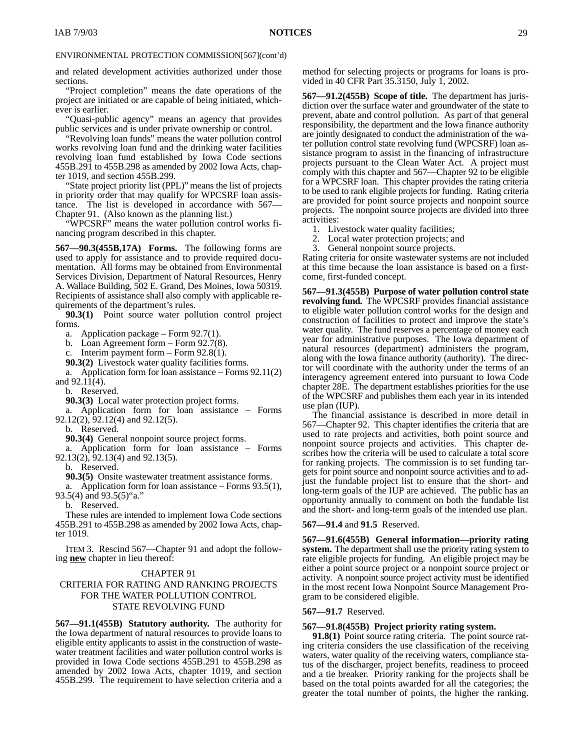ENVIRONMENTAL PROTECTION COMMISSION[567](cont'd)

and related development activities authorized under those sections.

"Project completion" means the date operations of the project are initiated or are capable of being initiated, whichever is earlier.

"Quasi-public agency" means an agency that provides public services and is under private ownership or control.

"Revolving loan funds" means the water pollution control works revolving loan fund and the drinking water facilities revolving loan fund established by Iowa Code sections 455B.291 to 455B.298 as amended by 2002 Iowa Acts, chapter 1019, and section 455B.299.

"State project priority list (PPL)" means the list of projects in priority order that may qualify for WPCSRF loan assistance. The list is developed in accordance with 567—Chapter 91. (Also known as the planning list.)

"WPCSRF" means the water pollution control works financing program described in this chapter.

**567—90.3(455B,17A) Forms.** The following forms are used to apply for assistance and to provide required documentation. All forms may be obtained from Environmental Services Division, Department of Natural Resources, Henry A. Wallace Building, 502 E. Grand, Des Moines, Iowa 50319. Recipients of assistance shall also comply with applicable requirements of the department's rules.

**90.3(1)** Point source water pollution control project forms.

a. Application package – Form 92.7(1).

b. Loan Agreement form – Form 92.7(8).

c. Interim payment form – Form 92.8(1).

**90.3(2)** Livestock water quality facilities forms.

a. Application form for loan assistance – Forms 92.11(2) and 92.11(4).

b. Reserved.

**90.3(3)** Local water protection project forms.

a. Application form for loan assistance – Forms 92.12(2), 92.12(4) and 92.12(5).

b. Reserved.

**90.3(4)** General nonpoint source project forms.

a. Application form for loan assistance – Forms 92.13(2), 92.13(4) and 92.13(5).

b. Reserved.

**90.3(5)** Onsite wastewater treatment assistance forms.

a. Application form for loan assistance – Forms 93.5(1), 93.5(4) and 93.5(5)"a."

b. Reserved.

These rules are intended to implement Iowa Code sections 455B.291 to 455B.298 as amended by 2002 Iowa Acts, chapter 1019.

ITEM 3. Rescind 567—Chapter 91 and adopt the following **new** chapter in lieu thereof:

## CHAPTER 91
## CRITERIA FOR RATING AND RANKING PROJECTS FOR THE WATER POLLUTION CONTROL STATE REVOLVING FUND

**567—91.1(455B) Statutory authority.** The authority for the Iowa department of natural resources to provide loans to eligible entity applicants to assist in the construction of wastewater treatment facilities and water pollution control works is provided in Iowa Code sections 455B.291 to 455B.298 as amended by 2002 Iowa Acts, chapter 1019, and section 455B.299. The requirement to have selection criteria and a method for selecting projects or programs for loans is provided in 40 CFR Part 35.3150, July 1, 2002.

**567—91.2(455B) Scope of title.** The department has jurisdiction over the surface water and groundwater of the state to prevent, abate and control pollution. As part of that general responsibility, the department and the Iowa finance authority are jointly designated to conduct the administration of the water pollution control state revolving fund (WPCSRF) loan assistance program to assist in the financing of infrastructure projects pursuant to the Clean Water Act. A project must comply with this chapter and 567—Chapter 92 to be eligible for a WPCSRF loan. This chapter provides the rating criteria to be used to rank eligible projects for funding. Rating criteria are provided for point source projects and nonpoint source projects. The nonpoint source projects are divided into three activities:

1. Livestock water quality facilities;
2. Local water protection projects; and
3. General nonpoint source projects.

Rating criteria for onsite wastewater systems are not included at this time because the loan assistance is based on a first-come, first-funded concept.

**567—91.3(455B) Purpose of water pollution control state revolving fund.** The WPCSRF provides financial assistance to eligible water pollution control works for the design and construction of facilities to protect and improve the state's water quality. The fund reserves a percentage of money each year for administrative purposes. The Iowa department of natural resources (department) administers the program, along with the Iowa finance authority (authority). The director will coordinate with the authority under the terms of an interagency agreement entered into pursuant to Iowa Code chapter 28E. The department establishes priorities for the use of the WPCSRF and publishes them each year in its intended use plan (IUP).

The financial assistance is described in more detail in 567—Chapter 92. This chapter identifies the criteria that are used to rate projects and activities, both point source and nonpoint source projects and activities. This chapter describes how the criteria will be used to calculate a total score for ranking projects. The commission is to set funding targets for point source and nonpoint source activities and to adjust the fundable project list to ensure that the short- and long-term goals of the IUP are achieved. The public has an opportunity annually to comment on both the fundable list and the short- and long-term goals of the intended use plan.

**567—91.4** and **91.5** Reserved.

**567—91.6(455B) General information—priority rating system.** The department shall use the priority rating system to rate eligible projects for funding. An eligible project may be either a point source project or a nonpoint source project or activity. A nonpoint source project activity must be identified in the most recent Iowa Nonpoint Source Management Program to be considered eligible.

**567—91.7** Reserved.

**567—91.8(455B) Project priority rating system.**

**91.8(1)** Point source rating criteria. The point source rating criteria considers the use classification of the receiving waters, water quality of the receiving waters, compliance status of the discharger, project benefits, readiness to proceed and a tie breaker. Priority ranking for the projects shall be based on the total points awarded for all the categories; the greater the total number of points, the higher the ranking.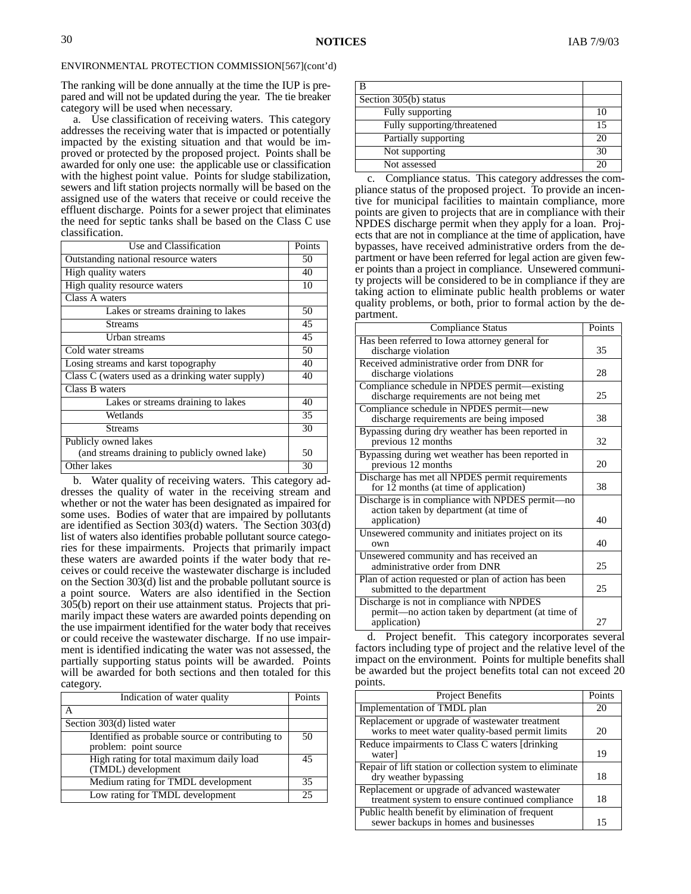ENVIRONMENTAL PROTECTION COMMISSION[567](cont'd)

The ranking will be done annually at the time the IUP is prepared and will not be updated during the year. The tie breaker category will be used when necessary.

a. Use classification of receiving waters. This category addresses the receiving water that is impacted or potentially impacted by the existing situation and that would be improved or protected by the proposed project. Points shall be awarded for only one use: the applicable use or classification with the highest point value. Points for sludge stabilization, sewers and lift station projects normally will be based on the assigned use of the waters that receive or could receive the effluent discharge. Points for a sewer project that eliminates the need for septic tanks shall be based on the Class C use classification.

| Use and Classification | Points |
|---|---|
| Outstanding national resource waters | 50 |
| High quality waters | 40 |
| High quality resource waters | 10 |
| Class A waters | |
| Lakes or streams draining to lakes | 50 |
| Streams | 45 |
| Urban streams | 45 |
| Cold water streams | 50 |
| Losing streams and karst topography | 40 |
| Class C (waters used as a drinking water supply) | 40 |
| Class B waters | |
| Lakes or streams draining to lakes | 40 |
| Wetlands | 35 |
| Streams | 30 |
| Publicly owned lakes (and streams draining to publicly owned lake) | 50 |
| Other lakes | 30 |

b. Water quality of receiving waters. This category addresses the quality of water in the receiving stream and whether or not the water has been designated as impaired for some uses. Bodies of water that are impaired by pollutants are identified as Section 303(d) waters. The Section 303(d) list of waters also identifies probable pollutant source categories for these impairments. Projects that primarily impact these waters are awarded points if the water body that receives or could receive the wastewater discharge is included on the Section 303(d) list and the probable pollutant source is a point source. Waters are also identified in the Section 305(b) report on their use attainment status. Projects that primarily impact these waters are awarded points depending on the use impairment identified for the water body that receives or could receive the wastewater discharge. If no use impairment is identified indicating the water was not assessed, the partially supporting status points will be awarded. Points will be awarded for both sections and then totaled for this category.

| Indication of water quality | Points |
|---|---|
| A | |
| Section 303(d) listed water | |
| Identified as probable source or contributing to problem: point source | 50 |
| High rating for total maximum daily load (TMDL) development | 45 |
| Medium rating for TMDL development | 35 |
| Low rating for TMDL development | 25 |
| B | |
| Section 305(b) status | |
| Fully supporting | 10 |
| Fully supporting/threatened | 15 |
| Partially supporting | 20 |
| Not supporting | 30 |
| Not assessed | 20 |

c. Compliance status. This category addresses the compliance status of the proposed project. To provide an incentive for municipal facilities to maintain compliance, more points are given to projects that are in compliance with their NPDES discharge permit when they apply for a loan. Projects that are not in compliance at the time of application, have bypasses, have received administrative orders from the department or have been referred for legal action are given fewer points than a project in compliance. Unsewered community projects will be considered to be in compliance if they are taking action to eliminate public health problems or water quality problems, or both, prior to formal action by the department.

| Compliance Status | Points |
|---|---|
| Has been referred to Iowa attorney general for discharge violation | 35 |
| Received administrative order from DNR for discharge violations | 28 |
| Compliance schedule in NPDES permit—existing discharge requirements are not being met | 25 |
| Compliance schedule in NPDES permit—new discharge requirements are being imposed | 38 |
| Bypassing during dry weather has been reported in previous 12 months | 32 |
| Bypassing during wet weather has been reported in previous 12 months | 20 |
| Discharge has met all NPDES permit requirements for 12 months (at time of application) | 38 |
| Discharge is in compliance with NPDES permit—no action taken by department (at time of application) | 40 |
| Unsewered community and initiates project on its own | 40 |
| Unsewered community and has received an administrative order from DNR | 25 |
| Plan of action requested or plan of action has been submitted to the department | 25 |
| Discharge is not in compliance with NPDES permit—no action taken by department (at time of application) | 27 |

d. Project benefit. This category incorporates several factors including type of project and the relative level of the impact on the environment. Points for multiple benefits shall be awarded but the project benefits total can not exceed 20 points.

| Project Benefits | Points |
|---|---|
| Implementation of TMDL plan | 20 |
| Replacement or upgrade of wastewater treatment works to meet water quality-based permit limits | 20 |
| Reduce impairments to Class C waters [drinking water] | 19 |
| Repair of lift station or collection system to eliminate dry weather bypassing | 18 |
| Replacement or upgrade of advanced wastewater treatment system to ensure continued compliance | 18 |
| Public health benefit by elimination of frequent sewer backups in homes and businesses | 15 |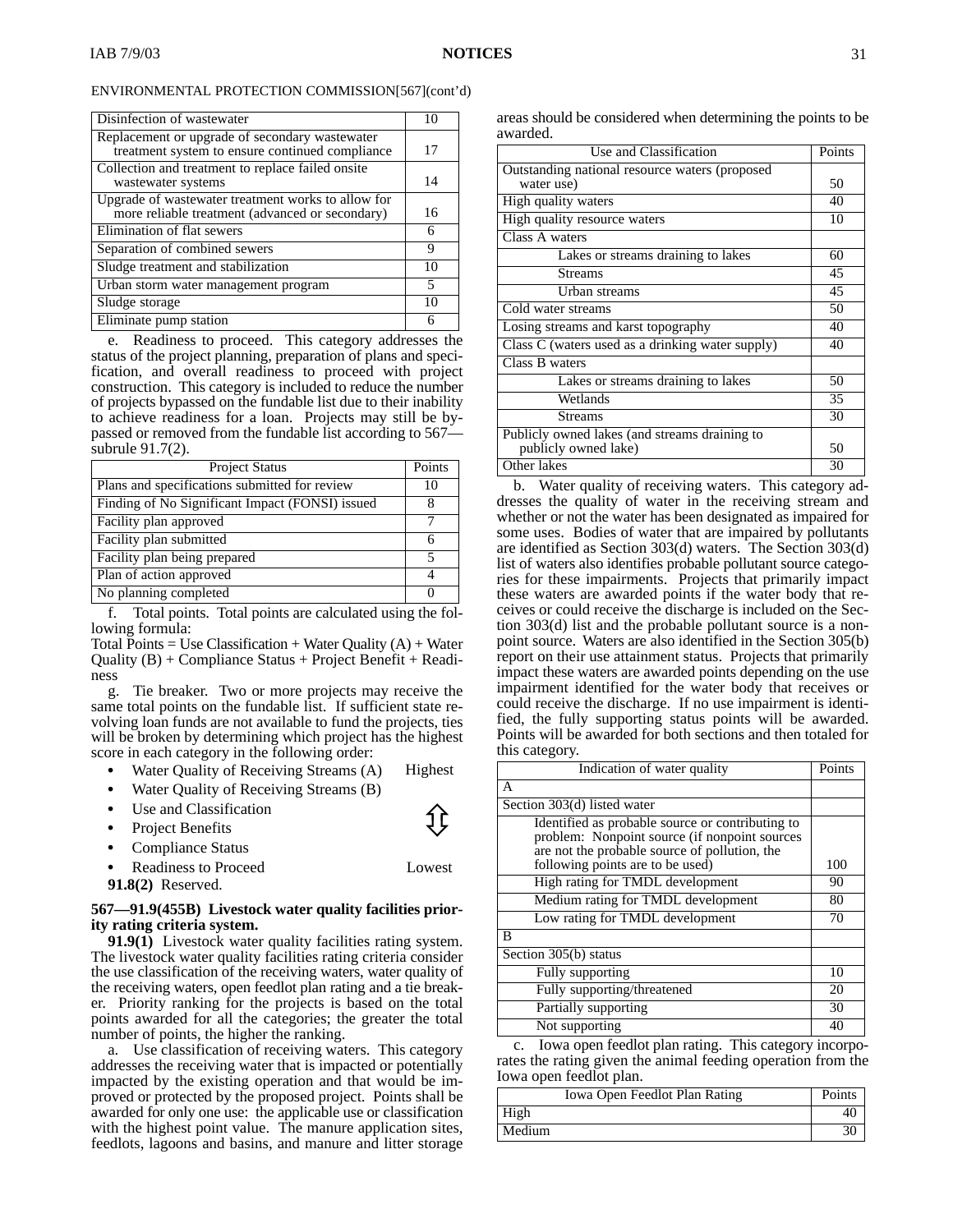ENVIRONMENTAL PROTECTION COMMISSION[567](cont'd)

| | |
|---|---|
| Disinfection of wastewater | 10 |
| Replacement or upgrade of secondary wastewater treatment system to ensure continued compliance | 17 |
| Collection and treatment to replace failed onsite wastewater systems | 14 |
| Upgrade of wastewater treatment works to allow for more reliable treatment (advanced or secondary) | 16 |
| Elimination of flat sewers | 6 |
| Separation of combined sewers | 9 |
| Sludge treatment and stabilization | 10 |
| Urban storm water management program | 5 |
| Sludge storage | 10 |
| Eliminate pump station | 6 |

e. Readiness to proceed. This category addresses the status of the project planning, preparation of plans and specification, and overall readiness to proceed with project construction. This category is included to reduce the number of projects bypassed on the fundable list due to their inability to achieve readiness for a loan. Projects may still be bypassed or removed from the fundable list according to 567—subrule 91.7(2).

| Project Status | Points |
|---|---|
| Plans and specifications submitted for review | 10 |
| Finding of No Significant Impact (FONSI) issued | 8 |
| Facility plan approved | 7 |
| Facility plan submitted | 6 |
| Facility plan being prepared | 5 |
| Plan of action approved | 4 |
| No planning completed | 0 |

f. Total points. Total points are calculated using the following formula:

Total Points = Use Classification + Water Quality (A) + Water Quality (B) + Compliance Status + Project Benefit + Readiness

g. Tie breaker. Two or more projects may receive the same total points on the fundable list. If sufficient state revolving loan funds are not available to fund the projects, ties will be broken by determining which project has the highest score in each category in the following order:

- Water Quality of Receiving Streams (A) — Highest
- Water Quality of Receiving Streams (B)
- Use and Classification
- Project Benefits
- Compliance Status
- Readiness to Proceed — Lowest

**91.8(2)** Reserved.

**567—91.9(455B) Livestock water quality facilities priority rating criteria system.**

**91.9(1)** Livestock water quality facilities rating system. The livestock water quality facilities rating criteria consider the use classification of the receiving waters, water quality of the receiving waters, open feedlot plan rating and a tie breaker. Priority ranking for the projects is based on the total points awarded for all the categories; the greater the total number of points, the higher the ranking.

a. Use classification of receiving waters. This category addresses the receiving water that is impacted or potentially impacted by the existing operation and that would be improved or protected by the proposed project. Points shall be awarded for only one use: the applicable use or classification with the highest point value. The manure application sites, feedlots, lagoons and basins, and manure and litter storage areas should be considered when determining the points to be awarded.

| Use and Classification | Points |
|---|---|
| Outstanding national resource waters (proposed water use) | 50 |
| High quality waters | 40 |
| High quality resource waters | 10 |
| Class A waters | |
| Lakes or streams draining to lakes | 60 |
| Streams | 45 |
| Urban streams | 45 |
| Cold water streams | 50 |
| Losing streams and karst topography | 40 |
| Class C (waters used as a drinking water supply) | 40 |
| Class B waters | |
| Lakes or streams draining to lakes | 50 |
| Wetlands | 35 |
| Streams | 30 |
| Publicly owned lakes (and streams draining to publicly owned lake) | 50 |
| Other lakes | 30 |

b. Water quality of receiving waters. This category addresses the quality of water in the receiving stream and whether or not the water has been designated as impaired for some uses. Bodies of water that are impaired by pollutants are identified as Section 303(d) waters. The Section 303(d) list of waters also identifies probable pollutant source categories for these impairments. Projects that primarily impact these waters are awarded points if the water body that receives or could receive the discharge is included on the Section 303(d) list and the probable pollutant source is a nonpoint source. Waters are also identified in the Section 305(b) report on their use attainment status. Projects that primarily impact these waters are awarded points depending on the use impairment identified for the water body that receives or could receive the discharge. If no use impairment is identified, the fully supporting status points will be awarded. Points will be awarded for both sections and then totaled for this category.

| Indication of water quality | Points |
|---|---|
| A | |
| Section 303(d) listed water | |
| Identified as probable source or contributing to problem: Nonpoint source (if nonpoint sources are not the probable source of pollution, the following points are to be used) | 100 |
| High rating for TMDL development | 90 |
| Medium rating for TMDL development | 80 |
| Low rating for TMDL development | 70 |
| B | |
| Section 305(b) status | |
| Fully supporting | 10 |
| Fully supporting/threatened | 20 |
| Partially supporting | 30 |
| Not supporting | 40 |

c. Iowa open feedlot plan rating. This category incorporates the rating given the animal feeding operation from the Iowa open feedlot plan.

| Iowa Open Feedlot Plan Rating | Points |
|---|---|
| High | 40 |
| Medium | 30 |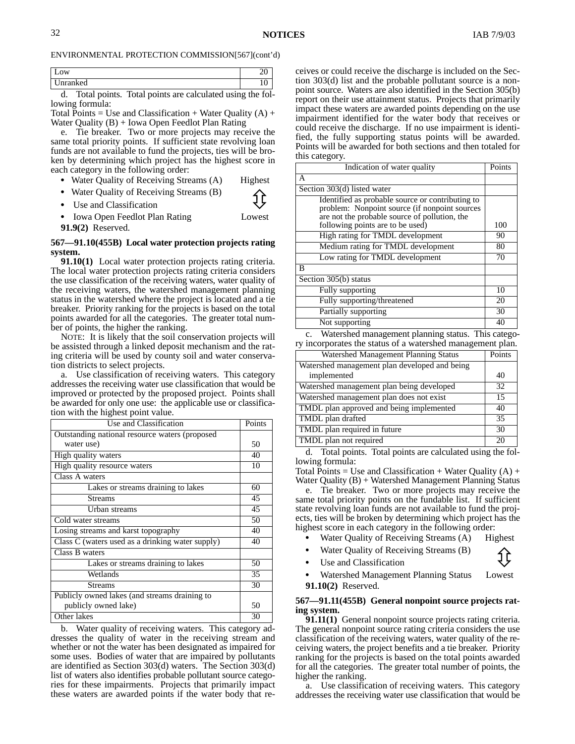ENVIRONMENTAL PROTECTION COMMISSION[567](cont'd)

| | |
|---|---|
| Low | 20 |
| Unranked | 10 |

d. Total points. Total points are calculated using the following formula:

Total Points = Use and Classification + Water Quality (A) + Water Quality (B) + Iowa Open Feedlot Plan Rating

e. Tie breaker. Two or more projects may receive the same total priority points. If sufficient state revolving loan funds are not available to fund the projects, ties will be broken by determining which project has the highest score in each category in the following order:

- Water Quality of Receiving Streams (A) — Highest
- Water Quality of Receiving Streams (B)
- Use and Classification
- Iowa Open Feedlot Plan Rating — Lowest

**91.9(2)** Reserved.

**567—91.10(455B) Local water protection projects rating system.**

**91.10(1)** Local water protection projects rating criteria. The local water protection projects rating criteria considers the use classification of the receiving waters, water quality of the receiving waters, the watershed management planning status in the watershed where the project is located and a tie breaker. Priority ranking for the projects is based on the total points awarded for all the categories. The greater total number of points, the higher the ranking.

NOTE: It is likely that the soil conservation projects will be assisted through a linked deposit mechanism and the rating criteria will be used by county soil and water conservation districts to select projects.

a. Use classification of receiving waters. This category addresses the receiving water use classification that would be improved or protected by the proposed project. Points shall be awarded for only one use: the applicable use or classification with the highest point value.

| Use and Classification | Points |
|---|---|
| Outstanding national resource waters (proposed water use) | 50 |
| High quality waters | 40 |
| High quality resource waters | 10 |
| Class A waters | |
| Lakes or streams draining to lakes | 60 |
| Streams | 45 |
| Urban streams | 45 |
| Cold water streams | 50 |
| Losing streams and karst topography | 40 |
| Class C (waters used as a drinking water supply) | 40 |
| Class B waters | |
| Lakes or streams draining to lakes | 50 |
| Wetlands | 35 |
| Streams | 30 |
| Publicly owned lakes (and streams draining to publicly owned lake) | 50 |
| Other lakes | 30 |

b. Water quality of receiving waters. This category addresses the quality of water in the receiving stream and whether or not the water has been designated as impaired for some uses. Bodies of water that are impaired by pollutants are identified as Section 303(d) waters. The Section 303(d) list of waters also identifies probable pollutant source categories for these impairments. Projects that primarily impact these waters are awarded points if the water body that receives or could receive the discharge is included on the Section 303(d) list and the probable pollutant source is a nonpoint source. Waters are also identified in the Section 305(b) report on their use attainment status. Projects that primarily impact these waters are awarded points depending on the use impairment identified for the water body that receives or could receive the discharge. If no use impairment is identified, the fully supporting status points will be awarded. Points will be awarded for both sections and then totaled for this category.

| Indication of water quality | Points |
|---|---|
| A | |
| Section 303(d) listed water | |
| Identified as probable source or contributing to problem: Nonpoint source (if nonpoint sources are not the probable source of pollution, the following points are to be used) | 100 |
| High rating for TMDL development | 90 |
| Medium rating for TMDL development | 80 |
| Low rating for TMDL development | 70 |
| B | |
| Section 305(b) status | |
| Fully supporting | 10 |
| Fully supporting/threatened | 20 |
| Partially supporting | 30 |
| Not supporting | 40 |

c. Watershed management planning status. This category incorporates the status of a watershed management plan.

| Watershed Management Planning Status | Points |
|---|---|
| Watershed management plan developed and being implemented | 40 |
| Watershed management plan being developed | 32 |
| Watershed management plan does not exist | 15 |
| TMDL plan approved and being implemented | 40 |
| TMDL plan drafted | 35 |
| TMDL plan required in future | 30 |
| TMDL plan not required | 20 |

d. Total points. Total points are calculated using the following formula:

Total Points = Use and Classification + Water Quality (A) + Water Quality (B) + Watershed Management Planning Status

e. Tie breaker. Two or more projects may receive the same total priority points on the fundable list. If sufficient state revolving loan funds are not available to fund the projects, ties will be broken by determining which project has the highest score in each category in the following order:

- Water Quality of Receiving Streams (A) — Highest
- Water Quality of Receiving Streams (B)
- Use and Classification
- Watershed Management Planning Status — Lowest

**91.10(2)** Reserved.

**567—91.11(455B) General nonpoint source projects rating system.**

**91.11(1)** General nonpoint source projects rating criteria. The general nonpoint source rating criteria considers the use classification of the receiving waters, water quality of the receiving waters, the project benefits and a tie breaker. Priority ranking for the projects is based on the total points awarded for all the categories. The greater total number of points, the higher the ranking.

a. Use classification of receiving waters. This category addresses the receiving water use classification that would be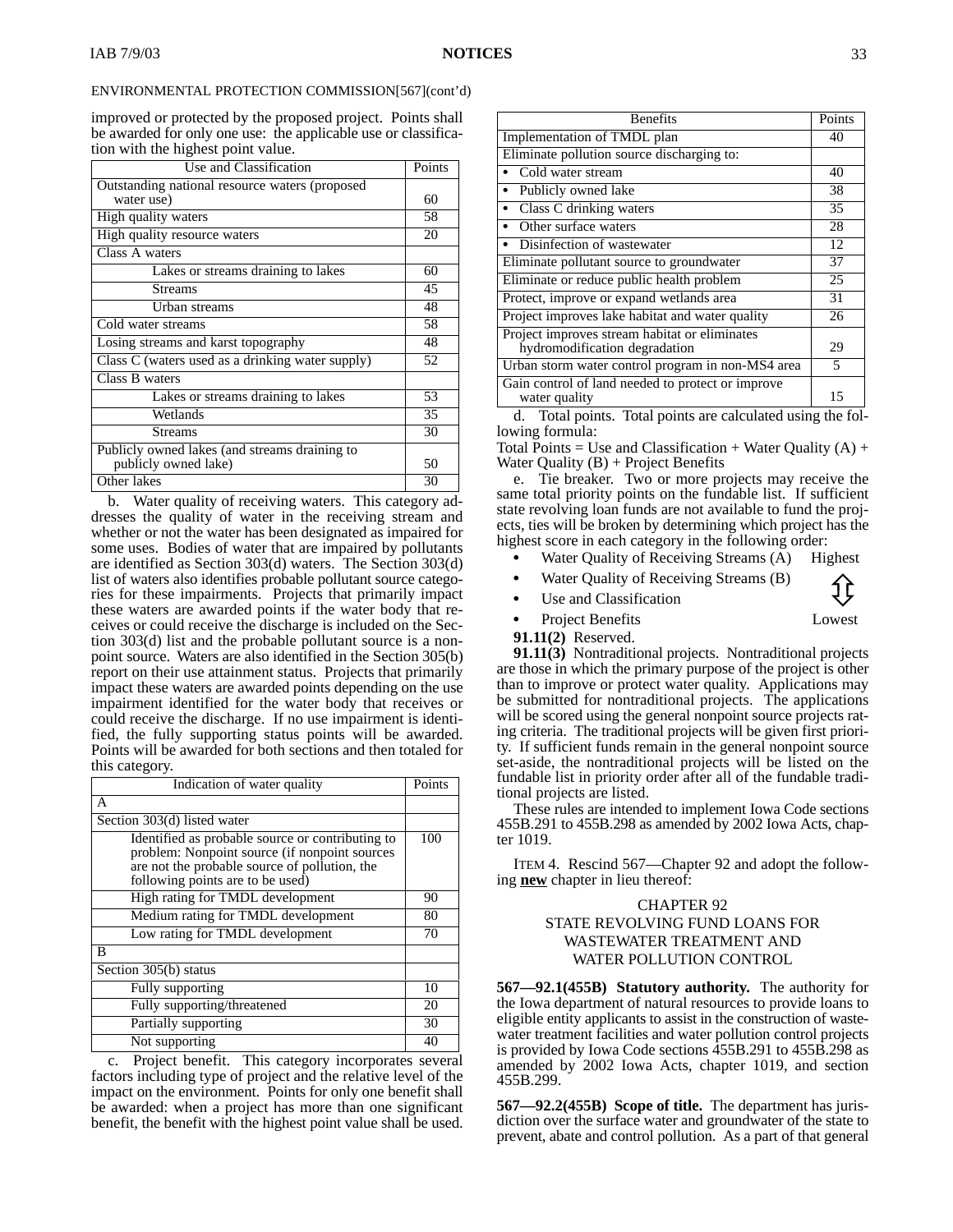ENVIRONMENTAL PROTECTION COMMISSION[567](cont'd)

improved or protected by the proposed project. Points shall be awarded for only one use: the applicable use or classification with the highest point value.

| Use and Classification | Points |
|---|---|
| Outstanding national resource waters (proposed water use) | 60 |
| High quality waters | 58 |
| High quality resource waters | 20 |
| Class A waters | |
| Lakes or streams draining to lakes | 60 |
| Streams | 45 |
| Urban streams | 48 |
| Cold water streams | 58 |
| Losing streams and karst topography | 48 |
| Class C (waters used as a drinking water supply) | 52 |
| Class B waters | |
| Lakes or streams draining to lakes | 53 |
| Wetlands | 35 |
| Streams | 30 |
| Publicly owned lakes (and streams draining to publicly owned lake) | 50 |
| Other lakes | 30 |

b. Water quality of receiving waters. This category addresses the quality of water in the receiving stream and whether or not the water has been designated as impaired for some uses. Bodies of water that are impaired by pollutants are identified as Section 303(d) waters. The Section 303(d) list of waters also identifies probable pollutant source categories for these impairments. Projects that primarily impact these waters are awarded points if the water body that receives or could receive the discharge is included on the Section 303(d) list and the probable pollutant source is a nonpoint source. Waters are also identified in the Section 305(b) report on their use attainment status. Projects that primarily impact these waters are awarded points depending on the use impairment identified for the water body that receives or could receive the discharge. If no use impairment is identified, the fully supporting status points will be awarded. Points will be awarded for both sections and then totaled for this category.

| Indication of water quality | Points |
|---|---|
| A | |
| Section 303(d) listed water | |
| Identified as probable source or contributing to problem: Nonpoint source (if nonpoint sources are not the probable source of pollution, the following points are to be used) | 100 |
| High rating for TMDL development | 90 |
| Medium rating for TMDL development | 80 |
| Low rating for TMDL development | 70 |
| B | |
| Section 305(b) status | |
| Fully supporting | 10 |
| Fully supporting/threatened | 20 |
| Partially supporting | 30 |
| Not supporting | 40 |

c. Project benefit. This category incorporates several factors including type of project and the relative level of the impact on the environment. Points for only one benefit shall be awarded: when a project has more than one significant benefit, the benefit with the highest point value shall be used.

| Benefits | Points |
|---|---|
| Implementation of TMDL plan | 40 |
| Eliminate pollution source discharging to: | |
| • Cold water stream | 40 |
| • Publicly owned lake | 38 |
| • Class C drinking waters | 35 |
| • Other surface waters | 28 |
| • Disinfection of wastewater | 12 |
| Eliminate pollutant source to groundwater | 37 |
| Eliminate or reduce public health problem | 25 |
| Protect, improve or expand wetlands area | 31 |
| Project improves lake habitat and water quality | 26 |
| Project improves stream habitat or eliminates hydromodification degradation | 29 |
| Urban storm water control program in non-MS4 area | 5 |
| Gain control of land needed to protect or improve water quality | 15 |

d. Total points. Total points are calculated using the following formula:

Total Points = Use and Classification + Water Quality (A) + Water Quality (B) + Project Benefits

e. Tie breaker. Two or more projects may receive the same total priority points on the fundable list. If sufficient state revolving loan funds are not available to fund the projects, ties will be broken by determining which project has the highest score in each category in the following order:

- Water Quality of Receiving Streams (A) — Highest
- Water Quality of Receiving Streams (B)
- Use and Classification
- Project Benefits — Lowest

**91.11(2)** Reserved.

**91.11(3)** Nontraditional projects. Nontraditional projects are those in which the primary purpose of the project is other than to improve or protect water quality. Applications may be submitted for nontraditional projects. The applications will be scored using the general nonpoint source projects rating criteria. The traditional projects will be given first priority. If sufficient funds remain in the general nonpoint source set-aside, the nontraditional projects will be listed on the fundable list in priority order after all of the fundable traditional projects are listed.

These rules are intended to implement Iowa Code sections 455B.291 to 455B.298 as amended by 2002 Iowa Acts, chapter 1019.

ITEM 4. Rescind 567—Chapter 92 and adopt the following **new** chapter in lieu thereof:

CHAPTER 92
STATE REVOLVING FUND LOANS FOR
WASTEWATER TREATMENT AND
WATER POLLUTION CONTROL

**567—92.1(455B) Statutory authority.** The authority for the Iowa department of natural resources to provide loans to eligible entity applicants to assist in the construction of wastewater treatment facilities and water pollution control projects is provided by Iowa Code sections 455B.291 to 455B.298 as amended by 2002 Iowa Acts, chapter 1019, and section 455B.299.

**567—92.2(455B) Scope of title.** The department has jurisdiction over the surface water and groundwater of the state to prevent, abate and control pollution. As a part of that general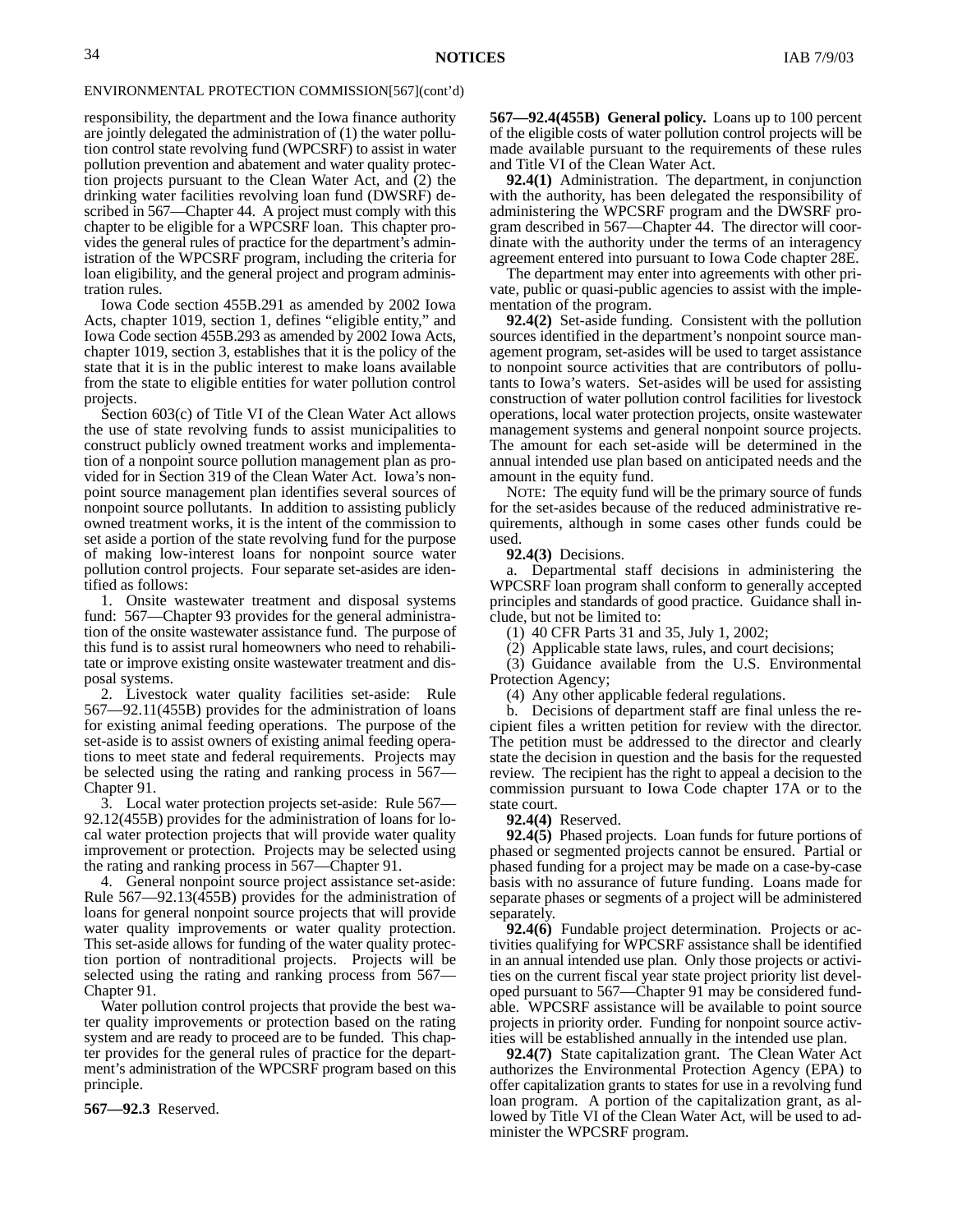ENVIRONMENTAL PROTECTION COMMISSION[567](cont'd)

responsibility, the department and the Iowa finance authority are jointly delegated the administration of (1) the water pollution control state revolving fund (WPCSRF) to assist in water pollution prevention and abatement and water quality protection projects pursuant to the Clean Water Act, and (2) the drinking water facilities revolving loan fund (DWSRF) described in 567—Chapter 44. A project must comply with this chapter to be eligible for a WPCSRF loan. This chapter provides the general rules of practice for the department's administration of the WPCSRF program, including the criteria for loan eligibility, and the general project and program administration rules.

Iowa Code section 455B.291 as amended by 2002 Iowa Acts, chapter 1019, section 1, defines "eligible entity," and Iowa Code section 455B.293 as amended by 2002 Iowa Acts, chapter 1019, section 3, establishes that it is the policy of the state that it is in the public interest to make loans available from the state to eligible entities for water pollution control projects.

Section 603(c) of Title VI of the Clean Water Act allows the use of state revolving funds to assist municipalities to construct publicly owned treatment works and implementation of a nonpoint source pollution management plan as provided for in Section 319 of the Clean Water Act. Iowa's nonpoint source management plan identifies several sources of nonpoint source pollutants. In addition to assisting publicly owned treatment works, it is the intent of the commission to set aside a portion of the state revolving fund for the purpose of making low-interest loans for nonpoint source water pollution control projects. Four separate set-asides are identified as follows:

1. Onsite wastewater treatment and disposal systems fund: 567—Chapter 93 provides for the general administration of the onsite wastewater assistance fund. The purpose of this fund is to assist rural homeowners who need to rehabilitate or improve existing onsite wastewater treatment and disposal systems.

2. Livestock water quality facilities set-aside: Rule 567—92.11(455B) provides for the administration of loans for existing animal feeding operations. The purpose of the set-aside is to assist owners of existing animal feeding operations to meet state and federal requirements. Projects may be selected using the rating and ranking process in 567—Chapter 91.

3. Local water protection projects set-aside: Rule 567—92.12(455B) provides for the administration of loans for local water protection projects that will provide water quality improvement or protection. Projects may be selected using the rating and ranking process in 567—Chapter 91.

4. General nonpoint source project assistance set-aside: Rule 567—92.13(455B) provides for the administration of loans for general nonpoint source projects that will provide water quality improvements or water quality protection. This set-aside allows for funding of the water quality protection portion of nontraditional projects. Projects will be selected using the rating and ranking process from 567—Chapter 91.

Water pollution control projects that provide the best water quality improvements or protection based on the rating system and are ready to proceed are to be funded. This chapter provides for the general rules of practice for the department's administration of the WPCSRF program based on this principle.

**567—92.3** Reserved.

**567—92.4(455B) General policy.** Loans up to 100 percent of the eligible costs of water pollution control projects will be made available pursuant to the requirements of these rules and Title VI of the Clean Water Act.

**92.4(1)** Administration. The department, in conjunction with the authority, has been delegated the responsibility of administering the WPCSRF program and the DWSRF program described in 567—Chapter 44. The director will coordinate with the authority under the terms of an interagency agreement entered into pursuant to Iowa Code chapter 28E.

The department may enter into agreements with other private, public or quasi-public agencies to assist with the implementation of the program.

**92.4(2)** Set-aside funding. Consistent with the pollution sources identified in the department's nonpoint source management program, set-asides will be used to target assistance to nonpoint source activities that are contributors of pollutants to Iowa's waters. Set-asides will be used for assisting construction of water pollution control facilities for livestock operations, local water protection projects, onsite wastewater management systems and general nonpoint source projects. The amount for each set-aside will be determined in the annual intended use plan based on anticipated needs and the amount in the equity fund.

NOTE: The equity fund will be the primary source of funds for the set-asides because of the reduced administrative requirements, although in some cases other funds could be used.

**92.4(3)** Decisions.

a. Departmental staff decisions in administering the WPCSRF loan program shall conform to generally accepted principles and standards of good practice. Guidance shall include, but not be limited to:

(1) 40 CFR Parts 31 and 35, July 1, 2002;

(2) Applicable state laws, rules, and court decisions;

(3) Guidance available from the U.S. Environmental Protection Agency;

(4) Any other applicable federal regulations.

b. Decisions of department staff are final unless the recipient files a written petition for review with the director. The petition must be addressed to the director and clearly state the decision in question and the basis for the requested review. The recipient has the right to appeal a decision to the commission pursuant to Iowa Code chapter 17A or to the state court.

**92.4(4)** Reserved.

**92.4(5)** Phased projects. Loan funds for future portions of phased or segmented projects cannot be ensured. Partial or phased funding for a project may be made on a case-by-case basis with no assurance of future funding. Loans made for separate phases or segments of a project will be administered separately.

**92.4(6)** Fundable project determination. Projects or activities qualifying for WPCSRF assistance shall be identified in an annual intended use plan. Only those projects or activities on the current fiscal year state project priority list developed pursuant to 567—Chapter 91 may be considered fundable. WPCSRF assistance will be available to point source projects in priority order. Funding for nonpoint source activities will be established annually in the intended use plan.

**92.4(7)** State capitalization grant. The Clean Water Act authorizes the Environmental Protection Agency (EPA) to offer capitalization grants to states for use in a revolving fund loan program. A portion of the capitalization grant, as allowed by Title VI of the Clean Water Act, will be used to administer the WPCSRF program.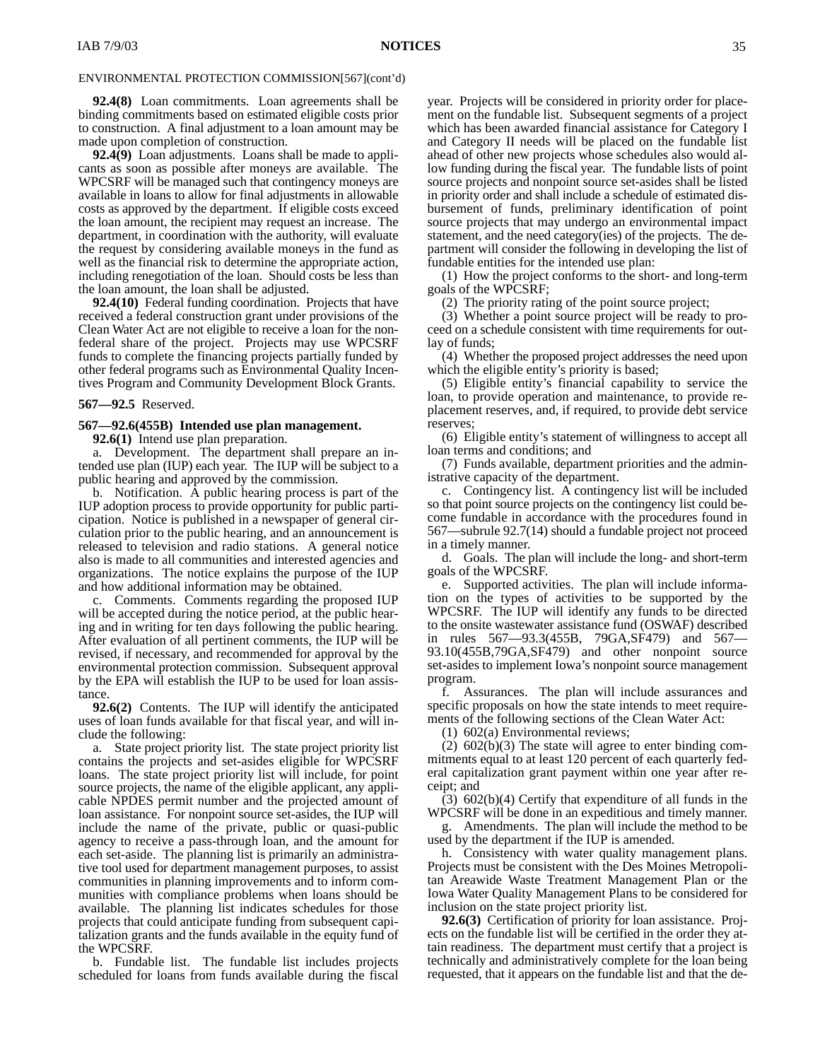ENVIRONMENTAL PROTECTION COMMISSION[567](cont'd)

**92.4(8)** Loan commitments. Loan agreements shall be binding commitments based on estimated eligible costs prior to construction. A final adjustment to a loan amount may be made upon completion of construction.

**92.4(9)** Loan adjustments. Loans shall be made to applicants as soon as possible after moneys are available. The WPCSRF will be managed such that contingency moneys are available in loans to allow for final adjustments in allowable costs as approved by the department. If eligible costs exceed the loan amount, the recipient may request an increase. The department, in coordination with the authority, will evaluate the request by considering available moneys in the fund as well as the financial risk to determine the appropriate action, including renegotiation of the loan. Should costs be less than the loan amount, the loan shall be adjusted.

**92.4(10)** Federal funding coordination. Projects that have received a federal construction grant under provisions of the Clean Water Act are not eligible to receive a loan for the nonfederal share of the project. Projects may use WPCSRF funds to complete the financing projects partially funded by other federal programs such as Environmental Quality Incentives Program and Community Development Block Grants.

**567—92.5** Reserved.

**567—92.6(455B) Intended use plan management.**

**92.6(1)** Intend use plan preparation.

a. Development. The department shall prepare an intended use plan (IUP) each year. The IUP will be subject to a public hearing and approved by the commission.

b. Notification. A public hearing process is part of the IUP adoption process to provide opportunity for public participation. Notice is published in a newspaper of general circulation prior to the public hearing, and an announcement is released to television and radio stations. A general notice also is made to all communities and interested agencies and organizations. The notice explains the purpose of the IUP and how additional information may be obtained.

c. Comments. Comments regarding the proposed IUP will be accepted during the notice period, at the public hearing and in writing for ten days following the public hearing. After evaluation of all pertinent comments, the IUP will be revised, if necessary, and recommended for approval by the environmental protection commission. Subsequent approval by the EPA will establish the IUP to be used for loan assistance.

**92.6(2)** Contents. The IUP will identify the anticipated uses of loan funds available for that fiscal year, and will include the following:

a. State project priority list. The state project priority list contains the projects and set-asides eligible for WPCSRF loans. The state project priority list will include, for point source projects, the name of the eligible applicant, any applicable NPDES permit number and the projected amount of loan assistance. For nonpoint source set-asides, the IUP will include the name of the private, public or quasi-public agency to receive a pass-through loan, and the amount for each set-aside. The planning list is primarily an administrative tool used for department management purposes, to assist communities in planning improvements and to inform communities with compliance problems when loans should be available. The planning list indicates schedules for those projects that could anticipate funding from subsequent capitalization grants and the funds available in the equity fund of the WPCSRF.

b. Fundable list. The fundable list includes projects scheduled for loans from funds available during the fiscal year. Projects will be considered in priority order for placement on the fundable list. Subsequent segments of a project which has been awarded financial assistance for Category I and Category II needs will be placed on the fundable list ahead of other new projects whose schedules also would allow funding during the fiscal year. The fundable lists of point source projects and nonpoint source set-asides shall be listed in priority order and shall include a schedule of estimated disbursement of funds, preliminary identification of point source projects that may undergo an environmental impact statement, and the need category(ies) of the projects. The department will consider the following in developing the list of fundable entities for the intended use plan:

(1) How the project conforms to the short- and long-term goals of the WPCSRF;

(2) The priority rating of the point source project;

(3) Whether a point source project will be ready to proceed on a schedule consistent with time requirements for outlay of funds;

(4) Whether the proposed project addresses the need upon which the eligible entity's priority is based;

(5) Eligible entity's financial capability to service the loan, to provide operation and maintenance, to provide replacement reserves, and, if required, to provide debt service reserves;

(6) Eligible entity's statement of willingness to accept all loan terms and conditions; and

(7) Funds available, department priorities and the administrative capacity of the department.

c. Contingency list. A contingency list will be included so that point source projects on the contingency list could become fundable in accordance with the procedures found in 567—subrule 92.7(14) should a fundable project not proceed in a timely manner.

d. Goals. The plan will include the long- and short-term goals of the WPCSRF.

e. Supported activities. The plan will include information on the types of activities to be supported by the WPCSRF. The IUP will identify any funds to be directed to the onsite wastewater assistance fund (OSWAF) described in rules 567—93.3(455B, 79GA,SF479) and 567—93.10(455B,79GA,SF479) and other nonpoint source set-asides to implement Iowa's nonpoint source management program.

f. Assurances. The plan will include assurances and specific proposals on how the state intends to meet requirements of the following sections of the Clean Water Act:

(1) 602(a) Environmental reviews;

(2) 602(b)(3) The state will agree to enter binding commitments equal to at least 120 percent of each quarterly federal capitalization grant payment within one year after receipt; and

(3) 602(b)(4) Certify that expenditure of all funds in the WPCSRF will be done in an expeditious and timely manner.

g. Amendments. The plan will include the method to be used by the department if the IUP is amended.

h. Consistency with water quality management plans. Projects must be consistent with the Des Moines Metropolitan Areawide Waste Treatment Management Plan or the Iowa Water Quality Management Plans to be considered for inclusion on the state project priority list.

**92.6(3)** Certification of priority for loan assistance. Projects on the fundable list will be certified in the order they attain readiness. The department must certify that a project is technically and administratively complete for the loan being requested, that it appears on the fundable list and that the de-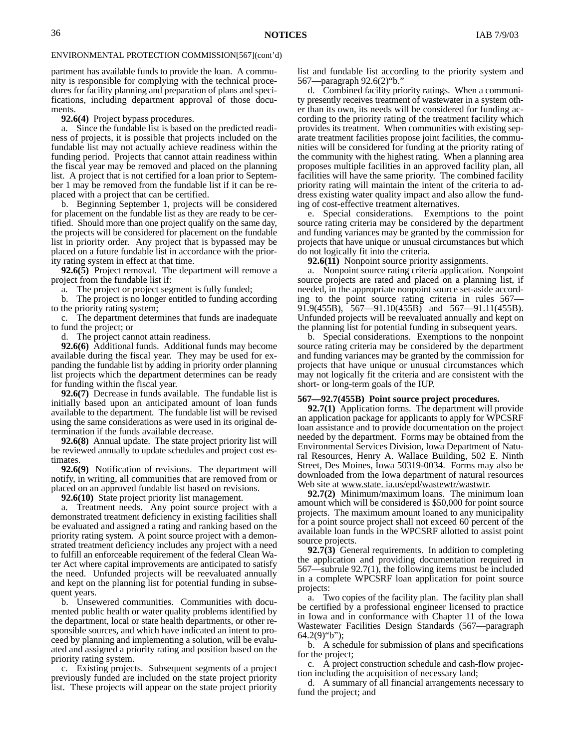ENVIRONMENTAL PROTECTION COMMISSION[567](cont'd)

partment has available funds to provide the loan. A community is responsible for complying with the technical procedures for facility planning and preparation of plans and specifications, including department approval of those documents.

**92.6(4)** Project bypass procedures.

a. Since the fundable list is based on the predicted readiness of projects, it is possible that projects included on the fundable list may not actually achieve readiness within the funding period. Projects that cannot attain readiness within the fiscal year may be removed and placed on the planning list. A project that is not certified for a loan prior to September 1 may be removed from the fundable list if it can be replaced with a project that can be certified.

b. Beginning September 1, projects will be considered for placement on the fundable list as they are ready to be certified. Should more than one project qualify on the same day, the projects will be considered for placement on the fundable list in priority order. Any project that is bypassed may be placed on a future fundable list in accordance with the priority rating system in effect at that time.

**92.6(5)** Project removal. The department will remove a project from the fundable list if:

a. The project or project segment is fully funded;

b. The project is no longer entitled to funding according to the priority rating system;

c. The department determines that funds are inadequate to fund the project; or

d. The project cannot attain readiness.

**92.6(6)** Additional funds. Additional funds may become available during the fiscal year. They may be used for expanding the fundable list by adding in priority order planning list projects which the department determines can be ready for funding within the fiscal year.

**92.6(7)** Decrease in funds available. The fundable list is initially based upon an anticipated amount of loan funds available to the department. The fundable list will be revised using the same considerations as were used in its original determination if the funds available decrease.

**92.6(8)** Annual update. The state project priority list will be reviewed annually to update schedules and project cost estimates.

**92.6(9)** Notification of revisions. The department will notify, in writing, all communities that are removed from or placed on an approved fundable list based on revisions.

**92.6(10)** State project priority list management.

a. Treatment needs. Any point source project with a demonstrated treatment deficiency in existing facilities shall be evaluated and assigned a rating and ranking based on the priority rating system. A point source project with a demonstrated treatment deficiency includes any project with a need to fulfill an enforceable requirement of the federal Clean Water Act where capital improvements are anticipated to satisfy the need. Unfunded projects will be reevaluated annually and kept on the planning list for potential funding in subsequent years.

b. Unsewered communities. Communities with documented public health or water quality problems identified by the department, local or state health departments, or other responsible sources, and which have indicated an intent to proceed by planning and implementing a solution, will be evaluated and assigned a priority rating and position based on the priority rating system.

c. Existing projects. Subsequent segments of a project previously funded are included on the state project priority list. These projects will appear on the state project priority list and fundable list according to the priority system and 567—paragraph 92.6(2)"b."

d. Combined facility priority ratings. When a community presently receives treatment of wastewater in a system other than its own, its needs will be considered for funding according to the priority rating of the treatment facility which provides its treatment. When communities with existing separate treatment facilities propose joint facilities, the communities will be considered for funding at the priority rating of the community with the highest rating. When a planning area proposes multiple facilities in an approved facility plan, all facilities will have the same priority. The combined facility priority rating will maintain the intent of the criteria to address existing water quality impact and also allow the funding of cost-effective treatment alternatives.

e. Special considerations. Exemptions to the point source rating criteria may be considered by the department and funding variances may be granted by the commission for projects that have unique or unusual circumstances but which do not logically fit into the criteria.

**92.6(11)** Nonpoint source priority assignments.

a. Nonpoint source rating criteria application. Nonpoint source projects are rated and placed on a planning list, if needed, in the appropriate nonpoint source set-aside according to the point source rating criteria in rules 567—91.9(455B), 567—91.10(455B) and 567—91.11(455B). Unfunded projects will be reevaluated annually and kept on the planning list for potential funding in subsequent years.

b. Special considerations. Exemptions to the nonpoint source rating criteria may be considered by the department and funding variances may be granted by the commission for projects that have unique or unusual circumstances which may not logically fit the criteria and are consistent with the short- or long-term goals of the IUP.

**567—92.7(455B) Point source project procedures.**

**92.7(1)** Application forms. The department will provide an application package for applicants to apply for WPCSRF loan assistance and to provide documentation on the project needed by the department. Forms may be obtained from the Environmental Services Division, Iowa Department of Natural Resources, Henry A. Wallace Building, 502 E. Ninth Street, Des Moines, Iowa 50319-0034. Forms may also be downloaded from the Iowa department of natural resources Web site at www.state. ia.us/epd/wastewtr/wastwtr.

**92.7(2)** Minimum/maximum loans. The minimum loan amount which will be considered is $50,000 for point source projects. The maximum amount loaned to any municipality for a point source project shall not exceed 60 percent of the available loan funds in the WPCSRF allotted to assist point source projects.

**92.7(3)** General requirements. In addition to completing the application and providing documentation required in 567—subrule 92.7(1), the following items must be included in a complete WPCSRF loan application for point source projects:

a. Two copies of the facility plan. The facility plan shall be certified by a professional engineer licensed to practice in Iowa and in conformance with Chapter 11 of the Iowa Wastewater Facilities Design Standards (567—paragraph 64.2(9)"b");

b. A schedule for submission of plans and specifications for the project;

c. A project construction schedule and cash-flow projection including the acquisition of necessary land;

d. A summary of all financial arrangements necessary to fund the project; and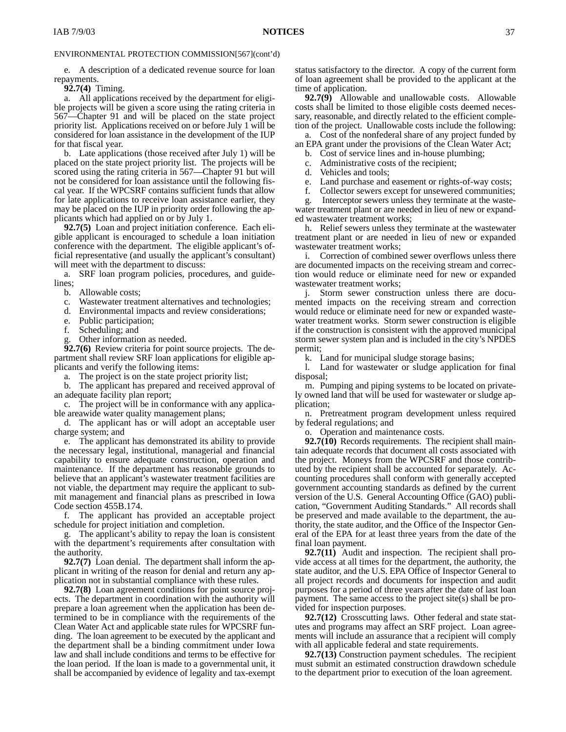ENVIRONMENTAL PROTECTION COMMISSION[567](cont'd)

e. A description of a dedicated revenue source for loan repayments.

**92.7(4)** Timing.

a. All applications received by the department for eligible projects will be given a score using the rating criteria in 567—Chapter 91 and will be placed on the state project priority list. Applications received on or before July 1 will be considered for loan assistance in the development of the IUP for that fiscal year.

b. Late applications (those received after July 1) will be placed on the state project priority list. The projects will be scored using the rating criteria in 567—Chapter 91 but will not be considered for loan assistance until the following fiscal year. If the WPCSRF contains sufficient funds that allow for late applications to receive loan assistance earlier, they may be placed on the IUP in priority order following the applicants which had applied on or by July 1.

**92.7(5)** Loan and project initiation conference. Each eligible applicant is encouraged to schedule a loan initiation conference with the department. The eligible applicant's official representative (and usually the applicant's consultant) will meet with the department to discuss:

a. SRF loan program policies, procedures, and guidelines;

b. Allowable costs;

c. Wastewater treatment alternatives and technologies;

d. Environmental impacts and review considerations;

e. Public participation;

f. Scheduling; and

g. Other information as needed.

**92.7(6)** Review criteria for point source projects. The department shall review SRF loan applications for eligible applicants and verify the following items:

a. The project is on the state project priority list;

b. The applicant has prepared and received approval of an adequate facility plan report;

c. The project will be in conformance with any applicable areawide water quality management plans;

d. The applicant has or will adopt an acceptable user charge system; and

e. The applicant has demonstrated its ability to provide the necessary legal, institutional, managerial and financial capability to ensure adequate construction, operation and maintenance. If the department has reasonable grounds to believe that an applicant's wastewater treatment facilities are not viable, the department may require the applicant to submit management and financial plans as prescribed in Iowa Code section 455B.174.

f. The applicant has provided an acceptable project schedule for project initiation and completion.

g. The applicant's ability to repay the loan is consistent with the department's requirements after consultation with the authority.

**92.7(7)** Loan denial. The department shall inform the applicant in writing of the reason for denial and return any application not in substantial compliance with these rules.

**92.7(8)** Loan agreement conditions for point source projects. The department in coordination with the authority will prepare a loan agreement when the application has been determined to be in compliance with the requirements of the Clean Water Act and applicable state rules for WPCSRF funding. The loan agreement to be executed by the applicant and the department shall be a binding commitment under Iowa law and shall include conditions and terms to be effective for the loan period. If the loan is made to a governmental unit, it shall be accompanied by evidence of legality and tax-exempt status satisfactory to the director. A copy of the current form of loan agreement shall be provided to the applicant at the time of application.

**92.7(9)** Allowable and unallowable costs. Allowable costs shall be limited to those eligible costs deemed necessary, reasonable, and directly related to the efficient completion of the project. Unallowable costs include the following:

a. Cost of the nonfederal share of any project funded by an EPA grant under the provisions of the Clean Water Act;

b. Cost of service lines and in-house plumbing;

c. Administrative costs of the recipient;

d. Vehicles and tools;

e. Land purchase and easement or rights-of-way costs;

f. Collector sewers except for unsewered communities;

g. Interceptor sewers unless they terminate at the wastewater treatment plant or are needed in lieu of new or expanded wastewater treatment works;

h. Relief sewers unless they terminate at the wastewater treatment plant or are needed in lieu of new or expanded wastewater treatment works;

i. Correction of combined sewer overflows unless there are documented impacts on the receiving stream and correction would reduce or eliminate need for new or expanded wastewater treatment works;

j. Storm sewer construction unless there are documented impacts on the receiving stream and correction would reduce or eliminate need for new or expanded wastewater treatment works. Storm sewer construction is eligible if the construction is consistent with the approved municipal storm sewer system plan and is included in the city's NPDES permit;

k. Land for municipal sludge storage basins;

l. Land for wastewater or sludge application for final disposal;

m. Pumping and piping systems to be located on privately owned land that will be used for wastewater or sludge application;

n. Pretreatment program development unless required by federal regulations; and

o. Operation and maintenance costs.

**92.7(10)** Records requirements. The recipient shall maintain adequate records that document all costs associated with the project. Moneys from the WPCSRF and those contributed by the recipient shall be accounted for separately. Accounting procedures shall conform with generally accepted government accounting standards as defined by the current version of the U.S. General Accounting Office (GAO) publication, "Government Auditing Standards." All records shall be preserved and made available to the department, the authority, the state auditor, and the Office of the Inspector General of the EPA for at least three years from the date of the final loan payment.

**92.7(11)** Audit and inspection. The recipient shall provide access at all times for the department, the authority, the state auditor, and the U.S. EPA Office of Inspector General to all project records and documents for inspection and audit purposes for a period of three years after the date of last loan payment. The same access to the project site(s) shall be provided for inspection purposes.

**92.7(12)** Crosscutting laws. Other federal and state statutes and programs may affect an SRF project. Loan agreements will include an assurance that a recipient will comply with all applicable federal and state requirements.

**92.7(13)** Construction payment schedules. The recipient must submit an estimated construction drawdown schedule to the department prior to execution of the loan agreement.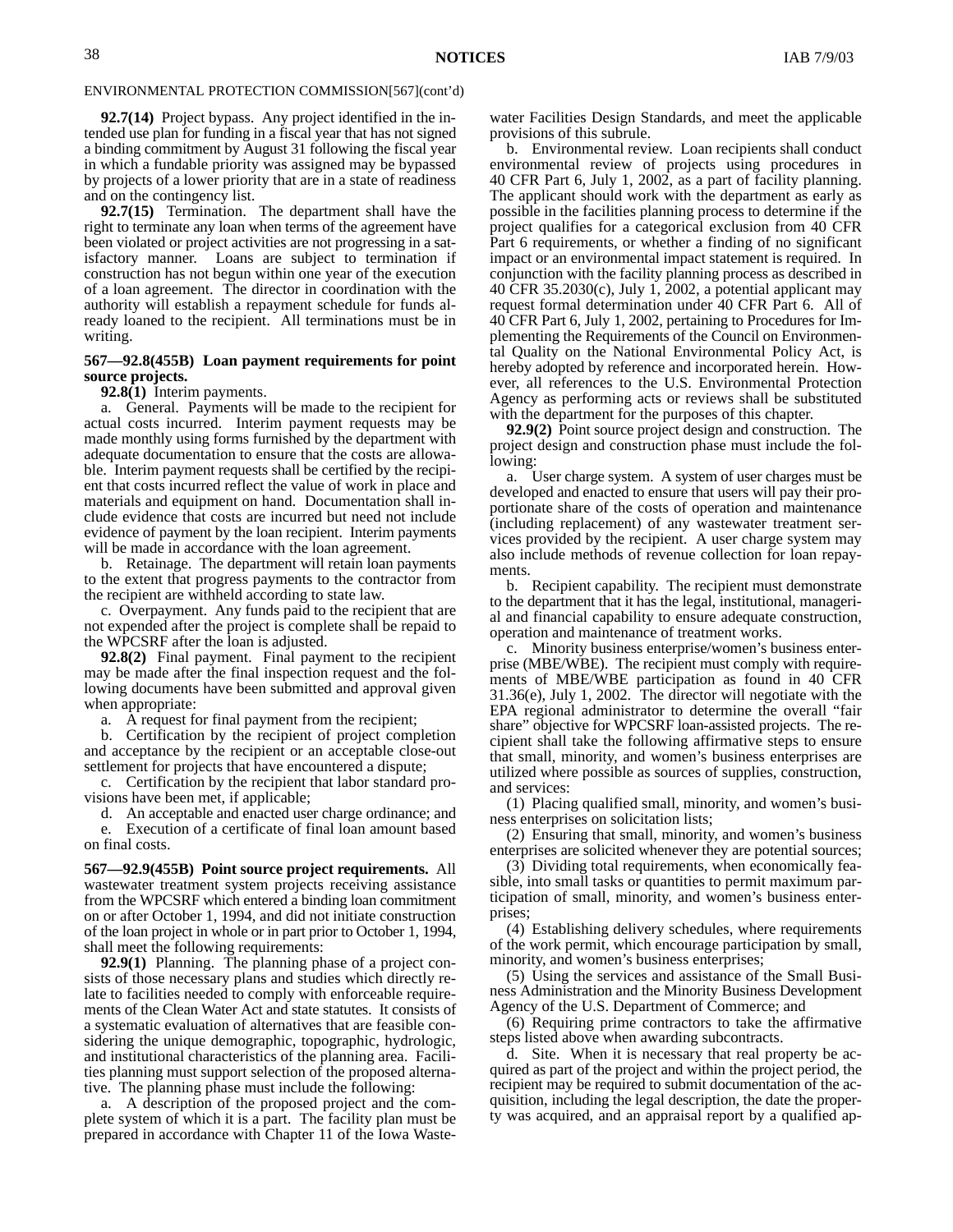ENVIRONMENTAL PROTECTION COMMISSION[567](cont'd)

**92.7(14)** Project bypass. Any project identified in the intended use plan for funding in a fiscal year that has not signed a binding commitment by August 31 following the fiscal year in which a fundable priority was assigned may be bypassed by projects of a lower priority that are in a state of readiness and on the contingency list.

**92.7(15)** Termination. The department shall have the right to terminate any loan when terms of the agreement have been violated or project activities are not progressing in a satisfactory manner. Loans are subject to termination if construction has not begun within one year of the execution of a loan agreement. The director in coordination with the authority will establish a repayment schedule for funds already loaned to the recipient. All terminations must be in writing.

**567—92.8(455B) Loan payment requirements for point source projects.**

**92.8(1)** Interim payments.

a. General. Payments will be made to the recipient for actual costs incurred. Interim payment requests may be made monthly using forms furnished by the department with adequate documentation to ensure that the costs are allowable. Interim payment requests shall be certified by the recipient that costs incurred reflect the value of work in place and materials and equipment on hand. Documentation shall include evidence that costs are incurred but need not include evidence of payment by the loan recipient. Interim payments will be made in accordance with the loan agreement.

b. Retainage. The department will retain loan payments to the extent that progress payments to the contractor from the recipient are withheld according to state law.

c. Overpayment. Any funds paid to the recipient that are not expended after the project is complete shall be repaid to the WPCSRF after the loan is adjusted.

**92.8(2)** Final payment. Final payment to the recipient may be made after the final inspection request and the following documents have been submitted and approval given when appropriate:

a. A request for final payment from the recipient;

b. Certification by the recipient of project completion and acceptance by the recipient or an acceptable close-out settlement for projects that have encountered a dispute;

c. Certification by the recipient that labor standard provisions have been met, if applicable;

d. An acceptable and enacted user charge ordinance; and

e. Execution of a certificate of final loan amount based on final costs.

**567—92.9(455B) Point source project requirements.** All wastewater treatment system projects receiving assistance from the WPCSRF which entered a binding loan commitment on or after October 1, 1994, and did not initiate construction of the loan project in whole or in part prior to October 1, 1994, shall meet the following requirements:

**92.9(1)** Planning. The planning phase of a project consists of those necessary plans and studies which directly relate to facilities needed to comply with enforceable requirements of the Clean Water Act and state statutes. It consists of a systematic evaluation of alternatives that are feasible considering the unique demographic, topographic, hydrologic, and institutional characteristics of the planning area. Facilities planning must support selection of the proposed alternative. The planning phase must include the following:

a. A description of the proposed project and the complete system of which it is a part. The facility plan must be prepared in accordance with Chapter 11 of the Iowa Wastewater Facilities Design Standards, and meet the applicable provisions of this subrule.

b. Environmental review. Loan recipients shall conduct environmental review of projects using procedures in 40 CFR Part 6, July 1, 2002, as a part of facility planning. The applicant should work with the department as early as possible in the facilities planning process to determine if the project qualifies for a categorical exclusion from 40 CFR Part 6 requirements, or whether a finding of no significant impact or an environmental impact statement is required. In conjunction with the facility planning process as described in 40 CFR 35.2030(c), July 1, 2002, a potential applicant may request formal determination under 40 CFR Part 6. All of 40 CFR Part 6, July 1, 2002, pertaining to Procedures for Implementing the Requirements of the Council on Environmental Quality on the National Environmental Policy Act, is hereby adopted by reference and incorporated herein. However, all references to the U.S. Environmental Protection Agency as performing acts or reviews shall be substituted with the department for the purposes of this chapter.

**92.9(2)** Point source project design and construction. The project design and construction phase must include the following:

a. User charge system. A system of user charges must be developed and enacted to ensure that users will pay their proportionate share of the costs of operation and maintenance (including replacement) of any wastewater treatment services provided by the recipient. A user charge system may also include methods of revenue collection for loan repayments.

b. Recipient capability. The recipient must demonstrate to the department that it has the legal, institutional, managerial and financial capability to ensure adequate construction, operation and maintenance of treatment works.

c. Minority business enterprise/women's business enterprise (MBE/WBE). The recipient must comply with requirements of MBE/WBE participation as found in 40 CFR 31.36(e), July 1, 2002. The director will negotiate with the EPA regional administrator to determine the overall "fair share" objective for WPCSRF loan-assisted projects. The recipient shall take the following affirmative steps to ensure that small, minority, and women's business enterprises are utilized where possible as sources of supplies, construction, and services:

(1) Placing qualified small, minority, and women's business enterprises on solicitation lists;

(2) Ensuring that small, minority, and women's business enterprises are solicited whenever they are potential sources;

(3) Dividing total requirements, when economically feasible, into small tasks or quantities to permit maximum participation of small, minority, and women's business enterprises;

(4) Establishing delivery schedules, where requirements of the work permit, which encourage participation by small, minority, and women's business enterprises;

(5) Using the services and assistance of the Small Business Administration and the Minority Business Development Agency of the U.S. Department of Commerce; and

(6) Requiring prime contractors to take the affirmative steps listed above when awarding subcontracts.

d. Site. When it is necessary that real property be acquired as part of the project and within the project period, the recipient may be required to submit documentation of the acquisition, including the legal description, the date the property was acquired, and an appraisal report by a qualified ap-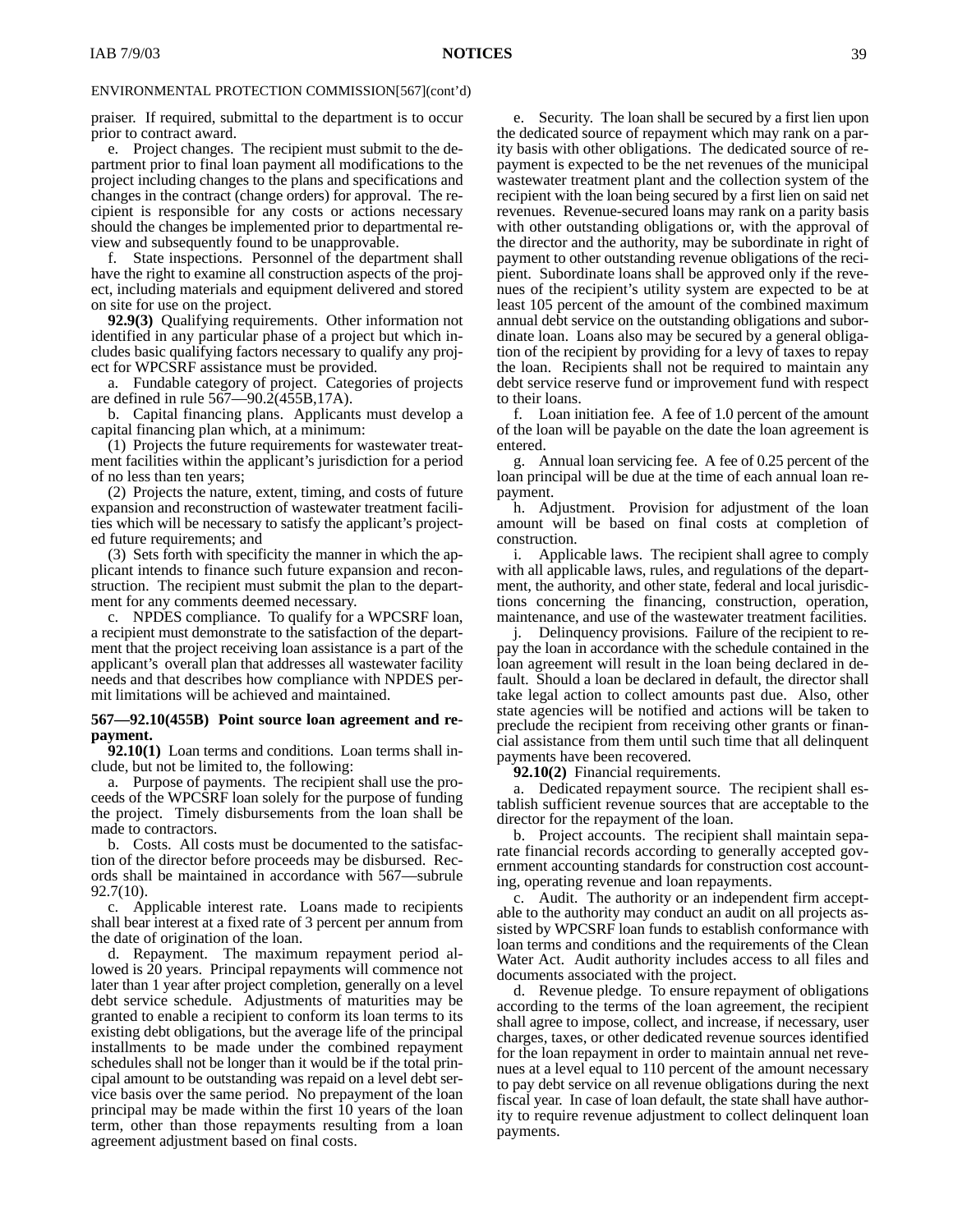ENVIRONMENTAL PROTECTION COMMISSION[567](cont'd)

praiser. If required, submittal to the department is to occur prior to contract award.

e. Project changes. The recipient must submit to the department prior to final loan payment all modifications to the project including changes to the plans and specifications and changes in the contract (change orders) for approval. The recipient is responsible for any costs or actions necessary should the changes be implemented prior to departmental review and subsequently found to be unapprovable.

f. State inspections. Personnel of the department shall have the right to examine all construction aspects of the project, including materials and equipment delivered and stored on site for use on the project.

**92.9(3)** Qualifying requirements. Other information not identified in any particular phase of a project but which includes basic qualifying factors necessary to qualify any project for WPCSRF assistance must be provided.

a. Fundable category of project. Categories of projects are defined in rule 567—90.2(455B,17A).

b. Capital financing plans. Applicants must develop a capital financing plan which, at a minimum:

(1) Projects the future requirements for wastewater treatment facilities within the applicant's jurisdiction for a period of no less than ten years;

(2) Projects the nature, extent, timing, and costs of future expansion and reconstruction of wastewater treatment facilities which will be necessary to satisfy the applicant's projected future requirements; and

(3) Sets forth with specificity the manner in which the applicant intends to finance such future expansion and reconstruction. The recipient must submit the plan to the department for any comments deemed necessary.

c. NPDES compliance. To qualify for a WPCSRF loan, a recipient must demonstrate to the satisfaction of the department that the project receiving loan assistance is a part of the applicant's overall plan that addresses all wastewater facility needs and that describes how compliance with NPDES permit limitations will be achieved and maintained.

**567—92.10(455B) Point source loan agreement and repayment.**

**92.10(1)** Loan terms and conditions. Loan terms shall include, but not be limited to, the following:

a. Purpose of payments. The recipient shall use the proceeds of the WPCSRF loan solely for the purpose of funding the project. Timely disbursements from the loan shall be made to contractors.

b. Costs. All costs must be documented to the satisfaction of the director before proceeds may be disbursed. Records shall be maintained in accordance with 567—subrule 92.7(10).

c. Applicable interest rate. Loans made to recipients shall bear interest at a fixed rate of 3 percent per annum from the date of origination of the loan.

d. Repayment. The maximum repayment period allowed is 20 years. Principal repayments will commence not later than 1 year after project completion, generally on a level debt service schedule. Adjustments of maturities may be granted to enable a recipient to conform its loan terms to its existing debt obligations, but the average life of the principal installments to be made under the combined repayment schedules shall not be longer than it would be if the total principal amount to be outstanding was repaid on a level debt service basis over the same period. No prepayment of the loan principal may be made within the first 10 years of the loan term, other than those repayments resulting from a loan agreement adjustment based on final costs.

e. Security. The loan shall be secured by a first lien upon the dedicated source of repayment which may rank on a parity basis with other obligations. The dedicated source of repayment is expected to be the net revenues of the municipal wastewater treatment plant and the collection system of the recipient with the loan being secured by a first lien on said net revenues. Revenue-secured loans may rank on a parity basis with other outstanding obligations or, with the approval of the director and the authority, may be subordinate in right of payment to other outstanding revenue obligations of the recipient. Subordinate loans shall be approved only if the revenues of the recipient's utility system are expected to be at least 105 percent of the amount of the combined maximum annual debt service on the outstanding obligations and subordinate loan. Loans also may be secured by a general obligation of the recipient by providing for a levy of taxes to repay the loan. Recipients shall not be required to maintain any debt service reserve fund or improvement fund with respect to their loans.

f. Loan initiation fee. A fee of 1.0 percent of the amount of the loan will be payable on the date the loan agreement is entered.

g. Annual loan servicing fee. A fee of 0.25 percent of the loan principal will be due at the time of each annual loan repayment.

h. Adjustment. Provision for adjustment of the loan amount will be based on final costs at completion of construction.

i. Applicable laws. The recipient shall agree to comply with all applicable laws, rules, and regulations of the department, the authority, and other state, federal and local jurisdictions concerning the financing, construction, operation, maintenance, and use of the wastewater treatment facilities.

j. Delinquency provisions. Failure of the recipient to repay the loan in accordance with the schedule contained in the loan agreement will result in the loan being declared in default. Should a loan be declared in default, the director shall take legal action to collect amounts past due. Also, other state agencies will be notified and actions will be taken to preclude the recipient from receiving other grants or financial assistance from them until such time that all delinquent payments have been recovered.

**92.10(2)** Financial requirements.

a. Dedicated repayment source. The recipient shall establish sufficient revenue sources that are acceptable to the director for the repayment of the loan.

b. Project accounts. The recipient shall maintain separate financial records according to generally accepted government accounting standards for construction cost accounting, operating revenue and loan repayments.

c. Audit. The authority or an independent firm acceptable to the authority may conduct an audit on all projects assisted by WPCSRF loan funds to establish conformance with loan terms and conditions and the requirements of the Clean Water Act. Audit authority includes access to all files and documents associated with the project.

d. Revenue pledge. To ensure repayment of obligations according to the terms of the loan agreement, the recipient shall agree to impose, collect, and increase, if necessary, user charges, taxes, or other dedicated revenue sources identified for the loan repayment in order to maintain annual net revenues at a level equal to 110 percent of the amount necessary to pay debt service on all revenue obligations during the next fiscal year. In case of loan default, the state shall have authority to require revenue adjustment to collect delinquent loan payments.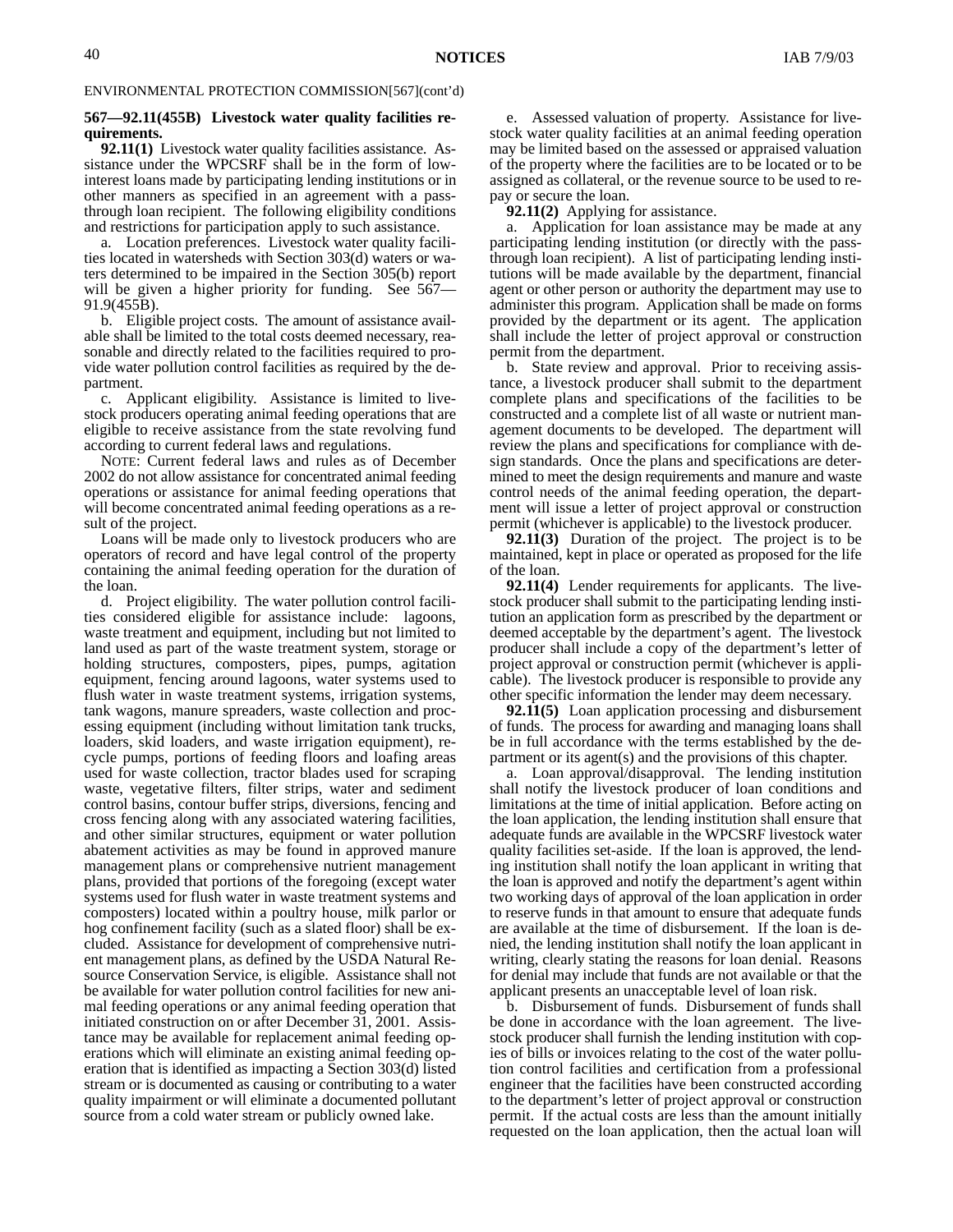ENVIRONMENTAL PROTECTION COMMISSION[567](cont'd)

**567—92.11(455B) Livestock water quality facilities requirements.**

**92.11(1)** Livestock water quality facilities assistance. Assistance under the WPCSRF shall be in the form of low-interest loans made by participating lending institutions or in other manners as specified in an agreement with a pass-through loan recipient. The following eligibility conditions and restrictions for participation apply to such assistance.

a. Location preferences. Livestock water quality facilities located in watersheds with Section 303(d) waters or waters determined to be impaired in the Section 305(b) report will be given a higher priority for funding. See 567—91.9(455B).

b. Eligible project costs. The amount of assistance available shall be limited to the total costs deemed necessary, reasonable and directly related to the facilities required to provide water pollution control facilities as required by the department.

c. Applicant eligibility. Assistance is limited to livestock producers operating animal feeding operations that are eligible to receive assistance from the state revolving fund according to current federal laws and regulations.

NOTE: Current federal laws and rules as of December 2002 do not allow assistance for concentrated animal feeding operations or assistance for animal feeding operations that will become concentrated animal feeding operations as a result of the project.

Loans will be made only to livestock producers who are operators of record and have legal control of the property containing the animal feeding operation for the duration of the loan.

d. Project eligibility. The water pollution control facilities considered eligible for assistance include: lagoons, waste treatment and equipment, including but not limited to land used as part of the waste treatment system, storage or holding structures, composters, pipes, pumps, agitation equipment, fencing around lagoons, water systems used to flush water in waste treatment systems, irrigation systems, tank wagons, manure spreaders, waste collection and processing equipment (including without limitation tank trucks, loaders, skid loaders, and waste irrigation equipment), recycle pumps, portions of feeding floors and loafing areas used for waste collection, tractor blades used for scraping waste, vegetative filters, filter strips, water and sediment control basins, contour buffer strips, diversions, fencing and cross fencing along with any associated watering facilities, and other similar structures, equipment or water pollution abatement activities as may be found in approved manure management plans or comprehensive nutrient management plans, provided that portions of the foregoing (except water systems used for flush water in waste treatment systems and composters) located within a poultry house, milk parlor or hog confinement facility (such as a slated floor) shall be excluded. Assistance for development of comprehensive nutrient management plans, as defined by the USDA Natural Resource Conservation Service, is eligible. Assistance shall not be available for water pollution control facilities for new animal feeding operations or any animal feeding operation that initiated construction on or after December 31, 2001. Assistance may be available for replacement animal feeding operations which will eliminate an existing animal feeding operation that is identified as impacting a Section 303(d) listed stream or is documented as causing or contributing to a water quality impairment or will eliminate a documented pollutant source from a cold water stream or publicly owned lake.

e. Assessed valuation of property. Assistance for livestock water quality facilities at an animal feeding operation may be limited based on the assessed or appraised valuation of the property where the facilities are to be located or to be assigned as collateral, or the revenue source to be used to repay or secure the loan.

**92.11(2)** Applying for assistance.

a. Application for loan assistance may be made at any participating lending institution (or directly with the pass-through loan recipient). A list of participating lending institutions will be made available by the department, financial agent or other person or authority the department may use to administer this program. Application shall be made on forms provided by the department or its agent. The application shall include the letter of project approval or construction permit from the department.

b. State review and approval. Prior to receiving assistance, a livestock producer shall submit to the department complete plans and specifications of the facilities to be constructed and a complete list of all waste or nutrient management documents to be developed. The department will review the plans and specifications for compliance with design standards. Once the plans and specifications are determined to meet the design requirements and manure and waste control needs of the animal feeding operation, the department will issue a letter of project approval or construction permit (whichever is applicable) to the livestock producer.

**92.11(3)** Duration of the project. The project is to be maintained, kept in place or operated as proposed for the life of the loan.

**92.11(4)** Lender requirements for applicants. The livestock producer shall submit to the participating lending institution an application form as prescribed by the department or deemed acceptable by the department's agent. The livestock producer shall include a copy of the department's letter of project approval or construction permit (whichever is applicable). The livestock producer is responsible to provide any other specific information the lender may deem necessary.

**92.11(5)** Loan application processing and disbursement of funds. The process for awarding and managing loans shall be in full accordance with the terms established by the department or its agent(s) and the provisions of this chapter.

a. Loan approval/disapproval. The lending institution shall notify the livestock producer of loan conditions and limitations at the time of initial application. Before acting on the loan application, the lending institution shall ensure that adequate funds are available in the WPCSRF livestock water quality facilities set-aside. If the loan is approved, the lending institution shall notify the loan applicant in writing that the loan is approved and notify the department's agent within two working days of approval of the loan application in order to reserve funds in that amount to ensure that adequate funds are available at the time of disbursement. If the loan is denied, the lending institution shall notify the loan applicant in writing, clearly stating the reasons for loan denial. Reasons for denial may include that funds are not available or that the applicant presents an unacceptable level of loan risk.

b. Disbursement of funds. Disbursement of funds shall be done in accordance with the loan agreement. The livestock producer shall furnish the lending institution with copies of bills or invoices relating to the cost of the water pollution control facilities and certification from a professional engineer that the facilities have been constructed according to the department's letter of project approval or construction permit. If the actual costs are less than the amount initially requested on the loan application, then the actual loan will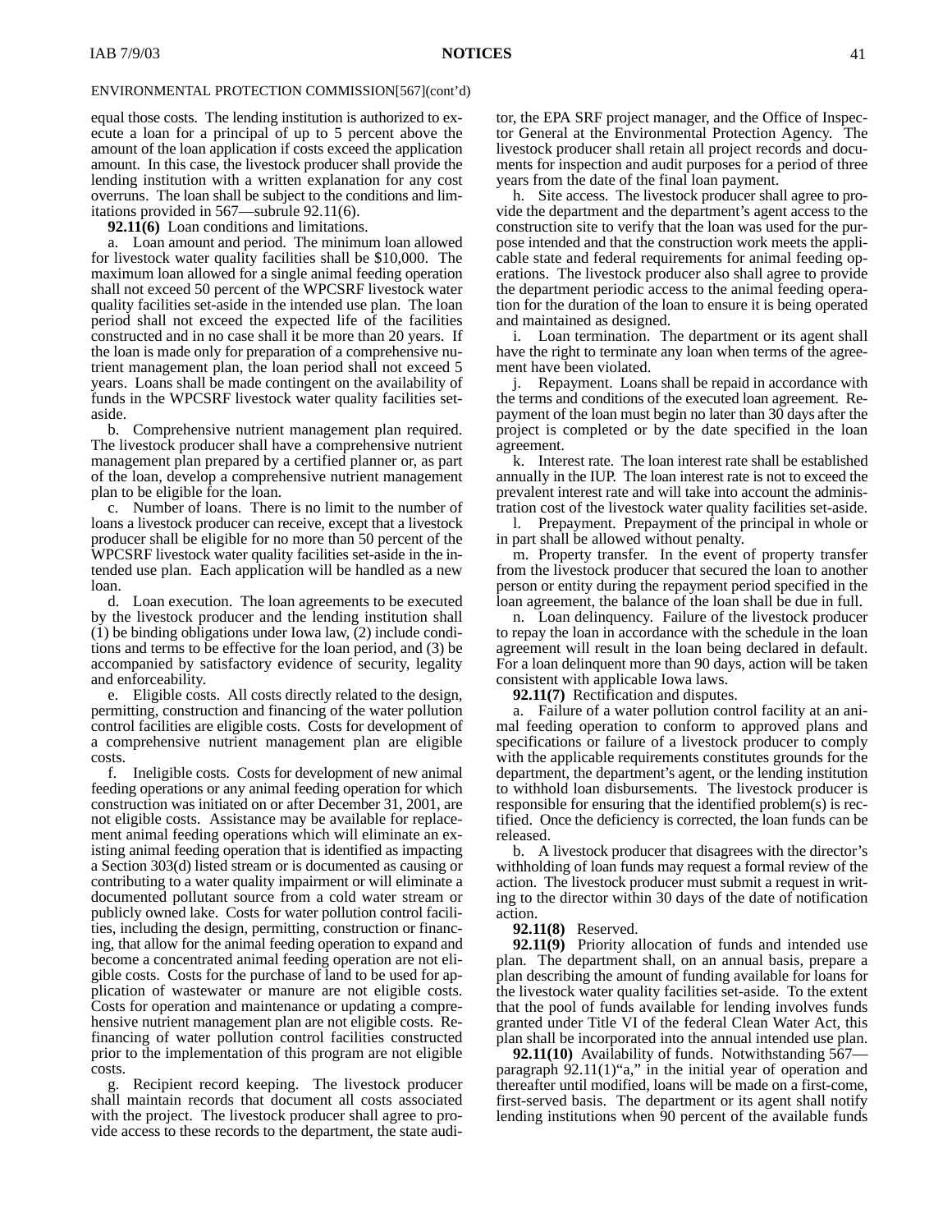ENVIRONMENTAL PROTECTION COMMISSION[567](cont'd)

equal those costs. The lending institution is authorized to execute a loan for a principal of up to 5 percent above the amount of the loan application if costs exceed the application amount. In this case, the livestock producer shall provide the lending institution with a written explanation for any cost overruns. The loan shall be subject to the conditions and limitations provided in 567—subrule 92.11(6).

**92.11(6)** Loan conditions and limitations.

a. Loan amount and period. The minimum loan allowed for livestock water quality facilities shall be $10,000. The maximum loan allowed for a single animal feeding operation shall not exceed 50 percent of the WPCSRF livestock water quality facilities set-aside in the intended use plan. The loan period shall not exceed the expected life of the facilities constructed and in no case shall it be more than 20 years. If the loan is made only for preparation of a comprehensive nutrient management plan, the loan period shall not exceed 5 years. Loans shall be made contingent on the availability of funds in the WPCSRF livestock water quality facilities set-aside.

b. Comprehensive nutrient management plan required. The livestock producer shall have a comprehensive nutrient management plan prepared by a certified planner or, as part of the loan, develop a comprehensive nutrient management plan to be eligible for the loan.

c. Number of loans. There is no limit to the number of loans a livestock producer can receive, except that a livestock producer shall be eligible for no more than 50 percent of the WPCSRF livestock water quality facilities set-aside in the intended use plan. Each application will be handled as a new loan.

d. Loan execution. The loan agreements to be executed by the livestock producer and the lending institution shall (1) be binding obligations under Iowa law, (2) include conditions and terms to be effective for the loan period, and (3) be accompanied by satisfactory evidence of security, legality and enforceability.

e. Eligible costs. All costs directly related to the design, permitting, construction and financing of the water pollution control facilities are eligible costs. Costs for development of a comprehensive nutrient management plan are eligible costs.

f. Ineligible costs. Costs for development of new animal feeding operations or any animal feeding operation for which construction was initiated on or after December 31, 2001, are not eligible costs. Assistance may be available for replacement animal feeding operations which will eliminate an existing animal feeding operation that is identified as impacting a Section 303(d) listed stream or is documented as causing or contributing to a water quality impairment or will eliminate a documented pollutant source from a cold water stream or publicly owned lake. Costs for water pollution control facilities, including the design, permitting, construction or financing, that allow for the animal feeding operation to expand and become a concentrated animal feeding operation are not eligible costs. Costs for the purchase of land to be used for application of wastewater or manure are not eligible costs. Costs for operation and maintenance or updating a comprehensive nutrient management plan are not eligible costs. Refinancing of water pollution control facilities constructed prior to the implementation of this program are not eligible costs.

g. Recipient record keeping. The livestock producer shall maintain records that document all costs associated with the project. The livestock producer shall agree to provide access to these records to the department, the state auditor, the EPA SRF project manager, and the Office of Inspector General at the Environmental Protection Agency. The livestock producer shall retain all project records and documents for inspection and audit purposes for a period of three years from the date of the final loan payment.

h. Site access. The livestock producer shall agree to provide the department and the department's agent access to the construction site to verify that the loan was used for the purpose intended and that the construction work meets the applicable state and federal requirements for animal feeding operations. The livestock producer also shall agree to provide the department periodic access to the animal feeding operation for the duration of the loan to ensure it is being operated and maintained as designed.

i. Loan termination. The department or its agent shall have the right to terminate any loan when terms of the agreement have been violated.

j. Repayment. Loans shall be repaid in accordance with the terms and conditions of the executed loan agreement. Repayment of the loan must begin no later than 30 days after the project is completed or by the date specified in the loan agreement.

k. Interest rate. The loan interest rate shall be established annually in the IUP. The loan interest rate is not to exceed the prevalent interest rate and will take into account the administration cost of the livestock water quality facilities set-aside.

l. Prepayment. Prepayment of the principal in whole or in part shall be allowed without penalty.

m. Property transfer. In the event of property transfer from the livestock producer that secured the loan to another person or entity during the repayment period specified in the loan agreement, the balance of the loan shall be due in full.

n. Loan delinquency. Failure of the livestock producer to repay the loan in accordance with the schedule in the loan agreement will result in the loan being declared in default. For a loan delinquent more than 90 days, action will be taken consistent with applicable Iowa laws.

**92.11(7)** Rectification and disputes.

a. Failure of a water pollution control facility at an animal feeding operation to conform to approved plans and specifications or failure of a livestock producer to comply with the applicable requirements constitutes grounds for the department, the department's agent, or the lending institution to withhold loan disbursements. The livestock producer is responsible for ensuring that the identified problem(s) is rectified. Once the deficiency is corrected, the loan funds can be released.

b. A livestock producer that disagrees with the director's withholding of loan funds may request a formal review of the action. The livestock producer must submit a request in writing to the director within 30 days of the date of notification action.

**92.11(8)** Reserved.

**92.11(9)** Priority allocation of funds and intended use plan. The department shall, on an annual basis, prepare a plan describing the amount of funding available for loans for the livestock water quality facilities set-aside. To the extent that the pool of funds available for lending involves funds granted under Title VI of the federal Clean Water Act, this plan shall be incorporated into the annual intended use plan.

**92.11(10)** Availability of funds. Notwithstanding 567—paragraph 92.11(1)"a," in the initial year of operation and thereafter until modified, loans will be made on a first-come, first-served basis. The department or its agent shall notify lending institutions when 90 percent of the available funds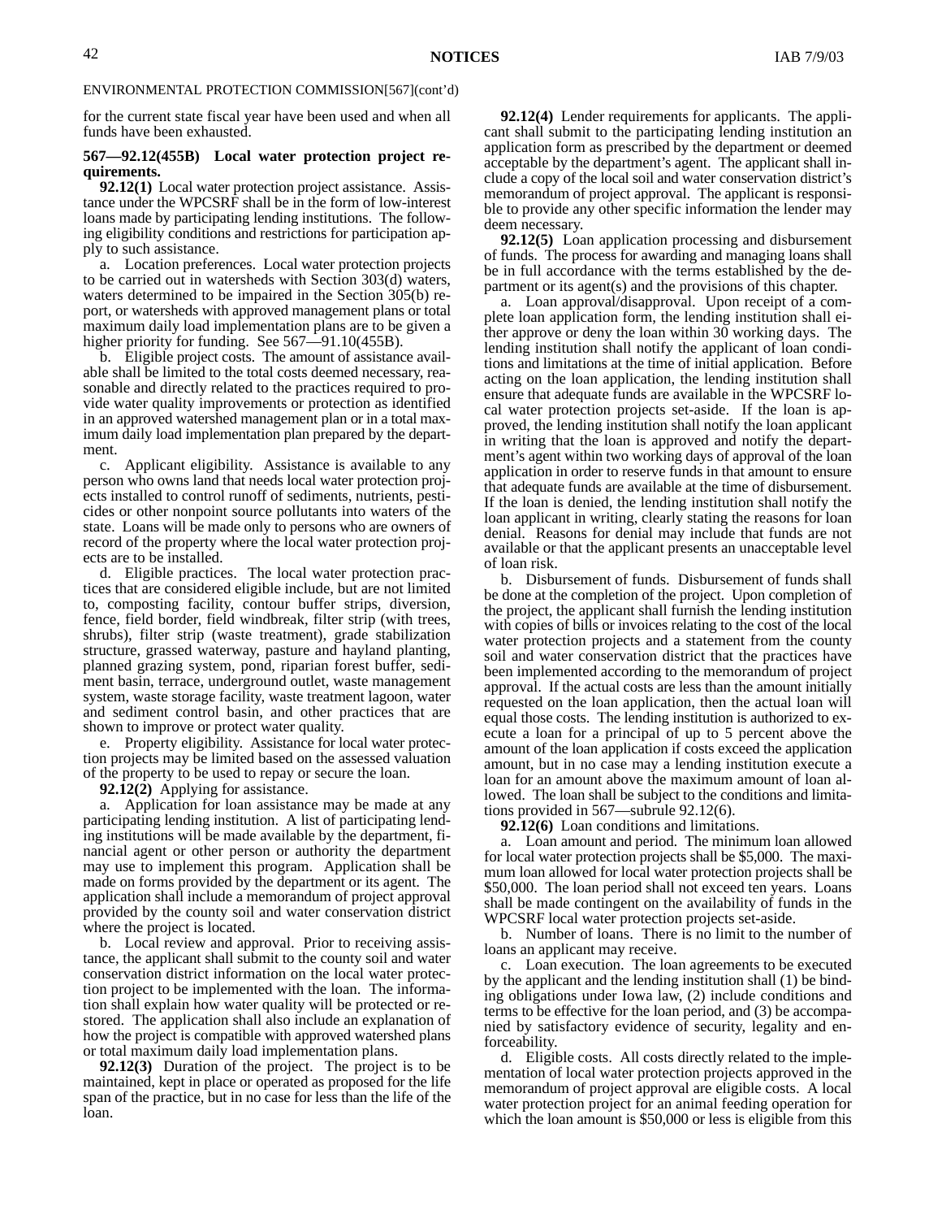ENVIRONMENTAL PROTECTION COMMISSION[567](cont'd)

for the current state fiscal year have been used and when all funds have been exhausted.

**567—92.12(455B) Local water protection project requirements.**

**92.12(1)** Local water protection project assistance. Assistance under the WPCSRF shall be in the form of low-interest loans made by participating lending institutions. The following eligibility conditions and restrictions for participation apply to such assistance.

a. Location preferences. Local water protection projects to be carried out in watersheds with Section 303(d) waters, waters determined to be impaired in the Section 305(b) report, or watersheds with approved management plans or total maximum daily load implementation plans are to be given a higher priority for funding. See 567—91.10(455B).

b. Eligible project costs. The amount of assistance available shall be limited to the total costs deemed necessary, reasonable and directly related to the practices required to provide water quality improvements or protection as identified in an approved watershed management plan or in a total maximum daily load implementation plan prepared by the department.

c. Applicant eligibility. Assistance is available to any person who owns land that needs local water protection projects installed to control runoff of sediments, nutrients, pesticides or other nonpoint source pollutants into waters of the state. Loans will be made only to persons who are owners of record of the property where the local water protection projects are to be installed.

d. Eligible practices. The local water protection practices that are considered eligible include, but are not limited to, composting facility, contour buffer strips, diversion, fence, field border, field windbreak, filter strip (with trees, shrubs), filter strip (waste treatment), grade stabilization structure, grassed waterway, pasture and hayland planting, planned grazing system, pond, riparian forest buffer, sediment basin, terrace, underground outlet, waste management system, waste storage facility, waste treatment lagoon, water and sediment control basin, and other practices that are shown to improve or protect water quality.

e. Property eligibility. Assistance for local water protection projects may be limited based on the assessed valuation of the property to be used to repay or secure the loan.

**92.12(2)** Applying for assistance.

a. Application for loan assistance may be made at any participating lending institution. A list of participating lending institutions will be made available by the department, financial agent or other person or authority the department may use to implement this program. Application shall be made on forms provided by the department or its agent. The application shall include a memorandum of project approval provided by the county soil and water conservation district where the project is located.

b. Local review and approval. Prior to receiving assistance, the applicant shall submit to the county soil and water conservation district information on the local water protection project to be implemented with the loan. The information shall explain how water quality will be protected or restored. The application shall also include an explanation of how the project is compatible with approved watershed plans or total maximum daily load implementation plans.

**92.12(3)** Duration of the project. The project is to be maintained, kept in place or operated as proposed for the life span of the practice, but in no case for less than the life of the loan.

**92.12(4)** Lender requirements for applicants. The applicant shall submit to the participating lending institution an application form as prescribed by the department or deemed acceptable by the department's agent. The applicant shall include a copy of the local soil and water conservation district's memorandum of project approval. The applicant is responsible to provide any other specific information the lender may deem necessary.

**92.12(5)** Loan application processing and disbursement of funds. The process for awarding and managing loans shall be in full accordance with the terms established by the department or its agent(s) and the provisions of this chapter.

a. Loan approval/disapproval. Upon receipt of a complete loan application form, the lending institution shall either approve or deny the loan within 30 working days. The lending institution shall notify the applicant of loan conditions and limitations at the time of initial application. Before acting on the loan application, the lending institution shall ensure that adequate funds are available in the WPCSRF local water protection projects set-aside. If the loan is approved, the lending institution shall notify the loan applicant in writing that the loan is approved and notify the department's agent within two working days of approval of the loan application in order to reserve funds in that amount to ensure that adequate funds are available at the time of disbursement. If the loan is denied, the lending institution shall notify the loan applicant in writing, clearly stating the reasons for loan denial. Reasons for denial may include that funds are not available or that the applicant presents an unacceptable level of loan risk.

b. Disbursement of funds. Disbursement of funds shall be done at the completion of the project. Upon completion of the project, the applicant shall furnish the lending institution with copies of bills or invoices relating to the cost of the local water protection projects and a statement from the county soil and water conservation district that the practices have been implemented according to the memorandum of project approval. If the actual costs are less than the amount initially requested on the loan application, then the actual loan will equal those costs. The lending institution is authorized to execute a loan for a principal of up to 5 percent above the amount of the loan application if costs exceed the application amount, but in no case may a lending institution execute a loan for an amount above the maximum amount of loan allowed. The loan shall be subject to the conditions and limitations provided in 567—subrule 92.12(6).

**92.12(6)** Loan conditions and limitations.

a. Loan amount and period. The minimum loan allowed for local water protection projects shall be $5,000. The maximum loan allowed for local water protection projects shall be $50,000. The loan period shall not exceed ten years. Loans shall be made contingent on the availability of funds in the WPCSRF local water protection projects set-aside.

b. Number of loans. There is no limit to the number of loans an applicant may receive.

c. Loan execution. The loan agreements to be executed by the applicant and the lending institution shall (1) be binding obligations under Iowa law, (2) include conditions and terms to be effective for the loan period, and (3) be accompanied by satisfactory evidence of security, legality and enforceability.

d. Eligible costs. All costs directly related to the implementation of local water protection projects approved in the memorandum of project approval are eligible costs. A local water protection project for an animal feeding operation for which the loan amount is $50,000 or less is eligible from this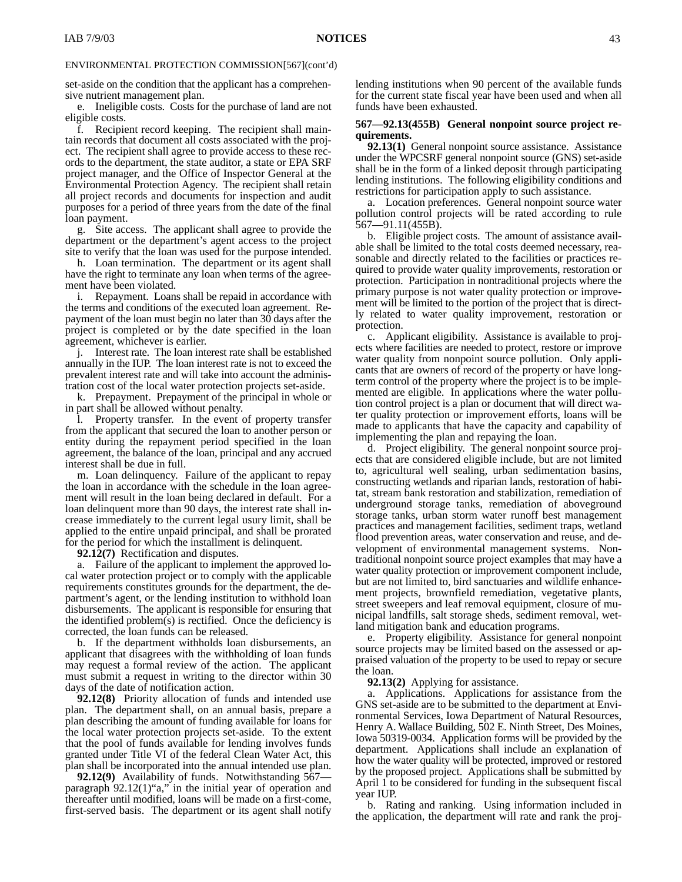ENVIRONMENTAL PROTECTION COMMISSION[567](cont'd)

set-aside on the condition that the applicant has a comprehensive nutrient management plan.

e. Ineligible costs. Costs for the purchase of land are not eligible costs.

f. Recipient record keeping. The recipient shall maintain records that document all costs associated with the project. The recipient shall agree to provide access to these records to the department, the state auditor, a state or EPA SRF project manager, and the Office of Inspector General at the Environmental Protection Agency. The recipient shall retain all project records and documents for inspection and audit purposes for a period of three years from the date of the final loan payment.

g. Site access. The applicant shall agree to provide the department or the department's agent access to the project site to verify that the loan was used for the purpose intended.

h. Loan termination. The department or its agent shall have the right to terminate any loan when terms of the agreement have been violated.

i. Repayment. Loans shall be repaid in accordance with the terms and conditions of the executed loan agreement. Repayment of the loan must begin no later than 30 days after the project is completed or by the date specified in the loan agreement, whichever is earlier.

j. Interest rate. The loan interest rate shall be established annually in the IUP. The loan interest rate is not to exceed the prevalent interest rate and will take into account the administration cost of the local water protection projects set-aside.

k. Prepayment. Prepayment of the principal in whole or in part shall be allowed without penalty.

l. Property transfer. In the event of property transfer from the applicant that secured the loan to another person or entity during the repayment period specified in the loan agreement, the balance of the loan, principal and any accrued interest shall be due in full.

m. Loan delinquency. Failure of the applicant to repay the loan in accordance with the schedule in the loan agreement will result in the loan being declared in default. For a loan delinquent more than 90 days, the interest rate shall increase immediately to the current legal usury limit, shall be applied to the entire unpaid principal, and shall be prorated for the period for which the installment is delinquent.

**92.12(7)** Rectification and disputes.

a. Failure of the applicant to implement the approved local water protection project or to comply with the applicable requirements constitutes grounds for the department, the department's agent, or the lending institution to withhold loan disbursements. The applicant is responsible for ensuring that the identified problem(s) is rectified. Once the deficiency is corrected, the loan funds can be released.

b. If the department withholds loan disbursements, an applicant that disagrees with the withholding of loan funds may request a formal review of the action. The applicant must submit a request in writing to the director within 30 days of the date of notification action.

**92.12(8)** Priority allocation of funds and intended use plan. The department shall, on an annual basis, prepare a plan describing the amount of funding available for loans for the local water protection projects set-aside. To the extent that the pool of funds available for lending involves funds granted under Title VI of the federal Clean Water Act, this plan shall be incorporated into the annual intended use plan.

**92.12(9)** Availability of funds. Notwithstanding 567—paragraph 92.12(1)"a," in the initial year of operation and thereafter until modified, loans will be made on a first-come, first-served basis. The department or its agent shall notify lending institutions when 90 percent of the available funds for the current state fiscal year have been used and when all funds have been exhausted.

**567—92.13(455B) General nonpoint source project requirements.**

**92.13(1)** General nonpoint source assistance. Assistance under the WPCSRF general nonpoint source (GNS) set-aside shall be in the form of a linked deposit through participating lending institutions. The following eligibility conditions and restrictions for participation apply to such assistance.

a. Location preferences. General nonpoint source water pollution control projects will be rated according to rule 567—91.11(455B).

b. Eligible project costs. The amount of assistance available shall be limited to the total costs deemed necessary, reasonable and directly related to the facilities or practices required to provide water quality improvements, restoration or protection. Participation in nontraditional projects where the primary purpose is not water quality protection or improvement will be limited to the portion of the project that is directly related to water quality improvement, restoration or protection.

c. Applicant eligibility. Assistance is available to projects where facilities are needed to protect, restore or improve water quality from nonpoint source pollution. Only applicants that are owners of record of the property or have long-term control of the property where the project is to be implemented are eligible. In applications where the water pollution control project is a plan or document that will direct water quality protection or improvement efforts, loans will be made to applicants that have the capacity and capability of implementing the plan and repaying the loan.

d. Project eligibility. The general nonpoint source projects that are considered eligible include, but are not limited to, agricultural well sealing, urban sedimentation basins, constructing wetlands and riparian lands, restoration of habitat, stream bank restoration and stabilization, remediation of underground storage tanks, remediation of aboveground storage tanks, urban storm water runoff best management practices and management facilities, sediment traps, wetland flood prevention areas, water conservation and reuse, and development of environmental management systems. Nontraditional nonpoint source project examples that may have a water quality protection or improvement component include, but are not limited to, bird sanctuaries and wildlife enhancement projects, brownfield remediation, vegetative plants, street sweepers and leaf removal equipment, closure of municipal landfills, salt storage sheds, sediment removal, wetland mitigation bank and education programs.

e. Property eligibility. Assistance for general nonpoint source projects may be limited based on the assessed or appraised valuation of the property to be used to repay or secure the loan.

**92.13(2)** Applying for assistance.

a. Applications. Applications for assistance from the GNS set-aside are to be submitted to the department at Environmental Services, Iowa Department of Natural Resources, Henry A. Wallace Building, 502 E. Ninth Street, Des Moines, Iowa 50319-0034. Application forms will be provided by the department. Applications shall include an explanation of how the water quality will be protected, improved or restored by the proposed project. Applications shall be submitted by April 1 to be considered for funding in the subsequent fiscal year IUP.

b. Rating and ranking. Using information included in the application, the department will rate and rank the proj-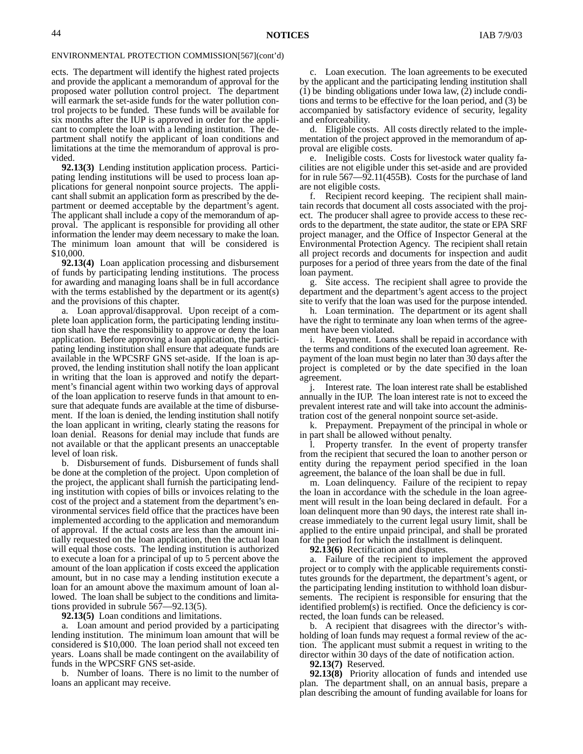ENVIRONMENTAL PROTECTION COMMISSION[567](cont'd)

ects. The department will identify the highest rated projects and provide the applicant a memorandum of approval for the proposed water pollution control project. The department will earmark the set-aside funds for the water pollution control projects to be funded. These funds will be available for six months after the IUP is approved in order for the applicant to complete the loan with a lending institution. The department shall notify the applicant of loan conditions and limitations at the time the memorandum of approval is provided.

**92.13(3)** Lending institution application process. Participating lending institutions will be used to process loan applications for general nonpoint source projects. The applicant shall submit an application form as prescribed by the department or deemed acceptable by the department's agent. The applicant shall include a copy of the memorandum of approval. The applicant is responsible for providing all other information the lender may deem necessary to make the loan. The minimum loan amount that will be considered is $10,000.

**92.13(4)** Loan application processing and disbursement of funds by participating lending institutions. The process for awarding and managing loans shall be in full accordance with the terms established by the department or its agent(s) and the provisions of this chapter.

a. Loan approval/disapproval. Upon receipt of a complete loan application form, the participating lending institution shall have the responsibility to approve or deny the loan application. Before approving a loan application, the participating lending institution shall ensure that adequate funds are available in the WPCSRF GNS set-aside. If the loan is approved, the lending institution shall notify the loan applicant in writing that the loan is approved and notify the department's financial agent within two working days of approval of the loan application to reserve funds in that amount to ensure that adequate funds are available at the time of disbursement. If the loan is denied, the lending institution shall notify the loan applicant in writing, clearly stating the reasons for loan denial. Reasons for denial may include that funds are not available or that the applicant presents an unacceptable level of loan risk.

b. Disbursement of funds. Disbursement of funds shall be done at the completion of the project. Upon completion of the project, the applicant shall furnish the participating lending institution with copies of bills or invoices relating to the cost of the project and a statement from the department's environmental services field office that the practices have been implemented according to the application and memorandum of approval. If the actual costs are less than the amount initially requested on the loan application, then the actual loan will equal those costs. The lending institution is authorized to execute a loan for a principal of up to 5 percent above the amount of the loan application if costs exceed the application amount, but in no case may a lending institution execute a loan for an amount above the maximum amount of loan allowed. The loan shall be subject to the conditions and limitations provided in subrule 567—92.13(5).

**92.13(5)** Loan conditions and limitations.

a. Loan amount and period provided by a participating lending institution. The minimum loan amount that will be considered is $10,000. The loan period shall not exceed ten years. Loans shall be made contingent on the availability of funds in the WPCSRF GNS set-aside.

b. Number of loans. There is no limit to the number of loans an applicant may receive.

c. Loan execution. The loan agreements to be executed by the applicant and the participating lending institution shall (1) be binding obligations under Iowa law, (2) include conditions and terms to be effective for the loan period, and (3) be accompanied by satisfactory evidence of security, legality and enforceability.

d. Eligible costs. All costs directly related to the implementation of the project approved in the memorandum of approval are eligible costs.

e. Ineligible costs. Costs for livestock water quality facilities are not eligible under this set-aside and are provided for in rule 567—92.11(455B). Costs for the purchase of land are not eligible costs.

f. Recipient record keeping. The recipient shall maintain records that document all costs associated with the project. The producer shall agree to provide access to these records to the department, the state auditor, the state or EPA SRF project manager, and the Office of Inspector General at the Environmental Protection Agency. The recipient shall retain all project records and documents for inspection and audit purposes for a period of three years from the date of the final loan payment.

g. Site access. The recipient shall agree to provide the department and the department's agent access to the project site to verify that the loan was used for the purpose intended.

h. Loan termination. The department or its agent shall have the right to terminate any loan when terms of the agreement have been violated.

i. Repayment. Loans shall be repaid in accordance with the terms and conditions of the executed loan agreement. Repayment of the loan must begin no later than 30 days after the project is completed or by the date specified in the loan agreement.

j. Interest rate. The loan interest rate shall be established annually in the IUP. The loan interest rate is not to exceed the prevalent interest rate and will take into account the administration cost of the general nonpoint source set-aside.

k. Prepayment. Prepayment of the principal in whole or in part shall be allowed without penalty.

l. Property transfer. In the event of property transfer from the recipient that secured the loan to another person or entity during the repayment period specified in the loan agreement, the balance of the loan shall be due in full.

m. Loan delinquency. Failure of the recipient to repay the loan in accordance with the schedule in the loan agreement will result in the loan being declared in default. For a loan delinquent more than 90 days, the interest rate shall increase immediately to the current legal usury limit, shall be applied to the entire unpaid principal, and shall be prorated for the period for which the installment is delinquent.

**92.13(6)** Rectification and disputes.

a. Failure of the recipient to implement the approved project or to comply with the applicable requirements constitutes grounds for the department, the department's agent, or the participating lending institution to withhold loan disbursements. The recipient is responsible for ensuring that the identified problem(s) is rectified. Once the deficiency is corrected, the loan funds can be released.

b. A recipient that disagrees with the director's withholding of loan funds may request a formal review of the action. The applicant must submit a request in writing to the director within 30 days of the date of notification action.

**92.13(7)** Reserved.

**92.13(8)** Priority allocation of funds and intended use plan. The department shall, on an annual basis, prepare a plan describing the amount of funding available for loans for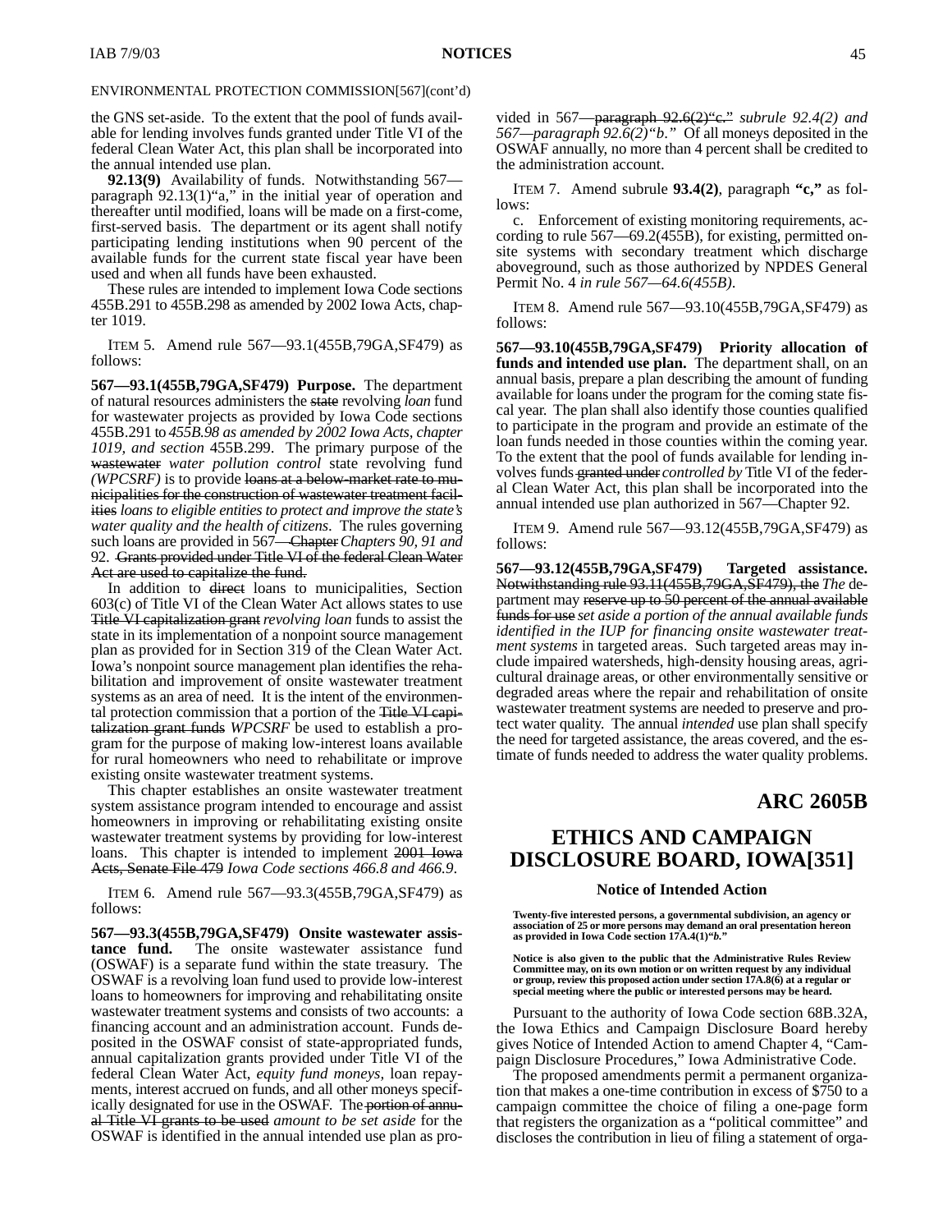ENVIRONMENTAL PROTECTION COMMISSION[567](cont'd)

the GNS set-aside. To the extent that the pool of funds available for lending involves funds granted under Title VI of the federal Clean Water Act, this plan shall be incorporated into the annual intended use plan.

**92.13(9)** Availability of funds. Notwithstanding 567—paragraph 92.13(1)"a," in the initial year of operation and thereafter until modified, loans will be made on a first-come, first-served basis. The department or its agent shall notify participating lending institutions when 90 percent of the available funds for the current state fiscal year have been used and when all funds have been exhausted.

These rules are intended to implement Iowa Code sections 455B.291 to 455B.298 as amended by 2002 Iowa Acts, chapter 1019.

ITEM 5. Amend rule 567—93.1(455B,79GA,SF479) as follows:

**567—93.1(455B,79GA,SF479) Purpose.** The department of natural resources administers the ~~state~~ revolving *loan* fund for wastewater projects as provided by Iowa Code sections 455B.291 to *455B.98 as amended by 2002 Iowa Acts, chapter 1019, and section* 455B.299. The primary purpose of the ~~wastewater~~ *water pollution control* state revolving fund *(WPCSRF)* is to provide ~~loans at a below-market rate to municipalities for the construction of wastewater treatment facilities~~ *loans to eligible entities to protect and improve the state's water quality and the health of citizens*. The rules governing such loans are provided in 567—~~Chapter~~ *Chapters 90, 91 and* 92. ~~Grants provided under Title VI of the federal Clean Water Act are used to capitalize the fund.~~

In addition to ~~direct~~ loans to municipalities, Section 603(c) of Title VI of the Clean Water Act allows states to use ~~Title VI capitalization grant~~ *revolving loan* funds to assist the state in its implementation of a nonpoint source management plan as provided for in Section 319 of the Clean Water Act. Iowa's nonpoint source management plan identifies the rehabilitation and improvement of onsite wastewater treatment systems as an area of need. It is the intent of the environmental protection commission that a portion of the ~~Title VI capitalization grant funds~~ *WPCSRF* be used to establish a program for the purpose of making low-interest loans available for rural homeowners who need to rehabilitate or improve existing onsite wastewater treatment systems.

This chapter establishes an onsite wastewater treatment system assistance program intended to encourage and assist homeowners in improving or rehabilitating existing onsite wastewater treatment systems by providing for low-interest loans. This chapter is intended to implement ~~2001 Iowa Acts, Senate File 479~~ *Iowa Code sections 466.8 and 466.9*.

ITEM 6. Amend rule 567—93.3(455B,79GA,SF479) as follows:

**567—93.3(455B,79GA,SF479) Onsite wastewater assistance fund.** The onsite wastewater assistance fund (OSWAF) is a separate fund within the state treasury. The OSWAF is a revolving loan fund used to provide low-interest loans to homeowners for improving and rehabilitating onsite wastewater treatment systems and consists of two accounts: a financing account and an administration account. Funds deposited in the OSWAF consist of state-appropriated funds, annual capitalization grants provided under Title VI of the federal Clean Water Act, *equity fund moneys*, loan repayments, interest accrued on funds, and all other moneys specifically designated for use in the OSWAF. The ~~portion of annual Title VI grants to be used~~ *amount to be set aside* for the OSWAF is identified in the annual intended use plan as provided in 567—~~paragraph 92.6(2)"c."~~ *subrule 92.4(2) and 567—paragraph 92.6(2)"b."* Of all moneys deposited in the OSWAF annually, no more than 4 percent shall be credited to the administration account.

ITEM 7. Amend subrule **93.4(2)**, paragraph **"c,"** as follows:

c. Enforcement of existing monitoring requirements, according to rule 567—69.2(455B), for existing, permitted onsite systems with secondary treatment which discharge aboveground, such as those authorized by NPDES General Permit No. 4 *in rule 567—64.6(455B)*.

ITEM 8. Amend rule 567—93.10(455B,79GA,SF479) as follows:

**567—93.10(455B,79GA,SF479) Priority allocation of funds and intended use plan.** The department shall, on an annual basis, prepare a plan describing the amount of funding available for loans under the program for the coming state fiscal year. The plan shall also identify those counties qualified to participate in the program and provide an estimate of the loan funds needed in those counties within the coming year. To the extent that the pool of funds available for lending involves funds ~~granted under~~ *controlled by* Title VI of the federal Clean Water Act, this plan shall be incorporated into the annual intended use plan authorized in 567—Chapter 92.

ITEM 9. Amend rule 567—93.12(455B,79GA,SF479) as follows:

**567—93.12(455B,79GA,SF479) Targeted assistance.** ~~Notwithstanding rule 93.11(455B,79GA,SF479), the~~ *The* department may ~~reserve up to 50 percent of the annual available funds for use~~ *set aside a portion of the annual available funds identified in the IUP for financing onsite wastewater treatment systems* in targeted areas. Such targeted areas may include impaired watersheds, high-density housing areas, agricultural drainage areas, or other environmentally sensitive or degraded areas where the repair and rehabilitation of onsite wastewater treatment systems are needed to preserve and protect water quality. The annual *intended* use plan shall specify the need for targeted assistance, the areas covered, and the estimate of funds needed to address the water quality problems.

## ARC 2605B

# ETHICS AND CAMPAIGN DISCLOSURE BOARD, IOWA[351]

### Notice of Intended Action

**Twenty-five interested persons, a governmental subdivision, an agency or association of 25 or more persons may demand an oral presentation hereon as provided in Iowa Code section 17A.4(1)"b."**

**Notice is also given to the public that the Administrative Rules Review Committee may, on its own motion or on written request by any individual or group, review this proposed action under section 17A.8(6) at a regular or special meeting where the public or interested persons may be heard.**

Pursuant to the authority of Iowa Code section 68B.32A, the Iowa Ethics and Campaign Disclosure Board hereby gives Notice of Intended Action to amend Chapter 4, "Campaign Disclosure Procedures," Iowa Administrative Code.

The proposed amendments permit a permanent organization that makes a one-time contribution in excess of $750 to a campaign committee the choice of filing a one-page form that registers the organization as a "political committee" and discloses the contribution in lieu of filing a statement of orga-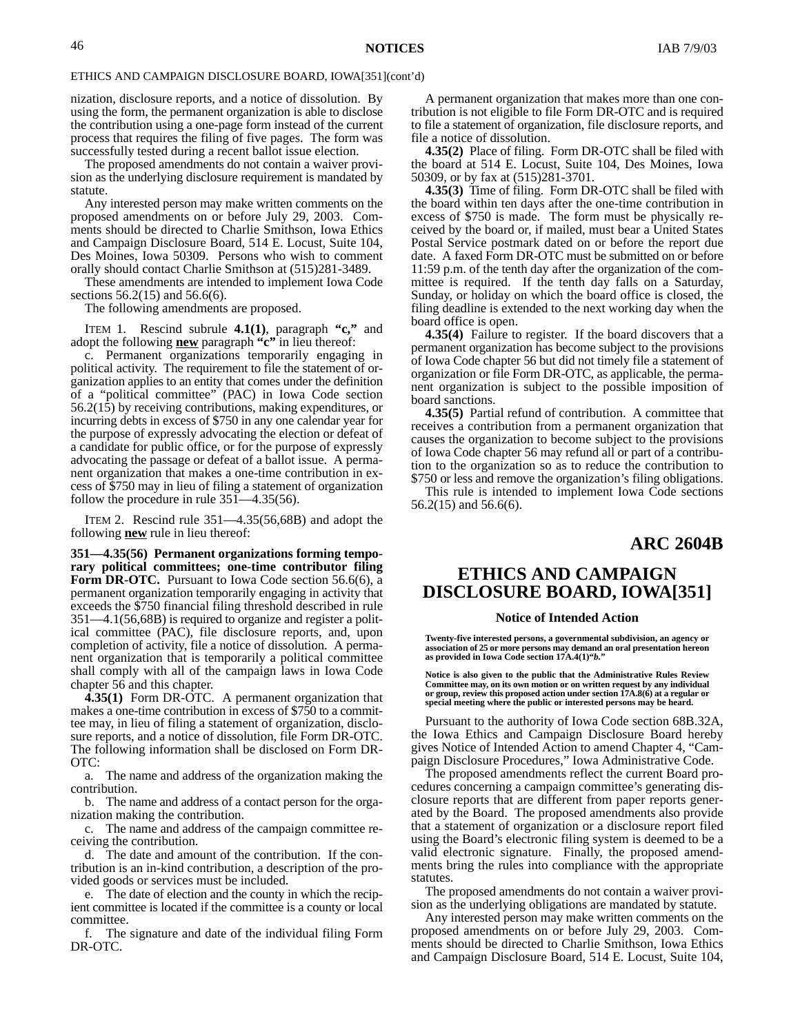ETHICS AND CAMPAIGN DISCLOSURE BOARD, IOWA[351](cont'd)

nization, disclosure reports, and a notice of dissolution. By using the form, the permanent organization is able to disclose the contribution using a one-page form instead of the current process that requires the filing of five pages. The form was successfully tested during a recent ballot issue election.

The proposed amendments do not contain a waiver provision as the underlying disclosure requirement is mandated by statute.

Any interested person may make written comments on the proposed amendments on or before July 29, 2003. Comments should be directed to Charlie Smithson, Iowa Ethics and Campaign Disclosure Board, 514 E. Locust, Suite 104, Des Moines, Iowa 50309. Persons who wish to comment orally should contact Charlie Smithson at (515)281-3489.

These amendments are intended to implement Iowa Code sections 56.2(15) and 56.6(6).

The following amendments are proposed.

ITEM 1. Rescind subrule **4.1(1)**, paragraph **"c,"** and adopt the following **new** paragraph **"c"** in lieu thereof:

c. Permanent organizations temporarily engaging in political activity. The requirement to file the statement of organization applies to an entity that comes under the definition of a "political committee" (PAC) in Iowa Code section 56.2(15) by receiving contributions, making expenditures, or incurring debts in excess of $750 in any one calendar year for the purpose of expressly advocating the election or defeat of a candidate for public office, or for the purpose of expressly advocating the passage or defeat of a ballot issue. A permanent organization that makes a one-time contribution in excess of $750 may in lieu of filing a statement of organization follow the procedure in rule 351—4.35(56).

ITEM 2. Rescind rule 351—4.35(56,68B) and adopt the following **new** rule in lieu thereof:

**351—4.35(56) Permanent organizations forming temporary political committees; one-time contributor filing Form DR-OTC.** Pursuant to Iowa Code section 56.6(6), a permanent organization temporarily engaging in activity that exceeds the $750 financial filing threshold described in rule 351—4.1(56,68B) is required to organize and register a political committee (PAC), file disclosure reports, and, upon completion of activity, file a notice of dissolution. A permanent organization that is temporarily a political committee shall comply with all of the campaign laws in Iowa Code chapter 56 and this chapter.

**4.35(1)** Form DR-OTC. A permanent organization that makes a one-time contribution in excess of $750 to a committee may, in lieu of filing a statement of organization, disclosure reports, and a notice of dissolution, file Form DR-OTC. The following information shall be disclosed on Form DR-OTC:

a. The name and address of the organization making the contribution.

b. The name and address of a contact person for the organization making the contribution.

c. The name and address of the campaign committee receiving the contribution.

d. The date and amount of the contribution. If the contribution is an in-kind contribution, a description of the provided goods or services must be included.

e. The date of election and the county in which the recipient committee is located if the committee is a county or local committee.

f. The signature and date of the individual filing Form DR-OTC.

A permanent organization that makes more than one contribution is not eligible to file Form DR-OTC and is required to file a statement of organization, file disclosure reports, and file a notice of dissolution.

**4.35(2)** Place of filing. Form DR-OTC shall be filed with the board at 514 E. Locust, Suite 104, Des Moines, Iowa 50309, or by fax at (515)281-3701.

**4.35(3)** Time of filing. Form DR-OTC shall be filed with the board within ten days after the one-time contribution in excess of $750 is made. The form must be physically received by the board or, if mailed, must bear a United States Postal Service postmark dated on or before the report due date. A faxed Form DR-OTC must be submitted on or before 11:59 p.m. of the tenth day after the organization of the committee is required. If the tenth day falls on a Saturday, Sunday, or holiday on which the board office is closed, the filing deadline is extended to the next working day when the board office is open.

**4.35(4)** Failure to register. If the board discovers that a permanent organization has become subject to the provisions of Iowa Code chapter 56 but did not timely file a statement of organization or file Form DR-OTC, as applicable, the permanent organization is subject to the possible imposition of board sanctions.

**4.35(5)** Partial refund of contribution. A committee that receives a contribution from a permanent organization that causes the organization to become subject to the provisions of Iowa Code chapter 56 may refund all or part of a contribution to the organization so as to reduce the contribution to $750 or less and remove the organization's filing obligations.

This rule is intended to implement Iowa Code sections 56.2(15) and 56.6(6).

## ARC 2604B

## ETHICS AND CAMPAIGN DISCLOSURE BOARD, IOWA[351]

### Notice of Intended Action

**Twenty-five interested persons, a governmental subdivision, an agency or association of 25 or more persons may demand an oral presentation hereon as provided in Iowa Code section 17A.4(1)"b."**

**Notice is also given to the public that the Administrative Rules Review Committee may, on its own motion or on written request by any individual or group, review this proposed action under section 17A.8(6) at a regular or special meeting where the public or interested persons may be heard.**

Pursuant to the authority of Iowa Code section 68B.32A, the Iowa Ethics and Campaign Disclosure Board hereby gives Notice of Intended Action to amend Chapter 4, "Campaign Disclosure Procedures," Iowa Administrative Code.

The proposed amendments reflect the current Board procedures concerning a campaign committee's generating disclosure reports that are different from paper reports generated by the Board. The proposed amendments also provide that a statement of organization or a disclosure report filed using the Board's electronic filing system is deemed to be a valid electronic signature. Finally, the proposed amendments bring the rules into compliance with the appropriate statutes.

The proposed amendments do not contain a waiver provision as the underlying obligations are mandated by statute.

Any interested person may make written comments on the proposed amendments on or before July 29, 2003. Comments should be directed to Charlie Smithson, Iowa Ethics and Campaign Disclosure Board, 514 E. Locust, Suite 104,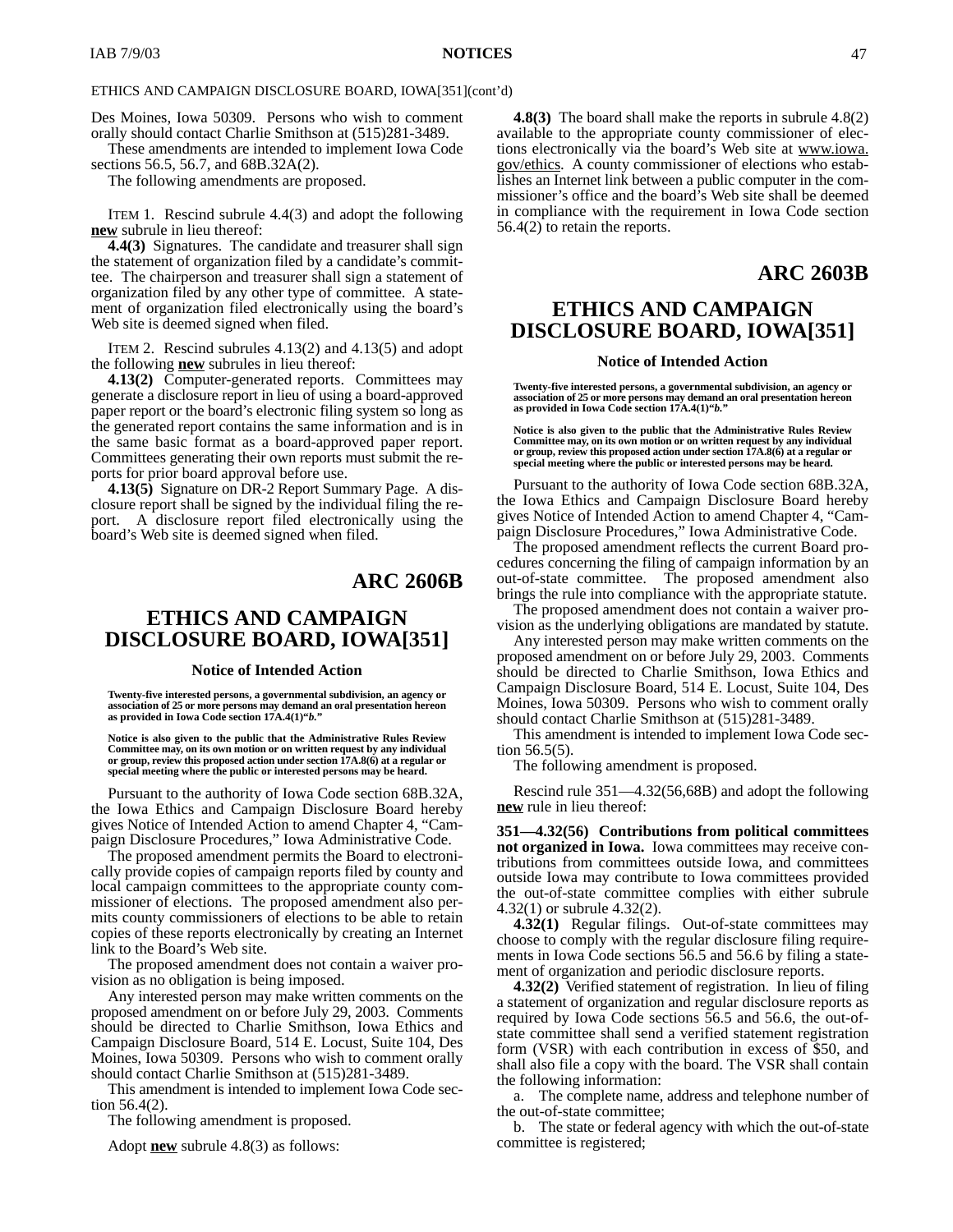ETHICS AND CAMPAIGN DISCLOSURE BOARD, IOWA[351](cont'd)

Des Moines, Iowa 50309. Persons who wish to comment orally should contact Charlie Smithson at (515)281-3489.

These amendments are intended to implement Iowa Code sections 56.5, 56.7, and 68B.32A(2).

The following amendments are proposed.

ITEM 1. Rescind subrule 4.4(3) and adopt the following **new** subrule in lieu thereof:

**4.4(3)** Signatures. The candidate and treasurer shall sign the statement of organization filed by a candidate's committee. The chairperson and treasurer shall sign a statement of organization filed by any other type of committee. A statement of organization filed electronically using the board's Web site is deemed signed when filed.

ITEM 2. Rescind subrules 4.13(2) and 4.13(5) and adopt the following **new** subrules in lieu thereof:

**4.13(2)** Computer-generated reports. Committees may generate a disclosure report in lieu of using a board-approved paper report or the board's electronic filing system so long as the generated report contains the same information and is in the same basic format as a board-approved paper report. Committees generating their own reports must submit the reports for prior board approval before use.

**4.13(5)** Signature on DR-2 Report Summary Page. A disclosure report shall be signed by the individual filing the report. A disclosure report filed electronically using the board's Web site is deemed signed when filed.

## ARC 2606B

## ETHICS AND CAMPAIGN DISCLOSURE BOARD, IOWA[351]

### Notice of Intended Action

**Twenty-five interested persons, a governmental subdivision, an agency or association of 25 or more persons may demand an oral presentation hereon as provided in Iowa Code section 17A.4(1)"*b*."**

**Notice is also given to the public that the Administrative Rules Review Committee may, on its own motion or on written request by any individual or group, review this proposed action under section 17A.8(6) at a regular or special meeting where the public or interested persons may be heard.**

Pursuant to the authority of Iowa Code section 68B.32A, the Iowa Ethics and Campaign Disclosure Board hereby gives Notice of Intended Action to amend Chapter 4, "Campaign Disclosure Procedures," Iowa Administrative Code.

The proposed amendment permits the Board to electronically provide copies of campaign reports filed by county and local campaign committees to the appropriate county commissioner of elections. The proposed amendment also permits county commissioners of elections to be able to retain copies of these reports electronically by creating an Internet link to the Board's Web site.

The proposed amendment does not contain a waiver provision as no obligation is being imposed.

Any interested person may make written comments on the proposed amendment on or before July 29, 2003. Comments should be directed to Charlie Smithson, Iowa Ethics and Campaign Disclosure Board, 514 E. Locust, Suite 104, Des Moines, Iowa 50309. Persons who wish to comment orally should contact Charlie Smithson at (515)281-3489.

This amendment is intended to implement Iowa Code section 56.4(2).

The following amendment is proposed.

Adopt **new** subrule 4.8(3) as follows:

**4.8(3)** The board shall make the reports in subrule 4.8(2) available to the appropriate county commissioner of elections electronically via the board's Web site at www.iowa.gov/ethics. A county commissioner of elections who establishes an Internet link between a public computer in the commissioner's office and the board's Web site shall be deemed in compliance with the requirement in Iowa Code section 56.4(2) to retain the reports.

## ARC 2603B

## ETHICS AND CAMPAIGN DISCLOSURE BOARD, IOWA[351]

### Notice of Intended Action

**Twenty-five interested persons, a governmental subdivision, an agency or association of 25 or more persons may demand an oral presentation hereon as provided in Iowa Code section 17A.4(1)"*b*."**

**Notice is also given to the public that the Administrative Rules Review Committee may, on its own motion or on written request by any individual or group, review this proposed action under section 17A.8(6) at a regular or special meeting where the public or interested persons may be heard.**

Pursuant to the authority of Iowa Code section 68B.32A, the Iowa Ethics and Campaign Disclosure Board hereby gives Notice of Intended Action to amend Chapter 4, "Campaign Disclosure Procedures," Iowa Administrative Code.

The proposed amendment reflects the current Board procedures concerning the filing of campaign information by an out-of-state committee. The proposed amendment also brings the rule into compliance with the appropriate statute.

The proposed amendment does not contain a waiver provision as the underlying obligations are mandated by statute.

Any interested person may make written comments on the proposed amendment on or before July 29, 2003. Comments should be directed to Charlie Smithson, Iowa Ethics and Campaign Disclosure Board, 514 E. Locust, Suite 104, Des Moines, Iowa 50309. Persons who wish to comment orally should contact Charlie Smithson at (515)281-3489.

This amendment is intended to implement Iowa Code section 56.5(5).

The following amendment is proposed.

Rescind rule 351—4.32(56,68B) and adopt the following **new** rule in lieu thereof:

**351—4.32(56) Contributions from political committees not organized in Iowa.** Iowa committees may receive contributions from committees outside Iowa, and committees outside Iowa may contribute to Iowa committees provided the out-of-state committee complies with either subrule 4.32(1) or subrule 4.32(2).

**4.32(1)** Regular filings. Out-of-state committees may choose to comply with the regular disclosure filing requirements in Iowa Code sections 56.5 and 56.6 by filing a statement of organization and periodic disclosure reports.

**4.32(2)** Verified statement of registration. In lieu of filing a statement of organization and regular disclosure reports as required by Iowa Code sections 56.5 and 56.6, the out-of-state committee shall send a verified statement registration form (VSR) with each contribution in excess of $50, and shall also file a copy with the board. The VSR shall contain the following information:

a. The complete name, address and telephone number of the out-of-state committee;

b. The state or federal agency with which the out-of-state committee is registered;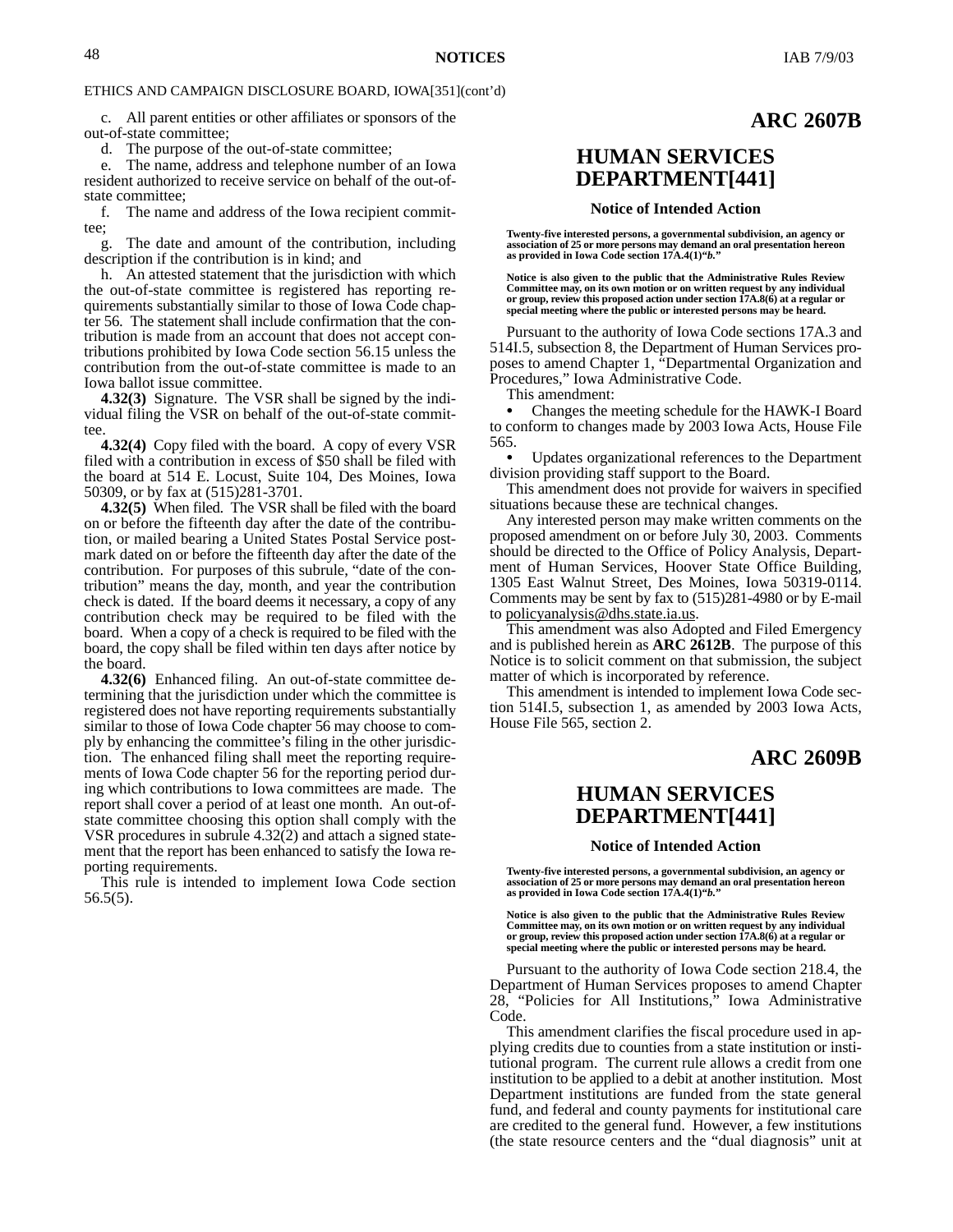ETHICS AND CAMPAIGN DISCLOSURE BOARD, IOWA[351](cont'd)

c. All parent entities or other affiliates or sponsors of the out-of-state committee;

d. The purpose of the out-of-state committee;

e. The name, address and telephone number of an Iowa resident authorized to receive service on behalf of the out-of-state committee;

f. The name and address of the Iowa recipient committee;

g. The date and amount of the contribution, including description if the contribution is in kind; and

h. An attested statement that the jurisdiction with which the out-of-state committee is registered has reporting requirements substantially similar to those of Iowa Code chapter 56. The statement shall include confirmation that the contribution is made from an account that does not accept contributions prohibited by Iowa Code section 56.15 unless the contribution from the out-of-state committee is made to an Iowa ballot issue committee.

**4.32(3)** Signature. The VSR shall be signed by the individual filing the VSR on behalf of the out-of-state committee.

**4.32(4)** Copy filed with the board. A copy of every VSR filed with a contribution in excess of $50 shall be filed with the board at 514 E. Locust, Suite 104, Des Moines, Iowa 50309, or by fax at (515)281-3701.

**4.32(5)** When filed. The VSR shall be filed with the board on or before the fifteenth day after the date of the contribution, or mailed bearing a United States Postal Service postmark dated on or before the fifteenth day after the date of the contribution. For purposes of this subrule, "date of the contribution" means the day, month, and year the contribution check is dated. If the board deems it necessary, a copy of any contribution check may be required to be filed with the board. When a copy of a check is required to be filed with the board, the copy shall be filed within ten days after notice by the board.

**4.32(6)** Enhanced filing. An out-of-state committee determining that the jurisdiction under which the committee is registered does not have reporting requirements substantially similar to those of Iowa Code chapter 56 may choose to comply by enhancing the committee's filing in the other jurisdiction. The enhanced filing shall meet the reporting requirements of Iowa Code chapter 56 for the reporting period during which contributions to Iowa committees are made. The report shall cover a period of at least one month. An out-of-state committee choosing this option shall comply with the VSR procedures in subrule 4.32(2) and attach a signed statement that the report has been enhanced to satisfy the Iowa reporting requirements.

This rule is intended to implement Iowa Code section 56.5(5).

## ARC 2607B

## HUMAN SERVICES DEPARTMENT[441]

### Notice of Intended Action

**Twenty-five interested persons, a governmental subdivision, an agency or association of 25 or more persons may demand an oral presentation hereon as provided in Iowa Code section 17A.4(1)"*b*."**

**Notice is also given to the public that the Administrative Rules Review Committee may, on its own motion or on written request by any individual or group, review this proposed action under section 17A.8(6) at a regular or special meeting where the public or interested persons may be heard.**

Pursuant to the authority of Iowa Code sections 17A.3 and 514I.5, subsection 8, the Department of Human Services proposes to amend Chapter 1, "Departmental Organization and Procedures," Iowa Administrative Code.

This amendment:

- Changes the meeting schedule for the HAWK-I Board to conform to changes made by 2003 Iowa Acts, House File 565.
- Updates organizational references to the Department division providing staff support to the Board.

This amendment does not provide for waivers in specified situations because these are technical changes.

Any interested person may make written comments on the proposed amendment on or before July 30, 2003. Comments should be directed to the Office of Policy Analysis, Department of Human Services, Hoover State Office Building, 1305 East Walnut Street, Des Moines, Iowa 50319-0114. Comments may be sent by fax to (515)281-4980 or by E-mail to policyanalysis@dhs.state.ia.us.

This amendment was also Adopted and Filed Emergency and is published herein as **ARC 2612B**. The purpose of this Notice is to solicit comment on that submission, the subject matter of which is incorporated by reference.

This amendment is intended to implement Iowa Code section 514I.5, subsection 1, as amended by 2003 Iowa Acts, House File 565, section 2.

## ARC 2609B

## HUMAN SERVICES DEPARTMENT[441]

### Notice of Intended Action

**Twenty-five interested persons, a governmental subdivision, an agency or association of 25 or more persons may demand an oral presentation hereon as provided in Iowa Code section 17A.4(1)"*b*."**

**Notice is also given to the public that the Administrative Rules Review Committee may, on its own motion or on written request by any individual or group, review this proposed action under section 17A.8(6) at a regular or special meeting where the public or interested persons may be heard.**

Pursuant to the authority of Iowa Code section 218.4, the Department of Human Services proposes to amend Chapter 28, "Policies for All Institutions," Iowa Administrative Code.

This amendment clarifies the fiscal procedure used in applying credits due to counties from a state institution or institutional program. The current rule allows a credit from one institution to be applied to a debit at another institution. Most Department institutions are funded from the state general fund, and federal and county payments for institutional care are credited to the general fund. However, a few institutions (the state resource centers and the "dual diagnosis" unit at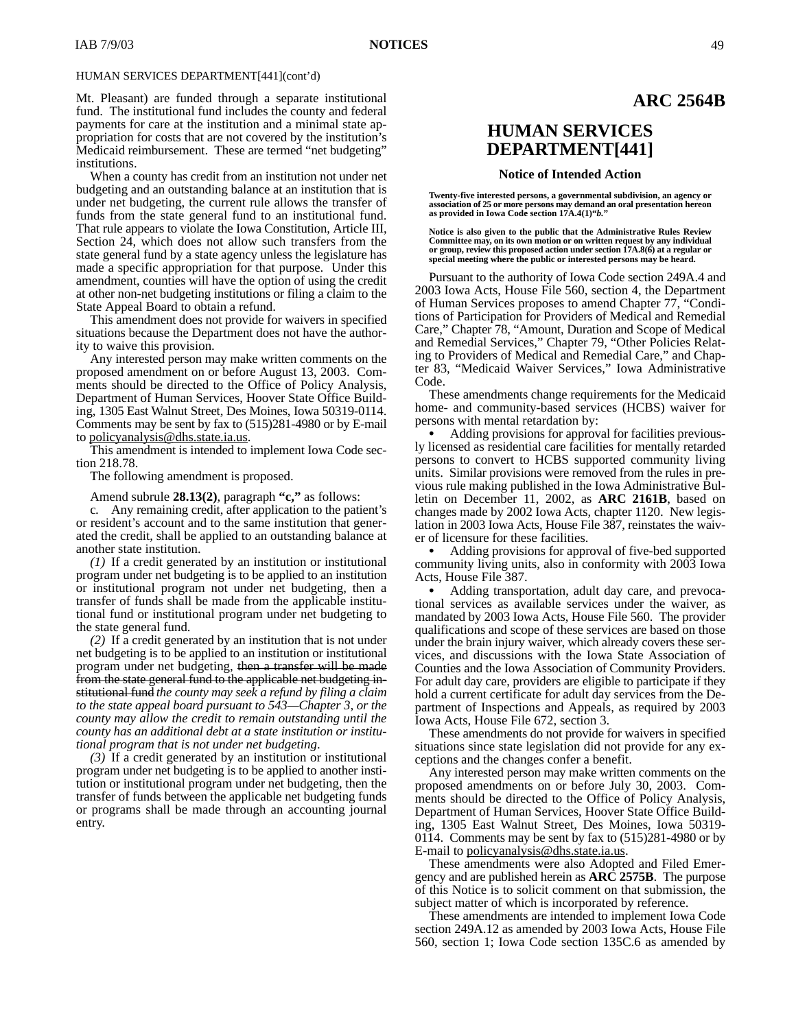HUMAN SERVICES DEPARTMENT[441](cont'd)

Mt. Pleasant) are funded through a separate institutional fund. The institutional fund includes the county and federal payments for care at the institution and a minimal state appropriation for costs that are not covered by the institution's Medicaid reimbursement. These are termed "net budgeting" institutions.

When a county has credit from an institution not under net budgeting and an outstanding balance at an institution that is under net budgeting, the current rule allows the transfer of funds from the state general fund to an institutional fund. That rule appears to violate the Iowa Constitution, Article III, Section 24, which does not allow such transfers from the state general fund by a state agency unless the legislature has made a specific appropriation for that purpose. Under this amendment, counties will have the option of using the credit at other non-net budgeting institutions or filing a claim to the State Appeal Board to obtain a refund.

This amendment does not provide for waivers in specified situations because the Department does not have the authority to waive this provision.

Any interested person may make written comments on the proposed amendment on or before August 13, 2003. Comments should be directed to the Office of Policy Analysis, Department of Human Services, Hoover State Office Building, 1305 East Walnut Street, Des Moines, Iowa 50319-0114. Comments may be sent by fax to (515)281-4980 or by E-mail to policyanalysis@dhs.state.ia.us.

This amendment is intended to implement Iowa Code section 218.78.

The following amendment is proposed.

Amend subrule **28.13(2)**, paragraph **"c,"** as follows:

*c.* Any remaining credit, after application to the patient's or resident's account and to the same institution that generated the credit, shall be applied to an outstanding balance at another state institution.

*(1)* If a credit generated by an institution or institutional program under net budgeting is to be applied to an institution or institutional program not under net budgeting, then a transfer of funds shall be made from the applicable institutional fund or institutional program under net budgeting to the state general fund.

*(2)* If a credit generated by an institution that is not under net budgeting is to be applied to an institution or institutional program under net budgeting, ~~then a transfer will be made from the state general fund to the applicable net budgeting institutional fund~~ *the county may seek a refund by filing a claim to the state appeal board pursuant to 543—Chapter 3, or the county may allow the credit to remain outstanding until the county has an additional debt at a state institution or institutional program that is not under net budgeting*.

*(3)* If a credit generated by an institution or institutional program under net budgeting is to be applied to another institution or institutional program under net budgeting, then the transfer of funds between the applicable net budgeting funds or programs shall be made through an accounting journal entry.

**ARC 2564B**

# HUMAN SERVICES DEPARTMENT[441]

### Notice of Intended Action

**Twenty-five interested persons, a governmental subdivision, an agency or association of 25 or more persons may demand an oral presentation hereon as provided in Iowa Code section 17A.4(1)"*b.*"**

**Notice is also given to the public that the Administrative Rules Review Committee may, on its own motion or on written request by any individual or group, review this proposed action under section 17A.8(6) at a regular or special meeting where the public or interested persons may be heard.**

Pursuant to the authority of Iowa Code section 249A.4 and 2003 Iowa Acts, House File 560, section 4, the Department of Human Services proposes to amend Chapter 77, "Conditions of Participation for Providers of Medical and Remedial Care," Chapter 78, "Amount, Duration and Scope of Medical and Remedial Services," Chapter 79, "Other Policies Relating to Providers of Medical and Remedial Care," and Chapter 83, "Medicaid Waiver Services," Iowa Administrative Code.

These amendments change requirements for the Medicaid home- and community-based services (HCBS) waiver for persons with mental retardation by:

- Adding provisions for approval for facilities previously licensed as residential care facilities for mentally retarded persons to convert to HCBS supported community living units. Similar provisions were removed from the rules in previous rule making published in the Iowa Administrative Bulletin on December 11, 2002, as **ARC 2161B**, based on changes made by 2002 Iowa Acts, chapter 1120. New legislation in 2003 Iowa Acts, House File 387, reinstates the waiver of licensure for these facilities.
- Adding provisions for approval of five-bed supported community living units, also in conformity with 2003 Iowa Acts, House File 387.
- Adding transportation, adult day care, and prevocational services as available services under the waiver, as mandated by 2003 Iowa Acts, House File 560. The provider qualifications and scope of these services are based on those under the brain injury waiver, which already covers these services, and discussions with the Iowa State Association of Counties and the Iowa Association of Community Providers. For adult day care, providers are eligible to participate if they hold a current certificate for adult day services from the Department of Inspections and Appeals, as required by 2003 Iowa Acts, House File 672, section 3.

These amendments do not provide for waivers in specified situations since state legislation did not provide for any exceptions and the changes confer a benefit.

Any interested person may make written comments on the proposed amendments on or before July 30, 2003. Comments should be directed to the Office of Policy Analysis, Department of Human Services, Hoover State Office Building, 1305 East Walnut Street, Des Moines, Iowa 50319-0114. Comments may be sent by fax to (515)281-4980 or by E-mail to policyanalysis@dhs.state.ia.us.

These amendments were also Adopted and Filed Emergency and are published herein as **ARC 2575B**. The purpose of this Notice is to solicit comment on that submission, the subject matter of which is incorporated by reference.

These amendments are intended to implement Iowa Code section 249A.12 as amended by 2003 Iowa Acts, House File 560, section 1; Iowa Code section 135C.6 as amended by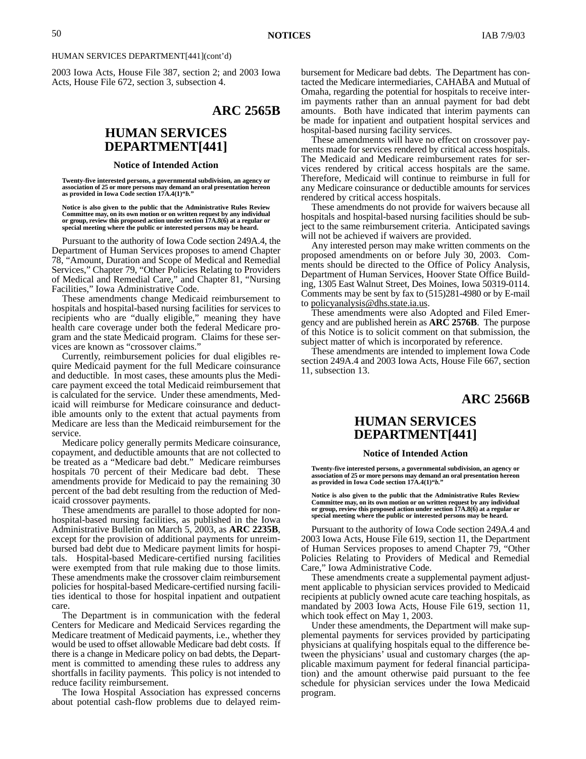HUMAN SERVICES DEPARTMENT[441](cont'd)

2003 Iowa Acts, House File 387, section 2; and 2003 Iowa Acts, House File 672, section 3, subsection 4.

**ARC 2565B**

## HUMAN SERVICES DEPARTMENT[441]

### Notice of Intended Action

**Twenty-five interested persons, a governmental subdivision, an agency or association of 25 or more persons may demand an oral presentation hereon as provided in Iowa Code section 17A.4(1)"*b*."**

**Notice is also given to the public that the Administrative Rules Review Committee may, on its own motion or on written request by any individual or group, review this proposed action under section 17A.8(6) at a regular or special meeting where the public or interested persons may be heard.**

Pursuant to the authority of Iowa Code section 249A.4, the Department of Human Services proposes to amend Chapter 78, "Amount, Duration and Scope of Medical and Remedial Services," Chapter 79, "Other Policies Relating to Providers of Medical and Remedial Care," and Chapter 81, "Nursing Facilities," Iowa Administrative Code.

These amendments change Medicaid reimbursement to hospitals and hospital-based nursing facilities for services to recipients who are "dually eligible," meaning they have health care coverage under both the federal Medicare program and the state Medicaid program. Claims for these services are known as "crossover claims."

Currently, reimbursement policies for dual eligibles require Medicaid payment for the full Medicare coinsurance and deductible. In most cases, these amounts plus the Medicare payment exceed the total Medicaid reimbursement that is calculated for the service. Under these amendments, Medicaid will reimburse for Medicare coinsurance and deductible amounts only to the extent that actual payments from Medicare are less than the Medicaid reimbursement for the service.

Medicare policy generally permits Medicare coinsurance, copayment, and deductible amounts that are not collected to be treated as a "Medicare bad debt." Medicare reimburses hospitals 70 percent of their Medicare bad debt. These amendments provide for Medicaid to pay the remaining 30 percent of the bad debt resulting from the reduction of Medicaid crossover payments.

These amendments are parallel to those adopted for non-hospital-based nursing facilities, as published in the Iowa Administrative Bulletin on March 5, 2003, as **ARC 2235B**, except for the provision of additional payments for unreimbursed bad debt due to Medicare payment limits for hospitals. Hospital-based Medicare-certified nursing facilities were exempted from that rule making due to those limits. These amendments make the crossover claim reimbursement policies for hospital-based Medicare-certified nursing facilities identical to those for hospital inpatient and outpatient care.

The Department is in communication with the federal Centers for Medicare and Medicaid Services regarding the Medicare treatment of Medicaid payments, i.e., whether they would be used to offset allowable Medicare bad debt costs. If there is a change in Medicare policy on bad debts, the Department is committed to amending these rules to address any shortfalls in facility payments. This policy is not intended to reduce facility reimbursement.

The Iowa Hospital Association has expressed concerns about potential cash-flow problems due to delayed reimbursement for Medicare bad debts. The Department has contacted the Medicare intermediaries, CAHABA and Mutual of Omaha, regarding the potential for hospitals to receive interim payments rather than an annual payment for bad debt amounts. Both have indicated that interim payments can be made for inpatient and outpatient hospital services and hospital-based nursing facility services.

These amendments will have no effect on crossover payments made for services rendered by critical access hospitals. The Medicaid and Medicare reimbursement rates for services rendered by critical access hospitals are the same. Therefore, Medicaid will continue to reimburse in full for any Medicare coinsurance or deductible amounts for services rendered by critical access hospitals.

These amendments do not provide for waivers because all hospitals and hospital-based nursing facilities should be subject to the same reimbursement criteria. Anticipated savings will not be achieved if waivers are provided.

Any interested person may make written comments on the proposed amendments on or before July 30, 2003. Comments should be directed to the Office of Policy Analysis, Department of Human Services, Hoover State Office Building, 1305 East Walnut Street, Des Moines, Iowa 50319-0114. Comments may be sent by fax to (515)281-4980 or by E-mail to policyanalysis@dhs.state.ia.us.

These amendments were also Adopted and Filed Emergency and are published herein as **ARC 2576B**. The purpose of this Notice is to solicit comment on that submission, the subject matter of which is incorporated by reference.

These amendments are intended to implement Iowa Code section 249A.4 and 2003 Iowa Acts, House File 667, section 11, subsection 13.

**ARC 2566B**

## HUMAN SERVICES DEPARTMENT[441]

### Notice of Intended Action

**Twenty-five interested persons, a governmental subdivision, an agency or association of 25 or more persons may demand an oral presentation hereon as provided in Iowa Code section 17A.4(1)"*b*."**

**Notice is also given to the public that the Administrative Rules Review Committee may, on its own motion or on written request by any individual or group, review this proposed action under section 17A.8(6) at a regular or special meeting where the public or interested persons may be heard.**

Pursuant to the authority of Iowa Code section 249A.4 and 2003 Iowa Acts, House File 619, section 11, the Department of Human Services proposes to amend Chapter 79, "Other Policies Relating to Providers of Medical and Remedial Care," Iowa Administrative Code.

These amendments create a supplemental payment adjustment applicable to physician services provided to Medicaid recipients at publicly owned acute care teaching hospitals, as mandated by 2003 Iowa Acts, House File 619, section 11, which took effect on May 1, 2003.

Under these amendments, the Department will make supplemental payments for services provided by participating physicians at qualifying hospitals equal to the difference between the physicians' usual and customary charges (the applicable maximum payment for federal financial participation) and the amount otherwise paid pursuant to the fee schedule for physician services under the Iowa Medicaid program.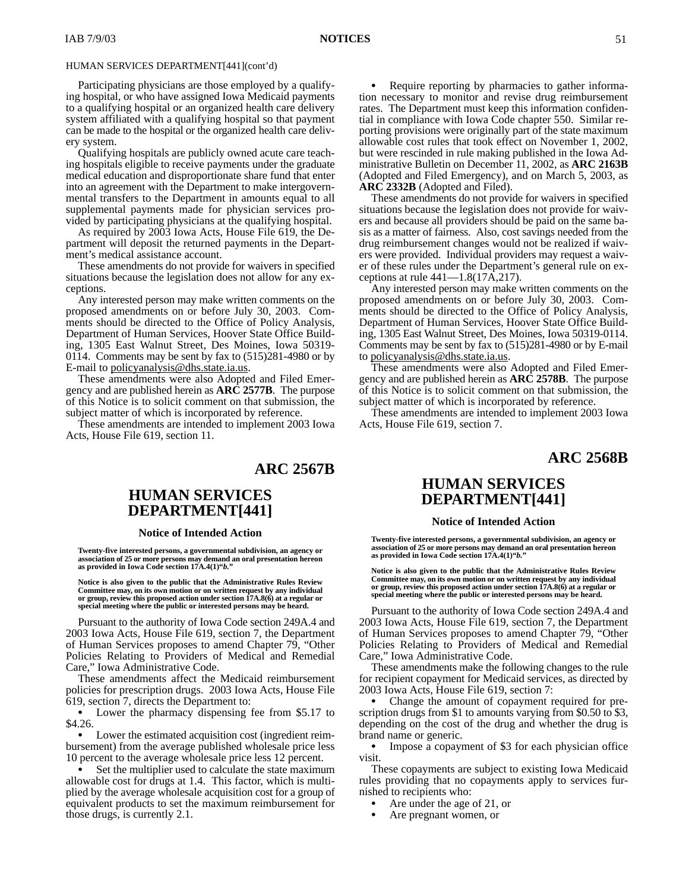HUMAN SERVICES DEPARTMENT[441](cont'd)

Participating physicians are those employed by a qualifying hospital, or who have assigned Iowa Medicaid payments to a qualifying hospital or an organized health care delivery system affiliated with a qualifying hospital so that payment can be made to the hospital or the organized health care delivery system.

Qualifying hospitals are publicly owned acute care teaching hospitals eligible to receive payments under the graduate medical education and disproportionate share fund that enter into an agreement with the Department to make intergovernmental transfers to the Department in amounts equal to all supplemental payments made for physician services provided by participating physicians at the qualifying hospital.

As required by 2003 Iowa Acts, House File 619, the Department will deposit the returned payments in the Department's medical assistance account.

These amendments do not provide for waivers in specified situations because the legislation does not allow for any exceptions.

Any interested person may make written comments on the proposed amendments on or before July 30, 2003. Comments should be directed to the Office of Policy Analysis, Department of Human Services, Hoover State Office Building, 1305 East Walnut Street, Des Moines, Iowa 50319-0114. Comments may be sent by fax to (515)281-4980 or by E-mail to policyanalysis@dhs.state.ia.us.

These amendments were also Adopted and Filed Emergency and are published herein as **ARC 2577B**. The purpose of this Notice is to solicit comment on that submission, the subject matter of which is incorporated by reference.

These amendments are intended to implement 2003 Iowa Acts, House File 619, section 11.

## ARC 2567B

## HUMAN SERVICES DEPARTMENT[441]

### Notice of Intended Action

**Twenty-five interested persons, a governmental subdivision, an agency or association of 25 or more persons may demand an oral presentation hereon as provided in Iowa Code section 17A.4(1)"*b.*"**

**Notice is also given to the public that the Administrative Rules Review Committee may, on its own motion or on written request by any individual or group, review this proposed action under section 17A.8(6) at a regular or special meeting where the public or interested persons may be heard.**

Pursuant to the authority of Iowa Code section 249A.4 and 2003 Iowa Acts, House File 619, section 7, the Department of Human Services proposes to amend Chapter 79, "Other Policies Relating to Providers of Medical and Remedial Care," Iowa Administrative Code.

These amendments affect the Medicaid reimbursement policies for prescription drugs. 2003 Iowa Acts, House File 619, section 7, directs the Department to:

- Lower the pharmacy dispensing fee from $5.17 to $4.26.
- Lower the estimated acquisition cost (ingredient reimbursement) from the average published wholesale price less 10 percent to the average wholesale price less 12 percent.
- Set the multiplier used to calculate the state maximum allowable cost for drugs at 1.4. This factor, which is multiplied by the average wholesale acquisition cost for a group of equivalent products to set the maximum reimbursement for those drugs, is currently 2.1.
- Require reporting by pharmacies to gather information necessary to monitor and revise drug reimbursement rates. The Department must keep this information confidential in compliance with Iowa Code chapter 550. Similar reporting provisions were originally part of the state maximum allowable cost rules that took effect on November 1, 2002, but were rescinded in rule making published in the Iowa Administrative Bulletin on December 11, 2002, as **ARC 2163B** (Adopted and Filed Emergency), and on March 5, 2003, as **ARC 2332B** (Adopted and Filed).

These amendments do not provide for waivers in specified situations because the legislation does not provide for waivers and because all providers should be paid on the same basis as a matter of fairness. Also, cost savings needed from the drug reimbursement changes would not be realized if waivers were provided. Individual providers may request a waiver of these rules under the Department's general rule on exceptions at rule 441—1.8(17A,217).

Any interested person may make written comments on the proposed amendments on or before July 30, 2003. Comments should be directed to the Office of Policy Analysis, Department of Human Services, Hoover State Office Building, 1305 East Walnut Street, Des Moines, Iowa 50319-0114. Comments may be sent by fax to (515)281-4980 or by E-mail to policyanalysis@dhs.state.ia.us.

These amendments were also Adopted and Filed Emergency and are published herein as **ARC 2578B**. The purpose of this Notice is to solicit comment on that submission, the subject matter of which is incorporated by reference.

These amendments are intended to implement 2003 Iowa Acts, House File 619, section 7.

## ARC 2568B

## HUMAN SERVICES DEPARTMENT[441]

### Notice of Intended Action

**Twenty-five interested persons, a governmental subdivision, an agency or association of 25 or more persons may demand an oral presentation hereon as provided in Iowa Code section 17A.4(1)"*b.*"**

**Notice is also given to the public that the Administrative Rules Review Committee may, on its own motion or on written request by any individual or group, review this proposed action under section 17A.8(6) at a regular or special meeting where the public or interested persons may be heard.**

Pursuant to the authority of Iowa Code section 249A.4 and 2003 Iowa Acts, House File 619, section 7, the Department of Human Services proposes to amend Chapter 79, "Other Policies Relating to Providers of Medical and Remedial Care," Iowa Administrative Code.

These amendments make the following changes to the rule for recipient copayment for Medicaid services, as directed by 2003 Iowa Acts, House File 619, section 7:

- Change the amount of copayment required for prescription drugs from $1 to amounts varying from $0.50 to $3, depending on the cost of the drug and whether the drug is brand name or generic.
- Impose a copayment of $3 for each physician office visit.

These copayments are subject to existing Iowa Medicaid rules providing that no copayments apply to services furnished to recipients who:

- Are under the age of 21, or
- Are pregnant women, or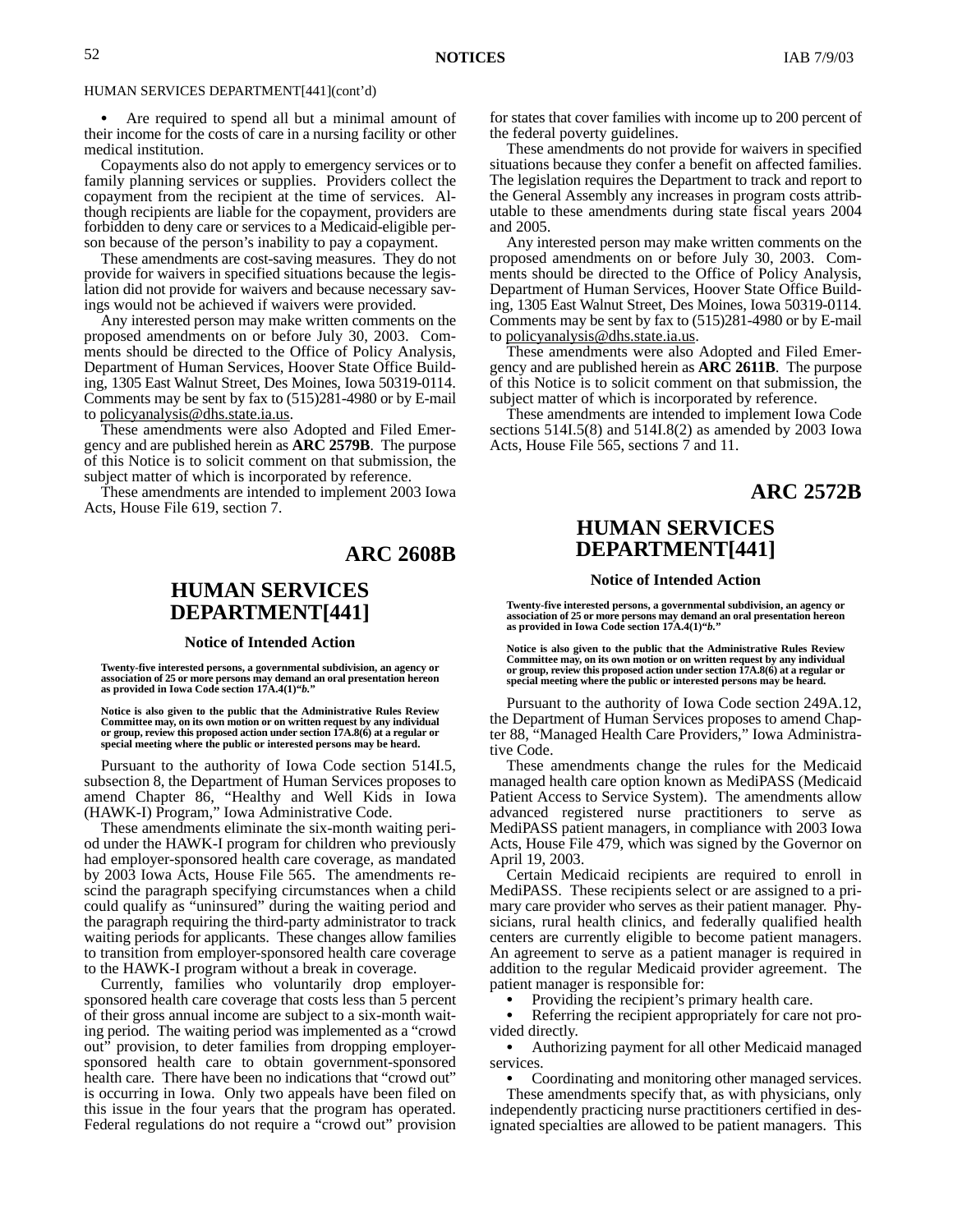HUMAN SERVICES DEPARTMENT[441](cont'd)

- Are required to spend all but a minimal amount of their income for the costs of care in a nursing facility or other medical institution.

Copayments also do not apply to emergency services or to family planning services or supplies. Providers collect the copayment from the recipient at the time of services. Although recipients are liable for the copayment, providers are forbidden to deny care or services to a Medicaid-eligible person because of the person's inability to pay a copayment.

These amendments are cost-saving measures. They do not provide for waivers in specified situations because the legislation did not provide for waivers and because necessary savings would not be achieved if waivers were provided.

Any interested person may make written comments on the proposed amendments on or before July 30, 2003. Comments should be directed to the Office of Policy Analysis, Department of Human Services, Hoover State Office Building, 1305 East Walnut Street, Des Moines, Iowa 50319-0114. Comments may be sent by fax to (515)281-4980 or by E-mail to policyanalysis@dhs.state.ia.us.

These amendments were also Adopted and Filed Emergency and are published herein as **ARC 2579B**. The purpose of this Notice is to solicit comment on that submission, the subject matter of which is incorporated by reference.

These amendments are intended to implement 2003 Iowa Acts, House File 619, section 7.

## ARC 2608B

# HUMAN SERVICES DEPARTMENT[441]

### Notice of Intended Action

**Twenty-five interested persons, a governmental subdivision, an agency or association of 25 or more persons may demand an oral presentation hereon as provided in Iowa Code section 17A.4(1)"*b*."**

**Notice is also given to the public that the Administrative Rules Review Committee may, on its own motion or on written request by any individual or group, review this proposed action under section 17A.8(6) at a regular or special meeting where the public or interested persons may be heard.**

Pursuant to the authority of Iowa Code section 514I.5, subsection 8, the Department of Human Services proposes to amend Chapter 86, "Healthy and Well Kids in Iowa (HAWK-I) Program," Iowa Administrative Code.

These amendments eliminate the six-month waiting period under the HAWK-I program for children who previously had employer-sponsored health care coverage, as mandated by 2003 Iowa Acts, House File 565. The amendments rescind the paragraph specifying circumstances when a child could qualify as "uninsured" during the waiting period and the paragraph requiring the third-party administrator to track waiting periods for applicants. These changes allow families to transition from employer-sponsored health care coverage to the HAWK-I program without a break in coverage.

Currently, families who voluntarily drop employer-sponsored health care coverage that costs less than 5 percent of their gross annual income are subject to a six-month waiting period. The waiting period was implemented as a "crowd out" provision, to deter families from dropping employer-sponsored health care to obtain government-sponsored health care. There have been no indications that "crowd out" is occurring in Iowa. Only two appeals have been filed on this issue in the four years that the program has operated. Federal regulations do not require a "crowd out" provision for states that cover families with income up to 200 percent of the federal poverty guidelines.

These amendments do not provide for waivers in specified situations because they confer a benefit on affected families. The legislation requires the Department to track and report to the General Assembly any increases in program costs attributable to these amendments during state fiscal years 2004 and 2005.

Any interested person may make written comments on the proposed amendments on or before July 30, 2003. Comments should be directed to the Office of Policy Analysis, Department of Human Services, Hoover State Office Building, 1305 East Walnut Street, Des Moines, Iowa 50319-0114. Comments may be sent by fax to (515)281-4980 or by E-mail to policyanalysis@dhs.state.ia.us.

These amendments were also Adopted and Filed Emergency and are published herein as **ARC 2611B**. The purpose of this Notice is to solicit comment on that submission, the subject matter of which is incorporated by reference.

These amendments are intended to implement Iowa Code sections 514I.5(8) and 514I.8(2) as amended by 2003 Iowa Acts, House File 565, sections 7 and 11.

## ARC 2572B

# HUMAN SERVICES DEPARTMENT[441]

### Notice of Intended Action

**Twenty-five interested persons, a governmental subdivision, an agency or association of 25 or more persons may demand an oral presentation hereon as provided in Iowa Code section 17A.4(1)"*b*."**

**Notice is also given to the public that the Administrative Rules Review Committee may, on its own motion or on written request by any individual or group, review this proposed action under section 17A.8(6) at a regular or special meeting where the public or interested persons may be heard.**

Pursuant to the authority of Iowa Code section 249A.12, the Department of Human Services proposes to amend Chapter 88, "Managed Health Care Providers," Iowa Administrative Code.

These amendments change the rules for the Medicaid managed health care option known as MediPASS (Medicaid Patient Access to Service System). The amendments allow advanced registered nurse practitioners to serve as MediPASS patient managers, in compliance with 2003 Iowa Acts, House File 479, which was signed by the Governor on April 19, 2003.

Certain Medicaid recipients are required to enroll in MediPASS. These recipients select or are assigned to a primary care provider who serves as their patient manager. Physicians, rural health clinics, and federally qualified health centers are currently eligible to become patient managers. An agreement to serve as a patient manager is required in addition to the regular Medicaid provider agreement. The patient manager is responsible for:

- Providing the recipient's primary health care.
- Referring the recipient appropriately for care not provided directly.
- Authorizing payment for all other Medicaid managed services.
- Coordinating and monitoring other managed services.

These amendments specify that, as with physicians, only independently practicing nurse practitioners certified in designated specialties are allowed to be patient managers. This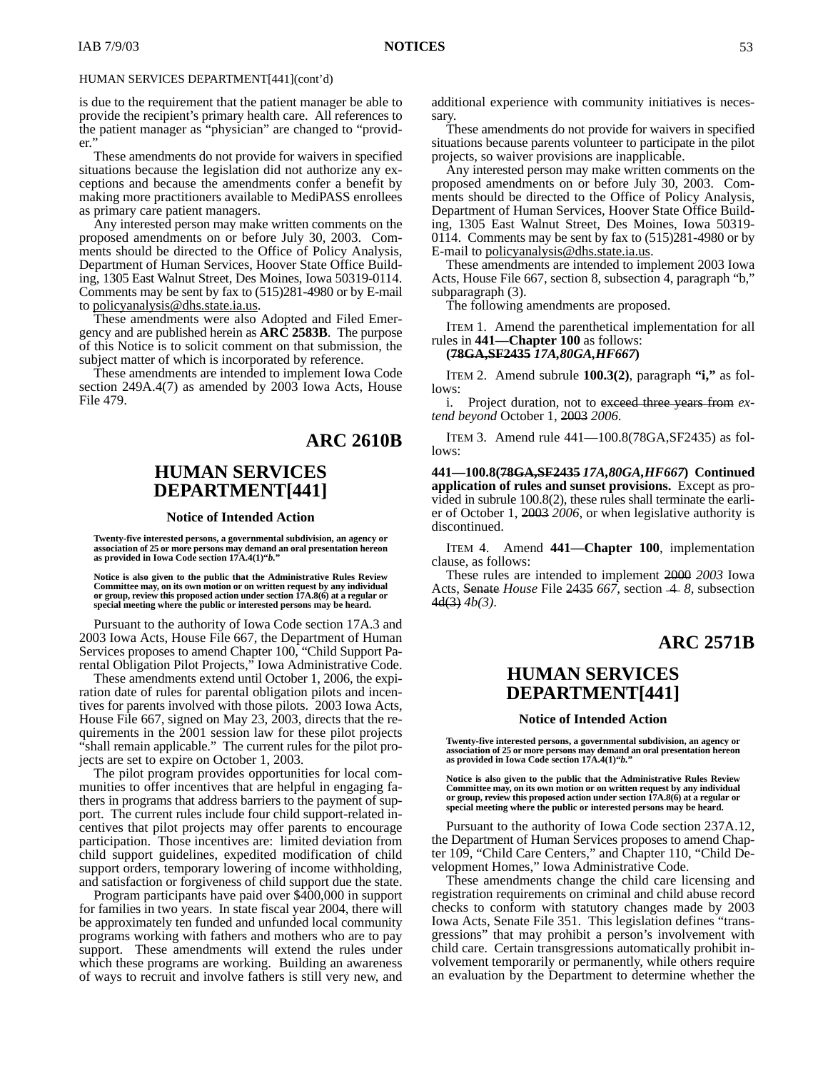HUMAN SERVICES DEPARTMENT[441](cont'd)

is due to the requirement that the patient manager be able to provide the recipient's primary health care. All references to the patient manager as "physician" are changed to "provider."

These amendments do not provide for waivers in specified situations because the legislation did not authorize any exceptions and because the amendments confer a benefit by making more practitioners available to MediPASS enrollees as primary care patient managers.

Any interested person may make written comments on the proposed amendments on or before July 30, 2003. Comments should be directed to the Office of Policy Analysis, Department of Human Services, Hoover State Office Building, 1305 East Walnut Street, Des Moines, Iowa 50319-0114. Comments may be sent by fax to (515)281-4980 or by E-mail to policyanalysis@dhs.state.ia.us.

These amendments were also Adopted and Filed Emergency and are published herein as **ARC 2583B**. The purpose of this Notice is to solicit comment on that submission, the subject matter of which is incorporated by reference.

These amendments are intended to implement Iowa Code section 249A.4(7) as amended by 2003 Iowa Acts, House File 479.

## ARC 2610B

## HUMAN SERVICES DEPARTMENT[441]

### Notice of Intended Action

**Twenty-five interested persons, a governmental subdivision, an agency or association of 25 or more persons may demand an oral presentation hereon as provided in Iowa Code section 17A.4(1)"*b*."**

**Notice is also given to the public that the Administrative Rules Review Committee may, on its own motion or on written request by any individual or group, review this proposed action under section 17A.8(6) at a regular or special meeting where the public or interested persons may be heard.**

Pursuant to the authority of Iowa Code section 17A.3 and 2003 Iowa Acts, House File 667, the Department of Human Services proposes to amend Chapter 100, "Child Support Parental Obligation Pilot Projects," Iowa Administrative Code.

These amendments extend until October 1, 2006, the expiration date of rules for parental obligation pilots and incentives for parents involved with those pilots. 2003 Iowa Acts, House File 667, signed on May 23, 2003, directs that the requirements in the 2001 session law for these pilot projects "shall remain applicable." The current rules for the pilot projects are set to expire on October 1, 2003.

The pilot program provides opportunities for local communities to offer incentives that are helpful in engaging fathers in programs that address barriers to the payment of support. The current rules include four child support-related incentives that pilot projects may offer parents to encourage participation. Those incentives are: limited deviation from child support guidelines, expedited modification of child support orders, temporary lowering of income withholding, and satisfaction or forgiveness of child support due the state.

Program participants have paid over $400,000 in support for families in two years. In state fiscal year 2004, there will be approximately ten funded and unfunded local community programs working with fathers and mothers who are to pay support. These amendments will extend the rules under which these programs are working. Building an awareness of ways to recruit and involve fathers is still very new, and additional experience with community initiatives is necessary.

These amendments do not provide for waivers in specified situations because parents volunteer to participate in the pilot projects, so waiver provisions are inapplicable.

Any interested person may make written comments on the proposed amendments on or before July 30, 2003. Comments should be directed to the Office of Policy Analysis, Department of Human Services, Hoover State Office Building, 1305 East Walnut Street, Des Moines, Iowa 50319-0114. Comments may be sent by fax to (515)281-4980 or by E-mail to policyanalysis@dhs.state.ia.us.

These amendments are intended to implement 2003 Iowa Acts, House File 667, section 8, subsection 4, paragraph "b," subparagraph (3).

The following amendments are proposed.

ITEM 1. Amend the parenthetical implementation for all rules in **441—Chapter 100** as follows:
**(~~78GA,SF2435~~ *17A,80GA,HF667*)**

ITEM 2. Amend subrule **100.3(2)**, paragraph **"i,"** as follows:

i. Project duration, not to ~~exceed three years from~~ *extend beyond* October 1, ~~2003~~ *2006*.

ITEM 3. Amend rule 441—100.8(78GA,SF2435) as follows:

**441—100.8(~~78GA,SF2435~~ *17A,80GA,HF667*) Continued application of rules and sunset provisions.** Except as provided in subrule 100.8(2), these rules shall terminate the earlier of October 1, ~~2003~~ *2006*, or when legislative authority is discontinued.

ITEM 4. Amend **441—Chapter 100**, implementation clause, as follows:

These rules are intended to implement ~~2000~~ *2003* Iowa Acts, ~~Senate~~ *House* File ~~2435~~ *667*, section ~~4~~ *8*, subsection ~~4d(3)~~ *4b(3)*.

## ARC 2571B

## HUMAN SERVICES DEPARTMENT[441]

### Notice of Intended Action

**Twenty-five interested persons, a governmental subdivision, an agency or association of 25 or more persons may demand an oral presentation hereon as provided in Iowa Code section 17A.4(1)"*b*."**

**Notice is also given to the public that the Administrative Rules Review Committee may, on its own motion or on written request by any individual or group, review this proposed action under section 17A.8(6) at a regular or special meeting where the public or interested persons may be heard.**

Pursuant to the authority of Iowa Code section 237A.12, the Department of Human Services proposes to amend Chapter 109, "Child Care Centers," and Chapter 110, "Child Development Homes," Iowa Administrative Code.

These amendments change the child care licensing and registration requirements on criminal and child abuse record checks to conform with statutory changes made by 2003 Iowa Acts, Senate File 351. This legislation defines "transgressions" that may prohibit a person's involvement with child care. Certain transgressions automatically prohibit involvement temporarily or permanently, while others require an evaluation by the Department to determine whether the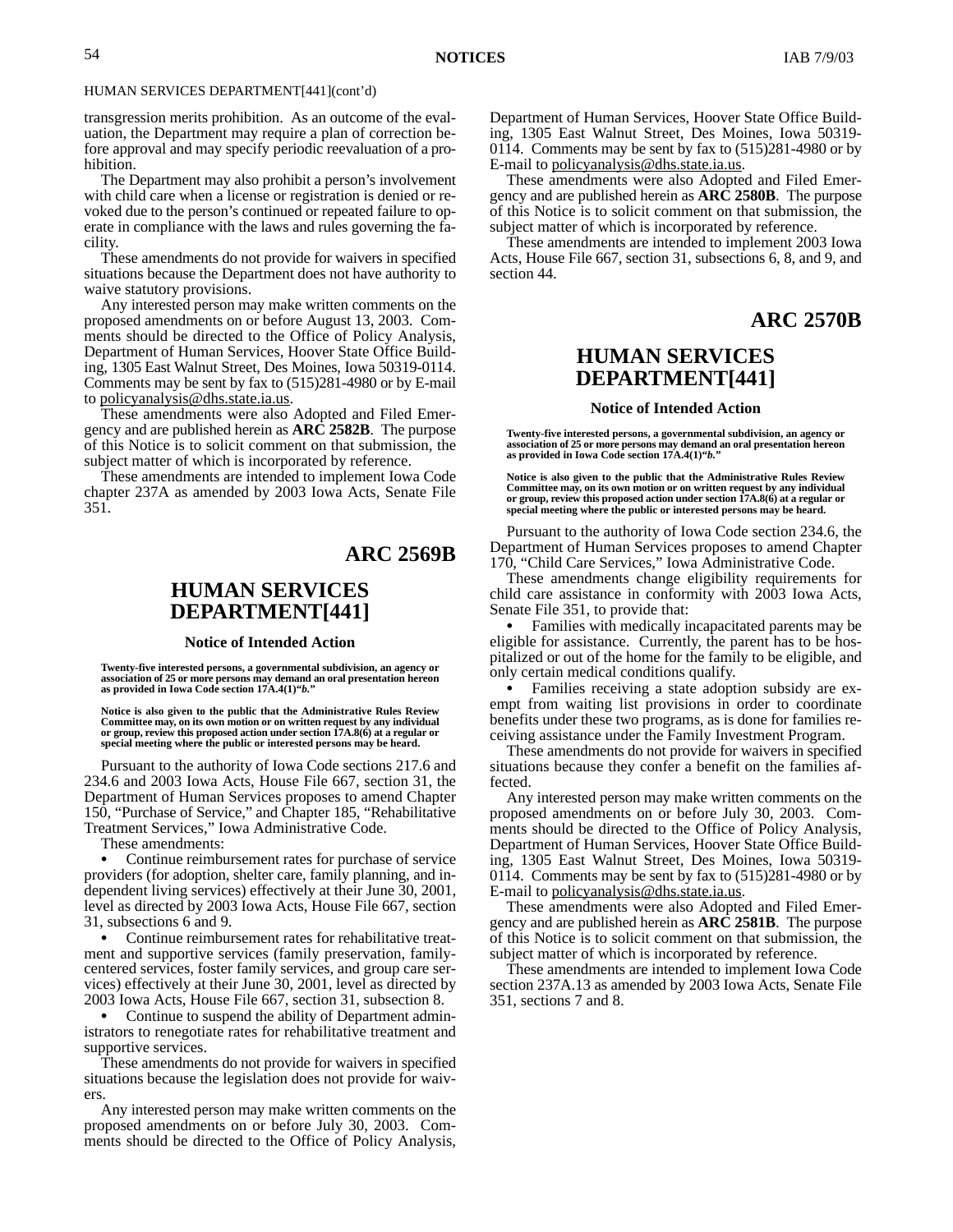HUMAN SERVICES DEPARTMENT[441](cont'd)

transgression merits prohibition. As an outcome of the evaluation, the Department may require a plan of correction before approval and may specify periodic reevaluation of a prohibition.

The Department may also prohibit a person's involvement with child care when a license or registration is denied or revoked due to the person's continued or repeated failure to operate in compliance with the laws and rules governing the facility.

These amendments do not provide for waivers in specified situations because the Department does not have authority to waive statutory provisions.

Any interested person may make written comments on the proposed amendments on or before August 13, 2003. Comments should be directed to the Office of Policy Analysis, Department of Human Services, Hoover State Office Building, 1305 East Walnut Street, Des Moines, Iowa 50319-0114. Comments may be sent by fax to (515)281-4980 or by E-mail to policyanalysis@dhs.state.ia.us.

These amendments were also Adopted and Filed Emergency and are published herein as **ARC 2582B**. The purpose of this Notice is to solicit comment on that submission, the subject matter of which is incorporated by reference.

These amendments are intended to implement Iowa Code chapter 237A as amended by 2003 Iowa Acts, Senate File 351.

## ARC 2569B

## HUMAN SERVICES DEPARTMENT[441]

### Notice of Intended Action

**Twenty-five interested persons, a governmental subdivision, an agency or association of 25 or more persons may demand an oral presentation hereon as provided in Iowa Code section 17A.4(1)*"b."***

**Notice is also given to the public that the Administrative Rules Review Committee may, on its own motion or on written request by any individual or group, review this proposed action under section 17A.8(6) at a regular or special meeting where the public or interested persons may be heard.**

Pursuant to the authority of Iowa Code sections 217.6 and 234.6 and 2003 Iowa Acts, House File 667, section 31, the Department of Human Services proposes to amend Chapter 150, "Purchase of Service," and Chapter 185, "Rehabilitative Treatment Services," Iowa Administrative Code.

These amendments:

- Continue reimbursement rates for purchase of service providers (for adoption, shelter care, family planning, and independent living services) effectively at their June 30, 2001, level as directed by 2003 Iowa Acts, House File 667, section 31, subsections 6 and 9.
- Continue reimbursement rates for rehabilitative treatment and supportive services (family preservation, family-centered services, foster family services, and group care services) effectively at their June 30, 2001, level as directed by 2003 Iowa Acts, House File 667, section 31, subsection 8.
- Continue to suspend the ability of Department administrators to renegotiate rates for rehabilitative treatment and supportive services.

These amendments do not provide for waivers in specified situations because the legislation does not provide for waivers.

Any interested person may make written comments on the proposed amendments on or before July 30, 2003. Comments should be directed to the Office of Policy Analysis, Department of Human Services, Hoover State Office Building, 1305 East Walnut Street, Des Moines, Iowa 50319-0114. Comments may be sent by fax to (515)281-4980 or by E-mail to policyanalysis@dhs.state.ia.us.

These amendments were also Adopted and Filed Emergency and are published herein as **ARC 2580B**. The purpose of this Notice is to solicit comment on that submission, the subject matter of which is incorporated by reference.

These amendments are intended to implement 2003 Iowa Acts, House File 667, section 31, subsections 6, 8, and 9, and section 44.

## ARC 2570B

## HUMAN SERVICES DEPARTMENT[441]

### Notice of Intended Action

**Twenty-five interested persons, a governmental subdivision, an agency or association of 25 or more persons may demand an oral presentation hereon as provided in Iowa Code section 17A.4(1)*"b."***

**Notice is also given to the public that the Administrative Rules Review Committee may, on its own motion or on written request by any individual or group, review this proposed action under section 17A.8(6) at a regular or special meeting where the public or interested persons may be heard.**

Pursuant to the authority of Iowa Code section 234.6, the Department of Human Services proposes to amend Chapter 170, "Child Care Services," Iowa Administrative Code.

These amendments change eligibility requirements for child care assistance in conformity with 2003 Iowa Acts, Senate File 351, to provide that:

- Families with medically incapacitated parents may be eligible for assistance. Currently, the parent has to be hospitalized or out of the home for the family to be eligible, and only certain medical conditions qualify.
- Families receiving a state adoption subsidy are exempt from waiting list provisions in order to coordinate benefits under these two programs, as is done for families receiving assistance under the Family Investment Program.

These amendments do not provide for waivers in specified situations because they confer a benefit on the families affected.

Any interested person may make written comments on the proposed amendments on or before July 30, 2003. Comments should be directed to the Office of Policy Analysis, Department of Human Services, Hoover State Office Building, 1305 East Walnut Street, Des Moines, Iowa 50319-0114. Comments may be sent by fax to (515)281-4980 or by E-mail to policyanalysis@dhs.state.ia.us.

These amendments were also Adopted and Filed Emergency and are published herein as **ARC 2581B**. The purpose of this Notice is to solicit comment on that submission, the subject matter of which is incorporated by reference.

These amendments are intended to implement Iowa Code section 237A.13 as amended by 2003 Iowa Acts, Senate File 351, sections 7 and 8.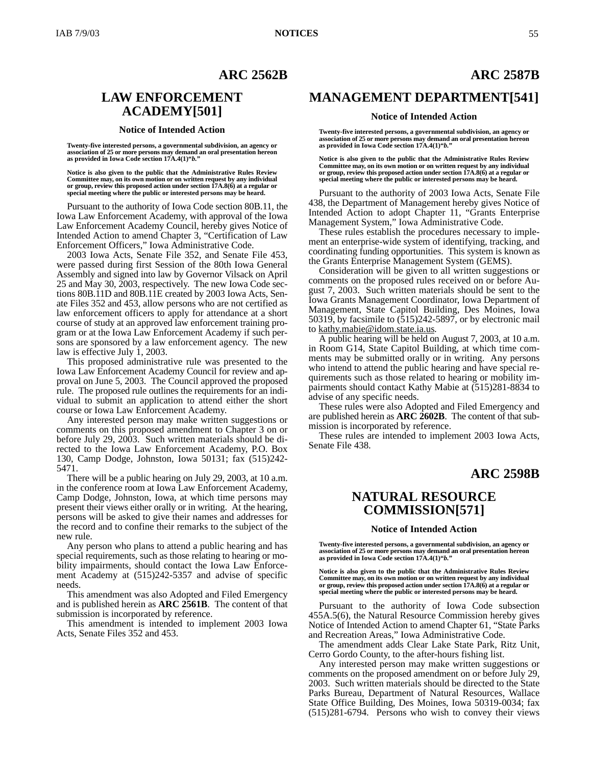## ARC 2562B

# LAW ENFORCEMENT ACADEMY[501]

### Notice of Intended Action

**Twenty-five interested persons, a governmental subdivision, an agency or association of 25 or more persons may demand an oral presentation hereon as provided in Iowa Code section 17A.4(1)"*b*."**

**Notice is also given to the public that the Administrative Rules Review Committee may, on its own motion or on written request by any individual or group, review this proposed action under section 17A.8(6) at a regular or special meeting where the public or interested persons may be heard.**

Pursuant to the authority of Iowa Code section 80B.11, the Iowa Law Enforcement Academy, with approval of the Iowa Law Enforcement Academy Council, hereby gives Notice of Intended Action to amend Chapter 3, "Certification of Law Enforcement Officers," Iowa Administrative Code.

2003 Iowa Acts, Senate File 352, and Senate File 453, were passed during first Session of the 80th Iowa General Assembly and signed into law by Governor Vilsack on April 25 and May 30, 2003, respectively. The new Iowa Code sections 80B.11D and 80B.11E created by 2003 Iowa Acts, Senate Files 352 and 453, allow persons who are not certified as law enforcement officers to apply for attendance at a short course of study at an approved law enforcement training program or at the Iowa Law Enforcement Academy if such persons are sponsored by a law enforcement agency. The new law is effective July 1, 2003.

This proposed administrative rule was presented to the Iowa Law Enforcement Academy Council for review and approval on June 5, 2003. The Council approved the proposed rule. The proposed rule outlines the requirements for an individual to submit an application to attend either the short course or Iowa Law Enforcement Academy.

Any interested person may make written suggestions or comments on this proposed amendment to Chapter 3 on or before July 29, 2003. Such written materials should be directed to the Iowa Law Enforcement Academy, P.O. Box 130, Camp Dodge, Johnston, Iowa 50131; fax (515)242-5471.

There will be a public hearing on July 29, 2003, at 10 a.m. in the conference room at Iowa Law Enforcement Academy, Camp Dodge, Johnston, Iowa, at which time persons may present their views either orally or in writing. At the hearing, persons will be asked to give their names and addresses for the record and to confine their remarks to the subject of the new rule.

Any person who plans to attend a public hearing and has special requirements, such as those relating to hearing or mobility impairments, should contact the Iowa Law Enforcement Academy at (515)242-5357 and advise of specific needs.

This amendment was also Adopted and Filed Emergency and is published herein as **ARC 2561B**. The content of that submission is incorporated by reference.

This amendment is intended to implement 2003 Iowa Acts, Senate Files 352 and 453.

## ARC 2587B

# MANAGEMENT DEPARTMENT[541]

### Notice of Intended Action

**Twenty-five interested persons, a governmental subdivision, an agency or association of 25 or more persons may demand an oral presentation hereon as provided in Iowa Code section 17A.4(1)"*b*."**

**Notice is also given to the public that the Administrative Rules Review Committee may, on its own motion or on written request by any individual or group, review this proposed action under section 17A.8(6) at a regular or special meeting where the public or interested persons may be heard.**

Pursuant to the authority of 2003 Iowa Acts, Senate File 438, the Department of Management hereby gives Notice of Intended Action to adopt Chapter 11, "Grants Enterprise Management System," Iowa Administrative Code.

These rules establish the procedures necessary to implement an enterprise-wide system of identifying, tracking, and coordinating funding opportunities. This system is known as the Grants Enterprise Management System (GEMS).

Consideration will be given to all written suggestions or comments on the proposed rules received on or before August 7, 2003. Such written materials should be sent to the Iowa Grants Management Coordinator, Iowa Department of Management, State Capitol Building, Des Moines, Iowa 50319, by facsimile to (515)242-5897, or by electronic mail to kathy.mabie@idom.state.ia.us.

A public hearing will be held on August 7, 2003, at 10 a.m. in Room G14, State Capitol Building, at which time comments may be submitted orally or in writing. Any persons who intend to attend the public hearing and have special requirements such as those related to hearing or mobility impairments should contact Kathy Mabie at (515)281-8834 to advise of any specific needs.

These rules were also Adopted and Filed Emergency and are published herein as **ARC 2602B**. The content of that submission is incorporated by reference.

These rules are intended to implement 2003 Iowa Acts, Senate File 438.

## ARC 2598B

# NATURAL RESOURCE COMMISSION[571]

### Notice of Intended Action

**Twenty-five interested persons, a governmental subdivision, an agency or association of 25 or more persons may demand an oral presentation hereon as provided in Iowa Code section 17A.4(1)"*b*."**

**Notice is also given to the public that the Administrative Rules Review Committee may, on its own motion or on written request by any individual or group, review this proposed action under section 17A.8(6) at a regular or special meeting where the public or interested persons may be heard.**

Pursuant to the authority of Iowa Code subsection 455A.5(6), the Natural Resource Commission hereby gives Notice of Intended Action to amend Chapter 61, "State Parks and Recreation Areas," Iowa Administrative Code.

The amendment adds Clear Lake State Park, Ritz Unit, Cerro Gordo County, to the after-hours fishing list.

Any interested person may make written suggestions or comments on the proposed amendment on or before July 29, 2003. Such written materials should be directed to the State Parks Bureau, Department of Natural Resources, Wallace State Office Building, Des Moines, Iowa 50319-0034; fax (515)281-6794. Persons who wish to convey their views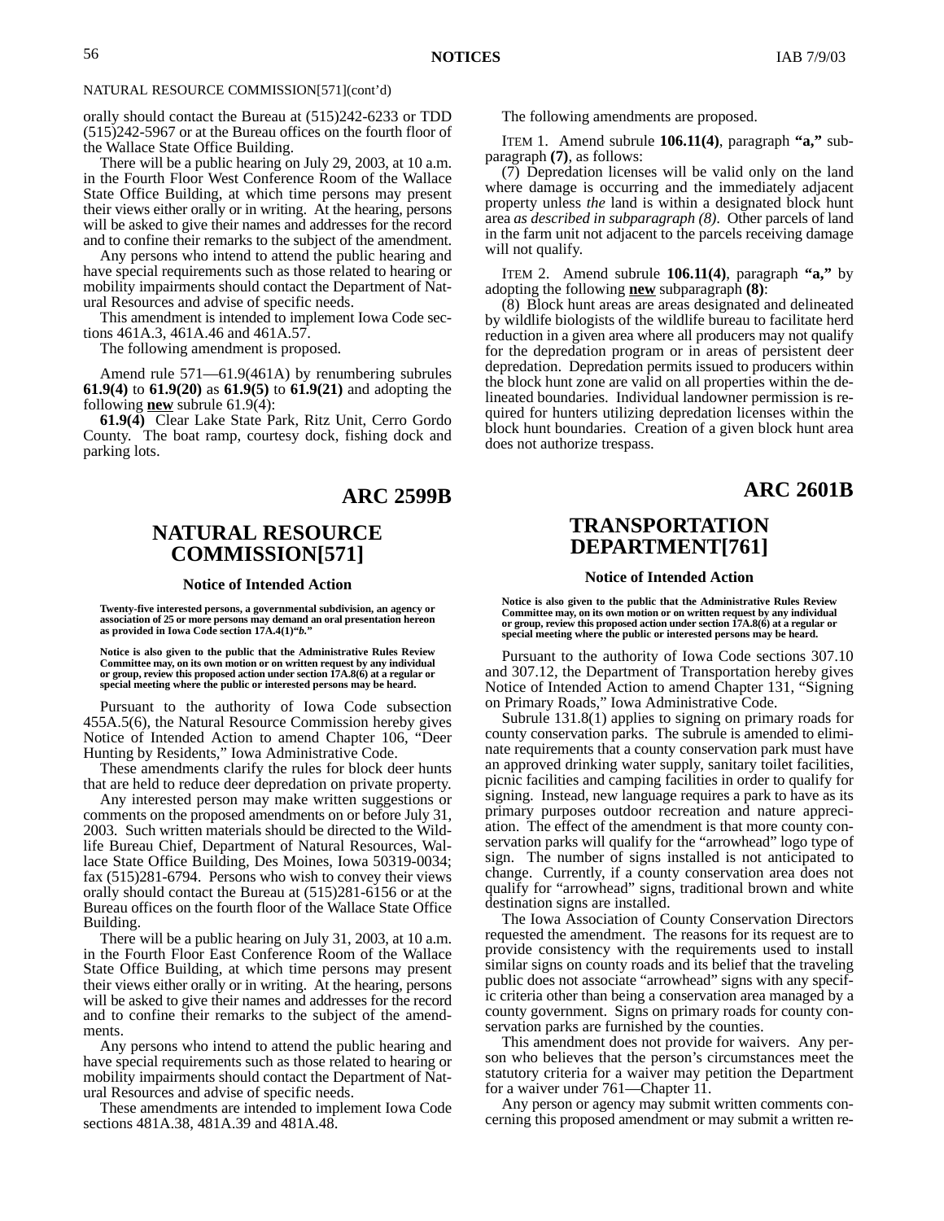NATURAL RESOURCE COMMISSION[571](cont'd)

orally should contact the Bureau at (515)242-6233 or TDD (515)242-5967 or at the Bureau offices on the fourth floor of the Wallace State Office Building.

There will be a public hearing on July 29, 2003, at 10 a.m. in the Fourth Floor West Conference Room of the Wallace State Office Building, at which time persons may present their views either orally or in writing. At the hearing, persons will be asked to give their names and addresses for the record and to confine their remarks to the subject of the amendment.

Any persons who intend to attend the public hearing and have special requirements such as those related to hearing or mobility impairments should contact the Department of Natural Resources and advise of specific needs.

This amendment is intended to implement Iowa Code sections 461A.3, 461A.46 and 461A.57.

The following amendment is proposed.

Amend 571—61.9(461A) by renumbering subrules **61.9(4)** to **61.9(20)** as **61.9(5)** to **61.9(21)** and adopting the following **new** subrule 61.9(4):

**61.9(4)** Clear Lake State Park, Ritz Unit, Cerro Gordo County. The boat ramp, courtesy dock, fishing dock and parking lots.

## ARC 2599B

# NATURAL RESOURCE COMMISSION[571]

### Notice of Intended Action

**Twenty-five interested persons, a governmental subdivision, an agency or association of 25 or more persons may demand an oral presentation hereon as provided in Iowa Code section 17A.4(1)*"b."***

**Notice is also given to the public that the Administrative Rules Review Committee may, on its own motion or on written request by any individual or group, review this proposed action under section 17A.8(6) at a regular or special meeting where the public or interested persons may be heard.**

Pursuant to the authority of Iowa Code subsection 455A.5(6), the Natural Resource Commission hereby gives Notice of Intended Action to amend Chapter 106, "Deer Hunting by Residents," Iowa Administrative Code.

These amendments clarify the rules for block deer hunts that are held to reduce deer depredation on private property.

Any interested person may make written suggestions or comments on the proposed amendments on or before July 31, 2003. Such written materials should be directed to the Wildlife Bureau Chief, Department of Natural Resources, Wallace State Office Building, Des Moines, Iowa 50319-0034; fax (515)281-6794. Persons who wish to convey their views orally should contact the Bureau at (515)281-6156 or at the Bureau offices on the fourth floor of the Wallace State Office Building.

There will be a public hearing on July 31, 2003, at 10 a.m. in the Fourth Floor East Conference Room of the Wallace State Office Building, at which time persons may present their views either orally or in writing. At the hearing, persons will be asked to give their names and addresses for the record and to confine their remarks to the subject of the amendments.

Any persons who intend to attend the public hearing and have special requirements such as those related to hearing or mobility impairments should contact the Department of Natural Resources and advise of specific needs.

These amendments are intended to implement Iowa Code sections 481A.38, 481A.39 and 481A.48.

The following amendments are proposed.

ITEM 1. Amend subrule **106.11(4)**, paragraph **"a,"** subparagraph **(7)**, as follows:

(7) Depredation licenses will be valid only on the land where damage is occurring and the immediately adjacent property unless *the* land is within a designated block hunt area *as described in subparagraph (8)*. Other parcels of land in the farm unit not adjacent to the parcels receiving damage will not qualify.

ITEM 2. Amend subrule **106.11(4)**, paragraph **"a,"** by adopting the following **new** subparagraph **(8)**:

(8) Block hunt areas are areas designated and delineated by wildlife biologists of the wildlife bureau to facilitate herd reduction in a given area where all producers may not qualify for the depredation program or in areas of persistent deer depredation. Depredation permits issued to producers within the block hunt zone are valid on all properties within the delineated boundaries. Individual landowner permission is required for hunters utilizing depredation licenses within the block hunt boundaries. Creation of a given block hunt area does not authorize trespass.

## ARC 2601B

# TRANSPORTATION DEPARTMENT[761]

### Notice of Intended Action

**Notice is also given to the public that the Administrative Rules Review Committee may, on its own motion or on written request by any individual or group, review this proposed action under section 17A.8(6) at a regular or special meeting where the public or interested persons may be heard.**

Pursuant to the authority of Iowa Code sections 307.10 and 307.12, the Department of Transportation hereby gives Notice of Intended Action to amend Chapter 131, "Signing on Primary Roads," Iowa Administrative Code.

Subrule 131.8(1) applies to signing on primary roads for county conservation parks. The subrule is amended to eliminate requirements that a county conservation park must have an approved drinking water supply, sanitary toilet facilities, picnic facilities and camping facilities in order to qualify for signing. Instead, new language requires a park to have as its primary purposes outdoor recreation and nature appreciation. The effect of the amendment is that more county conservation parks will qualify for the "arrowhead" logo type of sign. The number of signs installed is not anticipated to change. Currently, if a county conservation area does not qualify for "arrowhead" signs, traditional brown and white destination signs are installed.

The Iowa Association of County Conservation Directors requested the amendment. The reasons for its request are to provide consistency with the requirements used to install similar signs on county roads and its belief that the traveling public does not associate "arrowhead" signs with any specific criteria other than being a conservation area managed by a county government. Signs on primary roads for county conservation parks are furnished by the counties.

This amendment does not provide for waivers. Any person who believes that the person's circumstances meet the statutory criteria for a waiver may petition the Department for a waiver under 761—Chapter 11.

Any person or agency may submit written comments concerning this proposed amendment or may submit a written re-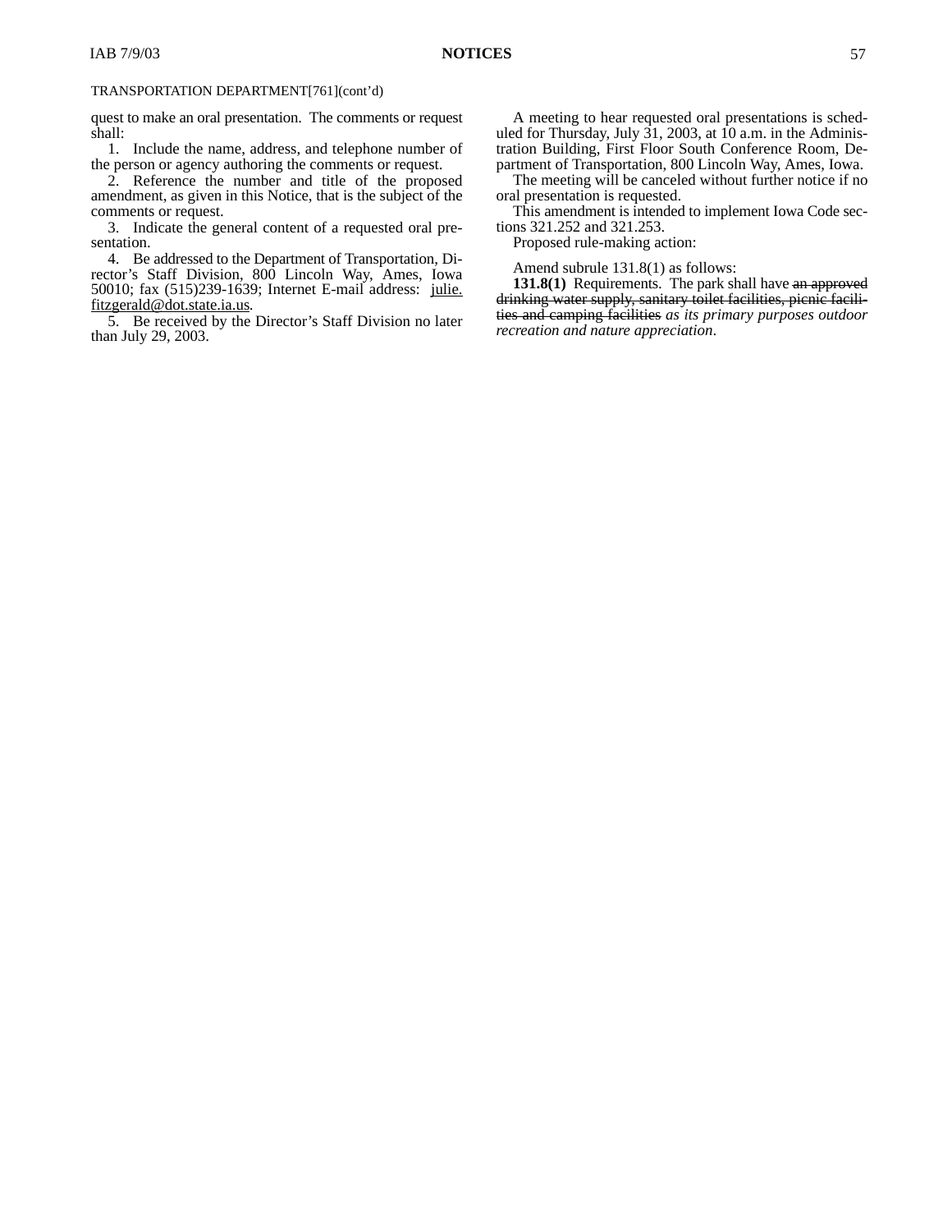TRANSPORTATION DEPARTMENT[761](cont'd)

quest to make an oral presentation. The comments or request shall:

1. Include the name, address, and telephone number of the person or agency authoring the comments or request.

2. Reference the number and title of the proposed amendment, as given in this Notice, that is the subject of the comments or request.

3. Indicate the general content of a requested oral presentation.

4. Be addressed to the Department of Transportation, Director's Staff Division, 800 Lincoln Way, Ames, Iowa 50010; fax (515)239-1639; Internet E-mail address: julie.fitzgerald@dot.state.ia.us.

5. Be received by the Director's Staff Division no later than July 29, 2003.

A meeting to hear requested oral presentations is scheduled for Thursday, July 31, 2003, at 10 a.m. in the Administration Building, First Floor South Conference Room, Department of Transportation, 800 Lincoln Way, Ames, Iowa.

The meeting will be canceled without further notice if no oral presentation is requested.

This amendment is intended to implement Iowa Code sections 321.252 and 321.253.

Proposed rule-making action:

Amend subrule 131.8(1) as follows:

**131.8(1)** Requirements. The park shall have ~~an approved drinking water supply, sanitary toilet facilities, picnic facilities and camping facilities~~ *as its primary purposes outdoor recreation and nature appreciation*.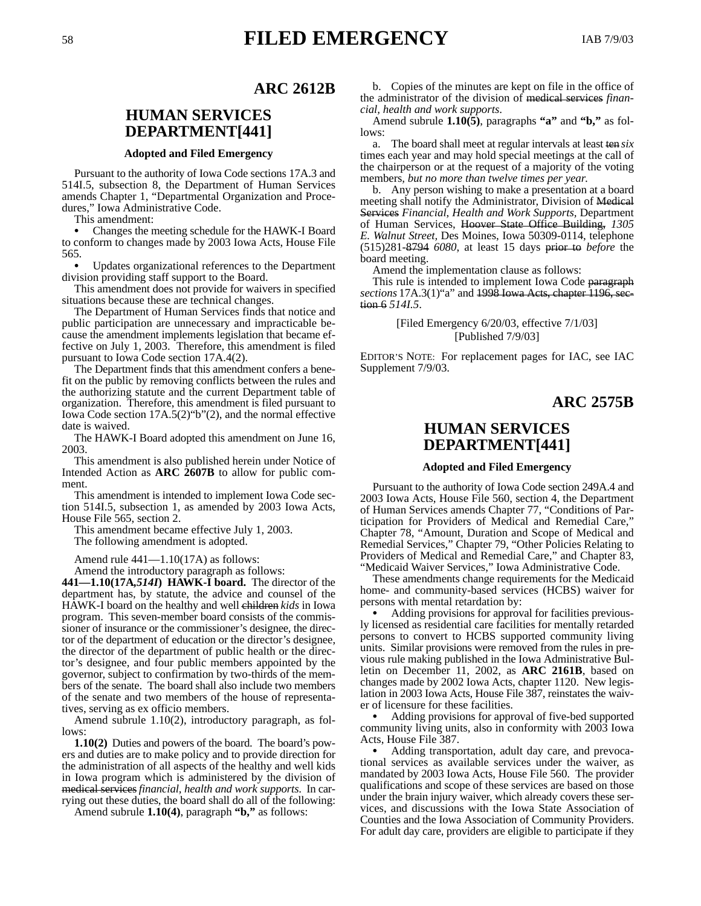## ARC 2612B

## HUMAN SERVICES DEPARTMENT[441]

### Adopted and Filed Emergency

Pursuant to the authority of Iowa Code sections 17A.3 and 514I.5, subsection 8, the Department of Human Services amends Chapter 1, "Departmental Organization and Procedures," Iowa Administrative Code.

This amendment:

- Changes the meeting schedule for the HAWK-I Board to conform to changes made by 2003 Iowa Acts, House File 565.
- Updates organizational references to the Department division providing staff support to the Board.

This amendment does not provide for waivers in specified situations because these are technical changes.

The Department of Human Services finds that notice and public participation are unnecessary and impracticable because the amendment implements legislation that became effective on July 1, 2003. Therefore, this amendment is filed pursuant to Iowa Code section 17A.4(2).

The Department finds that this amendment confers a benefit on the public by removing conflicts between the rules and the authorizing statute and the current Department table of organization. Therefore, this amendment is filed pursuant to Iowa Code section 17A.5(2)"b"(2), and the normal effective date is waived.

The HAWK-I Board adopted this amendment on June 16, 2003.

This amendment is also published herein under Notice of Intended Action as **ARC 2607B** to allow for public comment.

This amendment is intended to implement Iowa Code section 514I.5, subsection 1, as amended by 2003 Iowa Acts, House File 565, section 2.

This amendment became effective July 1, 2003.

The following amendment is adopted.

Amend rule 441—1.10(17A) as follows:

Amend the introductory paragraph as follows:

**441—1.10(17A,*514I*) HAWK-I board.** The director of the department has, by statute, the advice and counsel of the HAWK-I board on the healthy and well ~~children~~ *kids* in Iowa program. This seven-member board consists of the commissioner of insurance or the commissioner's designee, the director of the department of education or the director's designee, the director of the department of public health or the director's designee, and four public members appointed by the governor, subject to confirmation by two-thirds of the members of the senate. The board shall also include two members of the senate and two members of the house of representatives, serving as ex officio members.

Amend subrule 1.10(2), introductory paragraph, as follows:

**1.10(2)** Duties and powers of the board. The board's powers and duties are to make policy and to provide direction for the administration of all aspects of the healthy and well kids in Iowa program which is administered by the division of ~~medical services~~ *financial, health and work supports*. In carrying out these duties, the board shall do all of the following:

Amend subrule **1.10(4)**, paragraph **"b,"** as follows:

b. Copies of the minutes are kept on file in the office of the administrator of the division of ~~medical services~~ *financial, health and work supports*.

Amend subrule **1.10(5)**, paragraphs **"a"** and **"b,"** as follows:

a. The board shall meet at regular intervals at least ~~ten~~ *six* times each year and may hold special meetings at the call of the chairperson or at the request of a majority of the voting members*, but no more than twelve times per year.*

b. Any person wishing to make a presentation at a board meeting shall notify the Administrator, Division of ~~Medical Services~~ *Financial, Health and Work Supports*, Department of Human Services, ~~Hoover State Office Building,~~ *1305 E. Walnut Street,* Des Moines, Iowa 50309-0114, telephone (515)281-~~8794~~ *6080*, at least 15 days ~~prior to~~ *before* the board meeting.

Amend the implementation clause as follows:

This rule is intended to implement Iowa Code ~~paragraph~~ *sections* 17A.3(1)"a" and ~~1998 Iowa Acts, chapter 1196, section 6~~ *514I.5*.

[Filed Emergency 6/20/03, effective 7/1/03]
[Published 7/9/03]

EDITOR'S NOTE: For replacement pages for IAC, see IAC Supplement 7/9/03.

## ARC 2575B

## HUMAN SERVICES DEPARTMENT[441]

### Adopted and Filed Emergency

Pursuant to the authority of Iowa Code section 249A.4 and 2003 Iowa Acts, House File 560, section 4, the Department of Human Services amends Chapter 77, "Conditions of Participation for Providers of Medical and Remedial Care," Chapter 78, "Amount, Duration and Scope of Medical and Remedial Services," Chapter 79, "Other Policies Relating to Providers of Medical and Remedial Care," and Chapter 83, "Medicaid Waiver Services," Iowa Administrative Code.

These amendments change requirements for the Medicaid home- and community-based services (HCBS) waiver for persons with mental retardation by:

- Adding provisions for approval for facilities previously licensed as residential care facilities for mentally retarded persons to convert to HCBS supported community living units. Similar provisions were removed from the rules in previous rule making published in the Iowa Administrative Bulletin on December 11, 2002, as **ARC 2161B**, based on changes made by 2002 Iowa Acts, chapter 1120. New legislation in 2003 Iowa Acts, House File 387, reinstates the waiver of licensure for these facilities.
- Adding provisions for approval of five-bed supported community living units, also in conformity with 2003 Iowa Acts, House File 387.
- Adding transportation, adult day care, and prevocational services as available services under the waiver, as mandated by 2003 Iowa Acts, House File 560. The provider qualifications and scope of these services are based on those under the brain injury waiver, which already covers these services, and discussions with the Iowa State Association of Counties and the Iowa Association of Community Providers. For adult day care, providers are eligible to participate if they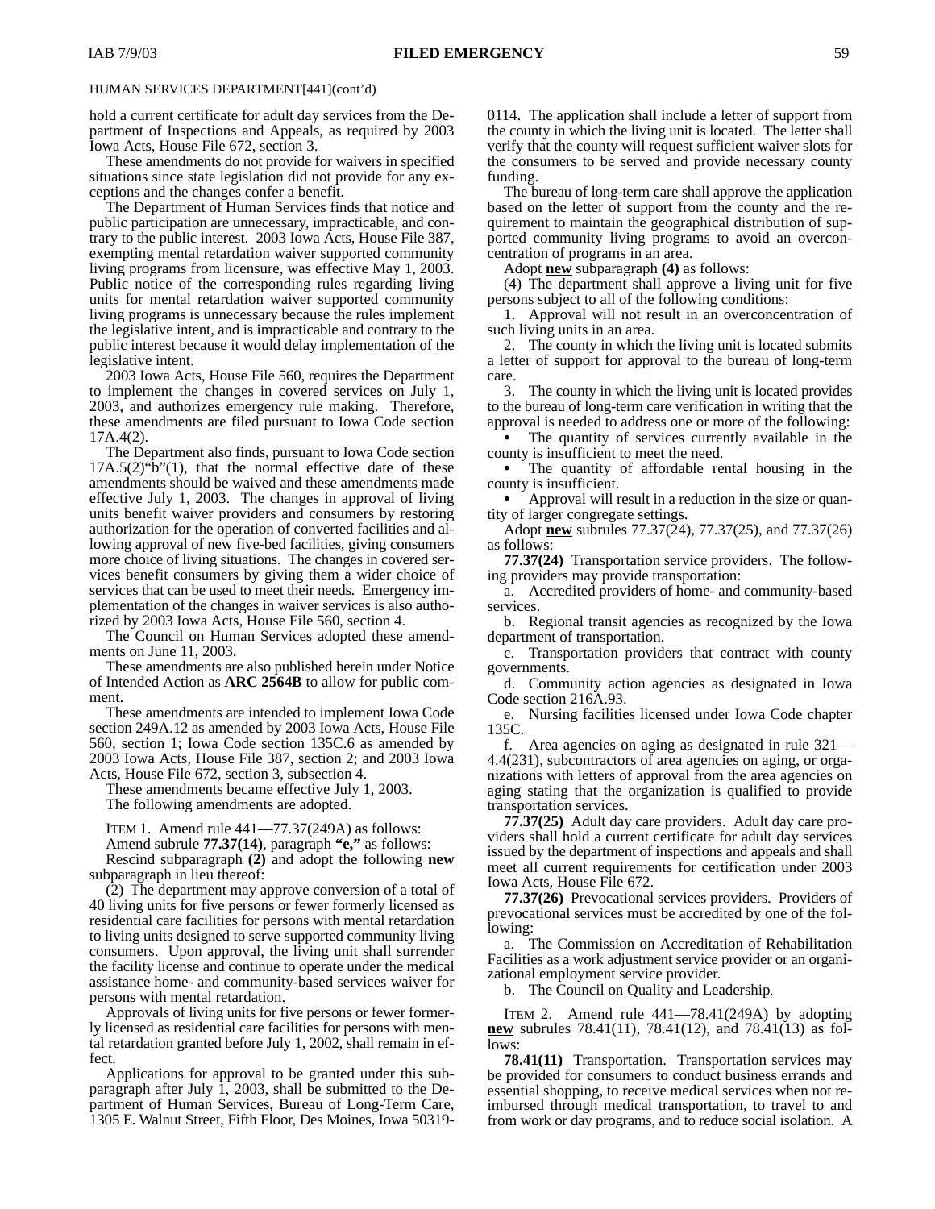HUMAN SERVICES DEPARTMENT[441](cont'd)

hold a current certificate for adult day services from the Department of Inspections and Appeals, as required by 2003 Iowa Acts, House File 672, section 3.

These amendments do not provide for waivers in specified situations since state legislation did not provide for any exceptions and the changes confer a benefit.

The Department of Human Services finds that notice and public participation are unnecessary, impracticable, and contrary to the public interest. 2003 Iowa Acts, House File 387, exempting mental retardation waiver supported community living programs from licensure, was effective May 1, 2003. Public notice of the corresponding rules regarding living units for mental retardation waiver supported community living programs is unnecessary because the rules implement the legislative intent, and is impracticable and contrary to the public interest because it would delay implementation of the legislative intent.

2003 Iowa Acts, House File 560, requires the Department to implement the changes in covered services on July 1, 2003, and authorizes emergency rule making. Therefore, these amendments are filed pursuant to Iowa Code section 17A.4(2).

The Department also finds, pursuant to Iowa Code section 17A.5(2)"b"(1), that the normal effective date of these amendments should be waived and these amendments made effective July 1, 2003. The changes in approval of living units benefit waiver providers and consumers by restoring authorization for the operation of converted facilities and allowing approval of new five-bed facilities, giving consumers more choice of living situations. The changes in covered services benefit consumers by giving them a wider choice of services that can be used to meet their needs. Emergency implementation of the changes in waiver services is also authorized by 2003 Iowa Acts, House File 560, section 4.

The Council on Human Services adopted these amendments on June 11, 2003.

These amendments are also published herein under Notice of Intended Action as **ARC 2564B** to allow for public comment.

These amendments are intended to implement Iowa Code section 249A.12 as amended by 2003 Iowa Acts, House File 560, section 1; Iowa Code section 135C.6 as amended by 2003 Iowa Acts, House File 387, section 2; and 2003 Iowa Acts, House File 672, section 3, subsection 4.

These amendments became effective July 1, 2003.

The following amendments are adopted.

ITEM 1. Amend rule 441—77.37(249A) as follows:

Amend subrule **77.37(14)**, paragraph **"e,"** as follows:

Rescind subparagraph **(2)** and adopt the following **new** subparagraph in lieu thereof:

(2) The department may approve conversion of a total of 40 living units for five persons or fewer formerly licensed as residential care facilities for persons with mental retardation to living units designed to serve supported community living consumers. Upon approval, the living unit shall surrender the facility license and continue to operate under the medical assistance home- and community-based services waiver for persons with mental retardation.

Approvals of living units for five persons or fewer formerly licensed as residential care facilities for persons with mental retardation granted before July 1, 2002, shall remain in effect.

Applications for approval to be granted under this subparagraph after July 1, 2003, shall be submitted to the Department of Human Services, Bureau of Long-Term Care, 1305 E. Walnut Street, Fifth Floor, Des Moines, Iowa 50319-0114. The application shall include a letter of support from the county in which the living unit is located. The letter shall verify that the county will request sufficient waiver slots for the consumers to be served and provide necessary county funding.

The bureau of long-term care shall approve the application based on the letter of support from the county and the requirement to maintain the geographical distribution of supported community living programs to avoid an overconcentration of programs in an area.

Adopt **new** subparagraph **(4)** as follows:

(4) The department shall approve a living unit for five persons subject to all of the following conditions:

1. Approval will not result in an overconcentration of such living units in an area.

2. The county in which the living unit is located submits a letter of support for approval to the bureau of long-term care.

3. The county in which the living unit is located provides to the bureau of long-term care verification in writing that the approval is needed to address one or more of the following:

- The quantity of services currently available in the county is insufficient to meet the need.
- The quantity of affordable rental housing in the county is insufficient.
- Approval will result in a reduction in the size or quantity of larger congregate settings.

Adopt **new** subrules 77.37(24), 77.37(25), and 77.37(26) as follows:

**77.37(24)** Transportation service providers. The following providers may provide transportation:

a. Accredited providers of home- and community-based services.

b. Regional transit agencies as recognized by the Iowa department of transportation.

c. Transportation providers that contract with county governments.

d. Community action agencies as designated in Iowa Code section 216A.93.

e. Nursing facilities licensed under Iowa Code chapter 135C.

f. Area agencies on aging as designated in rule 321—4.4(231), subcontractors of area agencies on aging, or organizations with letters of approval from the area agencies on aging stating that the organization is qualified to provide transportation services.

**77.37(25)** Adult day care providers. Adult day care providers shall hold a current certificate for adult day services issued by the department of inspections and appeals and shall meet all current requirements for certification under 2003 Iowa Acts, House File 672.

**77.37(26)** Prevocational services providers. Providers of prevocational services must be accredited by one of the following:

a. The Commission on Accreditation of Rehabilitation Facilities as a work adjustment service provider or an organizational employment service provider.

b. The Council on Quality and Leadership.

ITEM 2. Amend rule 441—78.41(249A) by adopting **new** subrules 78.41(11), 78.41(12), and 78.41(13) as follows:

**78.41(11)** Transportation. Transportation services may be provided for consumers to conduct business errands and essential shopping, to receive medical services when not reimbursed through medical transportation, to travel to and from work or day programs, and to reduce social isolation. A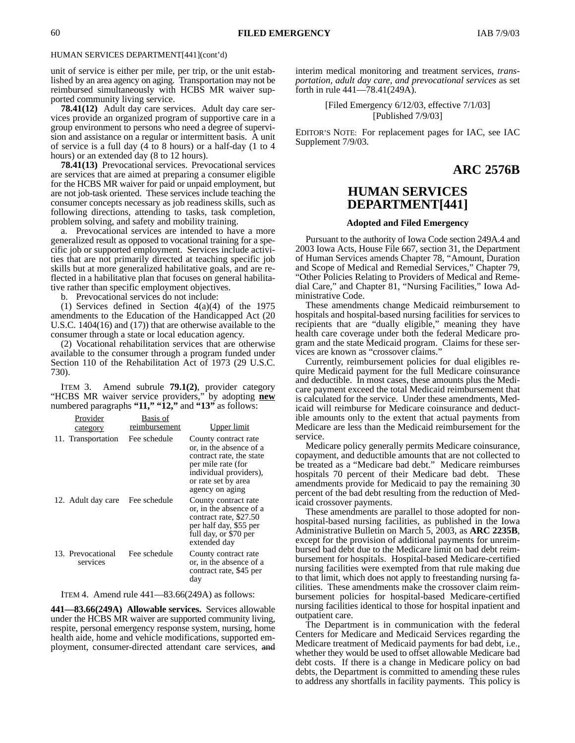HUMAN SERVICES DEPARTMENT[441](cont'd)

unit of service is either per mile, per trip, or the unit established by an area agency on aging. Transportation may not be reimbursed simultaneously with HCBS MR waiver supported community living service.

**78.41(12)** Adult day care services. Adult day care services provide an organized program of supportive care in a group environment to persons who need a degree of supervision and assistance on a regular or intermittent basis. A unit of service is a full day (4 to 8 hours) or a half-day (1 to 4 hours) or an extended day (8 to 12 hours).

**78.41(13)** Prevocational services. Prevocational services are services that are aimed at preparing a consumer eligible for the HCBS MR waiver for paid or unpaid employment, but are not job-task oriented. These services include teaching the consumer concepts necessary as job readiness skills, such as following directions, attending to tasks, task completion, problem solving, and safety and mobility training.

a. Prevocational services are intended to have a more generalized result as opposed to vocational training for a specific job or supported employment. Services include activities that are not primarily directed at teaching specific job skills but at more generalized habilitative goals, and are reflected in a habilitative plan that focuses on general habilitative rather than specific employment objectives.

b. Prevocational services do not include:

(1) Services defined in Section 4(a)(4) of the 1975 amendments to the Education of the Handicapped Act (20 U.S.C. 1404(16) and (17)) that are otherwise available to the consumer through a state or local education agency.

(2) Vocational rehabilitation services that are otherwise available to the consumer through a program funded under Section 110 of the Rehabilitation Act of 1973 (29 U.S.C. 730).

ITEM 3. Amend subrule **79.1(2)**, provider category "HCBS MR waiver service providers," by adopting **new** numbered paragraphs **"11," "12,"** and **"13"** as follows:

| Provider category | Basis of reimbursement | Upper limit |
|---|---|---|
| 11. Transportation | Fee schedule | County contract rate or, in the absence of a contract rate, the state per mile rate (for individual providers), or rate set by area agency on aging |
| 12. Adult day care | Fee schedule | County contract rate or, in the absence of a contract rate, $27.50 per half day, $55 per full day, or $70 per extended day |
| 13. Prevocational services | Fee schedule | County contract rate or, in the absence of a contract rate, $45 per day |

ITEM 4. Amend rule 441—83.66(249A) as follows:

**441—83.66(249A) Allowable services.** Services allowable under the HCBS MR waiver are supported community living, respite, personal emergency response system, nursing, home health aide, home and vehicle modifications, supported employment, consumer-directed attendant care services, ~~and~~ interim medical monitoring and treatment services, *transportation, adult day care, and prevocational services* as set forth in rule 441—78.41(249A).

[Filed Emergency 6/12/03, effective 7/1/03]
[Published 7/9/03]

EDITOR'S NOTE: For replacement pages for IAC, see IAC Supplement 7/9/03.

## ARC 2576B

# HUMAN SERVICES DEPARTMENT[441]

### Adopted and Filed Emergency

Pursuant to the authority of Iowa Code section 249A.4 and 2003 Iowa Acts, House File 667, section 31, the Department of Human Services amends Chapter 78, "Amount, Duration and Scope of Medical and Remedial Services," Chapter 79, "Other Policies Relating to Providers of Medical and Remedial Care," and Chapter 81, "Nursing Facilities," Iowa Administrative Code.

These amendments change Medicaid reimbursement to hospitals and hospital-based nursing facilities for services to recipients that are "dually eligible," meaning they have health care coverage under both the federal Medicare program and the state Medicaid program. Claims for these services are known as "crossover claims."

Currently, reimbursement policies for dual eligibles require Medicaid payment for the full Medicare coinsurance and deductible. In most cases, these amounts plus the Medicare payment exceed the total Medicaid reimbursement that is calculated for the service. Under these amendments, Medicaid will reimburse for Medicare coinsurance and deductible amounts only to the extent that actual payments from Medicare are less than the Medicaid reimbursement for the service.

Medicare policy generally permits Medicare coinsurance, copayment, and deductible amounts that are not collected to be treated as a "Medicare bad debt." Medicare reimburses hospitals 70 percent of their Medicare bad debt. These amendments provide for Medicaid to pay the remaining 30 percent of the bad debt resulting from the reduction of Medicaid crossover payments.

These amendments are parallel to those adopted for nonhospital-based nursing facilities, as published in the Iowa Administrative Bulletin on March 5, 2003, as **ARC 2235B**, except for the provision of additional payments for unreimbursed bad debt due to the Medicare limit on bad debt reimbursement for hospitals. Hospital-based Medicare-certified nursing facilities were exempted from that rule making due to that limit, which does not apply to freestanding nursing facilities. These amendments make the crossover claim reimbursement policies for hospital-based Medicare-certified nursing facilities identical to those for hospital inpatient and outpatient care.

The Department is in communication with the federal Centers for Medicare and Medicaid Services regarding the Medicare treatment of Medicaid payments for bad debt, i.e., whether they would be used to offset allowable Medicare bad debt costs. If there is a change in Medicare policy on bad debts, the Department is committed to amending these rules to address any shortfalls in facility payments. This policy is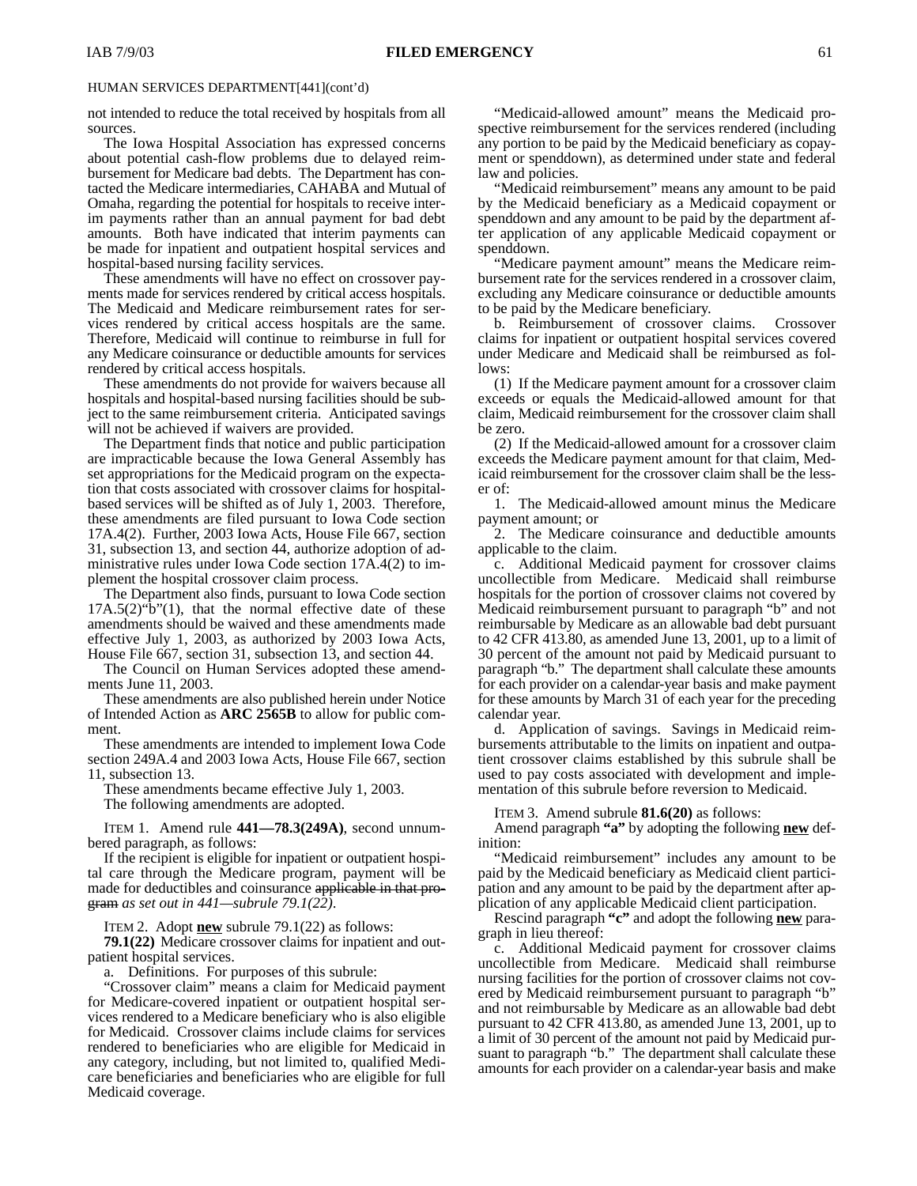HUMAN SERVICES DEPARTMENT[441](cont'd)

not intended to reduce the total received by hospitals from all sources.

The Iowa Hospital Association has expressed concerns about potential cash-flow problems due to delayed reimbursement for Medicare bad debts. The Department has contacted the Medicare intermediaries, CAHABA and Mutual of Omaha, regarding the potential for hospitals to receive interim payments rather than an annual payment for bad debt amounts. Both have indicated that interim payments can be made for inpatient and outpatient hospital services and hospital-based nursing facility services.

These amendments will have no effect on crossover payments made for services rendered by critical access hospitals. The Medicaid and Medicare reimbursement rates for services rendered by critical access hospitals are the same. Therefore, Medicaid will continue to reimburse in full for any Medicare coinsurance or deductible amounts for services rendered by critical access hospitals.

These amendments do not provide for waivers because all hospitals and hospital-based nursing facilities should be subject to the same reimbursement criteria. Anticipated savings will not be achieved if waivers are provided.

The Department finds that notice and public participation are impracticable because the Iowa General Assembly has set appropriations for the Medicaid program on the expectation that costs associated with crossover claims for hospital-based services will be shifted as of July 1, 2003. Therefore, these amendments are filed pursuant to Iowa Code section 17A.4(2). Further, 2003 Iowa Acts, House File 667, section 31, subsection 13, and section 44, authorize adoption of administrative rules under Iowa Code section 17A.4(2) to implement the hospital crossover claim process.

The Department also finds, pursuant to Iowa Code section 17A.5(2)"b"(1), that the normal effective date of these amendments should be waived and these amendments made effective July 1, 2003, as authorized by 2003 Iowa Acts, House File 667, section 31, subsection 13, and section 44.

The Council on Human Services adopted these amendments June 11, 2003.

These amendments are also published herein under Notice of Intended Action as **ARC 2565B** to allow for public comment.

These amendments are intended to implement Iowa Code section 249A.4 and 2003 Iowa Acts, House File 667, section 11, subsection 13.

These amendments became effective July 1, 2003.

The following amendments are adopted.

ITEM 1. Amend rule **441—78.3(249A)**, second unnumbered paragraph, as follows:

If the recipient is eligible for inpatient or outpatient hospital care through the Medicare program, payment will be made for deductibles and coinsurance ~~applicable in that program~~ *as set out in 441—subrule 79.1(22)*.

ITEM 2. Adopt **new** subrule 79.1(22) as follows:

**79.1(22)** Medicare crossover claims for inpatient and outpatient hospital services.

a. Definitions. For purposes of this subrule:

"Crossover claim" means a claim for Medicaid payment for Medicare-covered inpatient or outpatient hospital services rendered to a Medicare beneficiary who is also eligible for Medicaid. Crossover claims include claims for services rendered to beneficiaries who are eligible for Medicaid in any category, including, but not limited to, qualified Medicare beneficiaries and beneficiaries who are eligible for full Medicaid coverage.

"Medicaid-allowed amount" means the Medicaid prospective reimbursement for the services rendered (including any portion to be paid by the Medicaid beneficiary as copayment or spenddown), as determined under state and federal law and policies.

"Medicaid reimbursement" means any amount to be paid by the Medicaid beneficiary as a Medicaid copayment or spenddown and any amount to be paid by the department after application of any applicable Medicaid copayment or spenddown.

"Medicare payment amount" means the Medicare reimbursement rate for the services rendered in a crossover claim, excluding any Medicare coinsurance or deductible amounts to be paid by the Medicare beneficiary.

b. Reimbursement of crossover claims. Crossover claims for inpatient or outpatient hospital services covered under Medicare and Medicaid shall be reimbursed as follows:

(1) If the Medicare payment amount for a crossover claim exceeds or equals the Medicaid-allowed amount for that claim, Medicaid reimbursement for the crossover claim shall be zero.

(2) If the Medicaid-allowed amount for a crossover claim exceeds the Medicare payment amount for that claim, Medicaid reimbursement for the crossover claim shall be the lesser of:

1. The Medicaid-allowed amount minus the Medicare payment amount; or

2. The Medicare coinsurance and deductible amounts applicable to the claim.

c. Additional Medicaid payment for crossover claims uncollectible from Medicare. Medicaid shall reimburse hospitals for the portion of crossover claims not covered by Medicaid reimbursement pursuant to paragraph "b" and not reimbursable by Medicare as an allowable bad debt pursuant to 42 CFR 413.80, as amended June 13, 2001, up to a limit of 30 percent of the amount not paid by Medicaid pursuant to paragraph "b." The department shall calculate these amounts for each provider on a calendar-year basis and make payment for these amounts by March 31 of each year for the preceding calendar year.

d. Application of savings. Savings in Medicaid reimbursements attributable to the limits on inpatient and outpatient crossover claims established by this subrule shall be used to pay costs associated with development and implementation of this subrule before reversion to Medicaid.

ITEM 3. Amend subrule **81.6(20)** as follows:

Amend paragraph **"a"** by adopting the following **new** definition:

"Medicaid reimbursement" includes any amount to be paid by the Medicaid beneficiary as Medicaid client participation and any amount to be paid by the department after application of any applicable Medicaid client participation.

Rescind paragraph **"c"** and adopt the following **new** paragraph in lieu thereof:

c. Additional Medicaid payment for crossover claims uncollectible from Medicare. Medicaid shall reimburse nursing facilities for the portion of crossover claims not covered by Medicaid reimbursement pursuant to paragraph "b" and not reimbursable by Medicare as an allowable bad debt pursuant to 42 CFR 413.80, as amended June 13, 2001, up to a limit of 30 percent of the amount not paid by Medicaid pursuant to paragraph "b." The department shall calculate these amounts for each provider on a calendar-year basis and make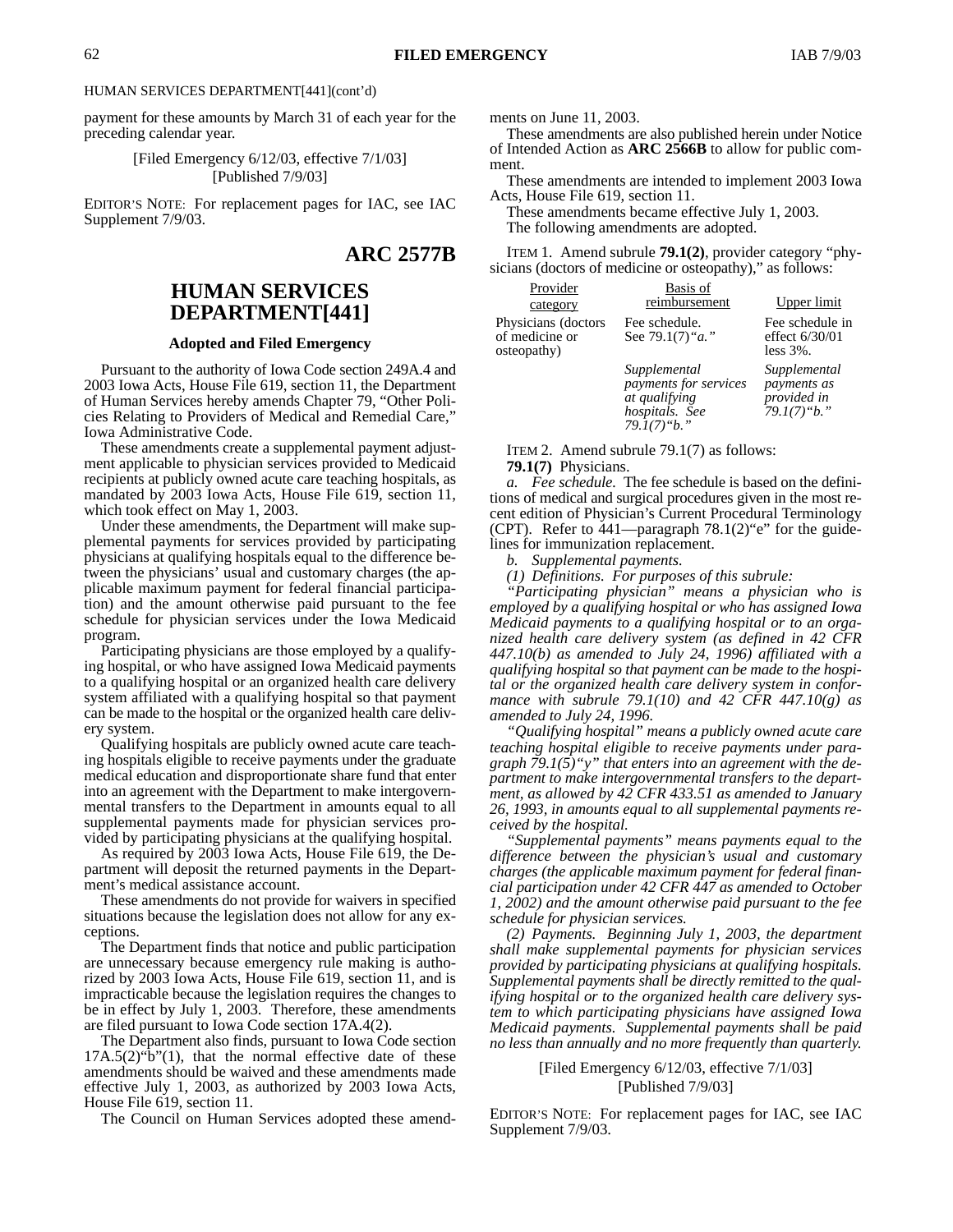HUMAN SERVICES DEPARTMENT[441](cont'd)

payment for these amounts by March 31 of each year for the preceding calendar year.

[Filed Emergency 6/12/03, effective 7/1/03]
[Published 7/9/03]

EDITOR'S NOTE: For replacement pages for IAC, see IAC Supplement 7/9/03.

## ARC 2577B

## HUMAN SERVICES DEPARTMENT[441]

### Adopted and Filed Emergency

Pursuant to the authority of Iowa Code section 249A.4 and 2003 Iowa Acts, House File 619, section 11, the Department of Human Services hereby amends Chapter 79, "Other Policies Relating to Providers of Medical and Remedial Care," Iowa Administrative Code.

These amendments create a supplemental payment adjustment applicable to physician services provided to Medicaid recipients at publicly owned acute care teaching hospitals, as mandated by 2003 Iowa Acts, House File 619, section 11, which took effect on May 1, 2003.

Under these amendments, the Department will make supplemental payments for services provided by participating physicians at qualifying hospitals equal to the difference between the physicians' usual and customary charges (the applicable maximum payment for federal financial participation) and the amount otherwise paid pursuant to the fee schedule for physician services under the Iowa Medicaid program.

Participating physicians are those employed by a qualifying hospital, or who have assigned Iowa Medicaid payments to a qualifying hospital or an organized health care delivery system affiliated with a qualifying hospital so that payment can be made to the hospital or the organized health care delivery system.

Qualifying hospitals are publicly owned acute care teaching hospitals eligible to receive payments under the graduate medical education and disproportionate share fund that enter into an agreement with the Department to make intergovernmental transfers to the Department in amounts equal to all supplemental payments made for physician services provided by participating physicians at the qualifying hospital.

As required by 2003 Iowa Acts, House File 619, the Department will deposit the returned payments in the Department's medical assistance account.

These amendments do not provide for waivers in specified situations because the legislation does not allow for any exceptions.

The Department finds that notice and public participation are unnecessary because emergency rule making is authorized by 2003 Iowa Acts, House File 619, section 11, and is impracticable because the legislation requires the changes to be in effect by July 1, 2003. Therefore, these amendments are filed pursuant to Iowa Code section 17A.4(2).

The Department also finds, pursuant to Iowa Code section 17A.5(2)"b"(1), that the normal effective date of these amendments should be waived and these amendments made effective July 1, 2003, as authorized by 2003 Iowa Acts, House File 619, section 11.

The Council on Human Services adopted these amendments on June 11, 2003.

These amendments are also published herein under Notice of Intended Action as **ARC 2566B** to allow for public comment.

These amendments are intended to implement 2003 Iowa Acts, House File 619, section 11.

These amendments became effective July 1, 2003.

The following amendments are adopted.

ITEM 1. Amend subrule **79.1(2)**, provider category "physicians (doctors of medicine or osteopathy)," as follows:

| Provider category | Basis of reimbursement | Upper limit |
|---|---|---|
| Physicians (doctors of medicine or osteopathy) | Fee schedule. See 79.1(7)*"a."* | Fee schedule in effect 6/30/01 less 3%. |
| | *Supplemental payments for services at qualifying hospitals. See 79.1(7)"b."* | *Supplemental payments as provided in 79.1(7)"b."* |

ITEM 2. Amend subrule 79.1(7) as follows:

**79.1(7)** Physicians.

*a. Fee schedule.* The fee schedule is based on the definitions of medical and surgical procedures given in the most recent edition of Physician's Current Procedural Terminology (CPT). Refer to 441—paragraph 78.1(2)"e" for the guidelines for immunization replacement.

*b. Supplemental payments.*

*(1) Definitions. For purposes of this subrule:*

*"Participating physician" means a physician who is employed by a qualifying hospital or who has assigned Iowa Medicaid payments to a qualifying hospital or to an organized health care delivery system (as defined in 42 CFR 447.10(b) as amended to July 24, 1996) affiliated with a qualifying hospital so that payment can be made to the hospital or the organized health care delivery system in conformance with subrule 79.1(10) and 42 CFR 447.10(g) as amended to July 24, 1996.*

*"Qualifying hospital" means a publicly owned acute care teaching hospital eligible to receive payments under paragraph 79.1(5)"y" that enters into an agreement with the department to make intergovernmental transfers to the department, as allowed by 42 CFR 433.51 as amended to January 26, 1993, in amounts equal to all supplemental payments received by the hospital.*

*"Supplemental payments" means payments equal to the difference between the physician's usual and customary charges (the applicable maximum payment for federal financial participation under 42 CFR 447 as amended to October 1, 2002) and the amount otherwise paid pursuant to the fee schedule for physician services.*

*(2) Payments. Beginning July 1, 2003, the department shall make supplemental payments for physician services provided by participating physicians at qualifying hospitals. Supplemental payments shall be directly remitted to the qualifying hospital or to the organized health care delivery system to which participating physicians have assigned Iowa Medicaid payments. Supplemental payments shall be paid no less than annually and no more frequently than quarterly.*

[Filed Emergency 6/12/03, effective 7/1/03]
[Published 7/9/03]

EDITOR'S NOTE: For replacement pages for IAC, see IAC Supplement 7/9/03.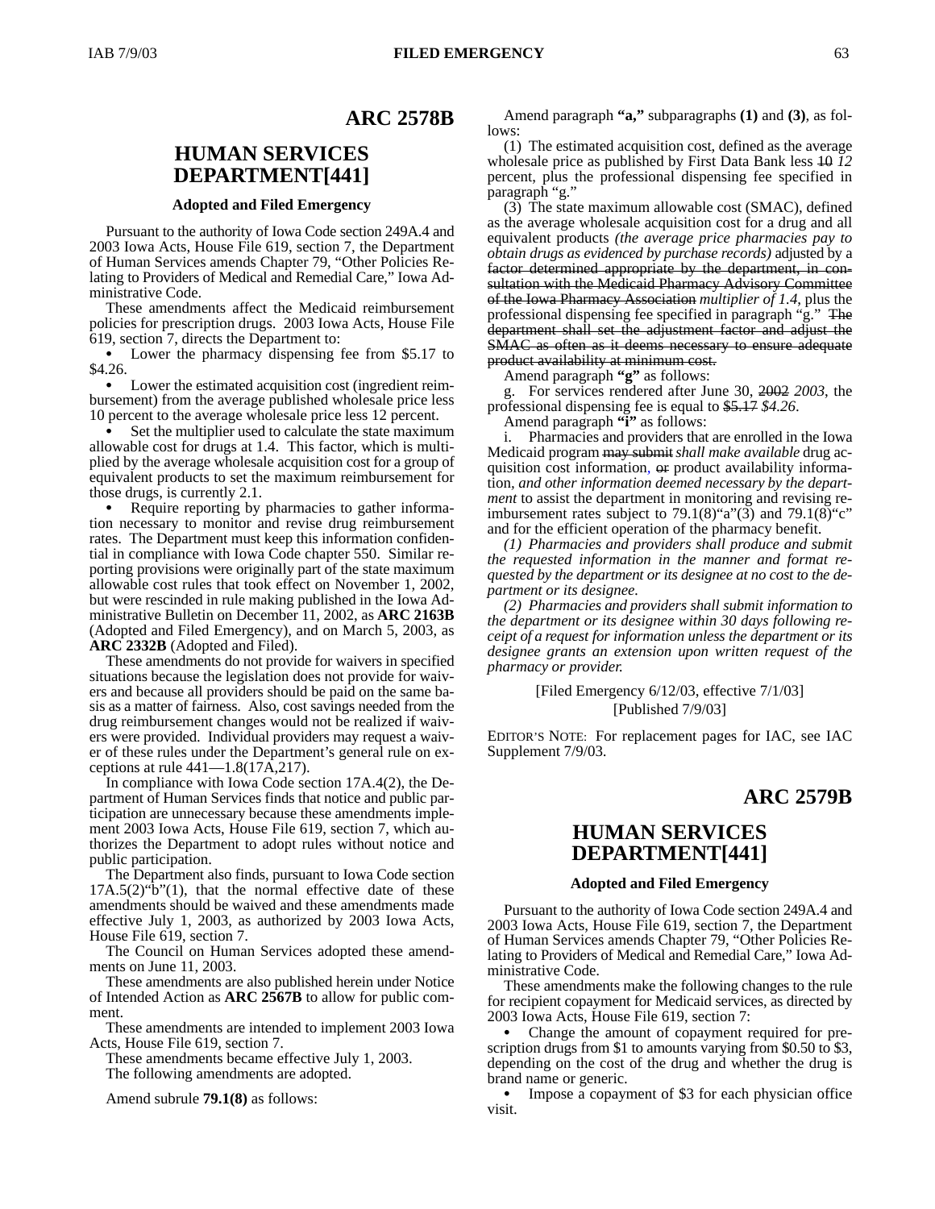## ARC 2578B

## HUMAN SERVICES DEPARTMENT[441]

### Adopted and Filed Emergency

Pursuant to the authority of Iowa Code section 249A.4 and 2003 Iowa Acts, House File 619, section 7, the Department of Human Services amends Chapter 79, "Other Policies Relating to Providers of Medical and Remedial Care," Iowa Administrative Code.

These amendments affect the Medicaid reimbursement policies for prescription drugs. 2003 Iowa Acts, House File 619, section 7, directs the Department to:

- Lower the pharmacy dispensing fee from $5.17 to $4.26.
- Lower the estimated acquisition cost (ingredient reimbursement) from the average published wholesale price less 10 percent to the average wholesale price less 12 percent.
- Set the multiplier used to calculate the state maximum allowable cost for drugs at 1.4. This factor, which is multiplied by the average wholesale acquisition cost for a group of equivalent products to set the maximum reimbursement for those drugs, is currently 2.1.
- Require reporting by pharmacies to gather information necessary to monitor and revise drug reimbursement rates. The Department must keep this information confidential in compliance with Iowa Code chapter 550. Similar reporting provisions were originally part of the state maximum allowable cost rules that took effect on November 1, 2002, but were rescinded in rule making published in the Iowa Administrative Bulletin on December 11, 2002, as **ARC 2163B** (Adopted and Filed Emergency), and on March 5, 2003, as **ARC 2332B** (Adopted and Filed).

These amendments do not provide for waivers in specified situations because the legislation does not provide for waivers and because all providers should be paid on the same basis as a matter of fairness. Also, cost savings needed from the drug reimbursement changes would not be realized if waivers were provided. Individual providers may request a waiver of these rules under the Department's general rule on exceptions at rule 441—1.8(17A,217).

In compliance with Iowa Code section 17A.4(2), the Department of Human Services finds that notice and public participation are unnecessary because these amendments implement 2003 Iowa Acts, House File 619, section 7, which authorizes the Department to adopt rules without notice and public participation.

The Department also finds, pursuant to Iowa Code section 17A.5(2)"b"(1), that the normal effective date of these amendments should be waived and these amendments made effective July 1, 2003, as authorized by 2003 Iowa Acts, House File 619, section 7.

The Council on Human Services adopted these amendments on June 11, 2003.

These amendments are also published herein under Notice of Intended Action as **ARC 2567B** to allow for public comment.

These amendments are intended to implement 2003 Iowa Acts, House File 619, section 7.

These amendments became effective July 1, 2003.

The following amendments are adopted.

Amend subrule **79.1(8)** as follows:

Amend paragraph **"a,"** subparagraphs **(1)** and **(3)**, as follows:

(1) The estimated acquisition cost, defined as the average wholesale price as published by First Data Bank less ~~10~~ *12* percent, plus the professional dispensing fee specified in paragraph "g."

(3) The state maximum allowable cost (SMAC), defined as the average wholesale acquisition cost for a drug and all equivalent products *(the average price pharmacies pay to obtain drugs as evidenced by purchase records)* adjusted by a ~~factor determined appropriate by the department, in consultation with the Medicaid Pharmacy Advisory Committee of the Iowa Pharmacy Association~~ *multiplier of 1.4*, plus the professional dispensing fee specified in paragraph "g." ~~The department shall set the adjustment factor and adjust the SMAC as often as it deems necessary to ensure adequate product availability at minimum cost.~~

Amend paragraph **"g"** as follows:

g. For services rendered after June 30, ~~2002~~ *2003*, the professional dispensing fee is equal to ~~$5.17~~ *$4.26*.

Amend paragraph **"i"** as follows:

i. Pharmacies and providers that are enrolled in the Iowa Medicaid program ~~may submit~~ *shall make available* drug acquisition cost information*,* ~~or~~ product availability information, *and other information deemed necessary by the department* to assist the department in monitoring and revising reimbursement rates subject to 79.1(8)"a"(3) and 79.1(8)"c" and for the efficient operation of the pharmacy benefit.

*(1) Pharmacies and providers shall produce and submit the requested information in the manner and format requested by the department or its designee at no cost to the department or its designee.*

*(2) Pharmacies and providers shall submit information to the department or its designee within 30 days following receipt of a request for information unless the department or its designee grants an extension upon written request of the pharmacy or provider.*

[Filed Emergency 6/12/03, effective 7/1/03]
[Published 7/9/03]

EDITOR'S NOTE: For replacement pages for IAC, see IAC Supplement 7/9/03.

## ARC 2579B

## HUMAN SERVICES DEPARTMENT[441]

### Adopted and Filed Emergency

Pursuant to the authority of Iowa Code section 249A.4 and 2003 Iowa Acts, House File 619, section 7, the Department of Human Services amends Chapter 79, "Other Policies Relating to Providers of Medical and Remedial Care," Iowa Administrative Code.

These amendments make the following changes to the rule for recipient copayment for Medicaid services, as directed by 2003 Iowa Acts, House File 619, section 7:

- Change the amount of copayment required for prescription drugs from $1 to amounts varying from $0.50 to $3, depending on the cost of the drug and whether the drug is brand name or generic.
- Impose a copayment of $3 for each physician office visit.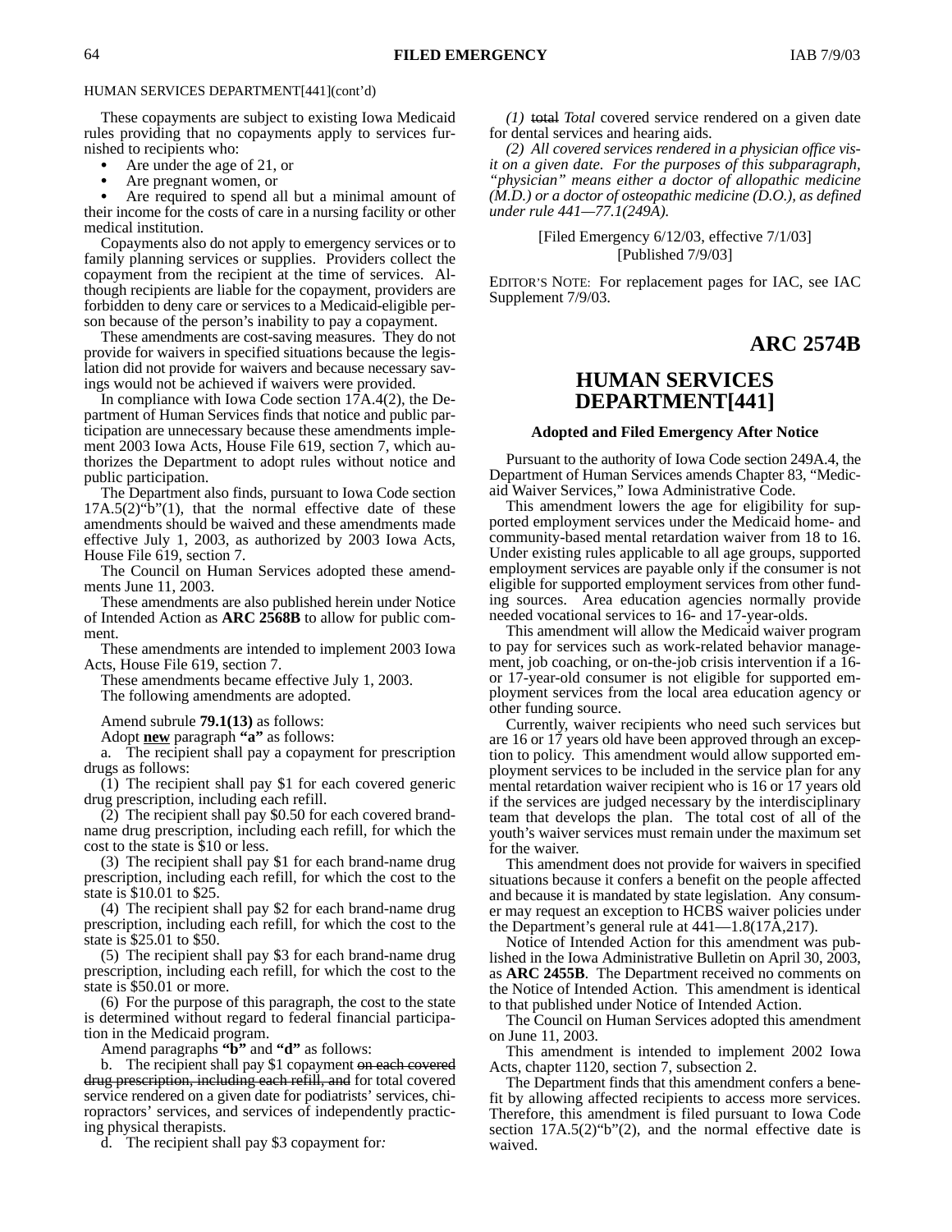HUMAN SERVICES DEPARTMENT[441](cont'd)

These copayments are subject to existing Iowa Medicaid rules providing that no copayments apply to services furnished to recipients who:

- Are under the age of 21, or
- Are pregnant women, or
- Are required to spend all but a minimal amount of their income for the costs of care in a nursing facility or other medical institution.

Copayments also do not apply to emergency services or to family planning services or supplies. Providers collect the copayment from the recipient at the time of services. Although recipients are liable for the copayment, providers are forbidden to deny care or services to a Medicaid-eligible person because of the person's inability to pay a copayment.

These amendments are cost-saving measures. They do not provide for waivers in specified situations because the legislation did not provide for waivers and because necessary savings would not be achieved if waivers were provided.

In compliance with Iowa Code section 17A.4(2), the Department of Human Services finds that notice and public participation are unnecessary because these amendments implement 2003 Iowa Acts, House File 619, section 7, which authorizes the Department to adopt rules without notice and public participation.

The Department also finds, pursuant to Iowa Code section 17A.5(2)"b"(1), that the normal effective date of these amendments should be waived and these amendments made effective July 1, 2003, as authorized by 2003 Iowa Acts, House File 619, section 7.

The Council on Human Services adopted these amendments June 11, 2003.

These amendments are also published herein under Notice of Intended Action as **ARC 2568B** to allow for public comment.

These amendments are intended to implement 2003 Iowa Acts, House File 619, section 7.

These amendments became effective July 1, 2003.

The following amendments are adopted.

Amend subrule **79.1(13)** as follows:

Adopt **new** paragraph **"a"** as follows:

a. The recipient shall pay a copayment for prescription drugs as follows:

(1) The recipient shall pay $1 for each covered generic drug prescription, including each refill.

(2) The recipient shall pay $0.50 for each covered brand-name drug prescription, including each refill, for which the cost to the state is $10 or less.

(3) The recipient shall pay $1 for each brand-name drug prescription, including each refill, for which the cost to the state is $10.01 to $25.

(4) The recipient shall pay $2 for each brand-name drug prescription, including each refill, for which the cost to the state is $25.01 to $50.

(5) The recipient shall pay $3 for each brand-name drug prescription, including each refill, for which the cost to the state is $50.01 or more.

(6) For the purpose of this paragraph, the cost to the state is determined without regard to federal financial participation in the Medicaid program.

Amend paragraphs **"b"** and **"d"** as follows:

b. The recipient shall pay $1 copayment ~~on each covered drug prescription, including each refill, and~~ for total covered service rendered on a given date for podiatrists' services, chiropractors' services, and services of independently practicing physical therapists.

d. The recipient shall pay $3 copayment for*:*

*(1)* ~~total~~ *Total* covered service rendered on a given date for dental services and hearing aids.

*(2) All covered services rendered in a physician office visit on a given date. For the purposes of this subparagraph, "physician" means either a doctor of allopathic medicine (M.D.) or a doctor of osteopathic medicine (D.O.), as defined under rule 441—77.1(249A).*

[Filed Emergency 6/12/03, effective 7/1/03]
[Published 7/9/03]

EDITOR'S NOTE: For replacement pages for IAC, see IAC Supplement 7/9/03.

## ARC 2574B

## HUMAN SERVICES DEPARTMENT[441]

### Adopted and Filed Emergency After Notice

Pursuant to the authority of Iowa Code section 249A.4, the Department of Human Services amends Chapter 83, "Medicaid Waiver Services," Iowa Administrative Code.

This amendment lowers the age for eligibility for supported employment services under the Medicaid home- and community-based mental retardation waiver from 18 to 16. Under existing rules applicable to all age groups, supported employment services are payable only if the consumer is not eligible for supported employment services from other funding sources. Area education agencies normally provide needed vocational services to 16- and 17-year-olds.

This amendment will allow the Medicaid waiver program to pay for services such as work-related behavior management, job coaching, or on-the-job crisis intervention if a 16- or 17-year-old consumer is not eligible for supported employment services from the local area education agency or other funding source.

Currently, waiver recipients who need such services but are 16 or 17 years old have been approved through an exception to policy. This amendment would allow supported employment services to be included in the service plan for any mental retardation waiver recipient who is 16 or 17 years old if the services are judged necessary by the interdisciplinary team that develops the plan. The total cost of all of the youth's waiver services must remain under the maximum set for the waiver.

This amendment does not provide for waivers in specified situations because it confers a benefit on the people affected and because it is mandated by state legislation. Any consumer may request an exception to HCBS waiver policies under the Department's general rule at 441—1.8(17A,217).

Notice of Intended Action for this amendment was published in the Iowa Administrative Bulletin on April 30, 2003, as **ARC 2455B**. The Department received no comments on the Notice of Intended Action. This amendment is identical to that published under Notice of Intended Action.

The Council on Human Services adopted this amendment on June 11, 2003.

This amendment is intended to implement 2002 Iowa Acts, chapter 1120, section 7, subsection 2.

The Department finds that this amendment confers a benefit by allowing affected recipients to access more services. Therefore, this amendment is filed pursuant to Iowa Code section 17A.5(2)"b"(2), and the normal effective date is waived.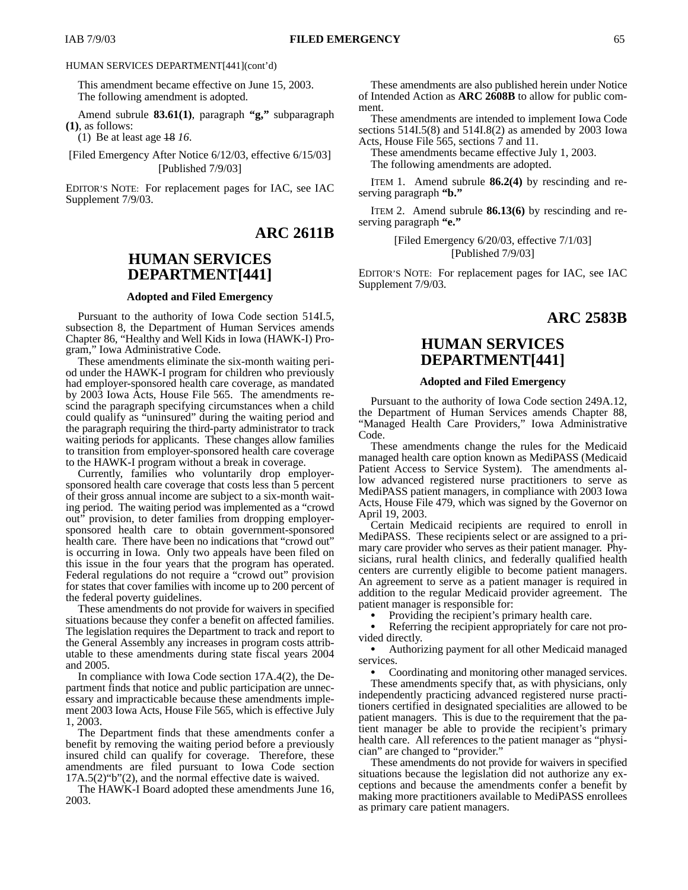HUMAN SERVICES DEPARTMENT[441](cont'd)

This amendment became effective on June 15, 2003.

The following amendment is adopted.

Amend subrule **83.61(1)**, paragraph **"g,"** subparagraph **(1)**, as follows:

(1) Be at least age ~~18~~ *16*.

[Filed Emergency After Notice 6/12/03, effective 6/15/03]
[Published 7/9/03]

EDITOR'S NOTE: For replacement pages for IAC, see IAC Supplement 7/9/03.

## ARC 2611B

## HUMAN SERVICES DEPARTMENT[441]

### Adopted and Filed Emergency

Pursuant to the authority of Iowa Code section 514I.5, subsection 8, the Department of Human Services amends Chapter 86, "Healthy and Well Kids in Iowa (HAWK-I) Program," Iowa Administrative Code.

These amendments eliminate the six-month waiting period under the HAWK-I program for children who previously had employer-sponsored health care coverage, as mandated by 2003 Iowa Acts, House File 565. The amendments rescind the paragraph specifying circumstances when a child could qualify as "uninsured" during the waiting period and the paragraph requiring the third-party administrator to track waiting periods for applicants. These changes allow families to transition from employer-sponsored health care coverage to the HAWK-I program without a break in coverage.

Currently, families who voluntarily drop employer-sponsored health care coverage that costs less than 5 percent of their gross annual income are subject to a six-month waiting period. The waiting period was implemented as a "crowd out" provision, to deter families from dropping employer-sponsored health care to obtain government-sponsored health care. There have been no indications that "crowd out" is occurring in Iowa. Only two appeals have been filed on this issue in the four years that the program has operated. Federal regulations do not require a "crowd out" provision for states that cover families with income up to 200 percent of the federal poverty guidelines.

These amendments do not provide for waivers in specified situations because they confer a benefit on affected families. The legislation requires the Department to track and report to the General Assembly any increases in program costs attributable to these amendments during state fiscal years 2004 and 2005.

In compliance with Iowa Code section 17A.4(2), the Department finds that notice and public participation are unnecessary and impracticable because these amendments implement 2003 Iowa Acts, House File 565, which is effective July 1, 2003.

The Department finds that these amendments confer a benefit by removing the waiting period before a previously insured child can qualify for coverage. Therefore, these amendments are filed pursuant to Iowa Code section 17A.5(2)"b"(2), and the normal effective date is waived.

The HAWK-I Board adopted these amendments June 16, 2003.

These amendments are also published herein under Notice of Intended Action as **ARC 2608B** to allow for public comment.

These amendments are intended to implement Iowa Code sections 514I.5(8) and 514I.8(2) as amended by 2003 Iowa Acts, House File 565, sections 7 and 11.

These amendments became effective July 1, 2003.

The following amendments are adopted.

ITEM 1. Amend subrule **86.2(4)** by rescinding and reserving paragraph **"b."**

ITEM 2. Amend subrule **86.13(6)** by rescinding and reserving paragraph **"e."**

[Filed Emergency 6/20/03, effective 7/1/03]
[Published 7/9/03]

EDITOR'S NOTE: For replacement pages for IAC, see IAC Supplement 7/9/03.

## ARC 2583B

## HUMAN SERVICES DEPARTMENT[441]

### Adopted and Filed Emergency

Pursuant to the authority of Iowa Code section 249A.12, the Department of Human Services amends Chapter 88, "Managed Health Care Providers," Iowa Administrative Code.

These amendments change the rules for the Medicaid managed health care option known as MediPASS (Medicaid Patient Access to Service System). The amendments allow advanced registered nurse practitioners to serve as MediPASS patient managers, in compliance with 2003 Iowa Acts, House File 479, which was signed by the Governor on April 19, 2003.

Certain Medicaid recipients are required to enroll in MediPASS. These recipients select or are assigned to a primary care provider who serves as their patient manager. Physicians, rural health clinics, and federally qualified health centers are currently eligible to become patient managers. An agreement to serve as a patient manager is required in addition to the regular Medicaid provider agreement. The patient manager is responsible for:

- Providing the recipient's primary health care.
- Referring the recipient appropriately for care not provided directly.
- Authorizing payment for all other Medicaid managed services.
- Coordinating and monitoring other managed services.

These amendments specify that, as with physicians, only independently practicing advanced registered nurse practitioners certified in designated specialities are allowed to be patient managers. This is due to the requirement that the patient manager be able to provide the recipient's primary health care. All references to the patient manager as "physician" are changed to "provider."

These amendments do not provide for waivers in specified situations because the legislation did not authorize any exceptions and because the amendments confer a benefit by making more practitioners available to MediPASS enrollees as primary care patient managers.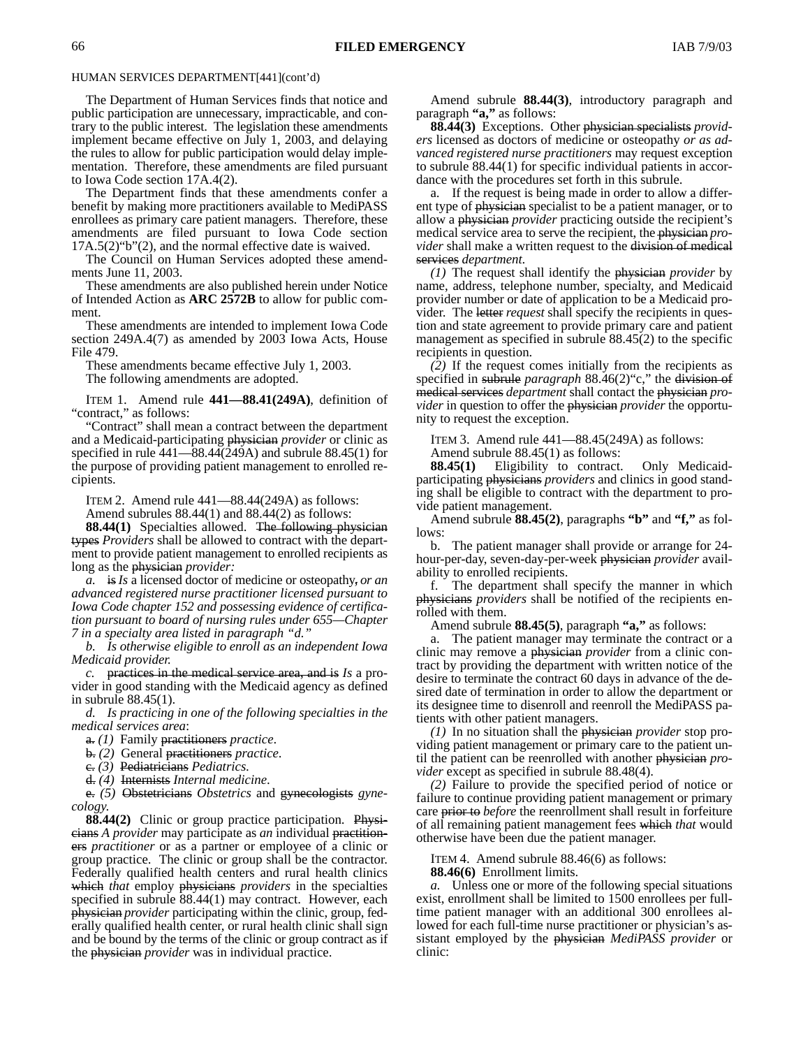HUMAN SERVICES DEPARTMENT[441](cont'd)

The Department of Human Services finds that notice and public participation are unnecessary, impracticable, and contrary to the public interest. The legislation these amendments implement became effective on July 1, 2003, and delaying the rules to allow for public participation would delay implementation. Therefore, these amendments are filed pursuant to Iowa Code section 17A.4(2).

The Department finds that these amendments confer a benefit by making more practitioners available to MediPASS enrollees as primary care patient managers. Therefore, these amendments are filed pursuant to Iowa Code section 17A.5(2)"b"(2), and the normal effective date is waived.

The Council on Human Services adopted these amendments June 11, 2003.

These amendments are also published herein under Notice of Intended Action as **ARC 2572B** to allow for public comment.

These amendments are intended to implement Iowa Code section 249A.4(7) as amended by 2003 Iowa Acts, House File 479.

These amendments became effective July 1, 2003.

The following amendments are adopted.

ITEM 1. Amend rule **441—88.41(249A)**, definition of "contract," as follows:

"Contract" shall mean a contract between the department and a Medicaid-participating ~~physician~~ *provider* or clinic as specified in rule 441—88.44(249A) and subrule 88.45(1) for the purpose of providing patient management to enrolled recipients.

ITEM 2. Amend rule 441—88.44(249A) as follows:

Amend subrules 88.44(1) and 88.44(2) as follows:

**88.44(1)** Specialties allowed. ~~The following physician types~~ *Providers* shall be allowed to contract with the department to provide patient management to enrolled recipients as long as the ~~physician~~ *provider:*

*a.* ~~is~~ *Is* a licensed doctor of medicine or osteopathy~~,~~ *or an advanced registered nurse practitioner licensed pursuant to Iowa Code chapter 152 and possessing evidence of certification pursuant to board of nursing rules under 655—Chapter 7 in a specialty area listed in paragraph "d."*

*b. Is otherwise eligible to enroll as an independent Iowa Medicaid provider.*

*c.* ~~practices in the medical service area, and is~~ *Is* a provider in good standing with the Medicaid agency as defined in subrule 88.45(1).

*d. Is practicing in one of the following specialties in the medical services area*:

~~a.~~ *(1)* Family ~~practitioners~~ *practice*.

~~b.~~ *(2)* General ~~practitioners~~ *practice*.

~~c.~~ *(3)* ~~Pediatricians~~ *Pediatrics.*

~~d.~~ *(4)* ~~Internists~~ *Internal medicine*.

~~e.~~ *(5)* ~~Obstetricians~~ *Obstetrics* and ~~gynecologists~~ *gynecology.*

**88.44(2)** Clinic or group practice participation. ~~Physicians~~ *A provider* may participate as *an* individual ~~practitioners~~ *practitioner* or as a partner or employee of a clinic or group practice. The clinic or group shall be the contractor. Federally qualified health centers and rural health clinics ~~which~~ *that* employ ~~physicians~~ *providers* in the specialties specified in subrule 88.44(1) may contract. However, each ~~physician~~ *provider* participating within the clinic, group, federally qualified health center, or rural health clinic shall sign and be bound by the terms of the clinic or group contract as if the ~~physician~~ *provider* was in individual practice.

Amend subrule **88.44(3)**, introductory paragraph and paragraph **"a,"** as follows:

**88.44(3)** Exceptions. Other ~~physician specialists~~ *providers* licensed as doctors of medicine or osteopathy *or as advanced registered nurse practitioners* may request exception to subrule 88.44(1) for specific individual patients in accordance with the procedures set forth in this subrule.

a. If the request is being made in order to allow a different type of ~~physician~~ specialist to be a patient manager, or to allow a ~~physician~~ *provider* practicing outside the recipient's medical service area to serve the recipient, the ~~physician~~ *provider* shall make a written request to the ~~division of medical services~~ *department*.

*(1)* The request shall identify the ~~physician~~ *provider* by name, address, telephone number, specialty, and Medicaid provider number or date of application to be a Medicaid provider. The ~~letter~~ *request* shall specify the recipients in question and state agreement to provide primary care and patient management as specified in subrule 88.45(2) to the specific recipients in question.

*(2)* If the request comes initially from the recipients as specified in ~~subrule~~ *paragraph* 88.46(2)"c," the ~~division of medical services~~ *department* shall contact the ~~physician~~ *provider* in question to offer the ~~physician~~ *provider* the opportunity to request the exception.

ITEM 3. Amend rule 441—88.45(249A) as follows:

Amend subrule 88.45(1) as follows:

**88.45(1)** Eligibility to contract. Only Medicaid-participating ~~physicians~~ *providers* and clinics in good standing shall be eligible to contract with the department to provide patient management.

Amend subrule **88.45(2)**, paragraphs **"b"** and **"f,"** as follows:

b. The patient manager shall provide or arrange for 24-hour-per-day, seven-day-per-week ~~physician~~ *provider* availability to enrolled recipients.

f. The department shall specify the manner in which ~~physicians~~ *providers* shall be notified of the recipients enrolled with them.

Amend subrule **88.45(5)**, paragraph **"a,"** as follows:

a. The patient manager may terminate the contract or a clinic may remove a ~~physician~~ *provider* from a clinic contract by providing the department with written notice of the desire to terminate the contract 60 days in advance of the desired date of termination in order to allow the department or its designee time to disenroll and reenroll the MediPASS patients with other patient managers.

*(1)* In no situation shall the ~~physician~~ *provider* stop providing patient management or primary care to the patient until the patient can be reenrolled with another ~~physician~~ *provider* except as specified in subrule 88.48(4).

*(2)* Failure to provide the specified period of notice or failure to continue providing patient management or primary care ~~prior to~~ *before* the reenrollment shall result in forfeiture of all remaining patient management fees ~~which~~ *that* would otherwise have been due the patient manager.

ITEM 4. Amend subrule 88.46(6) as follows:

**88.46(6)** Enrollment limits.

*a.* Unless one or more of the following special situations exist, enrollment shall be limited to 1500 enrollees per full-time patient manager with an additional 300 enrollees allowed for each full-time nurse practitioner or physician's assistant employed by the ~~physician~~ *MediPASS provider* or clinic: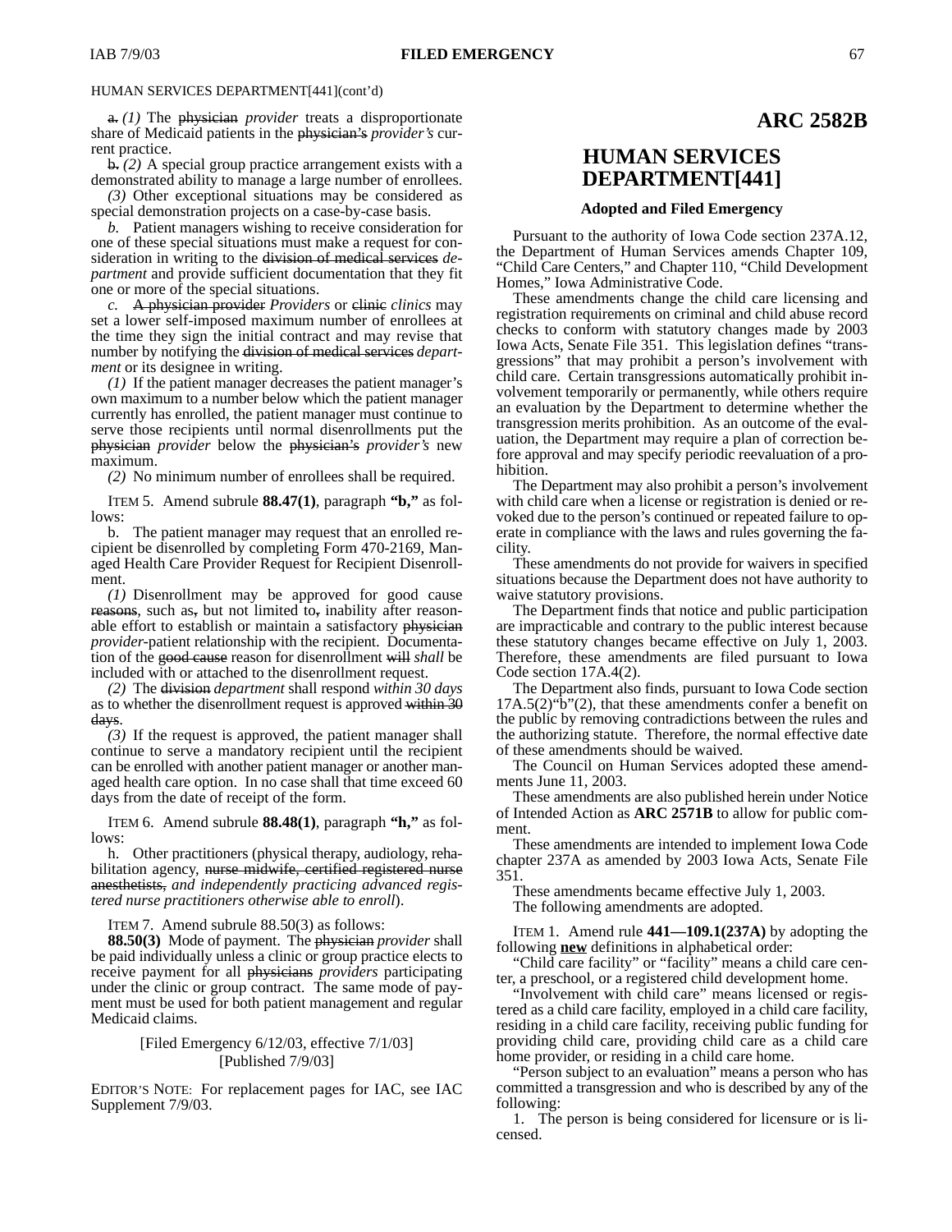HUMAN SERVICES DEPARTMENT[441](cont'd)

~~a.~~ *(1)* The ~~physician~~ *provider* treats a disproportionate share of Medicaid patients in the ~~physician's~~ *provider's* current practice.

~~b.~~ *(2)* A special group practice arrangement exists with a demonstrated ability to manage a large number of enrollees.

*(3)* Other exceptional situations may be considered as special demonstration projects on a case-by-case basis.

*b.* Patient managers wishing to receive consideration for one of these special situations must make a request for consideration in writing to the ~~division of medical services~~ *department* and provide sufficient documentation that they fit one or more of the special situations.

*c.* ~~A physician provider~~ *Providers* or ~~clinic~~ *clinics* may set a lower self-imposed maximum number of enrollees at the time they sign the initial contract and may revise that number by notifying the ~~division of medical services~~ *department* or its designee in writing.

*(1)* If the patient manager decreases the patient manager's own maximum to a number below which the patient manager currently has enrolled, the patient manager must continue to serve those recipients until normal disenrollments put the ~~physician~~ *provider* below the ~~physician's~~ *provider's* new maximum.

*(2)* No minimum number of enrollees shall be required.

ITEM 5. Amend subrule **88.47(1)**, paragraph **"b,"** as follows:

b. The patient manager may request that an enrolled recipient be disenrolled by completing Form 470-2169, Managed Health Care Provider Request for Recipient Disenrollment.

*(1)* Disenrollment may be approved for good cause ~~reasons~~, such as~~,~~ but not limited to~~,~~ inability after reasonable effort to establish or maintain a satisfactory ~~physician~~ *provider*-patient relationship with the recipient. Documentation of the ~~good cause~~ reason for disenrollment ~~will~~ *shall* be included with or attached to the disenrollment request.

*(2)* The ~~division~~ *department* shall respond *within 30 days* as to whether the disenrollment request is approved ~~within 30 days~~.

*(3)* If the request is approved, the patient manager shall continue to serve a mandatory recipient until the recipient can be enrolled with another patient manager or another managed health care option. In no case shall that time exceed 60 days from the date of receipt of the form.

ITEM 6. Amend subrule **88.48(1)**, paragraph **"h,"** as follows:

h. Other practitioners (physical therapy, audiology, rehabilitation agency, ~~nurse midwife, certified registered nurse anesthetists,~~ *and independently practicing advanced registered nurse practitioners otherwise able to enroll*).

ITEM 7. Amend subrule 88.50(3) as follows:

**88.50(3)** Mode of payment. The ~~physician~~ *provider* shall be paid individually unless a clinic or group practice elects to receive payment for all ~~physicians~~ *providers* participating under the clinic or group contract. The same mode of payment must be used for both patient management and regular Medicaid claims.

[Filed Emergency 6/12/03, effective 7/1/03]
[Published 7/9/03]

EDITOR'S NOTE: For replacement pages for IAC, see IAC Supplement 7/9/03.

## ARC 2582B

# HUMAN SERVICES DEPARTMENT[441]

### Adopted and Filed Emergency

Pursuant to the authority of Iowa Code section 237A.12, the Department of Human Services amends Chapter 109, "Child Care Centers," and Chapter 110, "Child Development Homes," Iowa Administrative Code.

These amendments change the child care licensing and registration requirements on criminal and child abuse record checks to conform with statutory changes made by 2003 Iowa Acts, Senate File 351. This legislation defines "transgressions" that may prohibit a person's involvement with child care. Certain transgressions automatically prohibit involvement temporarily or permanently, while others require an evaluation by the Department to determine whether the transgression merits prohibition. As an outcome of the evaluation, the Department may require a plan of correction before approval and may specify periodic reevaluation of a prohibition.

The Department may also prohibit a person's involvement with child care when a license or registration is denied or revoked due to the person's continued or repeated failure to operate in compliance with the laws and rules governing the facility.

These amendments do not provide for waivers in specified situations because the Department does not have authority to waive statutory provisions.

The Department finds that notice and public participation are impracticable and contrary to the public interest because these statutory changes became effective on July 1, 2003. Therefore, these amendments are filed pursuant to Iowa Code section 17A.4(2).

The Department also finds, pursuant to Iowa Code section 17A.5(2)"b"(2), that these amendments confer a benefit on the public by removing contradictions between the rules and the authorizing statute. Therefore, the normal effective date of these amendments should be waived.

The Council on Human Services adopted these amendments June 11, 2003.

These amendments are also published herein under Notice of Intended Action as **ARC 2571B** to allow for public comment.

These amendments are intended to implement Iowa Code chapter 237A as amended by 2003 Iowa Acts, Senate File 351.

These amendments became effective July 1, 2003.

The following amendments are adopted.

ITEM 1. Amend rule **441—109.1(237A)** by adopting the following **new** definitions in alphabetical order:

"Child care facility" or "facility" means a child care center, a preschool, or a registered child development home.

"Involvement with child care" means licensed or registered as a child care facility, employed in a child care facility, residing in a child care facility, receiving public funding for providing child care, providing child care as a child care home provider, or residing in a child care home.

"Person subject to an evaluation" means a person who has committed a transgression and who is described by any of the following:

1. The person is being considered for licensure or is licensed.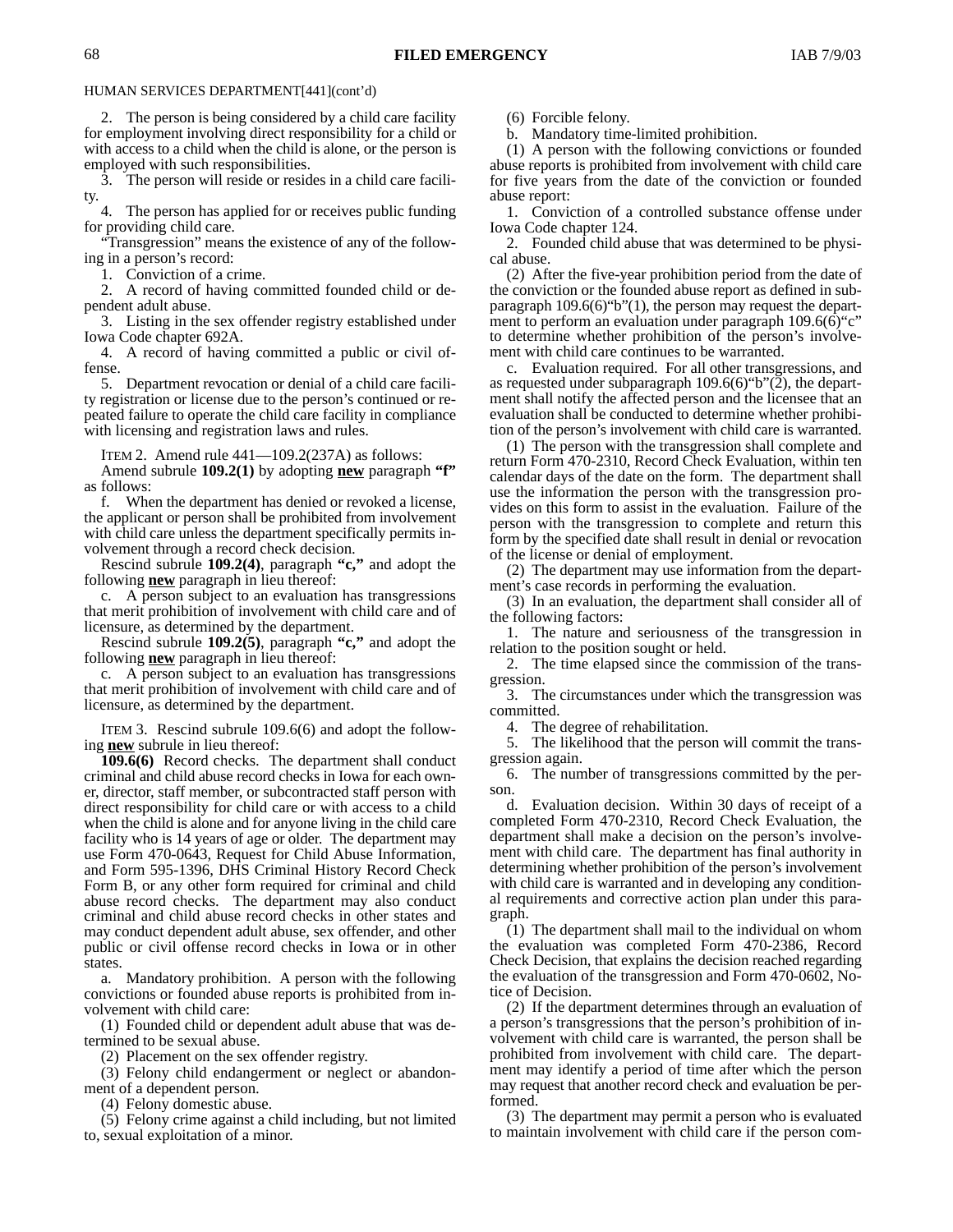HUMAN SERVICES DEPARTMENT[441](cont'd)

2. The person is being considered by a child care facility for employment involving direct responsibility for a child or with access to a child when the child is alone, or the person is employed with such responsibilities.

3. The person will reside or resides in a child care facility.

4. The person has applied for or receives public funding for providing child care.

"Transgression" means the existence of any of the following in a person's record:

1. Conviction of a crime.

2. A record of having committed founded child or dependent adult abuse.

3. Listing in the sex offender registry established under Iowa Code chapter 692A.

4. A record of having committed a public or civil offense.

5. Department revocation or denial of a child care facility registration or license due to the person's continued or repeated failure to operate the child care facility in compliance with licensing and registration laws and rules.

ITEM 2. Amend rule 441—109.2(237A) as follows:

Amend subrule **109.2(1)** by adopting **new** paragraph **"f"** as follows:

f. When the department has denied or revoked a license, the applicant or person shall be prohibited from involvement with child care unless the department specifically permits involvement through a record check decision.

Rescind subrule **109.2(4)**, paragraph **"c,"** and adopt the following **new** paragraph in lieu thereof:

c. A person subject to an evaluation has transgressions that merit prohibition of involvement with child care and of licensure, as determined by the department.

Rescind subrule **109.2(5)**, paragraph **"c,"** and adopt the following **new** paragraph in lieu thereof:

c. A person subject to an evaluation has transgressions that merit prohibition of involvement with child care and of licensure, as determined by the department.

ITEM 3. Rescind subrule 109.6(6) and adopt the following **new** subrule in lieu thereof:

**109.6(6)** Record checks. The department shall conduct criminal and child abuse record checks in Iowa for each owner, director, staff member, or subcontracted staff person with direct responsibility for child care or with access to a child when the child is alone and for anyone living in the child care facility who is 14 years of age or older. The department may use Form 470-0643, Request for Child Abuse Information, and Form 595-1396, DHS Criminal History Record Check Form B, or any other form required for criminal and child abuse record checks. The department may also conduct criminal and child abuse record checks in other states and may conduct dependent adult abuse, sex offender, and other public or civil offense record checks in Iowa or in other states.

a. Mandatory prohibition. A person with the following convictions or founded abuse reports is prohibited from involvement with child care:

(1) Founded child or dependent adult abuse that was determined to be sexual abuse.

(2) Placement on the sex offender registry.

(3) Felony child endangerment or neglect or abandonment of a dependent person.

(4) Felony domestic abuse.

(5) Felony crime against a child including, but not limited to, sexual exploitation of a minor.

(6) Forcible felony.

b. Mandatory time-limited prohibition.

(1) A person with the following convictions or founded abuse reports is prohibited from involvement with child care for five years from the date of the conviction or founded abuse report:

1. Conviction of a controlled substance offense under Iowa Code chapter 124.

2. Founded child abuse that was determined to be physical abuse.

(2) After the five-year prohibition period from the date of the conviction or the founded abuse report as defined in subparagraph 109.6(6)"b"(1), the person may request the department to perform an evaluation under paragraph 109.6(6)"c" to determine whether prohibition of the person's involvement with child care continues to be warranted.

c. Evaluation required. For all other transgressions, and as requested under subparagraph 109.6(6)"b"(2), the department shall notify the affected person and the licensee that an evaluation shall be conducted to determine whether prohibition of the person's involvement with child care is warranted.

(1) The person with the transgression shall complete and return Form 470-2310, Record Check Evaluation, within ten calendar days of the date on the form. The department shall use the information the person with the transgression provides on this form to assist in the evaluation. Failure of the person with the transgression to complete and return this form by the specified date shall result in denial or revocation of the license or denial of employment.

(2) The department may use information from the department's case records in performing the evaluation.

(3) In an evaluation, the department shall consider all of the following factors:

1. The nature and seriousness of the transgression in relation to the position sought or held.

2. The time elapsed since the commission of the transgression.

3. The circumstances under which the transgression was committed.

4. The degree of rehabilitation.

5. The likelihood that the person will commit the transgression again.

6. The number of transgressions committed by the person.

d. Evaluation decision. Within 30 days of receipt of a completed Form 470-2310, Record Check Evaluation, the department shall make a decision on the person's involvement with child care. The department has final authority in determining whether prohibition of the person's involvement with child care is warranted and in developing any conditional requirements and corrective action plan under this paragraph.

(1) The department shall mail to the individual on whom the evaluation was completed Form 470-2386, Record Check Decision, that explains the decision reached regarding the evaluation of the transgression and Form 470-0602, Notice of Decision.

(2) If the department determines through an evaluation of a person's transgressions that the person's prohibition of involvement with child care is warranted, the person shall be prohibited from involvement with child care. The department may identify a period of time after which the person may request that another record check and evaluation be performed.

(3) The department may permit a person who is evaluated to maintain involvement with child care if the person com-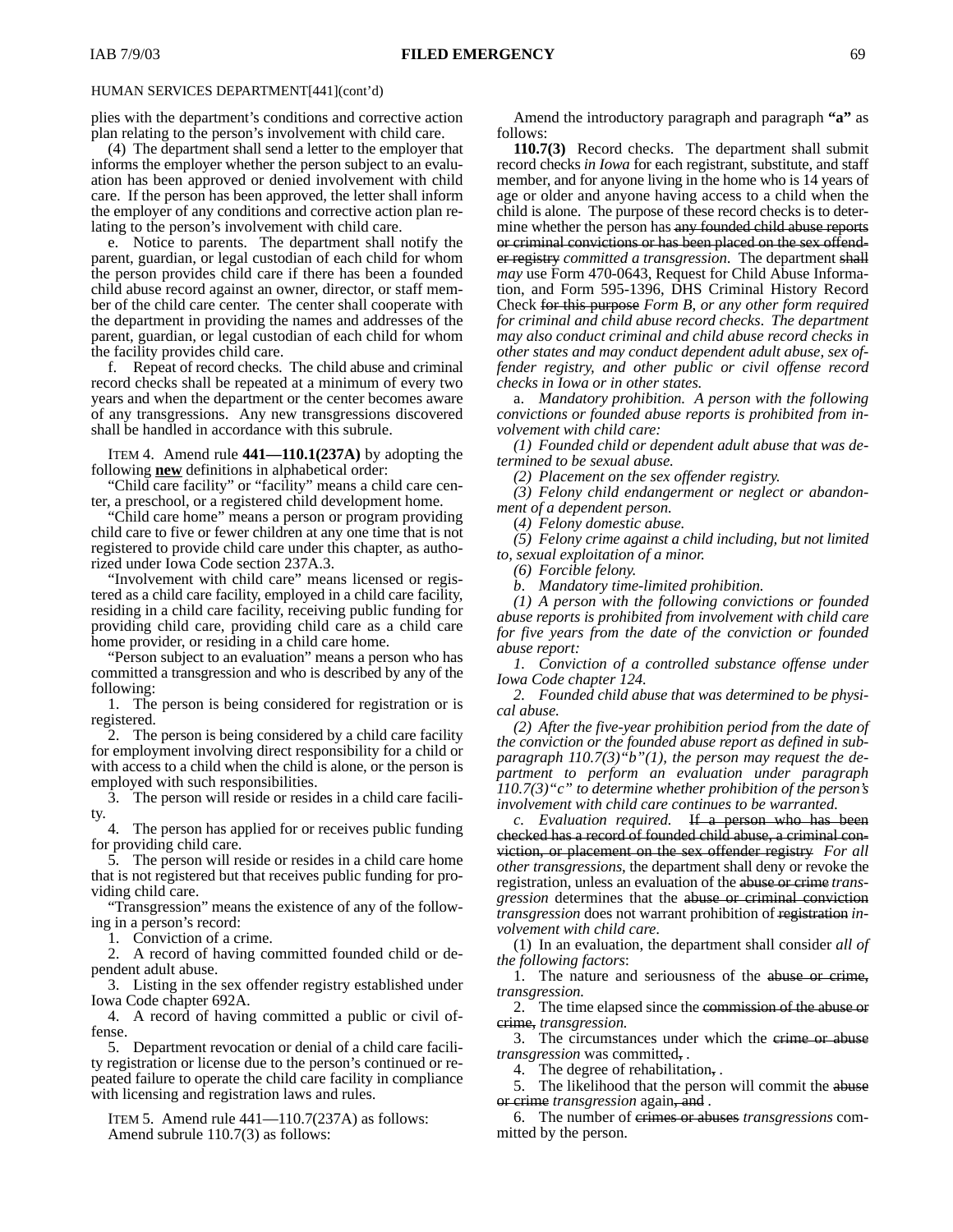plies with the department's conditions and corrective action plan relating to the person's involvement with child care.

(4) The department shall send a letter to the employer that informs the employer whether the person subject to an evaluation has been approved or denied involvement with child care. If the person has been approved, the letter shall inform the employer of any conditions and corrective action plan relating to the person's involvement with child care.

e. Notice to parents. The department shall notify the parent, guardian, or legal custodian of each child for whom the person provides child care if there has been a founded child abuse record against an owner, director, or staff member of the child care center. The center shall cooperate with the department in providing the names and addresses of the parent, guardian, or legal custodian of each child for whom the facility provides child care.

f. Repeat of record checks. The child abuse and criminal record checks shall be repeated at a minimum of every two years and when the department or the center becomes aware of any transgressions. Any new transgressions discovered shall be handled in accordance with this subrule.

ITEM 4. Amend rule **441—110.1(237A)** by adopting the following **new** definitions in alphabetical order:

"Child care facility" or "facility" means a child care center, a preschool, or a registered child development home.

"Child care home" means a person or program providing child care to five or fewer children at any one time that is not registered to provide child care under this chapter, as authorized under Iowa Code section 237A.3.

"Involvement with child care" means licensed or registered as a child care facility, employed in a child care facility, residing in a child care facility, receiving public funding for providing child care, providing child care as a child care home provider, or residing in a child care home.

"Person subject to an evaluation" means a person who has committed a transgression and who is described by any of the following:

1. The person is being considered for registration or is registered.
2. The person is being considered by a child care facility for employment involving direct responsibility for a child or with access to a child when the child is alone, or the person is employed with such responsibilities.
3. The person will reside or resides in a child care facility.
4. The person has applied for or receives public funding for providing child care.
5. The person will reside or resides in a child care home that is not registered but that receives public funding for providing child care.

"Transgression" means the existence of any of the following in a person's record:

1. Conviction of a crime.
2. A record of having committed founded child or dependent adult abuse.
3. Listing in the sex offender registry established under Iowa Code chapter 692A.
4. A record of having committed a public or civil offense.
5. Department revocation or denial of a child care facility registration or license due to the person's continued or repeated failure to operate the child care facility in compliance with licensing and registration laws and rules.

ITEM 5. Amend rule 441—110.7(237A) as follows:

Amend subrule 110.7(3) as follows:

Amend the introductory paragraph and paragraph **"a"** as follows:

**110.7(3)** Record checks. The department shall submit record checks *in Iowa* for each registrant, substitute, and staff member, and for anyone living in the home who is 14 years of age or older and anyone having access to a child when the child is alone. The purpose of these record checks is to determine whether the person has ~~any founded child abuse reports or criminal convictions or has been placed on the sex offender registry~~ *committed a transgression*. The department ~~shall~~ *may* use Form 470-0643, Request for Child Abuse Information, and Form 595-1396, DHS Criminal History Record Check ~~for this purpose~~ *Form B, or any other form required for criminal and child abuse record checks. The department may also conduct criminal and child abuse record checks in other states and may conduct dependent adult abuse, sex offender registry, and other public or civil offense record checks in Iowa or in other states.*

a. *Mandatory prohibition. A person with the following convictions or founded abuse reports is prohibited from involvement with child care:*

*(1) Founded child or dependent adult abuse that was determined to be sexual abuse.*

*(2) Placement on the sex offender registry.*

*(3) Felony child endangerment or neglect or abandonment of a dependent person.*

*(4) Felony domestic abuse.*

*(5) Felony crime against a child including, but not limited to, sexual exploitation of a minor.*

*(6) Forcible felony.*

*b. Mandatory time-limited prohibition.*

*(1) A person with the following convictions or founded abuse reports is prohibited from involvement with child care for five years from the date of the conviction or founded abuse report:*

*1. Conviction of a controlled substance offense under Iowa Code chapter 124.*

*2. Founded child abuse that was determined to be physical abuse.*

*(2) After the five-year prohibition period from the date of the conviction or the founded abuse report as defined in subparagraph 110.7(3)"b"(1), the person may request the department to perform an evaluation under paragraph 110.7(3)"c" to determine whether prohibition of the person's involvement with child care continues to be warranted.*

*c. Evaluation required.* ~~If a person who has been checked has a record of founded child abuse, a criminal conviction, or placement on the sex offender registry~~ *For all other transgressions*, the department shall deny or revoke the registration, unless an evaluation of the ~~abuse or crime~~ *transgression* determines that the ~~abuse or criminal conviction~~ *transgression* does not warrant prohibition of ~~registration~~ *involvement with child care.*

(1) In an evaluation, the department shall consider *all of the following factors*:

1. The nature and seriousness of the ~~abuse or crime,~~ *transgression.*
2. The time elapsed since the ~~commission of the abuse or crime,~~ *transgression.*
3. The circumstances under which the ~~crime or abuse~~ *transgression* was committed~~,~~ .
4. The degree of rehabilitation~~,~~ .
5. The likelihood that the person will commit the ~~abuse or crime~~ *transgression* again~~, and~~ .
6. The number of ~~crimes or abuses~~ *transgressions* committed by the person.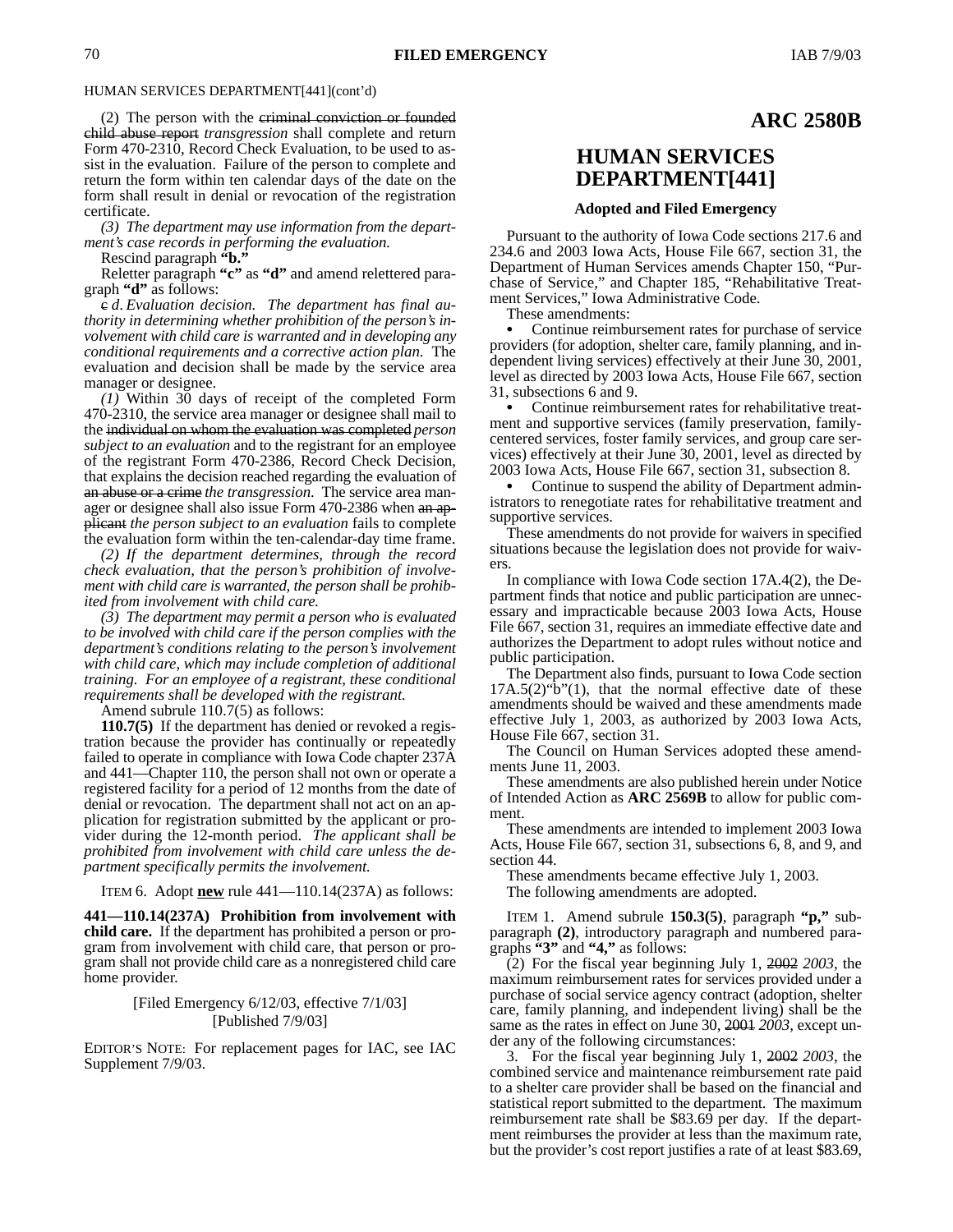HUMAN SERVICES DEPARTMENT[441](cont'd)

(2) The person with the ~~criminal conviction or founded child abuse report~~ *transgression* shall complete and return Form 470-2310, Record Check Evaluation, to be used to assist in the evaluation. Failure of the person to complete and return the form within ten calendar days of the date on the form shall result in denial or revocation of the registration certificate.

*(3) The department may use information from the department's case records in performing the evaluation.*

Rescind paragraph **"b."**

Reletter paragraph **"c"** as **"d"** and amend relettered paragraph **"d"** as follows:

~~c~~ *d. Evaluation decision. The department has final authority in determining whether prohibition of the person's involvement with child care is warranted and in developing any conditional requirements and a corrective action plan.* The evaluation and decision shall be made by the service area manager or designee.

*(1)* Within 30 days of receipt of the completed Form 470-2310, the service area manager or designee shall mail to the ~~individual on whom the evaluation was completed~~ *person subject to an evaluation* and to the registrant for an employee of the registrant Form 470-2386, Record Check Decision, that explains the decision reached regarding the evaluation of ~~an abuse or a crime~~ *the transgression*. The service area manager or designee shall also issue Form 470-2386 when ~~an applicant~~ *the person subject to an evaluation* fails to complete the evaluation form within the ten-calendar-day time frame.

*(2) If the department determines, through the record check evaluation, that the person's prohibition of involvement with child care is warranted, the person shall be prohibited from involvement with child care.*

*(3) The department may permit a person who is evaluated to be involved with child care if the person complies with the department's conditions relating to the person's involvement with child care, which may include completion of additional training. For an employee of a registrant, these conditional requirements shall be developed with the registrant.*

Amend subrule 110.7(5) as follows:

**110.7(5)** If the department has denied or revoked a registration because the provider has continually or repeatedly failed to operate in compliance with Iowa Code chapter 237A and 441—Chapter 110, the person shall not own or operate a registered facility for a period of 12 months from the date of denial or revocation. The department shall not act on an application for registration submitted by the applicant or provider during the 12-month period. *The applicant shall be prohibited from involvement with child care unless the department specifically permits the involvement.*

ITEM 6. Adopt **new** rule 441—110.14(237A) as follows:

**441—110.14(237A) Prohibition from involvement with child care.** If the department has prohibited a person or program from involvement with child care, that person or program shall not provide child care as a nonregistered child care home provider.

[Filed Emergency 6/12/03, effective 7/1/03]
[Published 7/9/03]

EDITOR'S NOTE: For replacement pages for IAC, see IAC Supplement 7/9/03.

## ARC 2580B

## HUMAN SERVICES DEPARTMENT[441]

### Adopted and Filed Emergency

Pursuant to the authority of Iowa Code sections 217.6 and 234.6 and 2003 Iowa Acts, House File 667, section 31, the Department of Human Services amends Chapter 150, "Purchase of Service," and Chapter 185, "Rehabilitative Treatment Services," Iowa Administrative Code.

These amendments:

- Continue reimbursement rates for purchase of service providers (for adoption, shelter care, family planning, and independent living services) effectively at their June 30, 2001, level as directed by 2003 Iowa Acts, House File 667, section 31, subsections 6 and 9.
- Continue reimbursement rates for rehabilitative treatment and supportive services (family preservation, family-centered services, foster family services, and group care services) effectively at their June 30, 2001, level as directed by 2003 Iowa Acts, House File 667, section 31, subsection 8.
- Continue to suspend the ability of Department administrators to renegotiate rates for rehabilitative treatment and supportive services.

These amendments do not provide for waivers in specified situations because the legislation does not provide for waivers.

In compliance with Iowa Code section 17A.4(2), the Department finds that notice and public participation are unnecessary and impracticable because 2003 Iowa Acts, House File 667, section 31, requires an immediate effective date and authorizes the Department to adopt rules without notice and public participation.

The Department also finds, pursuant to Iowa Code section 17A.5(2)"b"(1), that the normal effective date of these amendments should be waived and these amendments made effective July 1, 2003, as authorized by 2003 Iowa Acts, House File 667, section 31.

The Council on Human Services adopted these amendments June 11, 2003.

These amendments are also published herein under Notice of Intended Action as **ARC 2569B** to allow for public comment.

These amendments are intended to implement 2003 Iowa Acts, House File 667, section 31, subsections 6, 8, and 9, and section 44.

These amendments became effective July 1, 2003.

The following amendments are adopted.

ITEM 1. Amend subrule **150.3(5)**, paragraph **"p,"** subparagraph **(2)**, introductory paragraph and numbered paragraphs **"3"** and **"4,"** as follows:

(2) For the fiscal year beginning July 1, ~~2002~~ *2003*, the maximum reimbursement rates for services provided under a purchase of social service agency contract (adoption, shelter care, family planning, and independent living) shall be the same as the rates in effect on June 30, ~~2001~~ *2003*, except under any of the following circumstances:

3. For the fiscal year beginning July 1, ~~2002~~ *2003*, the combined service and maintenance reimbursement rate paid to a shelter care provider shall be based on the financial and statistical report submitted to the department. The maximum reimbursement rate shall be $83.69 per day. If the department reimburses the provider at less than the maximum rate, but the provider's cost report justifies a rate of at least $83.69,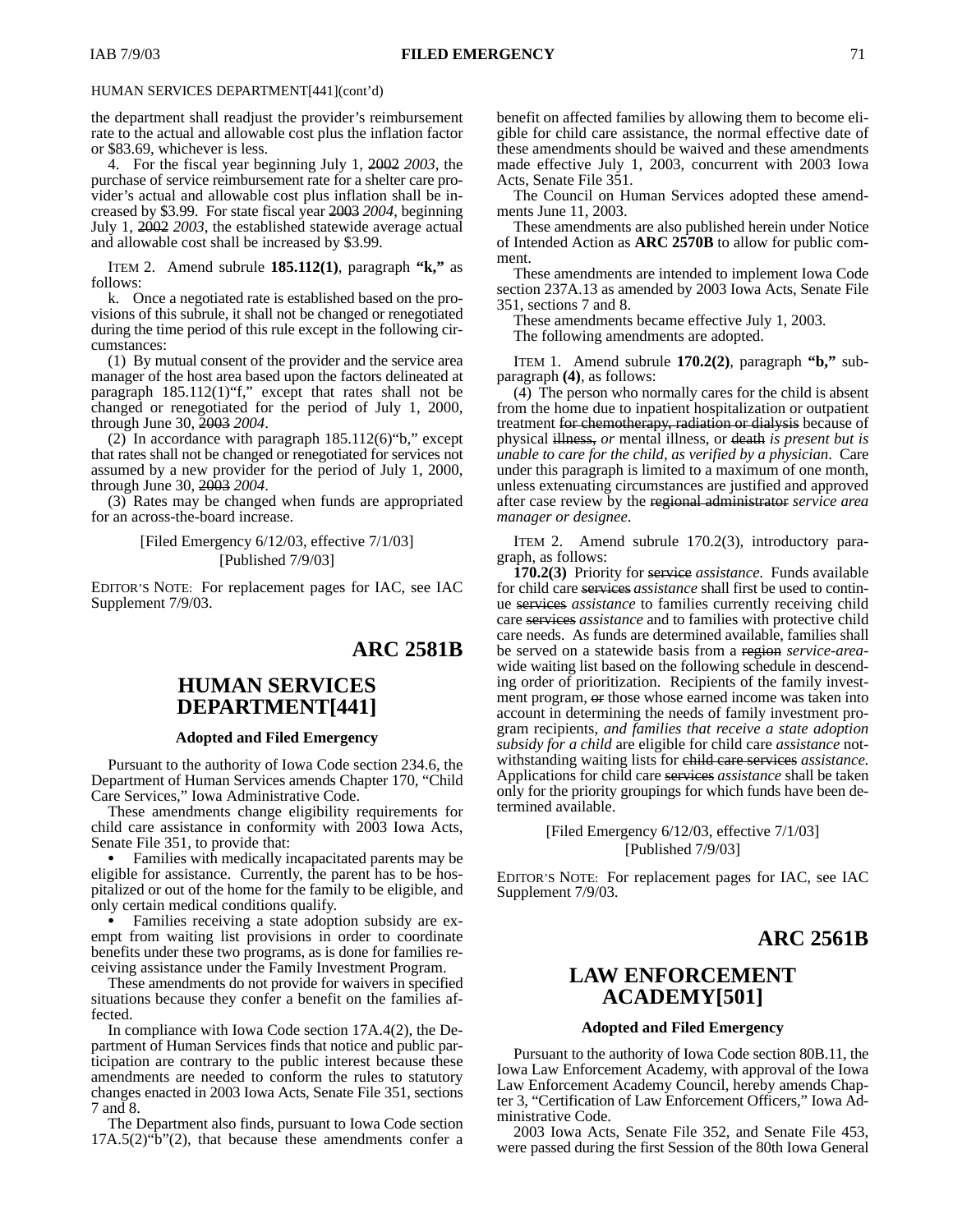HUMAN SERVICES DEPARTMENT[441](cont'd)

the department shall readjust the provider's reimbursement rate to the actual and allowable cost plus the inflation factor or $83.69, whichever is less.

4. For the fiscal year beginning July 1, ~~2002~~ *2003*, the purchase of service reimbursement rate for a shelter care provider's actual and allowable cost plus inflation shall be increased by $3.99. For state fiscal year ~~2003~~ *2004*, beginning July 1, ~~2002~~ *2003*, the established statewide average actual and allowable cost shall be increased by $3.99.

ITEM 2. Amend subrule **185.112(1)**, paragraph **"k,"** as follows:

k. Once a negotiated rate is established based on the provisions of this subrule, it shall not be changed or renegotiated during the time period of this rule except in the following circumstances:

(1) By mutual consent of the provider and the service area manager of the host area based upon the factors delineated at paragraph 185.112(1)"f," except that rates shall not be changed or renegotiated for the period of July 1, 2000, through June 30, ~~2003~~ *2004*.

(2) In accordance with paragraph 185.112(6)"b," except that rates shall not be changed or renegotiated for services not assumed by a new provider for the period of July 1, 2000, through June 30, ~~2003~~ *2004*.

(3) Rates may be changed when funds are appropriated for an across-the-board increase.

[Filed Emergency 6/12/03, effective 7/1/03]
[Published 7/9/03]

EDITOR'S NOTE: For replacement pages for IAC, see IAC Supplement 7/9/03.

## ARC 2581B

# HUMAN SERVICES DEPARTMENT[441]

### Adopted and Filed Emergency

Pursuant to the authority of Iowa Code section 234.6, the Department of Human Services amends Chapter 170, "Child Care Services," Iowa Administrative Code.

These amendments change eligibility requirements for child care assistance in conformity with 2003 Iowa Acts, Senate File 351, to provide that:

- Families with medically incapacitated parents may be eligible for assistance. Currently, the parent has to be hospitalized or out of the home for the family to be eligible, and only certain medical conditions qualify.
- Families receiving a state adoption subsidy are exempt from waiting list provisions in order to coordinate benefits under these two programs, as is done for families receiving assistance under the Family Investment Program.

These amendments do not provide for waivers in specified situations because they confer a benefit on the families affected.

In compliance with Iowa Code section 17A.4(2), the Department of Human Services finds that notice and public participation are contrary to the public interest because these amendments are needed to conform the rules to statutory changes enacted in 2003 Iowa Acts, Senate File 351, sections 7 and 8.

The Department also finds, pursuant to Iowa Code section 17A.5(2)"b"(2), that because these amendments confer a benefit on affected families by allowing them to become eligible for child care assistance, the normal effective date of these amendments should be waived and these amendments made effective July 1, 2003, concurrent with 2003 Iowa Acts, Senate File 351.

The Council on Human Services adopted these amendments June 11, 2003.

These amendments are also published herein under Notice of Intended Action as **ARC 2570B** to allow for public comment.

These amendments are intended to implement Iowa Code section 237A.13 as amended by 2003 Iowa Acts, Senate File 351, sections 7 and 8.

These amendments became effective July 1, 2003.

The following amendments are adopted.

ITEM 1. Amend subrule **170.2(2)**, paragraph **"b,"** subparagraph **(4)**, as follows:

(4) The person who normally cares for the child is absent from the home due to inpatient hospitalization or outpatient treatment ~~for chemotherapy, radiation or dialysis~~ because of physical ~~illness,~~ *or* mental illness, or ~~death~~ *is present but is unable to care for the child, as verified by a physician*. Care under this paragraph is limited to a maximum of one month, unless extenuating circumstances are justified and approved after case review by the ~~regional administrator~~ *service area manager or designee*.

ITEM 2. Amend subrule 170.2(3), introductory paragraph, as follows:

**170.2(3)** Priority for ~~service~~ *assistance*. Funds available for child care ~~services~~ *assistance* shall first be used to continue ~~services~~ *assistance* to families currently receiving child care ~~services~~ *assistance* and to families with protective child care needs. As funds are determined available, families shall be served on a statewide basis from a ~~region~~ *service-area*-wide waiting list based on the following schedule in descending order of prioritization. Recipients of the family investment program, ~~or~~ those whose earned income was taken into account in determining the needs of family investment program recipients, *and families that receive a state adoption subsidy for a child* are eligible for child care *assistance* notwithstanding waiting lists for ~~child care services~~ *assistance*. Applications for child care ~~services~~ *assistance* shall be taken only for the priority groupings for which funds have been determined available.

[Filed Emergency 6/12/03, effective 7/1/03]
[Published 7/9/03]

EDITOR'S NOTE: For replacement pages for IAC, see IAC Supplement 7/9/03.

## ARC 2561B

# LAW ENFORCEMENT ACADEMY[501]

### Adopted and Filed Emergency

Pursuant to the authority of Iowa Code section 80B.11, the Iowa Law Enforcement Academy, with approval of the Iowa Law Enforcement Academy Council, hereby amends Chapter 3, "Certification of Law Enforcement Officers," Iowa Administrative Code.

2003 Iowa Acts, Senate File 352, and Senate File 453, were passed during the first Session of the 80th Iowa General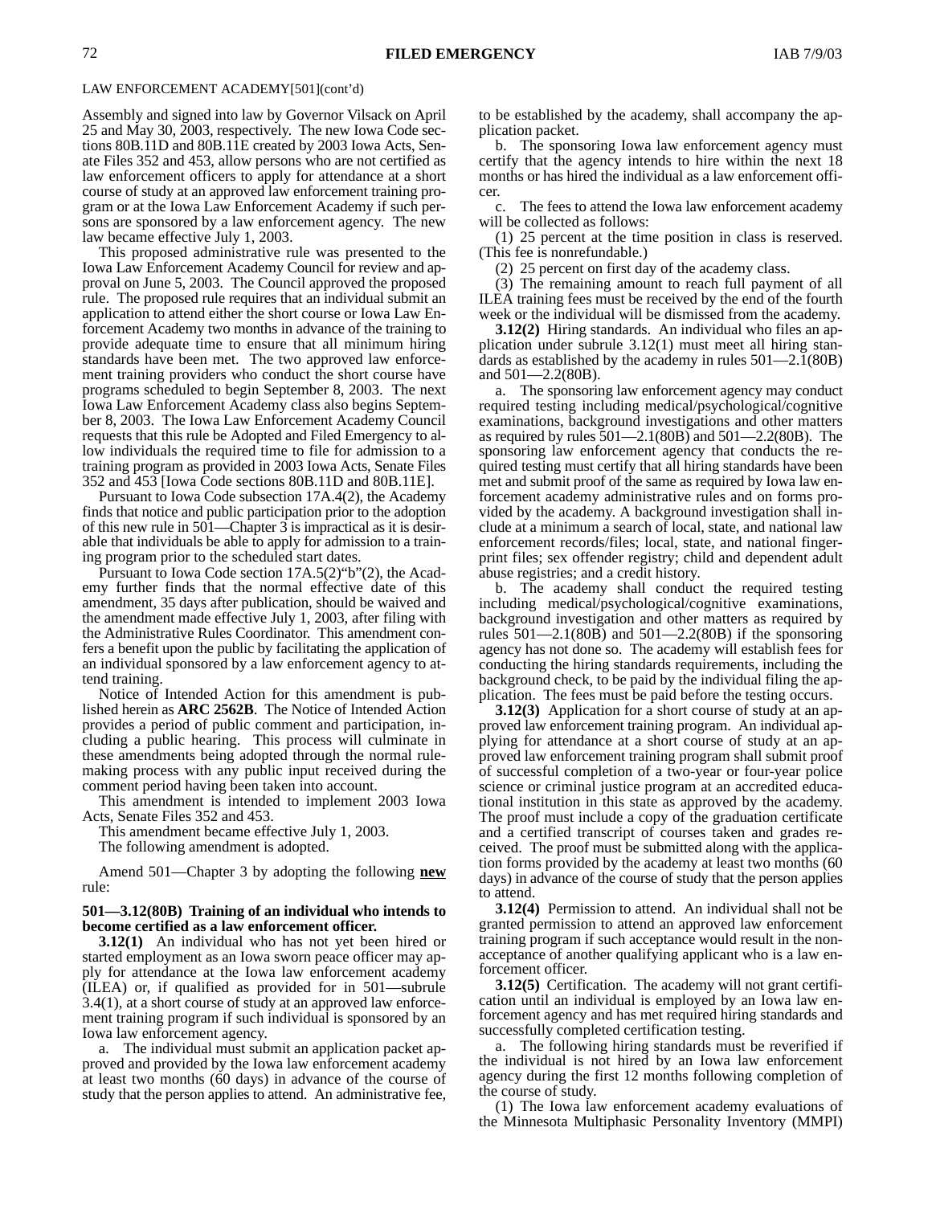LAW ENFORCEMENT ACADEMY[501](cont'd)

Assembly and signed into law by Governor Vilsack on April 25 and May 30, 2003, respectively. The new Iowa Code sections 80B.11D and 80B.11E created by 2003 Iowa Acts, Senate Files 352 and 453, allow persons who are not certified as law enforcement officers to apply for attendance at a short course of study at an approved law enforcement training program or at the Iowa Law Enforcement Academy if such persons are sponsored by a law enforcement agency. The new law became effective July 1, 2003.

This proposed administrative rule was presented to the Iowa Law Enforcement Academy Council for review and approval on June 5, 2003. The Council approved the proposed rule. The proposed rule requires that an individual submit an application to attend either the short course or Iowa Law Enforcement Academy two months in advance of the training to provide adequate time to ensure that all minimum hiring standards have been met. The two approved law enforcement training providers who conduct the short course have programs scheduled to begin September 8, 2003. The next Iowa Law Enforcement Academy class also begins September 8, 2003. The Iowa Law Enforcement Academy Council requests that this rule be Adopted and Filed Emergency to allow individuals the required time to file for admission to a training program as provided in 2003 Iowa Acts, Senate Files 352 and 453 [Iowa Code sections 80B.11D and 80B.11E].

Pursuant to Iowa Code subsection 17A.4(2), the Academy finds that notice and public participation prior to the adoption of this new rule in 501—Chapter 3 is impractical as it is desirable that individuals be able to apply for admission to a training program prior to the scheduled start dates.

Pursuant to Iowa Code section 17A.5(2)"b"(2), the Academy further finds that the normal effective date of this amendment, 35 days after publication, should be waived and the amendment made effective July 1, 2003, after filing with the Administrative Rules Coordinator. This amendment confers a benefit upon the public by facilitating the application of an individual sponsored by a law enforcement agency to attend training.

Notice of Intended Action for this amendment is published herein as **ARC 2562B**. The Notice of Intended Action provides a period of public comment and participation, including a public hearing. This process will culminate in these amendments being adopted through the normal rule-making process with any public input received during the comment period having been taken into account.

This amendment is intended to implement 2003 Iowa Acts, Senate Files 352 and 453.

This amendment became effective July 1, 2003.

The following amendment is adopted.

Amend 501—Chapter 3 by adopting the following **new** rule:

**501—3.12(80B) Training of an individual who intends to become certified as a law enforcement officer.**

**3.12(1)** An individual who has not yet been hired or started employment as an Iowa sworn peace officer may apply for attendance at the Iowa law enforcement academy (ILEA) or, if qualified as provided for in 501—subrule 3.4(1), at a short course of study at an approved law enforcement training program if such individual is sponsored by an Iowa law enforcement agency.

a. The individual must submit an application packet approved and provided by the Iowa law enforcement academy at least two months (60 days) in advance of the course of study that the person applies to attend. An administrative fee, to be established by the academy, shall accompany the application packet.

b. The sponsoring Iowa law enforcement agency must certify that the agency intends to hire within the next 18 months or has hired the individual as a law enforcement officer.

c. The fees to attend the Iowa law enforcement academy will be collected as follows:

(1) 25 percent at the time position in class is reserved. (This fee is nonrefundable.)

(2) 25 percent on first day of the academy class.

(3) The remaining amount to reach full payment of all ILEA training fees must be received by the end of the fourth week or the individual will be dismissed from the academy.

**3.12(2)** Hiring standards. An individual who files an application under subrule 3.12(1) must meet all hiring standards as established by the academy in rules 501—2.1(80B) and 501—2.2(80B).

a. The sponsoring law enforcement agency may conduct required testing including medical/psychological/cognitive examinations, background investigations and other matters as required by rules 501—2.1(80B) and 501—2.2(80B). The sponsoring law enforcement agency that conducts the required testing must certify that all hiring standards have been met and submit proof of the same as required by Iowa law enforcement academy administrative rules and on forms provided by the academy. A background investigation shall include at a minimum a search of local, state, and national law enforcement records/files; local, state, and national fingerprint files; sex offender registry; child and dependent adult abuse registries; and a credit history.

b. The academy shall conduct the required testing including medical/psychological/cognitive examinations, background investigation and other matters as required by rules 501—2.1(80B) and 501—2.2(80B) if the sponsoring agency has not done so. The academy will establish fees for conducting the hiring standards requirements, including the background check, to be paid by the individual filing the application. The fees must be paid before the testing occurs.

**3.12(3)** Application for a short course of study at an approved law enforcement training program. An individual applying for attendance at a short course of study at an approved law enforcement training program shall submit proof of successful completion of a two-year or four-year police science or criminal justice program at an accredited educational institution in this state as approved by the academy. The proof must include a copy of the graduation certificate and a certified transcript of courses taken and grades received. The proof must be submitted along with the application forms provided by the academy at least two months (60 days) in advance of the course of study that the person applies to attend.

**3.12(4)** Permission to attend. An individual shall not be granted permission to attend an approved law enforcement training program if such acceptance would result in the nonacceptance of another qualifying applicant who is a law enforcement officer.

**3.12(5)** Certification. The academy will not grant certification until an individual is employed by an Iowa law enforcement agency and has met required hiring standards and successfully completed certification testing.

a. The following hiring standards must be reverified if the individual is not hired by an Iowa law enforcement agency during the first 12 months following completion of the course of study.

(1) The Iowa law enforcement academy evaluations of the Minnesota Multiphasic Personality Inventory (MMPI)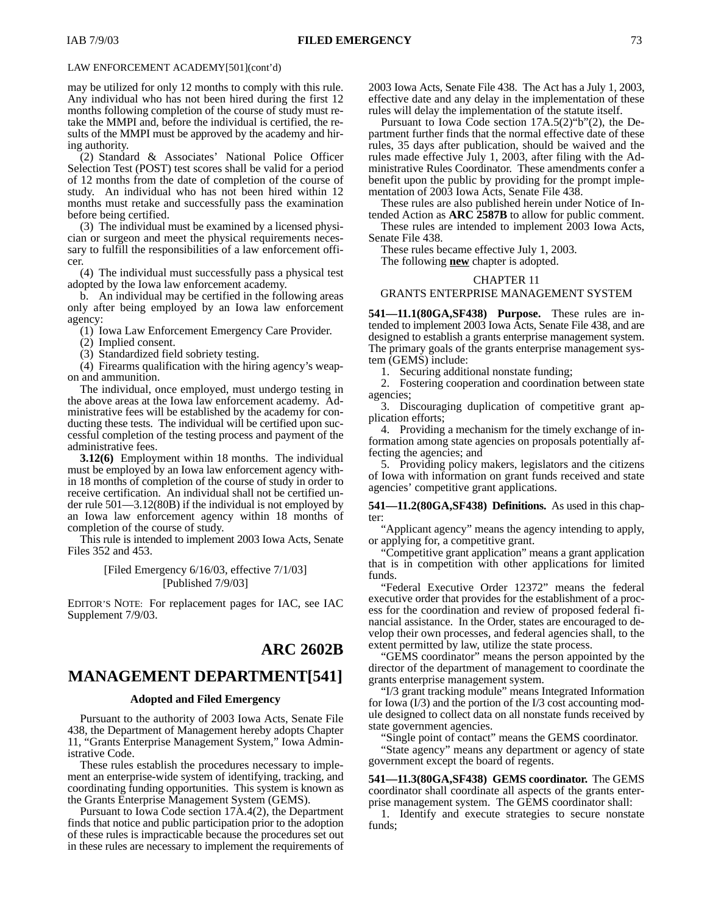LAW ENFORCEMENT ACADEMY[501](cont'd)

may be utilized for only 12 months to comply with this rule. Any individual who has not been hired during the first 12 months following completion of the course of study must retake the MMPI and, before the individual is certified, the results of the MMPI must be approved by the academy and hiring authority.

(2) Standard & Associates' National Police Officer Selection Test (POST) test scores shall be valid for a period of 12 months from the date of completion of the course of study. An individual who has not been hired within 12 months must retake and successfully pass the examination before being certified.

(3) The individual must be examined by a licensed physician or surgeon and meet the physical requirements necessary to fulfill the responsibilities of a law enforcement officer.

(4) The individual must successfully pass a physical test adopted by the Iowa law enforcement academy.

b. An individual may be certified in the following areas only after being employed by an Iowa law enforcement agency:

(1) Iowa Law Enforcement Emergency Care Provider.

(2) Implied consent.

(3) Standardized field sobriety testing.

(4) Firearms qualification with the hiring agency's weapon and ammunition.

The individual, once employed, must undergo testing in the above areas at the Iowa law enforcement academy. Administrative fees will be established by the academy for conducting these tests. The individual will be certified upon successful completion of the testing process and payment of the administrative fees.

**3.12(6)** Employment within 18 months. The individual must be employed by an Iowa law enforcement agency within 18 months of completion of the course of study in order to receive certification. An individual shall not be certified under rule 501—3.12(80B) if the individual is not employed by an Iowa law enforcement agency within 18 months of completion of the course of study.

This rule is intended to implement 2003 Iowa Acts, Senate Files 352 and 453.

[Filed Emergency 6/16/03, effective 7/1/03]
[Published 7/9/03]

EDITOR'S NOTE: For replacement pages for IAC, see IAC Supplement 7/9/03.

# ARC 2602B

# MANAGEMENT DEPARTMENT[541]

### Adopted and Filed Emergency

Pursuant to the authority of 2003 Iowa Acts, Senate File 438, the Department of Management hereby adopts Chapter 11, "Grants Enterprise Management System," Iowa Administrative Code.

These rules establish the procedures necessary to implement an enterprise-wide system of identifying, tracking, and coordinating funding opportunities. This system is known as the Grants Enterprise Management System (GEMS).

Pursuant to Iowa Code section 17A.4(2), the Department finds that notice and public participation prior to the adoption of these rules is impracticable because the procedures set out in these rules are necessary to implement the requirements of 2003 Iowa Acts, Senate File 438. The Act has a July 1, 2003, effective date and any delay in the implementation of these rules will delay the implementation of the statute itself.

Pursuant to Iowa Code section 17A.5(2)"b"(2), the Department further finds that the normal effective date of these rules, 35 days after publication, should be waived and the rules made effective July 1, 2003, after filing with the Administrative Rules Coordinator. These amendments confer a benefit upon the public by providing for the prompt implementation of 2003 Iowa Acts, Senate File 438.

These rules are also published herein under Notice of Intended Action as **ARC 2587B** to allow for public comment.

These rules are intended to implement 2003 Iowa Acts, Senate File 438.

These rules became effective July 1, 2003.

The following **new** chapter is adopted.

CHAPTER 11
GRANTS ENTERPRISE MANAGEMENT SYSTEM

**541—11.1(80GA,SF438) Purpose.** These rules are intended to implement 2003 Iowa Acts, Senate File 438, and are designed to establish a grants enterprise management system. The primary goals of the grants enterprise management system (GEMS) include:

1. Securing additional nonstate funding;
2. Fostering cooperation and coordination between state agencies;
3. Discouraging duplication of competitive grant application efforts;
4. Providing a mechanism for the timely exchange of information among state agencies on proposals potentially affecting the agencies; and
5. Providing policy makers, legislators and the citizens of Iowa with information on grant funds received and state agencies' competitive grant applications.

**541—11.2(80GA,SF438) Definitions.** As used in this chapter:

"Applicant agency" means the agency intending to apply, or applying for, a competitive grant.

"Competitive grant application" means a grant application that is in competition with other applications for limited funds.

"Federal Executive Order 12372" means the federal executive order that provides for the establishment of a process for the coordination and review of proposed federal financial assistance. In the Order, states are encouraged to develop their own processes, and federal agencies shall, to the extent permitted by law, utilize the state process.

"GEMS coordinator" means the person appointed by the director of the department of management to coordinate the grants enterprise management system.

"I/3 grant tracking module" means Integrated Information for Iowa (I/3) and the portion of the I/3 cost accounting module designed to collect data on all nonstate funds received by state government agencies.

"Single point of contact" means the GEMS coordinator.

"State agency" means any department or agency of state government except the board of regents.

**541—11.3(80GA,SF438) GEMS coordinator.** The GEMS coordinator shall coordinate all aspects of the grants enterprise management system. The GEMS coordinator shall:

1. Identify and execute strategies to secure nonstate funds;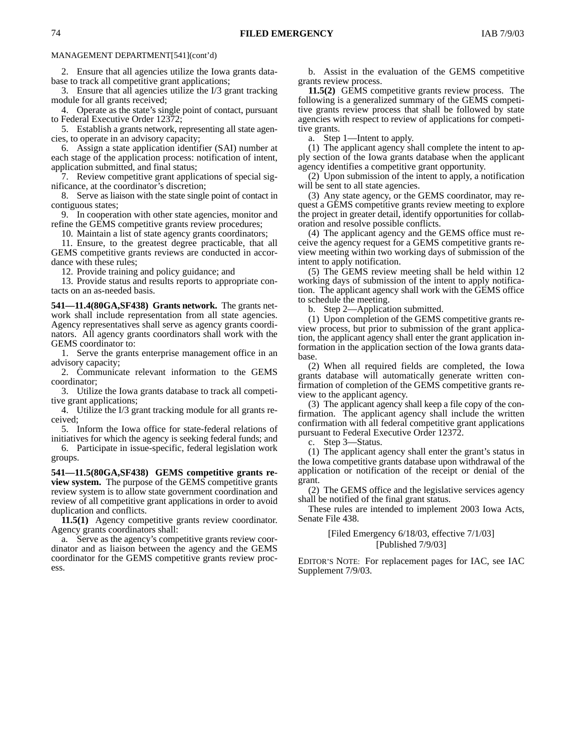MANAGEMENT DEPARTMENT[541](cont'd)

2. Ensure that all agencies utilize the Iowa grants database to track all competitive grant applications;

3. Ensure that all agencies utilize the I/3 grant tracking module for all grants received;

4. Operate as the state's single point of contact, pursuant to Federal Executive Order 12372;

5. Establish a grants network, representing all state agencies, to operate in an advisory capacity;

6. Assign a state application identifier (SAI) number at each stage of the application process: notification of intent, application submitted, and final status;

7. Review competitive grant applications of special significance, at the coordinator's discretion;

8. Serve as liaison with the state single point of contact in contiguous states;

9. In cooperation with other state agencies, monitor and refine the GEMS competitive grants review procedures;

10. Maintain a list of state agency grants coordinators;

11. Ensure, to the greatest degree practicable, that all GEMS competitive grants reviews are conducted in accordance with these rules;

12. Provide training and policy guidance; and

13. Provide status and results reports to appropriate contacts on an as-needed basis.

**541—11.4(80GA,SF438) Grants network.** The grants network shall include representation from all state agencies. Agency representatives shall serve as agency grants coordinators. All agency grants coordinators shall work with the GEMS coordinator to:

1. Serve the grants enterprise management office in an advisory capacity;

2. Communicate relevant information to the GEMS coordinator;

3. Utilize the Iowa grants database to track all competitive grant applications;

4. Utilize the I/3 grant tracking module for all grants received;

5. Inform the Iowa office for state-federal relations of initiatives for which the agency is seeking federal funds; and

6. Participate in issue-specific, federal legislation work groups.

**541—11.5(80GA,SF438) GEMS competitive grants review system.** The purpose of the GEMS competitive grants review system is to allow state government coordination and review of all competitive grant applications in order to avoid duplication and conflicts.

**11.5(1)** Agency competitive grants review coordinator. Agency grants coordinators shall:

a. Serve as the agency's competitive grants review coordinator and as liaison between the agency and the GEMS coordinator for the GEMS competitive grants review process.

b. Assist in the evaluation of the GEMS competitive grants review process.

**11.5(2)** GEMS competitive grants review process. The following is a generalized summary of the GEMS competitive grants review process that shall be followed by state agencies with respect to review of applications for competitive grants.

a. Step 1—Intent to apply.

(1) The applicant agency shall complete the intent to apply section of the Iowa grants database when the applicant agency identifies a competitive grant opportunity.

(2) Upon submission of the intent to apply, a notification will be sent to all state agencies.

(3) Any state agency, or the GEMS coordinator, may request a GEMS competitive grants review meeting to explore the project in greater detail, identify opportunities for collaboration and resolve possible conflicts.

(4) The applicant agency and the GEMS office must receive the agency request for a GEMS competitive grants review meeting within two working days of submission of the intent to apply notification.

(5) The GEMS review meeting shall be held within 12 working days of submission of the intent to apply notification. The applicant agency shall work with the GEMS office to schedule the meeting.

b. Step 2—Application submitted.

(1) Upon completion of the GEMS competitive grants review process, but prior to submission of the grant application, the applicant agency shall enter the grant application information in the application section of the Iowa grants database.

(2) When all required fields are completed, the Iowa grants database will automatically generate written confirmation of completion of the GEMS competitive grants review to the applicant agency.

(3) The applicant agency shall keep a file copy of the confirmation. The applicant agency shall include the written confirmation with all federal competitive grant applications pursuant to Federal Executive Order 12372.

c. Step 3—Status.

(1) The applicant agency shall enter the grant's status in the Iowa competitive grants database upon withdrawal of the application or notification of the receipt or denial of the grant.

(2) The GEMS office and the legislative services agency shall be notified of the final grant status.

These rules are intended to implement 2003 Iowa Acts, Senate File 438.

[Filed Emergency 6/18/03, effective 7/1/03]
[Published 7/9/03]

EDITOR'S NOTE: For replacement pages for IAC, see IAC Supplement 7/9/03.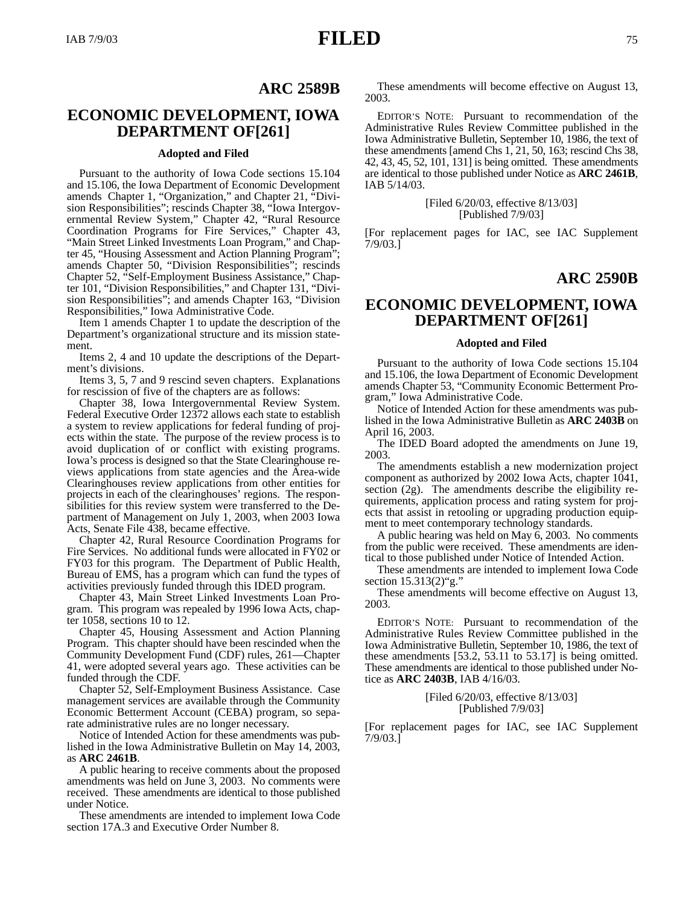## ARC 2589B

## ECONOMIC DEVELOPMENT, IOWA DEPARTMENT OF[261]

**Adopted and Filed**

Pursuant to the authority of Iowa Code sections 15.104 and 15.106, the Iowa Department of Economic Development amends Chapter 1, "Organization," and Chapter 21, "Division Responsibilities"; rescinds Chapter 38, "Iowa Intergovernmental Review System," Chapter 42, "Rural Resource Coordination Programs for Fire Services," Chapter 43, "Main Street Linked Investments Loan Program," and Chapter 45, "Housing Assessment and Action Planning Program"; amends Chapter 50, "Division Responsibilities"; rescinds Chapter 52, "Self-Employment Business Assistance," Chapter 101, "Division Responsibilities," and Chapter 131, "Division Responsibilities"; and amends Chapter 163, "Division Responsibilities," Iowa Administrative Code.

Item 1 amends Chapter 1 to update the description of the Department's organizational structure and its mission statement.

Items 2, 4 and 10 update the descriptions of the Department's divisions.

Items 3, 5, 7 and 9 rescind seven chapters. Explanations for rescission of five of the chapters are as follows:

Chapter 38, Iowa Intergovernmental Review System. Federal Executive Order 12372 allows each state to establish a system to review applications for federal funding of projects within the state. The purpose of the review process is to avoid duplication of or conflict with existing programs. Iowa's process is designed so that the State Clearinghouse reviews applications from state agencies and the Area-wide Clearinghouses review applications from other entities for projects in each of the clearinghouses' regions. The responsibilities for this review system were transferred to the Department of Management on July 1, 2003, when 2003 Iowa Acts, Senate File 438, became effective.

Chapter 42, Rural Resource Coordination Programs for Fire Services. No additional funds were allocated in FY02 or FY03 for this program. The Department of Public Health, Bureau of EMS, has a program which can fund the types of activities previously funded through this IDED program.

Chapter 43, Main Street Linked Investments Loan Program. This program was repealed by 1996 Iowa Acts, chapter 1058, sections 10 to 12.

Chapter 45, Housing Assessment and Action Planning Program. This chapter should have been rescinded when the Community Development Fund (CDF) rules, 261—Chapter 41, were adopted several years ago. These activities can be funded through the CDF.

Chapter 52, Self-Employment Business Assistance. Case management services are available through the Community Economic Betterment Account (CEBA) program, so separate administrative rules are no longer necessary.

Notice of Intended Action for these amendments was published in the Iowa Administrative Bulletin on May 14, 2003, as **ARC 2461B**.

A public hearing to receive comments about the proposed amendments was held on June 3, 2003. No comments were received. These amendments are identical to those published under Notice.

These amendments are intended to implement Iowa Code section 17A.3 and Executive Order Number 8.

These amendments will become effective on August 13, 2003.

EDITOR'S NOTE: Pursuant to recommendation of the Administrative Rules Review Committee published in the Iowa Administrative Bulletin, September 10, 1986, the text of these amendments [amend Chs 1, 21, 50, 163; rescind Chs 38, 42, 43, 45, 52, 101, 131] is being omitted. These amendments are identical to those published under Notice as **ARC 2461B**, IAB 5/14/03.

[Filed 6/20/03, effective 8/13/03]
[Published 7/9/03]

[For replacement pages for IAC, see IAC Supplement 7/9/03.]

## ARC 2590B

## ECONOMIC DEVELOPMENT, IOWA DEPARTMENT OF[261]

**Adopted and Filed**

Pursuant to the authority of Iowa Code sections 15.104 and 15.106, the Iowa Department of Economic Development amends Chapter 53, "Community Economic Betterment Program," Iowa Administrative Code.

Notice of Intended Action for these amendments was published in the Iowa Administrative Bulletin as **ARC 2403B** on April 16, 2003.

The IDED Board adopted the amendments on June 19, 2003.

The amendments establish a new modernization project component as authorized by 2002 Iowa Acts, chapter 1041, section (2g). The amendments describe the eligibility requirements, application process and rating system for projects that assist in retooling or upgrading production equipment to meet contemporary technology standards.

A public hearing was held on May 6, 2003. No comments from the public were received. These amendments are identical to those published under Notice of Intended Action.

These amendments are intended to implement Iowa Code section 15.313(2)"g."

These amendments will become effective on August 13, 2003.

EDITOR'S NOTE: Pursuant to recommendation of the Administrative Rules Review Committee published in the Iowa Administrative Bulletin, September 10, 1986, the text of these amendments [53.2, 53.11 to 53.17] is being omitted. These amendments are identical to those published under Notice as **ARC 2403B**, IAB 4/16/03.

[Filed 6/20/03, effective 8/13/03]
[Published 7/9/03]

[For replacement pages for IAC, see IAC Supplement 7/9/03.]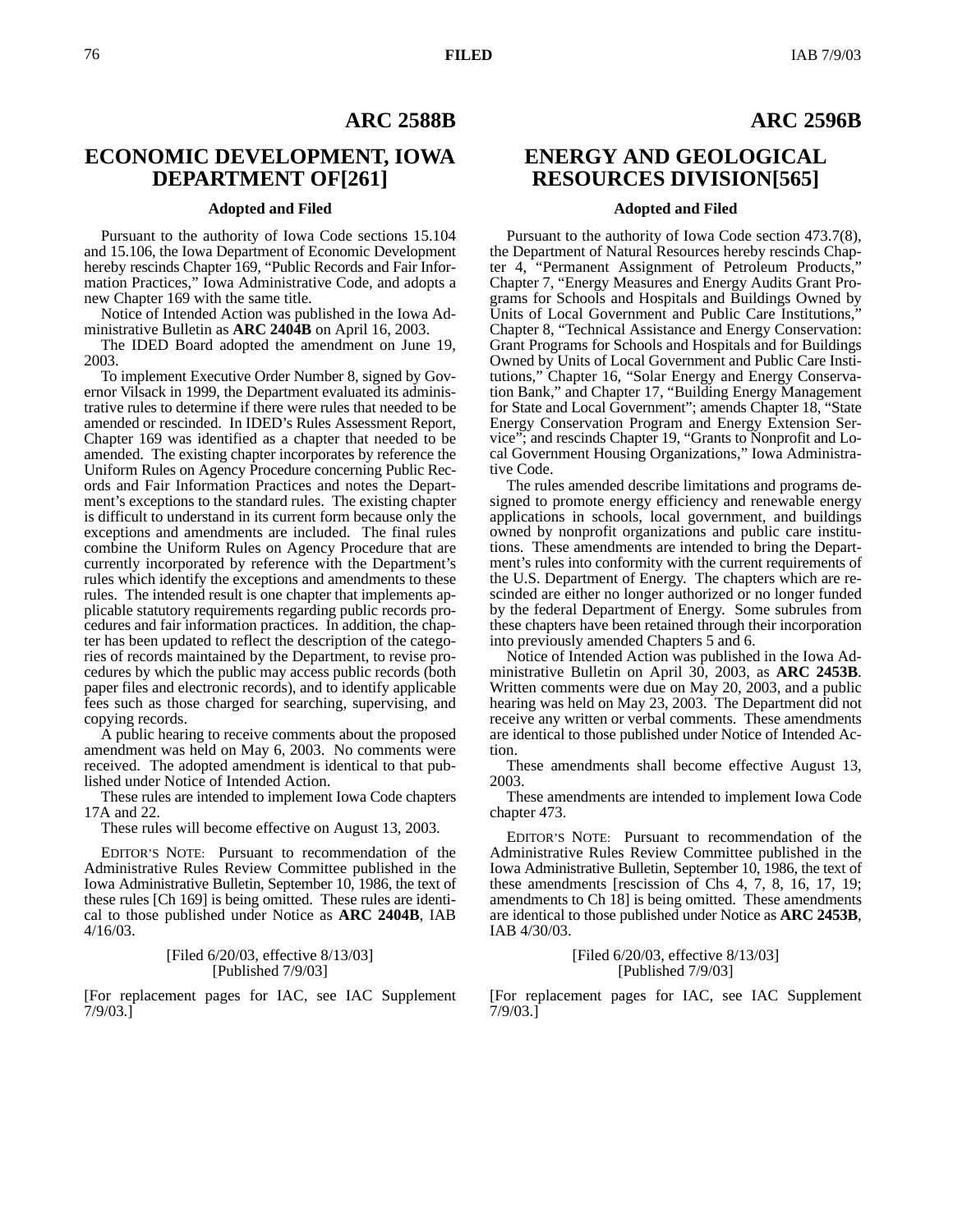## ARC 2588B

# ECONOMIC DEVELOPMENT, IOWA DEPARTMENT OF[261]

### Adopted and Filed

Pursuant to the authority of Iowa Code sections 15.104 and 15.106, the Iowa Department of Economic Development hereby rescinds Chapter 169, "Public Records and Fair Information Practices," Iowa Administrative Code, and adopts a new Chapter 169 with the same title.

Notice of Intended Action was published in the Iowa Administrative Bulletin as **ARC 2404B** on April 16, 2003.

The IDED Board adopted the amendment on June 19, 2003.

To implement Executive Order Number 8, signed by Governor Vilsack in 1999, the Department evaluated its administrative rules to determine if there were rules that needed to be amended or rescinded. In IDED's Rules Assessment Report, Chapter 169 was identified as a chapter that needed to be amended. The existing chapter incorporates by reference the Uniform Rules on Agency Procedure concerning Public Records and Fair Information Practices and notes the Department's exceptions to the standard rules. The existing chapter is difficult to understand in its current form because only the exceptions and amendments are included. The final rules combine the Uniform Rules on Agency Procedure that are currently incorporated by reference with the Department's rules which identify the exceptions and amendments to these rules. The intended result is one chapter that implements applicable statutory requirements regarding public records procedures and fair information practices. In addition, the chapter has been updated to reflect the description of the categories of records maintained by the Department, to revise procedures by which the public may access public records (both paper files and electronic records), and to identify applicable fees such as those charged for searching, supervising, and copying records.

A public hearing to receive comments about the proposed amendment was held on May 6, 2003. No comments were received. The adopted amendment is identical to that published under Notice of Intended Action.

These rules are intended to implement Iowa Code chapters 17A and 22.

These rules will become effective on August 13, 2003.

EDITOR'S NOTE: Pursuant to recommendation of the Administrative Rules Review Committee published in the Iowa Administrative Bulletin, September 10, 1986, the text of these rules [Ch 169] is being omitted. These rules are identical to those published under Notice as **ARC 2404B**, IAB 4/16/03.

[Filed 6/20/03, effective 8/13/03]
[Published 7/9/03]

[For replacement pages for IAC, see IAC Supplement 7/9/03.]

## ARC 2596B

# ENERGY AND GEOLOGICAL RESOURCES DIVISION[565]

### Adopted and Filed

Pursuant to the authority of Iowa Code section 473.7(8), the Department of Natural Resources hereby rescinds Chapter 4, "Permanent Assignment of Petroleum Products," Chapter 7, "Energy Measures and Energy Audits Grant Programs for Schools and Hospitals and Buildings Owned by Units of Local Government and Public Care Institutions," Chapter 8, "Technical Assistance and Energy Conservation: Grant Programs for Schools and Hospitals and for Buildings Owned by Units of Local Government and Public Care Institutions," Chapter 16, "Solar Energy and Energy Conservation Bank," and Chapter 17, "Building Energy Management for State and Local Government"; amends Chapter 18, "State Energy Conservation Program and Energy Extension Service"; and rescinds Chapter 19, "Grants to Nonprofit and Local Government Housing Organizations," Iowa Administrative Code.

The rules amended describe limitations and programs designed to promote energy efficiency and renewable energy applications in schools, local government, and buildings owned by nonprofit organizations and public care institutions. These amendments are intended to bring the Department's rules into conformity with the current requirements of the U.S. Department of Energy. The chapters which are rescinded are either no longer authorized or no longer funded by the federal Department of Energy. Some subrules from these chapters have been retained through their incorporation into previously amended Chapters 5 and 6.

Notice of Intended Action was published in the Iowa Administrative Bulletin on April 30, 2003, as **ARC 2453B**. Written comments were due on May 20, 2003, and a public hearing was held on May 23, 2003. The Department did not receive any written or verbal comments. These amendments are identical to those published under Notice of Intended Action.

These amendments shall become effective August 13, 2003.

These amendments are intended to implement Iowa Code chapter 473.

EDITOR'S NOTE: Pursuant to recommendation of the Administrative Rules Review Committee published in the Iowa Administrative Bulletin, September 10, 1986, the text of these amendments [rescission of Chs 4, 7, 8, 16, 17, 19; amendments to Ch 18] is being omitted. These amendments are identical to those published under Notice as **ARC 2453B**, IAB 4/30/03.

[Filed 6/20/03, effective 8/13/03]
[Published 7/9/03]

[For replacement pages for IAC, see IAC Supplement 7/9/03.]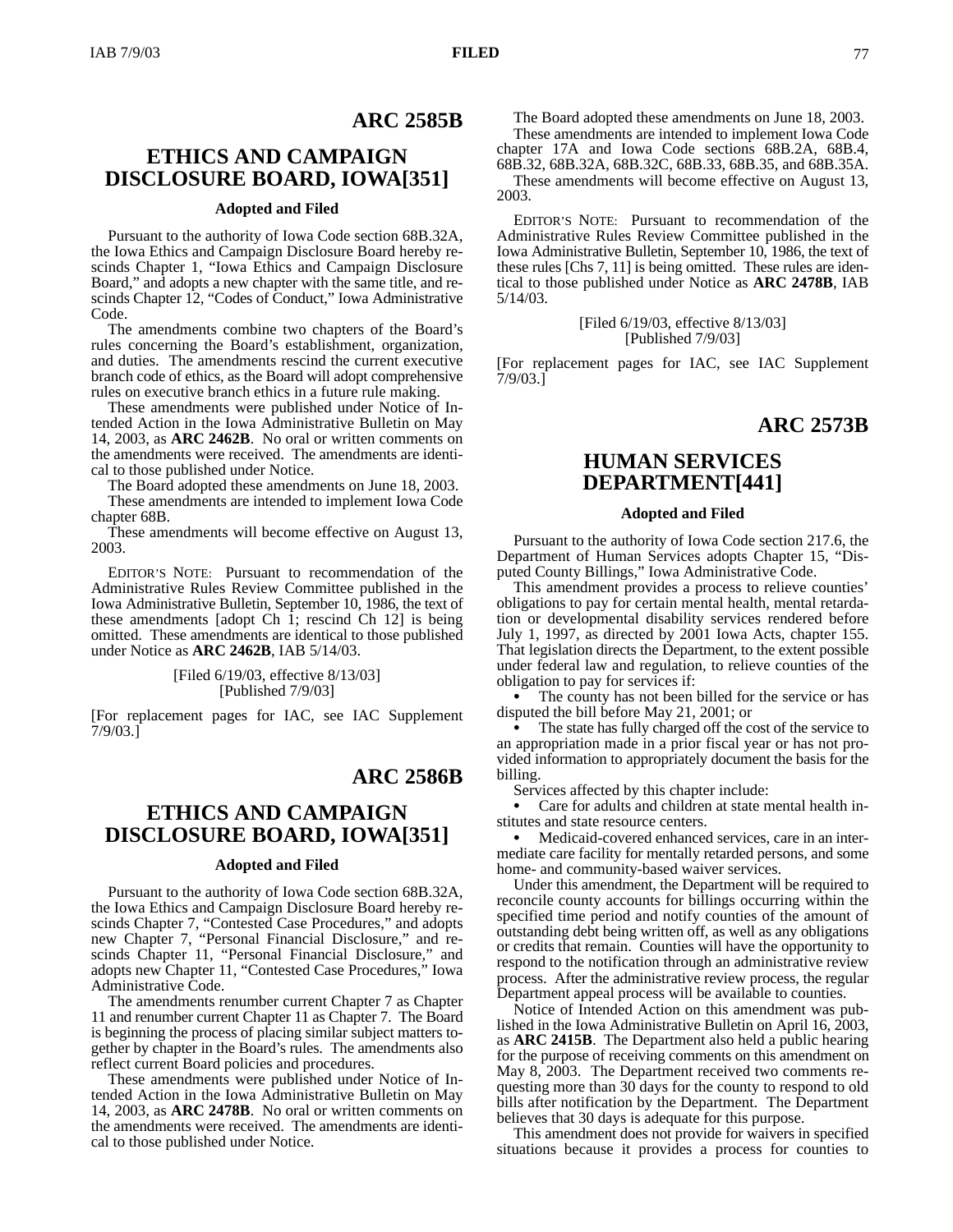## ARC 2585B

## ETHICS AND CAMPAIGN DISCLOSURE BOARD, IOWA[351]

**Adopted and Filed**

Pursuant to the authority of Iowa Code section 68B.32A, the Iowa Ethics and Campaign Disclosure Board hereby rescinds Chapter 1, "Iowa Ethics and Campaign Disclosure Board," and adopts a new chapter with the same title, and rescinds Chapter 12, "Codes of Conduct," Iowa Administrative Code.

The amendments combine two chapters of the Board's rules concerning the Board's establishment, organization, and duties. The amendments rescind the current executive branch code of ethics, as the Board will adopt comprehensive rules on executive branch ethics in a future rule making.

These amendments were published under Notice of Intended Action in the Iowa Administrative Bulletin on May 14, 2003, as **ARC 2462B**. No oral or written comments on the amendments were received. The amendments are identical to those published under Notice.

The Board adopted these amendments on June 18, 2003.

These amendments are intended to implement Iowa Code chapter 68B.

These amendments will become effective on August 13, 2003.

EDITOR'S NOTE: Pursuant to recommendation of the Administrative Rules Review Committee published in the Iowa Administrative Bulletin, September 10, 1986, the text of these amendments [adopt Ch 1; rescind Ch 12] is being omitted. These amendments are identical to those published under Notice as **ARC 2462B**, IAB 5/14/03.

[Filed 6/19/03, effective 8/13/03]
[Published 7/9/03]

[For replacement pages for IAC, see IAC Supplement 7/9/03.]

## ARC 2586B

## ETHICS AND CAMPAIGN DISCLOSURE BOARD, IOWA[351]

**Adopted and Filed**

Pursuant to the authority of Iowa Code section 68B.32A, the Iowa Ethics and Campaign Disclosure Board hereby rescinds Chapter 7, "Contested Case Procedures," and adopts new Chapter 7, "Personal Financial Disclosure," and rescinds Chapter 11, "Personal Financial Disclosure," and adopts new Chapter 11, "Contested Case Procedures," Iowa Administrative Code.

The amendments renumber current Chapter 7 as Chapter 11 and renumber current Chapter 11 as Chapter 7. The Board is beginning the process of placing similar subject matters together by chapter in the Board's rules. The amendments also reflect current Board policies and procedures.

These amendments were published under Notice of Intended Action in the Iowa Administrative Bulletin on May 14, 2003, as **ARC 2478B**. No oral or written comments on the amendments were received. The amendments are identical to those published under Notice.

The Board adopted these amendments on June 18, 2003.

These amendments are intended to implement Iowa Code chapter 17A and Iowa Code sections 68B.2A, 68B.4, 68B.32, 68B.32A, 68B.32C, 68B.33, 68B.35, and 68B.35A.

These amendments will become effective on August 13, 2003.

EDITOR'S NOTE: Pursuant to recommendation of the Administrative Rules Review Committee published in the Iowa Administrative Bulletin, September 10, 1986, the text of these rules [Chs 7, 11] is being omitted. These rules are identical to those published under Notice as **ARC 2478B**, IAB 5/14/03.

[Filed 6/19/03, effective 8/13/03]
[Published 7/9/03]

[For replacement pages for IAC, see IAC Supplement 7/9/03.]

## ARC 2573B

## HUMAN SERVICES DEPARTMENT[441]

**Adopted and Filed**

Pursuant to the authority of Iowa Code section 217.6, the Department of Human Services adopts Chapter 15, "Disputed County Billings," Iowa Administrative Code.

This amendment provides a process to relieve counties' obligations to pay for certain mental health, mental retardation or developmental disability services rendered before July 1, 1997, as directed by 2001 Iowa Acts, chapter 155. That legislation directs the Department, to the extent possible under federal law and regulation, to relieve counties of the obligation to pay for services if:

- The county has not been billed for the service or has disputed the bill before May 21, 2001; or
- The state has fully charged off the cost of the service to an appropriation made in a prior fiscal year or has not provided information to appropriately document the basis for the billing.

Services affected by this chapter include:

- Care for adults and children at state mental health institutes and state resource centers.
- Medicaid-covered enhanced services, care in an intermediate care facility for mentally retarded persons, and some home- and community-based waiver services.

Under this amendment, the Department will be required to reconcile county accounts for billings occurring within the specified time period and notify counties of the amount of outstanding debt being written off, as well as any obligations or credits that remain. Counties will have the opportunity to respond to the notification through an administrative review process. After the administrative review process, the regular Department appeal process will be available to counties.

Notice of Intended Action on this amendment was published in the Iowa Administrative Bulletin on April 16, 2003, as **ARC 2415B**. The Department also held a public hearing for the purpose of receiving comments on this amendment on May 8, 2003. The Department received two comments requesting more than 30 days for the county to respond to old bills after notification by the Department. The Department believes that 30 days is adequate for this purpose.

This amendment does not provide for waivers in specified situations because it provides a process for counties to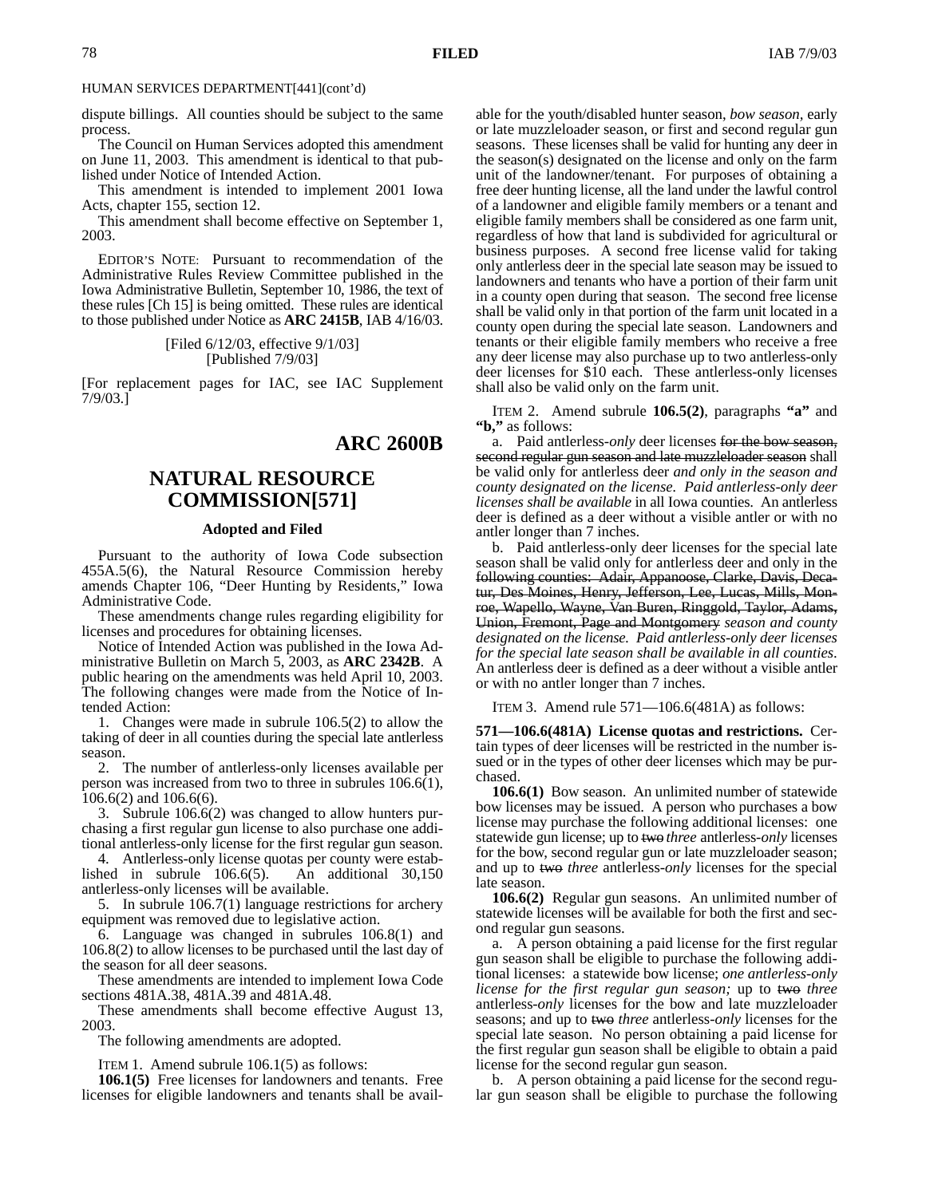HUMAN SERVICES DEPARTMENT[441](cont'd)

dispute billings. All counties should be subject to the same process.

The Council on Human Services adopted this amendment on June 11, 2003. This amendment is identical to that published under Notice of Intended Action.

This amendment is intended to implement 2001 Iowa Acts, chapter 155, section 12.

This amendment shall become effective on September 1, 2003.

EDITOR'S NOTE: Pursuant to recommendation of the Administrative Rules Review Committee published in the Iowa Administrative Bulletin, September 10, 1986, the text of these rules [Ch 15] is being omitted. These rules are identical to those published under Notice as **ARC 2415B**, IAB 4/16/03.

[Filed 6/12/03, effective 9/1/03]
[Published 7/9/03]

[For replacement pages for IAC, see IAC Supplement 7/9/03.]

## ARC 2600B

## NATURAL RESOURCE COMMISSION[571]

### Adopted and Filed

Pursuant to the authority of Iowa Code subsection 455A.5(6), the Natural Resource Commission hereby amends Chapter 106, "Deer Hunting by Residents," Iowa Administrative Code.

These amendments change rules regarding eligibility for licenses and procedures for obtaining licenses.

Notice of Intended Action was published in the Iowa Administrative Bulletin on March 5, 2003, as **ARC 2342B**. A public hearing on the amendments was held April 10, 2003. The following changes were made from the Notice of Intended Action:

1. Changes were made in subrule 106.5(2) to allow the taking of deer in all counties during the special late antlerless season.
2. The number of antlerless-only licenses available per person was increased from two to three in subrules 106.6(1), 106.6(2) and 106.6(6).
3. Subrule 106.6(2) was changed to allow hunters purchasing a first regular gun license to also purchase one additional antlerless-only license for the first regular gun season.
4. Antlerless-only license quotas per county were established in subrule 106.6(5). An additional 30,150 antlerless-only licenses will be available.
5. In subrule 106.7(1) language restrictions for archery equipment was removed due to legislative action.
6. Language was changed in subrules 106.8(1) and 106.8(2) to allow licenses to be purchased until the last day of the season for all deer seasons.

These amendments are intended to implement Iowa Code sections 481A.38, 481A.39 and 481A.48.

These amendments shall become effective August 13, 2003.

The following amendments are adopted.

ITEM 1. Amend subrule 106.1(5) as follows:

**106.1(5)** Free licenses for landowners and tenants. Free licenses for eligible landowners and tenants shall be available for the youth/disabled hunter season, *bow season,* early or late muzzleloader season, or first and second regular gun seasons. These licenses shall be valid for hunting any deer in the season(s) designated on the license and only on the farm unit of the landowner/tenant. For purposes of obtaining a free deer hunting license, all the land under the lawful control of a landowner and eligible family members or a tenant and eligible family members shall be considered as one farm unit, regardless of how that land is subdivided for agricultural or business purposes. A second free license valid for taking only antlerless deer in the special late season may be issued to landowners and tenants who have a portion of their farm unit in a county open during that season. The second free license shall be valid only in that portion of the farm unit located in a county open during the special late season. Landowners and tenants or their eligible family members who receive a free any deer license may also purchase up to two antlerless-only deer licenses for $10 each. These antlerless-only licenses shall also be valid only on the farm unit.

ITEM 2. Amend subrule **106.5(2)**, paragraphs **"a"** and **"b,"** as follows:

a. Paid antlerless-*only* deer licenses ~~for the bow season, second regular gun season and late muzzleloader season~~ shall be valid only for antlerless deer *and only in the season and county designated on the license. Paid antlerless-only deer licenses shall be available* in all Iowa counties. An antlerless deer is defined as a deer without a visible antler or with no antler longer than 7 inches.

b. Paid antlerless-only deer licenses for the special late season shall be valid only for antlerless deer and only in the ~~following counties: Adair, Appanoose, Clarke, Davis, Decatur, Des Moines, Henry, Jefferson, Lee, Lucas, Mills, Monroe, Wapello, Wayne, Van Buren, Ringgold, Taylor, Adams, Union, Fremont, Page and Montgomery~~ *season and county designated on the license. Paid antlerless-only deer licenses for the special late season shall be available in all counties.* An antlerless deer is defined as a deer without a visible antler or with no antler longer than 7 inches.

ITEM 3. Amend rule 571—106.6(481A) as follows:

**571—106.6(481A) License quotas and restrictions.** Certain types of deer licenses will be restricted in the number issued or in the types of other deer licenses which may be purchased.

**106.6(1)** Bow season. An unlimited number of statewide bow licenses may be issued. A person who purchases a bow license may purchase the following additional licenses: one statewide gun license; up to ~~two~~ *three* antlerless-*only* licenses for the bow, second regular gun or late muzzleloader season; and up to ~~two~~ *three* antlerless-*only* licenses for the special late season.

**106.6(2)** Regular gun seasons. An unlimited number of statewide licenses will be available for both the first and second regular gun seasons.

a. A person obtaining a paid license for the first regular gun season shall be eligible to purchase the following additional licenses: a statewide bow license; *one antlerless-only license for the first regular gun season;* up to ~~two~~ *three* antlerless-*only* licenses for the bow and late muzzleloader seasons; and up to ~~two~~ *three* antlerless-*only* licenses for the special late season. No person obtaining a paid license for the first regular gun season shall be eligible to obtain a paid license for the second regular gun season.

b. A person obtaining a paid license for the second regular gun season shall be eligible to purchase the following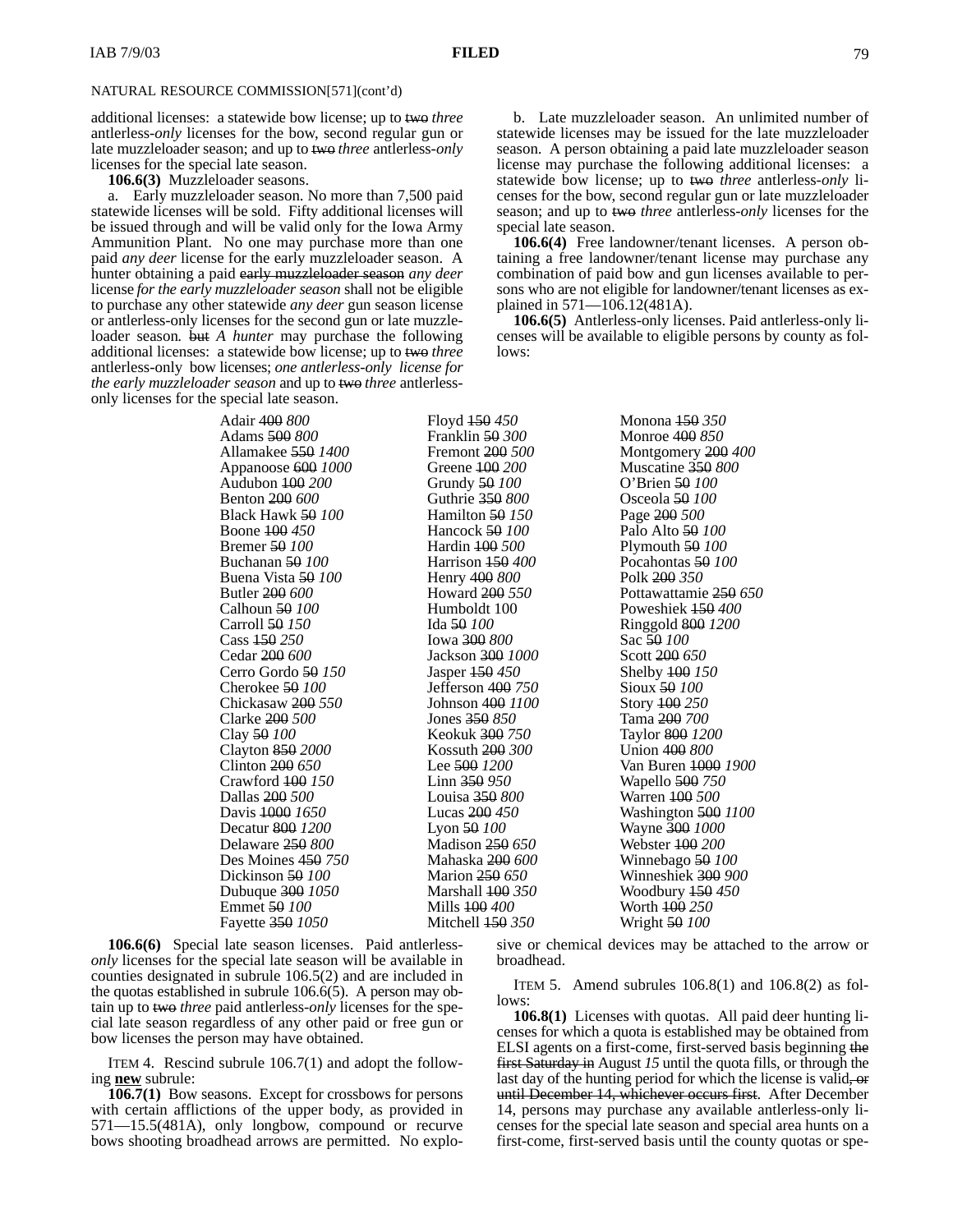NATURAL RESOURCE COMMISSION[571](cont'd)

additional licenses: a statewide bow license; up to ~~two~~ *three* antlerless-*only* licenses for the bow, second regular gun or late muzzleloader season; and up to ~~two~~ *three* antlerless-*only* licenses for the special late season.

**106.6(3)** Muzzleloader seasons.

a. Early muzzleloader season. No more than 7,500 paid statewide licenses will be sold. Fifty additional licenses will be issued through and will be valid only for the Iowa Army Ammunition Plant. No one may purchase more than one paid *any deer* license for the early muzzleloader season. A hunter obtaining a paid ~~early muzzleloader season~~ *any deer* license *for the early muzzleloader season* shall not be eligible to purchase any other statewide *any deer* gun season license or antlerless-only licenses for the second gun or late muzzleloader season. ~~but~~ *A hunter* may purchase the following additional licenses: a statewide bow license; up to ~~two~~ *three* antlerless-only bow licenses; *one antlerless-only license for the early muzzleloader season* and up to ~~two~~ *three* antlerless-only licenses for the special late season.

b. Late muzzleloader season. An unlimited number of statewide licenses may be issued for the late muzzleloader season. A person obtaining a paid late muzzleloader season license may purchase the following additional licenses: a statewide bow license; up to ~~two~~ *three* antlerless-*only* licenses for the bow, second regular gun or late muzzleloader season; and up to ~~two~~ *three* antlerless-*only* licenses for the special late season.

**106.6(4)** Free landowner/tenant licenses. A person obtaining a free landowner/tenant license may purchase any combination of paid bow and gun licenses available to persons who are not eligible for landowner/tenant licenses as explained in 571—106.12(481A).

**106.6(5)** Antlerless-only licenses. Paid antlerless-only licenses will be available to eligible persons by county as follows:

| | | |
|---|---|---|
| Adair ~~400~~ *800* | Floyd ~~150~~ *450* | Monona ~~150~~ *350* |
| Adams ~~500~~ *800* | Franklin ~~50~~ *300* | Monroe ~~400~~ *850* |
| Allamakee ~~550~~ *1400* | Fremont ~~200~~ *500* | Montgomery ~~200~~ *400* |
| Appanoose ~~600~~ *1000* | Greene ~~100~~ *200* | Muscatine ~~350~~ *800* |
| Audubon ~~100~~ *200* | Grundy ~~50~~ *100* | O'Brien ~~50~~ *100* |
| Benton ~~200~~ *600* | Guthrie ~~350~~ *800* | Osceola ~~50~~ *100* |
| Black Hawk ~~50~~ *100* | Hamilton ~~50~~ *150* | Page ~~200~~ *500* |
| Boone ~~100~~ *450* | Hancock ~~50~~ *100* | Palo Alto ~~50~~ *100* |
| Bremer ~~50~~ *100* | Hardin ~~100~~ *500* | Plymouth ~~50~~ *100* |
| Buchanan ~~50~~ *100* | Harrison ~~150~~ *400* | Pocahontas ~~50~~ *100* |
| Buena Vista ~~50~~ *100* | Henry ~~400~~ *800* | Polk ~~200~~ *350* |
| Butler ~~200~~ *600* | Howard ~~200~~ *550* | Pottawattamie ~~250~~ *650* |
| Calhoun ~~50~~ *100* | Humboldt 100 | Poweshiek ~~150~~ *400* |
| Carroll ~~50~~ *150* | Ida ~~50~~ *100* | Ringgold ~~800~~ *1200* |
| Cass ~~150~~ *250* | Iowa ~~300~~ *800* | Sac ~~50~~ *100* |
| Cedar ~~200~~ *600* | Jackson ~~300~~ *1000* | Scott ~~200~~ *650* |
| Cerro Gordo ~~50~~ *150* | Jasper ~~150~~ *450* | Shelby ~~100~~ *150* |
| Cherokee ~~50~~ *100* | Jefferson ~~400~~ *750* | Sioux ~~50~~ *100* |
| Chickasaw ~~200~~ *550* | Johnson ~~400~~ *1100* | Story ~~100~~ *250* |
| Clarke ~~200~~ *500* | Jones ~~350~~ *850* | Tama ~~200~~ *700* |
| Clay ~~50~~ *100* | Keokuk ~~300~~ *750* | Taylor ~~800~~ *1200* |
| Clayton ~~850~~ *2000* | Kossuth ~~200~~ *300* | Union ~~400~~ *800* |
| Clinton ~~200~~ *650* | Lee ~~500~~ *1200* | Van Buren ~~1000~~ *1900* |
| Crawford ~~100~~ *150* | Linn ~~350~~ *950* | Wapello ~~500~~ *750* |
| Dallas ~~200~~ *500* | Louisa ~~350~~ *800* | Warren ~~100~~ *500* |
| Davis ~~1000~~ *1650* | Lucas ~~200~~ *450* | Washington ~~500~~ *1100* |
| Decatur ~~800~~ *1200* | Lyon ~~50~~ *100* | Wayne ~~300~~ *1000* |
| Delaware ~~250~~ *800* | Madison ~~250~~ *650* | Webster ~~100~~ *200* |
| Des Moines ~~450~~ *750* | Mahaska ~~200~~ *600* | Winnebago ~~50~~ *100* |
| Dickinson ~~50~~ *100* | Marion ~~250~~ *650* | Winneshiek ~~300~~ *900* |
| Dubuque ~~300~~ *1050* | Marshall ~~100~~ *350* | Woodbury ~~150~~ *450* |
| Emmet ~~50~~ *100* | Mills ~~100~~ *400* | Worth ~~100~~ *250* |
| Fayette ~~350~~ *1050* | Mitchell ~~150~~ *350* | Wright ~~50~~ *100* |

**106.6(6)** Special late season licenses. Paid antlerless-*only* licenses for the special late season will be available in counties designated in subrule 106.5(2) and are included in the quotas established in subrule 106.6(5). A person may obtain up to ~~two~~ *three* paid antlerless-*only* licenses for the special late season regardless of any other paid or free gun or bow licenses the person may have obtained.

ITEM 4. Rescind subrule 106.7(1) and adopt the following **new** subrule:

**106.7(1)** Bow seasons. Except for crossbows for persons with certain afflictions of the upper body, as provided in 571—15.5(481A), only longbow, compound or recurve bows shooting broadhead arrows are permitted. No explosive or chemical devices may be attached to the arrow or broadhead.

ITEM 5. Amend subrules 106.8(1) and 106.8(2) as follows:

**106.8(1)** Licenses with quotas. All paid deer hunting licenses for which a quota is established may be obtained from ELSI agents on a first-come, first-served basis beginning ~~the first Saturday in~~ August *15* until the quota fills, or through the last day of the hunting period for which the license is valid~~, or until December 14, whichever occurs first~~. After December 14, persons may purchase any available antlerless-only licenses for the special late season and special area hunts on a first-come, first-served basis until the county quotas or spe-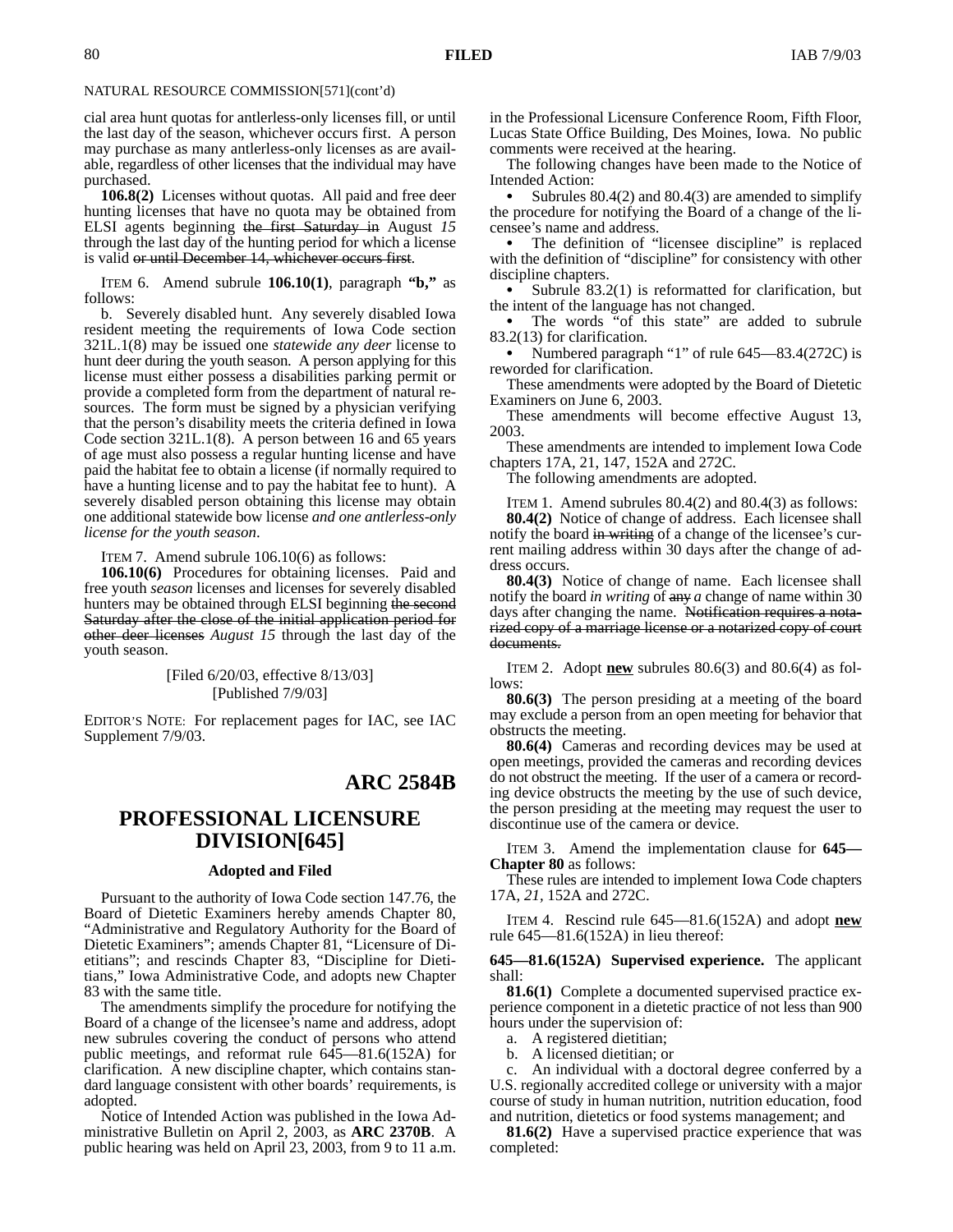NATURAL RESOURCE COMMISSION[571](cont'd)

cial area hunt quotas for antlerless-only licenses fill, or until the last day of the season, whichever occurs first. A person may purchase as many antlerless-only licenses as are available, regardless of other licenses that the individual may have purchased.

**106.8(2)** Licenses without quotas. All paid and free deer hunting licenses that have no quota may be obtained from ELSI agents beginning ~~the first Saturday in~~ August *15* through the last day of the hunting period for which a license is valid ~~or until December 14, whichever occurs first~~.

ITEM 6. Amend subrule **106.10(1)**, paragraph **"b,"** as follows:

b. Severely disabled hunt. Any severely disabled Iowa resident meeting the requirements of Iowa Code section 321L.1(8) may be issued one *statewide any deer* license to hunt deer during the youth season. A person applying for this license must either possess a disabilities parking permit or provide a completed form from the department of natural resources. The form must be signed by a physician verifying that the person's disability meets the criteria defined in Iowa Code section 321L.1(8). A person between 16 and 65 years of age must also possess a regular hunting license and have paid the habitat fee to obtain a license (if normally required to have a hunting license and to pay the habitat fee to hunt). A severely disabled person obtaining this license may obtain one additional statewide bow license *and one antlerless-only license for the youth season*.

ITEM 7. Amend subrule 106.10(6) as follows:

**106.10(6)** Procedures for obtaining licenses. Paid and free youth *season* licenses and licenses for severely disabled hunters may be obtained through ELSI beginning ~~the second Saturday after the close of the initial application period for other deer licenses~~ *August 15* through the last day of the youth season.

[Filed 6/20/03, effective 8/13/03]
[Published 7/9/03]

EDITOR'S NOTE: For replacement pages for IAC, see IAC Supplement 7/9/03.

## ARC 2584B

## PROFESSIONAL LICENSURE DIVISION[645]

### Adopted and Filed

Pursuant to the authority of Iowa Code section 147.76, the Board of Dietetic Examiners hereby amends Chapter 80, "Administrative and Regulatory Authority for the Board of Dietetic Examiners"; amends Chapter 81, "Licensure of Dietitians"; and rescinds Chapter 83, "Discipline for Dietitians," Iowa Administrative Code, and adopts new Chapter 83 with the same title.

The amendments simplify the procedure for notifying the Board of a change of the licensee's name and address, adopt new subrules covering the conduct of persons who attend public meetings, and reformat rule 645—81.6(152A) for clarification. A new discipline chapter, which contains standard language consistent with other boards' requirements, is adopted.

Notice of Intended Action was published in the Iowa Administrative Bulletin on April 2, 2003, as **ARC 2370B**. A public hearing was held on April 23, 2003, from 9 to 11 a.m. in the Professional Licensure Conference Room, Fifth Floor, Lucas State Office Building, Des Moines, Iowa. No public comments were received at the hearing.

The following changes have been made to the Notice of Intended Action:

- Subrules 80.4(2) and 80.4(3) are amended to simplify the procedure for notifying the Board of a change of the licensee's name and address.
- The definition of "licensee discipline" is replaced with the definition of "discipline" for consistency with other discipline chapters.
- Subrule 83.2(1) is reformatted for clarification, but the intent of the language has not changed.
- The words "of this state" are added to subrule 83.2(13) for clarification.
- Numbered paragraph "1" of rule 645—83.4(272C) is reworded for clarification.

These amendments were adopted by the Board of Dietetic Examiners on June 6, 2003.

These amendments will become effective August 13, 2003.

These amendments are intended to implement Iowa Code chapters 17A, 21, 147, 152A and 272C.

The following amendments are adopted.

ITEM 1. Amend subrules 80.4(2) and 80.4(3) as follows:

**80.4(2)** Notice of change of address. Each licensee shall notify the board ~~in writing~~ of a change of the licensee's current mailing address within 30 days after the change of address occurs.

**80.4(3)** Notice of change of name. Each licensee shall notify the board *in writing* of ~~any~~ *a* change of name within 30 days after changing the name. ~~Notification requires a notarized copy of a marriage license or a notarized copy of court documents.~~

ITEM 2. Adopt **new** subrules 80.6(3) and 80.6(4) as follows:

**80.6(3)** The person presiding at a meeting of the board may exclude a person from an open meeting for behavior that obstructs the meeting.

**80.6(4)** Cameras and recording devices may be used at open meetings, provided the cameras and recording devices do not obstruct the meeting. If the user of a camera or recording device obstructs the meeting by the use of such device, the person presiding at the meeting may request the user to discontinue use of the camera or device.

ITEM 3. Amend the implementation clause for **645—Chapter 80** as follows:

These rules are intended to implement Iowa Code chapters 17A, *21,* 152A and 272C.

ITEM 4. Rescind rule 645—81.6(152A) and adopt **new** rule 645—81.6(152A) in lieu thereof:

**645—81.6(152A) Supervised experience.** The applicant shall:

**81.6(1)** Complete a documented supervised practice experience component in a dietetic practice of not less than 900 hours under the supervision of:

a. A registered dietitian;

b. A licensed dietitian; or

c. An individual with a doctoral degree conferred by a U.S. regionally accredited college or university with a major course of study in human nutrition, nutrition education, food and nutrition, dietetics or food systems management; and

**81.6(2)** Have a supervised practice experience that was completed: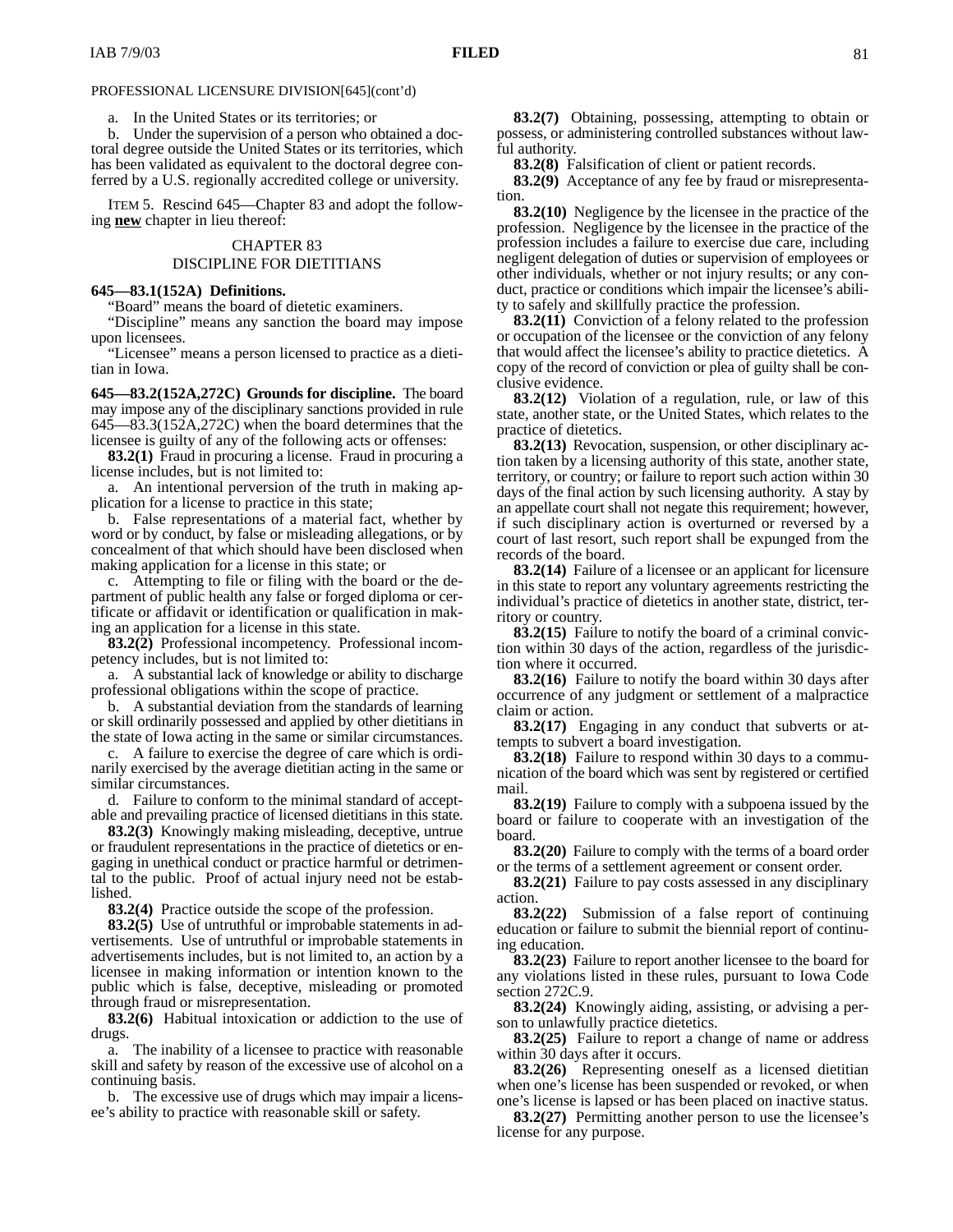PROFESSIONAL LICENSURE DIVISION[645](cont'd)

a. In the United States or its territories; or

b. Under the supervision of a person who obtained a doctoral degree outside the United States or its territories, which has been validated as equivalent to the doctoral degree conferred by a U.S. regionally accredited college or university.

ITEM 5. Rescind 645—Chapter 83 and adopt the following **new** chapter in lieu thereof:

CHAPTER 83
DISCIPLINE FOR DIETITIANS

**645—83.1(152A) Definitions.**

"Board" means the board of dietetic examiners.

"Discipline" means any sanction the board may impose upon licensees.

"Licensee" means a person licensed to practice as a dietitian in Iowa.

**645—83.2(152A,272C) Grounds for discipline.** The board may impose any of the disciplinary sanctions provided in rule 645—83.3(152A,272C) when the board determines that the licensee is guilty of any of the following acts or offenses:

**83.2(1)** Fraud in procuring a license. Fraud in procuring a license includes, but is not limited to:

a. An intentional perversion of the truth in making application for a license to practice in this state;

b. False representations of a material fact, whether by word or by conduct, by false or misleading allegations, or by concealment of that which should have been disclosed when making application for a license in this state; or

c. Attempting to file or filing with the board or the department of public health any false or forged diploma or certificate or affidavit or identification or qualification in making an application for a license in this state.

**83.2(2)** Professional incompetency. Professional incompetency includes, but is not limited to:

a. A substantial lack of knowledge or ability to discharge professional obligations within the scope of practice.

b. A substantial deviation from the standards of learning or skill ordinarily possessed and applied by other dietitians in the state of Iowa acting in the same or similar circumstances.

c. A failure to exercise the degree of care which is ordinarily exercised by the average dietitian acting in the same or similar circumstances.

d. Failure to conform to the minimal standard of acceptable and prevailing practice of licensed dietitians in this state.

**83.2(3)** Knowingly making misleading, deceptive, untrue or fraudulent representations in the practice of dietetics or engaging in unethical conduct or practice harmful or detrimental to the public. Proof of actual injury need not be established.

**83.2(4)** Practice outside the scope of the profession.

**83.2(5)** Use of untruthful or improbable statements in advertisements. Use of untruthful or improbable statements in advertisements includes, but is not limited to, an action by a licensee in making information or intention known to the public which is false, deceptive, misleading or promoted through fraud or misrepresentation.

**83.2(6)** Habitual intoxication or addiction to the use of drugs.

a. The inability of a licensee to practice with reasonable skill and safety by reason of the excessive use of alcohol on a continuing basis.

b. The excessive use of drugs which may impair a licensee's ability to practice with reasonable skill or safety.

**83.2(7)** Obtaining, possessing, attempting to obtain or possess, or administering controlled substances without lawful authority.

**83.2(8)** Falsification of client or patient records.

**83.2(9)** Acceptance of any fee by fraud or misrepresentation.

**83.2(10)** Negligence by the licensee in the practice of the profession. Negligence by the licensee in the practice of the profession includes a failure to exercise due care, including negligent delegation of duties or supervision of employees or other individuals, whether or not injury results; or any conduct, practice or conditions which impair the licensee's ability to safely and skillfully practice the profession.

**83.2(11)** Conviction of a felony related to the profession or occupation of the licensee or the conviction of any felony that would affect the licensee's ability to practice dietetics. A copy of the record of conviction or plea of guilty shall be conclusive evidence.

**83.2(12)** Violation of a regulation, rule, or law of this state, another state, or the United States, which relates to the practice of dietetics.

**83.2(13)** Revocation, suspension, or other disciplinary action taken by a licensing authority of this state, another state, territory, or country; or failure to report such action within 30 days of the final action by such licensing authority. A stay by an appellate court shall not negate this requirement; however, if such disciplinary action is overturned or reversed by a court of last resort, such report shall be expunged from the records of the board.

**83.2(14)** Failure of a licensee or an applicant for licensure in this state to report any voluntary agreements restricting the individual's practice of dietetics in another state, district, territory or country.

**83.2(15)** Failure to notify the board of a criminal conviction within 30 days of the action, regardless of the jurisdiction where it occurred.

**83.2(16)** Failure to notify the board within 30 days after occurrence of any judgment or settlement of a malpractice claim or action.

**83.2(17)** Engaging in any conduct that subverts or attempts to subvert a board investigation.

**83.2(18)** Failure to respond within 30 days to a communication of the board which was sent by registered or certified mail.

**83.2(19)** Failure to comply with a subpoena issued by the board or failure to cooperate with an investigation of the board.

**83.2(20)** Failure to comply with the terms of a board order or the terms of a settlement agreement or consent order.

**83.2(21)** Failure to pay costs assessed in any disciplinary action.

**83.2(22)** Submission of a false report of continuing education or failure to submit the biennial report of continuing education.

**83.2(23)** Failure to report another licensee to the board for any violations listed in these rules, pursuant to Iowa Code section 272C.9.

**83.2(24)** Knowingly aiding, assisting, or advising a person to unlawfully practice dietetics.

**83.2(25)** Failure to report a change of name or address within 30 days after it occurs.

**83.2(26)** Representing oneself as a licensed dietitian when one's license has been suspended or revoked, or when one's license is lapsed or has been placed on inactive status.

**83.2(27)** Permitting another person to use the licensee's license for any purpose.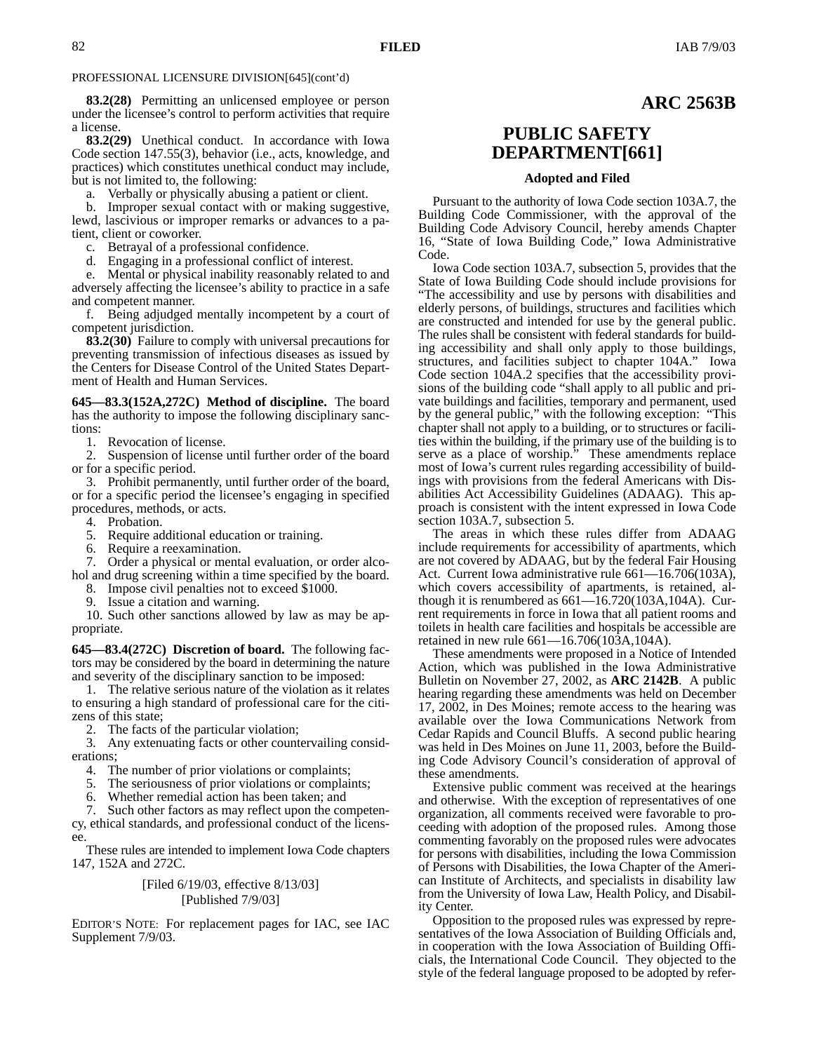PROFESSIONAL LICENSURE DIVISION[645](cont'd)

**83.2(28)** Permitting an unlicensed employee or person under the licensee's control to perform activities that require a license.

**83.2(29)** Unethical conduct. In accordance with Iowa Code section 147.55(3), behavior (i.e., acts, knowledge, and practices) which constitutes unethical conduct may include, but is not limited to, the following:

a. Verbally or physically abusing a patient or client.

b. Improper sexual contact with or making suggestive, lewd, lascivious or improper remarks or advances to a patient, client or coworker.

c. Betrayal of a professional confidence.

d. Engaging in a professional conflict of interest.

e. Mental or physical inability reasonably related to and adversely affecting the licensee's ability to practice in a safe and competent manner.

f. Being adjudged mentally incompetent by a court of competent jurisdiction.

**83.2(30)** Failure to comply with universal precautions for preventing transmission of infectious diseases as issued by the Centers for Disease Control of the United States Department of Health and Human Services.

**645—83.3(152A,272C) Method of discipline.** The board has the authority to impose the following disciplinary sanctions:

1. Revocation of license.
2. Suspension of license until further order of the board or for a specific period.
3. Prohibit permanently, until further order of the board, or for a specific period the licensee's engaging in specified procedures, methods, or acts.
4. Probation.
5. Require additional education or training.
6. Require a reexamination.
7. Order a physical or mental evaluation, or order alcohol and drug screening within a time specified by the board.
8. Impose civil penalties not to exceed $1000.
9. Issue a citation and warning.
10. Such other sanctions allowed by law as may be appropriate.

**645—83.4(272C) Discretion of board.** The following factors may be considered by the board in determining the nature and severity of the disciplinary sanction to be imposed:

1. The relative serious nature of the violation as it relates to ensuring a high standard of professional care for the citizens of this state;
2. The facts of the particular violation;
3. Any extenuating facts or other countervailing considerations;
4. The number of prior violations or complaints;
5. The seriousness of prior violations or complaints;
6. Whether remedial action has been taken; and
7. Such other factors as may reflect upon the competency, ethical standards, and professional conduct of the licensee.

These rules are intended to implement Iowa Code chapters 147, 152A and 272C.

[Filed 6/19/03, effective 8/13/03]
[Published 7/9/03]

EDITOR'S NOTE: For replacement pages for IAC, see IAC Supplement 7/9/03.

## ARC 2563B

# PUBLIC SAFETY DEPARTMENT[661]

### Adopted and Filed

Pursuant to the authority of Iowa Code section 103A.7, the Building Code Commissioner, with the approval of the Building Code Advisory Council, hereby amends Chapter 16, "State of Iowa Building Code," Iowa Administrative Code.

Iowa Code section 103A.7, subsection 5, provides that the State of Iowa Building Code should include provisions for "The accessibility and use by persons with disabilities and elderly persons, of buildings, structures and facilities which are constructed and intended for use by the general public. The rules shall be consistent with federal standards for building accessibility and shall only apply to those buildings, structures, and facilities subject to chapter 104A." Iowa Code section 104A.2 specifies that the accessibility provisions of the building code "shall apply to all public and private buildings and facilities, temporary and permanent, used by the general public," with the following exception: "This chapter shall not apply to a building, or to structures or facilities within the building, if the primary use of the building is to serve as a place of worship." These amendments replace most of Iowa's current rules regarding accessibility of buildings with provisions from the federal Americans with Disabilities Act Accessibility Guidelines (ADAAG). This approach is consistent with the intent expressed in Iowa Code section 103A.7, subsection 5.

The areas in which these rules differ from ADAAG include requirements for accessibility of apartments, which are not covered by ADAAG, but by the federal Fair Housing Act. Current Iowa administrative rule 661—16.706(103A), which covers accessibility of apartments, is retained, although it is renumbered as 661—16.720(103A,104A). Current requirements in force in Iowa that all patient rooms and toilets in health care facilities and hospitals be accessible are retained in new rule 661—16.706(103A,104A).

These amendments were proposed in a Notice of Intended Action, which was published in the Iowa Administrative Bulletin on November 27, 2002, as **ARC 2142B**. A public hearing regarding these amendments was held on December 17, 2002, in Des Moines; remote access to the hearing was available over the Iowa Communications Network from Cedar Rapids and Council Bluffs. A second public hearing was held in Des Moines on June 11, 2003, before the Building Code Advisory Council's consideration of approval of these amendments.

Extensive public comment was received at the hearings and otherwise. With the exception of representatives of one organization, all comments received were favorable to proceeding with adoption of the proposed rules. Among those commenting favorably on the proposed rules were advocates for persons with disabilities, including the Iowa Commission of Persons with Disabilities, the Iowa Chapter of the American Institute of Architects, and specialists in disability law from the University of Iowa Law, Health Policy, and Disability Center.

Opposition to the proposed rules was expressed by representatives of the Iowa Association of Building Officials and, in cooperation with the Iowa Association of Building Officials, the International Code Council. They objected to the style of the federal language proposed to be adopted by refer-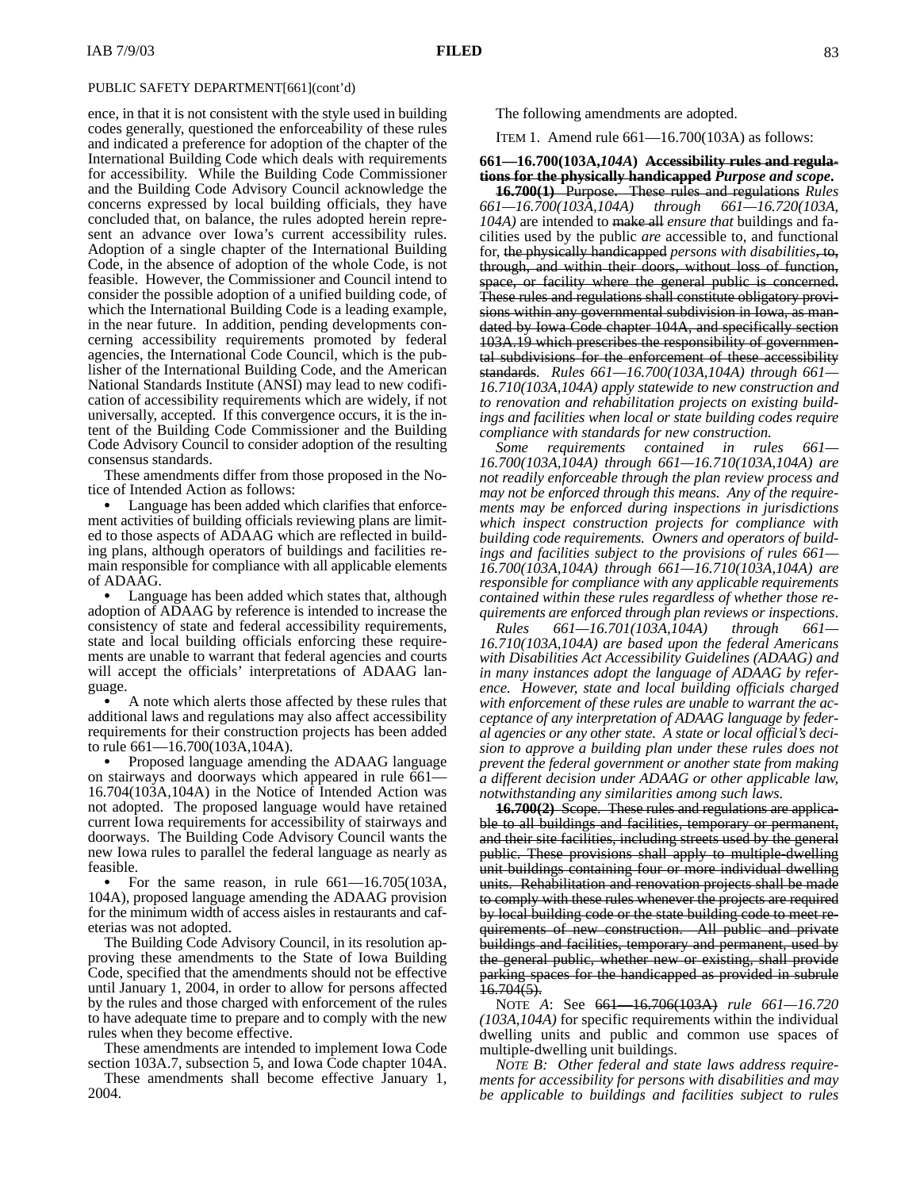PUBLIC SAFETY DEPARTMENT[661](cont'd)

ence, in that it is not consistent with the style used in building codes generally, questioned the enforceability of these rules and indicated a preference for adoption of the chapter of the International Building Code which deals with requirements for accessibility. While the Building Code Commissioner and the Building Code Advisory Council acknowledge the concerns expressed by local building officials, they have concluded that, on balance, the rules adopted herein represent an advance over Iowa's current accessibility rules. Adoption of a single chapter of the International Building Code, in the absence of adoption of the whole Code, is not feasible. However, the Commissioner and Council intend to consider the possible adoption of a unified building code, of which the International Building Code is a leading example, in the near future. In addition, pending developments concerning accessibility requirements promoted by federal agencies, the International Code Council, which is the publisher of the International Building Code, and the American National Standards Institute (ANSI) may lead to new codification of accessibility requirements which are widely, if not universally, accepted. If this convergence occurs, it is the intent of the Building Code Commissioner and the Building Code Advisory Council to consider adoption of the resulting consensus standards.

These amendments differ from those proposed in the Notice of Intended Action as follows:

- Language has been added which clarifies that enforcement activities of building officials reviewing plans are limited to those aspects of ADAAG which are reflected in building plans, although operators of buildings and facilities remain responsible for compliance with all applicable elements of ADAAG.
- Language has been added which states that, although adoption of ADAAG by reference is intended to increase the consistency of state and federal accessibility requirements, state and local building officials enforcing these requirements are unable to warrant that federal agencies and courts will accept the officials' interpretations of ADAAG language.
- A note which alerts those affected by these rules that additional laws and regulations may also affect accessibility requirements for their construction projects has been added to rule 661—16.700(103A,104A).
- Proposed language amending the ADAAG language on stairways and doorways which appeared in rule 661—16.704(103A,104A) in the Notice of Intended Action was not adopted. The proposed language would have retained current Iowa requirements for accessibility of stairways and doorways. The Building Code Advisory Council wants the new Iowa rules to parallel the federal language as nearly as feasible.
- For the same reason, in rule 661—16.705(103A, 104A), proposed language amending the ADAAG provision for the minimum width of access aisles in restaurants and cafeterias was not adopted.

The Building Code Advisory Council, in its resolution approving these amendments to the State of Iowa Building Code, specified that the amendments should not be effective until January 1, 2004, in order to allow for persons affected by the rules and those charged with enforcement of the rules to have adequate time to prepare and to comply with the new rules when they become effective.

These amendments are intended to implement Iowa Code section 103A.7, subsection 5, and Iowa Code chapter 104A.

These amendments shall become effective January 1, 2004.

The following amendments are adopted.

ITEM 1. Amend rule 661—16.700(103A) as follows:

**661—16.700(103A,*104A*) ~~Accessibility rules and regulations for the physically handicapped~~ *Purpose and scope.***

**~~16.700(1)~~** ~~Purpose. These rules and regulations~~ *Rules 661—16.700(103A,104A) through 661—16.720(103A, 104A)* are intended to ~~make all~~ *ensure that* buildings and facilities used by the public *are* accessible to, and functional for, ~~the physically handicapped~~ *persons with disabilities*~~, to, through, and within their doors, without loss of function, space, or facility where the general public is concerned. These rules and regulations shall constitute obligatory provisions within any governmental subdivision in Iowa, as mandated by Iowa Code chapter 104A, and specifically section 103A.19 which prescribes the responsibility of governmental subdivisions for the enforcement of these accessibility standards~~. *Rules 661—16.700(103A,104A) through 661—16.710(103A,104A) apply statewide to new construction and to renovation and rehabilitation projects on existing buildings and facilities when local or state building codes require compliance with standards for new construction.*

*Some requirements contained in rules 661—16.700(103A,104A) through 661—16.710(103A,104A) are not readily enforceable through the plan review process and may not be enforced through this means. Any of the requirements may be enforced during inspections in jurisdictions which inspect construction projects for compliance with building code requirements. Owners and operators of buildings and facilities subject to the provisions of rules 661—16.700(103A,104A) through 661—16.710(103A,104A) are responsible for compliance with any applicable requirements contained within these rules regardless of whether those requirements are enforced through plan reviews or inspections.*

*Rules 661—16.701(103A,104A) through 661—16.710(103A,104A) are based upon the federal Americans with Disabilities Act Accessibility Guidelines (ADAAG) and in many instances adopt the language of ADAAG by reference. However, state and local building officials charged with enforcement of these rules are unable to warrant the acceptance of any interpretation of ADAAG language by federal agencies or any other state. A state or local official's decision to approve a building plan under these rules does not prevent the federal government or another state from making a different decision under ADAAG or other applicable law, notwithstanding any similarities among such laws.*

**~~16.700(2)~~** ~~Scope. These rules and regulations are applicable to all buildings and facilities, temporary or permanent, and their site facilities, including streets used by the general public. These provisions shall apply to multiple-dwelling unit buildings containing four or more individual dwelling units. Rehabilitation and renovation projects shall be made to comply with these rules whenever the projects are required by local building code or the state building code to meet requirements of new construction. All public and private buildings and facilities, temporary and permanent, used by the general public, whether new or existing, shall provide parking spaces for the handicapped as provided in subrule 16.704(5).~~

NOTE *A*: See ~~661—16.706(103A)~~ *rule 661—16.720 (103A,104A)* for specific requirements within the individual dwelling units and public and common use spaces of multiple-dwelling unit buildings.

*NOTE B: Other federal and state laws address requirements for accessibility for persons with disabilities and may be applicable to buildings and facilities subject to rules*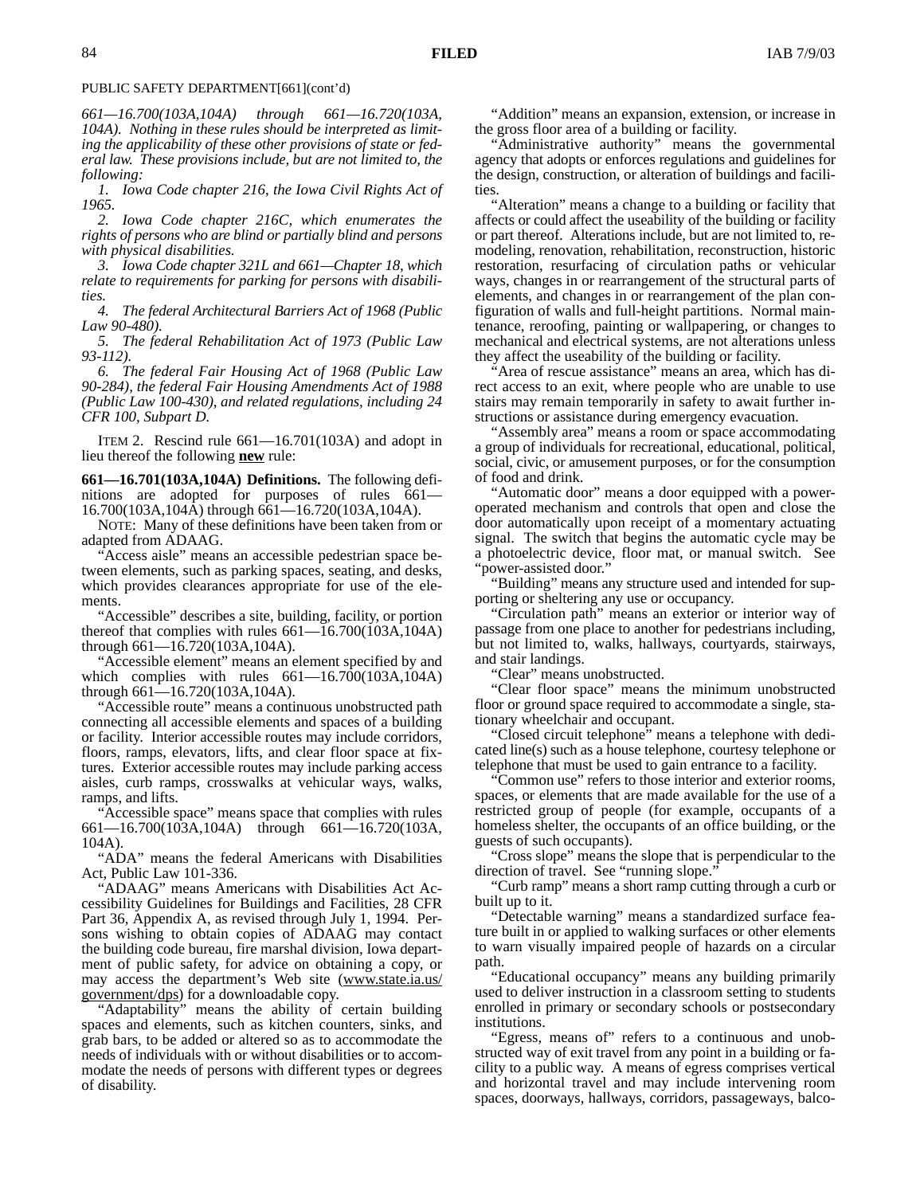PUBLIC SAFETY DEPARTMENT[661](cont'd)

*661—16.700(103A,104A) through 661—16.720(103A, 104A). Nothing in these rules should be interpreted as limiting the applicability of these other provisions of state or federal law. These provisions include, but are not limited to, the following:*

*1. Iowa Code chapter 216, the Iowa Civil Rights Act of 1965.*

*2. Iowa Code chapter 216C, which enumerates the rights of persons who are blind or partially blind and persons with physical disabilities.*

*3. Iowa Code chapter 321L and 661—Chapter 18, which relate to requirements for parking for persons with disabilities.*

*4. The federal Architectural Barriers Act of 1968 (Public Law 90-480).*

*5. The federal Rehabilitation Act of 1973 (Public Law 93-112).*

*6. The federal Fair Housing Act of 1968 (Public Law 90-284), the federal Fair Housing Amendments Act of 1988 (Public Law 100-430), and related regulations, including 24 CFR 100, Subpart D.*

ITEM 2. Rescind rule 661—16.701(103A) and adopt in lieu thereof the following **new** rule:

**661—16.701(103A,104A) Definitions.** The following definitions are adopted for purposes of rules 661—16.700(103A,104A) through 661—16.720(103A,104A).

NOTE: Many of these definitions have been taken from or adapted from ADAAG.

"Access aisle" means an accessible pedestrian space between elements, such as parking spaces, seating, and desks, which provides clearances appropriate for use of the elements.

"Accessible" describes a site, building, facility, or portion thereof that complies with rules 661—16.700(103A,104A) through 661—16.720(103A,104A).

"Accessible element" means an element specified by and which complies with rules 661—16.700(103A,104A) through 661—16.720(103A,104A).

"Accessible route" means a continuous unobstructed path connecting all accessible elements and spaces of a building or facility. Interior accessible routes may include corridors, floors, ramps, elevators, lifts, and clear floor space at fixtures. Exterior accessible routes may include parking access aisles, curb ramps, crosswalks at vehicular ways, walks, ramps, and lifts.

"Accessible space" means space that complies with rules 661—16.700(103A,104A) through 661—16.720(103A, 104A).

"ADA" means the federal Americans with Disabilities Act, Public Law 101-336.

"ADAAG" means Americans with Disabilities Act Accessibility Guidelines for Buildings and Facilities, 28 CFR Part 36, Appendix A, as revised through July 1, 1994. Persons wishing to obtain copies of ADAAG may contact the building code bureau, fire marshal division, Iowa department of public safety, for advice on obtaining a copy, or may access the department's Web site (www.state.ia.us/government/dps) for a downloadable copy.

"Adaptability" means the ability of certain building spaces and elements, such as kitchen counters, sinks, and grab bars, to be added or altered so as to accommodate the needs of individuals with or without disabilities or to accommodate the needs of persons with different types or degrees of disability.

"Addition" means an expansion, extension, or increase in the gross floor area of a building or facility.

"Administrative authority" means the governmental agency that adopts or enforces regulations and guidelines for the design, construction, or alteration of buildings and facilities.

"Alteration" means a change to a building or facility that affects or could affect the useability of the building or facility or part thereof. Alterations include, but are not limited to, remodeling, renovation, rehabilitation, reconstruction, historic restoration, resurfacing of circulation paths or vehicular ways, changes in or rearrangement of the structural parts of elements, and changes in or rearrangement of the plan configuration of walls and full-height partitions. Normal maintenance, reroofing, painting or wallpapering, or changes to mechanical and electrical systems, are not alterations unless they affect the useability of the building or facility.

"Area of rescue assistance" means an area, which has direct access to an exit, where people who are unable to use stairs may remain temporarily in safety to await further instructions or assistance during emergency evacuation.

"Assembly area" means a room or space accommodating a group of individuals for recreational, educational, political, social, civic, or amusement purposes, or for the consumption of food and drink.

"Automatic door" means a door equipped with a power-operated mechanism and controls that open and close the door automatically upon receipt of a momentary actuating signal. The switch that begins the automatic cycle may be a photoelectric device, floor mat, or manual switch. See "power-assisted door."

"Building" means any structure used and intended for supporting or sheltering any use or occupancy.

"Circulation path" means an exterior or interior way of passage from one place to another for pedestrians including, but not limited to, walks, hallways, courtyards, stairways, and stair landings.

"Clear" means unobstructed.

"Clear floor space" means the minimum unobstructed floor or ground space required to accommodate a single, stationary wheelchair and occupant.

"Closed circuit telephone" means a telephone with dedicated line(s) such as a house telephone, courtesy telephone or telephone that must be used to gain entrance to a facility.

"Common use" refers to those interior and exterior rooms, spaces, or elements that are made available for the use of a restricted group of people (for example, occupants of a homeless shelter, the occupants of an office building, or the guests of such occupants).

"Cross slope" means the slope that is perpendicular to the direction of travel. See "running slope."

"Curb ramp" means a short ramp cutting through a curb or built up to it.

"Detectable warning" means a standardized surface feature built in or applied to walking surfaces or other elements to warn visually impaired people of hazards on a circular path.

"Educational occupancy" means any building primarily used to deliver instruction in a classroom setting to students enrolled in primary or secondary schools or postsecondary institutions.

"Egress, means of" refers to a continuous and unobstructed way of exit travel from any point in a building or facility to a public way. A means of egress comprises vertical and horizontal travel and may include intervening room spaces, doorways, hallways, corridors, passageways, balco-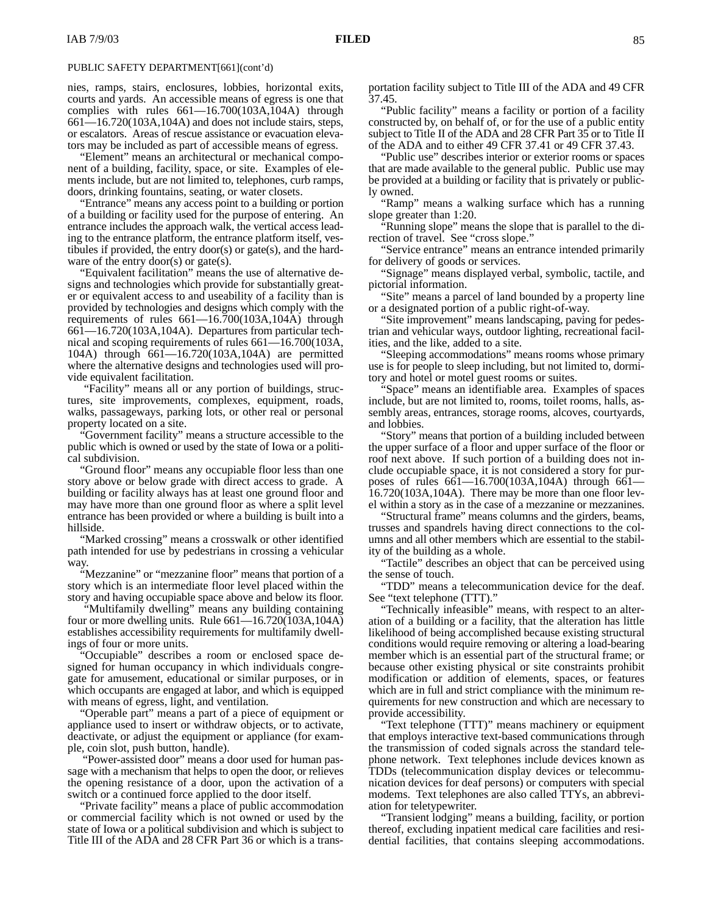nies, ramps, stairs, enclosures, lobbies, horizontal exits, courts and yards. An accessible means of egress is one that complies with rules 661—16.700(103A,104A) through 661—16.720(103A,104A) and does not include stairs, steps, or escalators. Areas of rescue assistance or evacuation elevators may be included as part of accessible means of egress.

"Element" means an architectural or mechanical component of a building, facility, space, or site. Examples of elements include, but are not limited to, telephones, curb ramps, doors, drinking fountains, seating, or water closets.

"Entrance" means any access point to a building or portion of a building or facility used for the purpose of entering. An entrance includes the approach walk, the vertical access leading to the entrance platform, the entrance platform itself, vestibules if provided, the entry door(s) or gate(s), and the hardware of the entry door(s) or gate(s).

"Equivalent facilitation" means the use of alternative designs and technologies which provide for substantially greater or equivalent access to and useability of a facility than is provided by technologies and designs which comply with the requirements of rules 661—16.700(103A,104A) through 661—16.720(103A,104A). Departures from particular technical and scoping requirements of rules 661—16.700(103A, 104A) through 661—16.720(103A,104A) are permitted where the alternative designs and technologies used will provide equivalent facilitation.

"Facility" means all or any portion of buildings, structures, site improvements, complexes, equipment, roads, walks, passageways, parking lots, or other real or personal property located on a site.

"Government facility" means a structure accessible to the public which is owned or used by the state of Iowa or a political subdivision.

"Ground floor" means any occupiable floor less than one story above or below grade with direct access to grade. A building or facility always has at least one ground floor and may have more than one ground floor as where a split level entrance has been provided or where a building is built into a hillside.

"Marked crossing" means a crosswalk or other identified path intended for use by pedestrians in crossing a vehicular way.

"Mezzanine" or "mezzanine floor" means that portion of a story which is an intermediate floor level placed within the story and having occupiable space above and below its floor.

"Multifamily dwelling" means any building containing four or more dwelling units. Rule 661—16.720(103A,104A) establishes accessibility requirements for multifamily dwellings of four or more units.

"Occupiable" describes a room or enclosed space designed for human occupancy in which individuals congregate for amusement, educational or similar purposes, or in which occupants are engaged at labor, and which is equipped with means of egress, light, and ventilation.

"Operable part" means a part of a piece of equipment or appliance used to insert or withdraw objects, or to activate, deactivate, or adjust the equipment or appliance (for example, coin slot, push button, handle).

"Power-assisted door" means a door used for human passage with a mechanism that helps to open the door, or relieves the opening resistance of a door, upon the activation of a switch or a continued force applied to the door itself.

"Private facility" means a place of public accommodation or commercial facility which is not owned or used by the state of Iowa or a political subdivision and which is subject to Title III of the ADA and 28 CFR Part 36 or which is a transportation facility subject to Title III of the ADA and 49 CFR 37.45.

"Public facility" means a facility or portion of a facility constructed by, on behalf of, or for the use of a public entity subject to Title II of the ADA and 28 CFR Part 35 or to Title II of the ADA and to either 49 CFR 37.41 or 49 CFR 37.43.

"Public use" describes interior or exterior rooms or spaces that are made available to the general public. Public use may be provided at a building or facility that is privately or publicly owned.

"Ramp" means a walking surface which has a running slope greater than 1:20.

"Running slope" means the slope that is parallel to the direction of travel. See "cross slope."

"Service entrance" means an entrance intended primarily for delivery of goods or services.

"Signage" means displayed verbal, symbolic, tactile, and pictorial information.

"Site" means a parcel of land bounded by a property line or a designated portion of a public right-of-way.

"Site improvement" means landscaping, paving for pedestrian and vehicular ways, outdoor lighting, recreational facilities, and the like, added to a site.

"Sleeping accommodations" means rooms whose primary use is for people to sleep including, but not limited to, dormitory and hotel or motel guest rooms or suites.

"Space" means an identifiable area. Examples of spaces include, but are not limited to, rooms, toilet rooms, halls, assembly areas, entrances, storage rooms, alcoves, courtyards, and lobbies.

"Story" means that portion of a building included between the upper surface of a floor and upper surface of the floor or roof next above. If such portion of a building does not include occupiable space, it is not considered a story for purposes of rules 661—16.700(103A,104A) through 661—16.720(103A,104A). There may be more than one floor level within a story as in the case of a mezzanine or mezzanines.

"Structural frame" means columns and the girders, beams, trusses and spandrels having direct connections to the columns and all other members which are essential to the stability of the building as a whole.

"Tactile" describes an object that can be perceived using the sense of touch.

"TDD" means a telecommunication device for the deaf. See "text telephone (TTT)."

"Technically infeasible" means, with respect to an alteration of a building or a facility, that the alteration has little likelihood of being accomplished because existing structural conditions would require removing or altering a load-bearing member which is an essential part of the structural frame; or because other existing physical or site constraints prohibit modification or addition of elements, spaces, or features which are in full and strict compliance with the minimum requirements for new construction and which are necessary to provide accessibility.

"Text telephone (TTT)" means machinery or equipment that employs interactive text-based communications through the transmission of coded signals across the standard telephone network. Text telephones include devices known as TDDs (telecommunication display devices or telecommunication devices for deaf persons) or computers with special modems. Text telephones are also called TTYs, an abbreviation for teletypewriter.

"Transient lodging" means a building, facility, or portion thereof, excluding inpatient medical care facilities and residential facilities, that contains sleeping accommodations.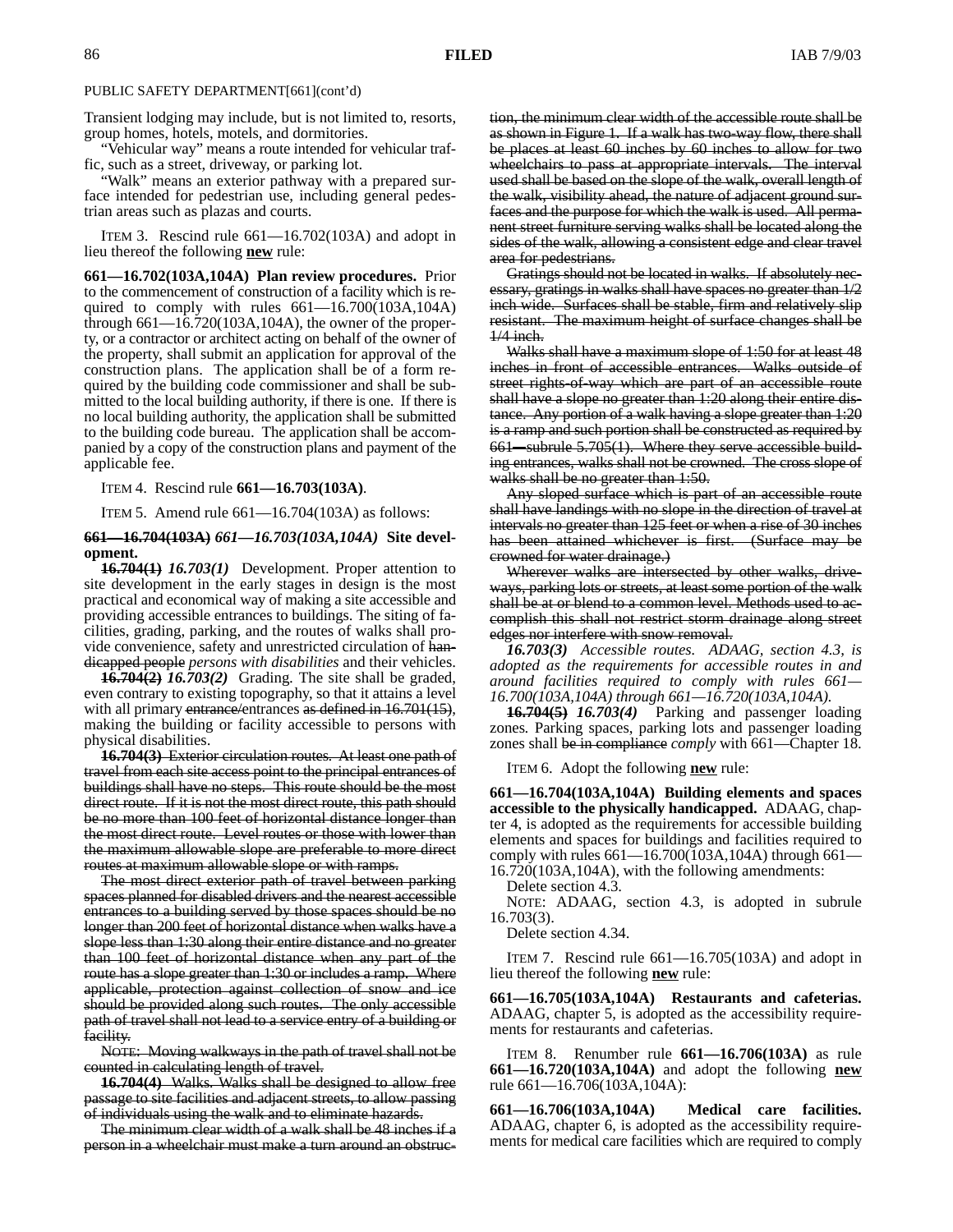PUBLIC SAFETY DEPARTMENT[661](cont'd)

Transient lodging may include, but is not limited to, resorts, group homes, hotels, motels, and dormitories.

"Vehicular way" means a route intended for vehicular traffic, such as a street, driveway, or parking lot.

"Walk" means an exterior pathway with a prepared surface intended for pedestrian use, including general pedestrian areas such as plazas and courts.

ITEM 3. Rescind rule 661—16.702(103A) and adopt in lieu thereof the following **new** rule:

**661—16.702(103A,104A) Plan review procedures.** Prior to the commencement of construction of a facility which is required to comply with rules 661—16.700(103A,104A) through 661—16.720(103A,104A), the owner of the property, or a contractor or architect acting on behalf of the owner of the property, shall submit an application for approval of the construction plans. The application shall be of a form required by the building code commissioner and shall be submitted to the local building authority, if there is one. If there is no local building authority, the application shall be submitted to the building code bureau. The application shall be accompanied by a copy of the construction plans and payment of the applicable fee.

ITEM 4. Rescind rule **661—16.703(103A)**.

ITEM 5. Amend rule 661—16.704(103A) as follows:

**~~661—16.704(103A)~~** ***661—16.703(103A,104A)*** **Site development.**

**~~16.704(1)~~** ***16.703(1)*** Development. Proper attention to site development in the early stages in design is the most practical and economical way of making a site accessible and providing accessible entrances to buildings. The siting of facilities, grading, parking, and the routes of walks shall provide convenience, safety and unrestricted circulation of ~~handicapped people~~ *persons with disabilities* and their vehicles.

**~~16.704(2)~~** ***16.703(2)*** Grading. The site shall be graded, even contrary to existing topography, so that it attains a level with all primary ~~entrance/~~entrances ~~as defined in 16.701(15)~~, making the building or facility accessible to persons with physical disabilities.

~~**16.704(3)** Exterior circulation routes. At least one path of travel from each site access point to the principal entrances of buildings shall have no steps. This route should be the most direct route. If it is not the most direct route, this path should be no more than 100 feet of horizontal distance longer than the most direct route. Level routes or those with lower than the maximum allowable slope are preferable to more direct routes at maximum allowable slope or with ramps.~~

~~The most direct exterior path of travel between parking spaces planned for disabled drivers and the nearest accessible entrances to a building served by those spaces should be no longer than 200 feet of horizontal distance when walks have a slope less than 1:30 along their entire distance and no greater than 100 feet of horizontal distance when any part of the route has a slope greater than 1:30 or includes a ramp. Where applicable, protection against collection of snow and ice should be provided along such routes. The only accessible path of travel shall not lead to a service entry of a building or facility.~~

~~NOTE: Moving walkways in the path of travel shall not be counted in calculating length of travel.~~

~~**16.704(4)** Walks. Walks shall be designed to allow free passage to site facilities and adjacent streets, to allow passing of individuals using the walk and to eliminate hazards.~~

~~The minimum clear width of a walk shall be 48 inches if a person in a wheelchair must make a turn around an obstruction, the minimum clear width of the accessible route shall be as shown in Figure 1. If a walk has two-way flow, there shall be places at least 60 inches by 60 inches to allow for two wheelchairs to pass at appropriate intervals. The interval used shall be based on the slope of the walk, overall length of the walk, visibility ahead, the nature of adjacent ground surfaces and the purpose for which the walk is used. All permanent street furniture serving walks shall be located along the sides of the walk, allowing a consistent edge and clear travel area for pedestrians.~~

~~Gratings should not be located in walks. If absolutely necessary, gratings in walks shall have spaces no greater than 1/2 inch wide. Surfaces shall be stable, firm and relatively slip resistant. The maximum height of surface changes shall be 1/4 inch.~~

~~Walks shall have a maximum slope of 1:50 for at least 48 inches in front of accessible entrances. Walks outside of street rights-of-way which are part of an accessible route shall have a slope no greater than 1:20 along their entire distance. Any portion of a walk having a slope greater than 1:20 is a ramp and such portion shall be constructed as required by 661—subrule 5.705(1). Where they serve accessible building entrances, walks shall not be crowned. The cross slope of walks shall be no greater than 1:50.~~

~~Any sloped surface which is part of an accessible route shall have landings with no slope in the direction of travel at intervals no greater than 125 feet or when a rise of 30 inches has been attained whichever is first. (Surface may be crowned for water drainage.)~~

~~Wherever walks are intersected by other walks, driveways, parking lots or streets, at least some portion of the walk shall be at or blend to a common level. Methods used to accomplish this shall not restrict storm drainage along street edges nor interfere with snow removal.~~

***16.703(3)*** *Accessible routes. ADAAG, section 4.3, is adopted as the requirements for accessible routes in and around facilities required to comply with rules 661—16.700(103A,104A) through 661—16.720(103A,104A).*

**~~16.704(5)~~** ***16.703(4)*** Parking and passenger loading zones. Parking spaces, parking lots and passenger loading zones shall ~~be in compliance~~ *comply* with 661—Chapter 18.

ITEM 6. Adopt the following **new** rule:

**661—16.704(103A,104A) Building elements and spaces accessible to the physically handicapped.** ADAAG, chapter 4, is adopted as the requirements for accessible building elements and spaces for buildings and facilities required to comply with rules 661—16.700(103A,104A) through 661—16.720(103A,104A), with the following amendments:

Delete section 4.3.

NOTE: ADAAG, section 4.3, is adopted in subrule 16.703(3).

Delete section 4.34.

ITEM 7. Rescind rule 661—16.705(103A) and adopt in lieu thereof the following **new** rule:

**661—16.705(103A,104A) Restaurants and cafeterias.** ADAAG, chapter 5, is adopted as the accessibility requirements for restaurants and cafeterias.

ITEM 8. Renumber rule **661—16.706(103A)** as rule **661—16.720(103A,104A)** and adopt the following **new** rule 661—16.706(103A,104A):

**661—16.706(103A,104A) Medical care facilities.** ADAAG, chapter 6, is adopted as the accessibility requirements for medical care facilities which are required to comply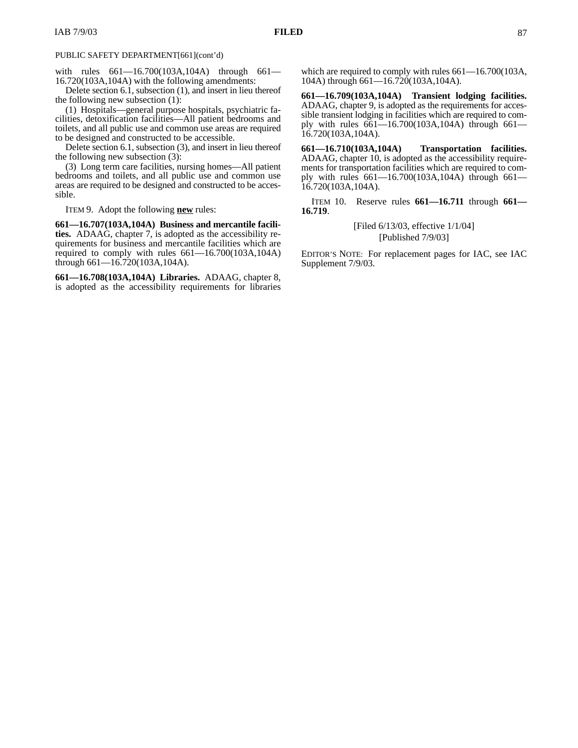PUBLIC SAFETY DEPARTMENT[661](cont'd)

with rules 661—16.700(103A,104A) through 661—16.720(103A,104A) with the following amendments:

Delete section 6.1, subsection (1), and insert in lieu thereof the following new subsection (1):

(1) Hospitals—general purpose hospitals, psychiatric facilities, detoxification facilities—All patient bedrooms and toilets, and all public use and common use areas are required to be designed and constructed to be accessible.

Delete section 6.1, subsection (3), and insert in lieu thereof the following new subsection (3):

(3) Long term care facilities, nursing homes—All patient bedrooms and toilets, and all public use and common use areas are required to be designed and constructed to be accessible.

ITEM 9. Adopt the following **new** rules:

**661—16.707(103A,104A) Business and mercantile facilities.** ADAAG, chapter 7, is adopted as the accessibility requirements for business and mercantile facilities which are required to comply with rules 661—16.700(103A,104A) through 661—16.720(103A,104A).

**661—16.708(103A,104A) Libraries.** ADAAG, chapter 8, is adopted as the accessibility requirements for libraries which are required to comply with rules 661—16.700(103A,104A) through 661—16.720(103A,104A).

**661—16.709(103A,104A) Transient lodging facilities.** ADAAG, chapter 9, is adopted as the requirements for accessible transient lodging in facilities which are required to comply with rules 661—16.700(103A,104A) through 661—16.720(103A,104A).

**661—16.710(103A,104A) Transportation facilities.** ADAAG, chapter 10, is adopted as the accessibility requirements for transportation facilities which are required to comply with rules 661—16.700(103A,104A) through 661—16.720(103A,104A).

ITEM 10. Reserve rules **661—16.711** through **661—16.719**.

[Filed 6/13/03, effective 1/1/04]
[Published 7/9/03]

EDITOR'S NOTE: For replacement pages for IAC, see IAC Supplement 7/9/03.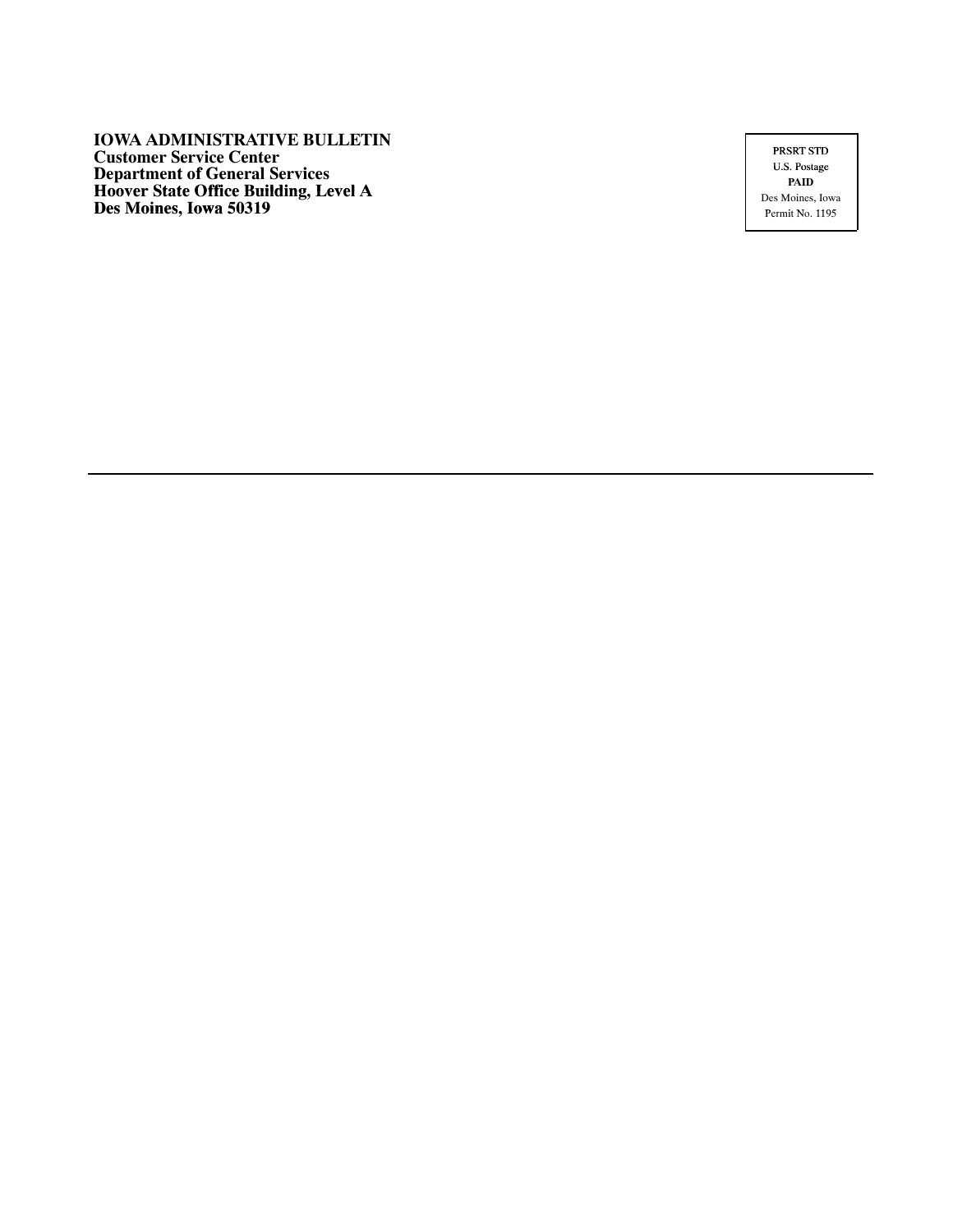**IOWA ADMINISTRATIVE BULLETIN**
**Customer Service Center**
**Department of General Services**
**Hoover State Office Building, Level A**
**Des Moines, Iowa 50319**

**PRSRT STD**
U.S. Postage
**PAID**
Des Moines, Iowa
Permit No. 1195

---